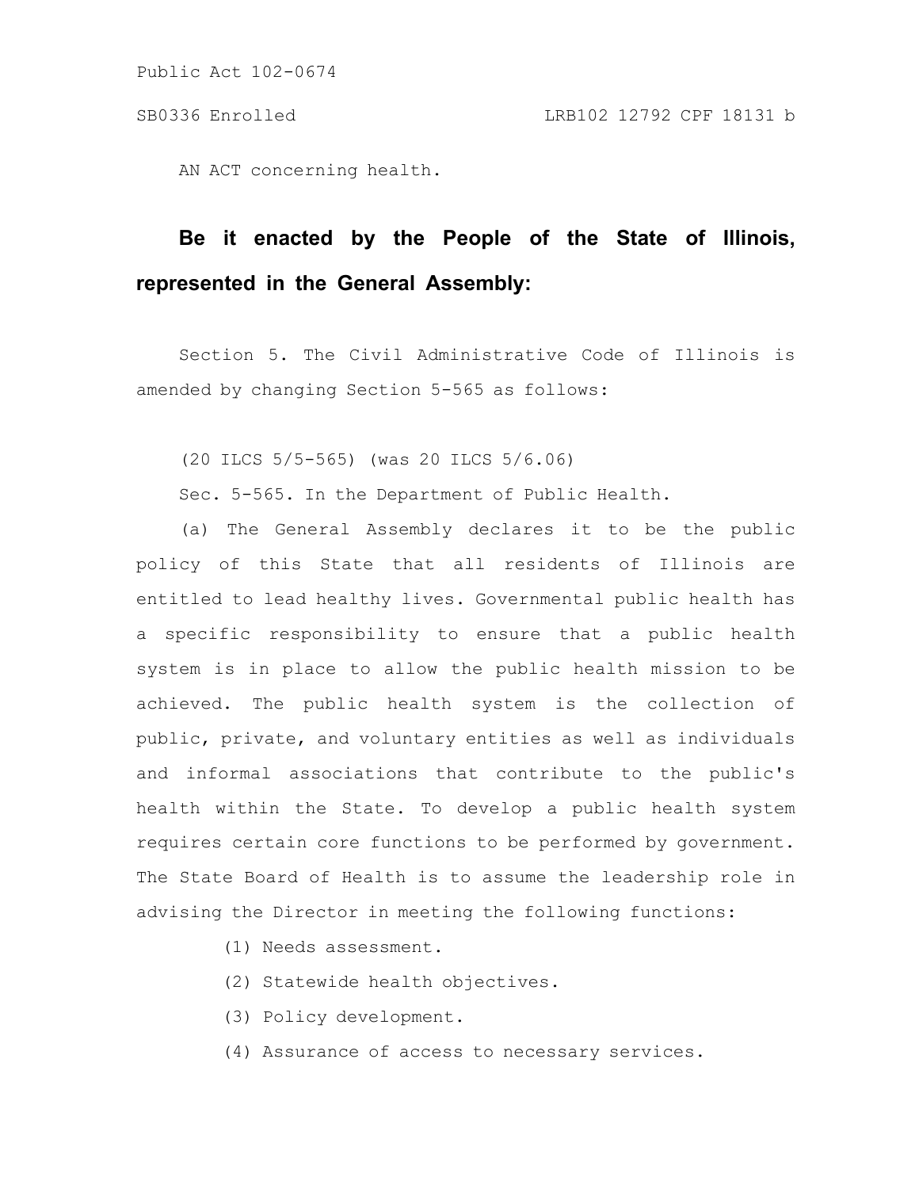AN ACT concerning health.

**Be it enacted by the People of the State of Illinois, represented in the General Assembly:**

Section 5. The Civil Administrative Code of Illinois is amended by changing Section 5-565 as follows:

(20 ILCS 5/5-565) (was 20 ILCS 5/6.06)

Sec. 5-565. In the Department of Public Health.

(a) The General Assembly declares it to be the public policy of this State that all residents of Illinois are entitled to lead healthy lives. Governmental public health has a specific responsibility to ensure that a public health system is in place to allow the public health mission to be achieved. The public health system is the collection of public, private, and voluntary entities as well as individuals and informal associations that contribute to the public's health within the State. To develop a public health system requires certain core functions to be performed by government. The State Board of Health is to assume the leadership role in advising the Director in meeting the following functions:

(1) Needs assessment.

(2) Statewide health objectives.

(3) Policy development.

(4) Assurance of access to necessary services.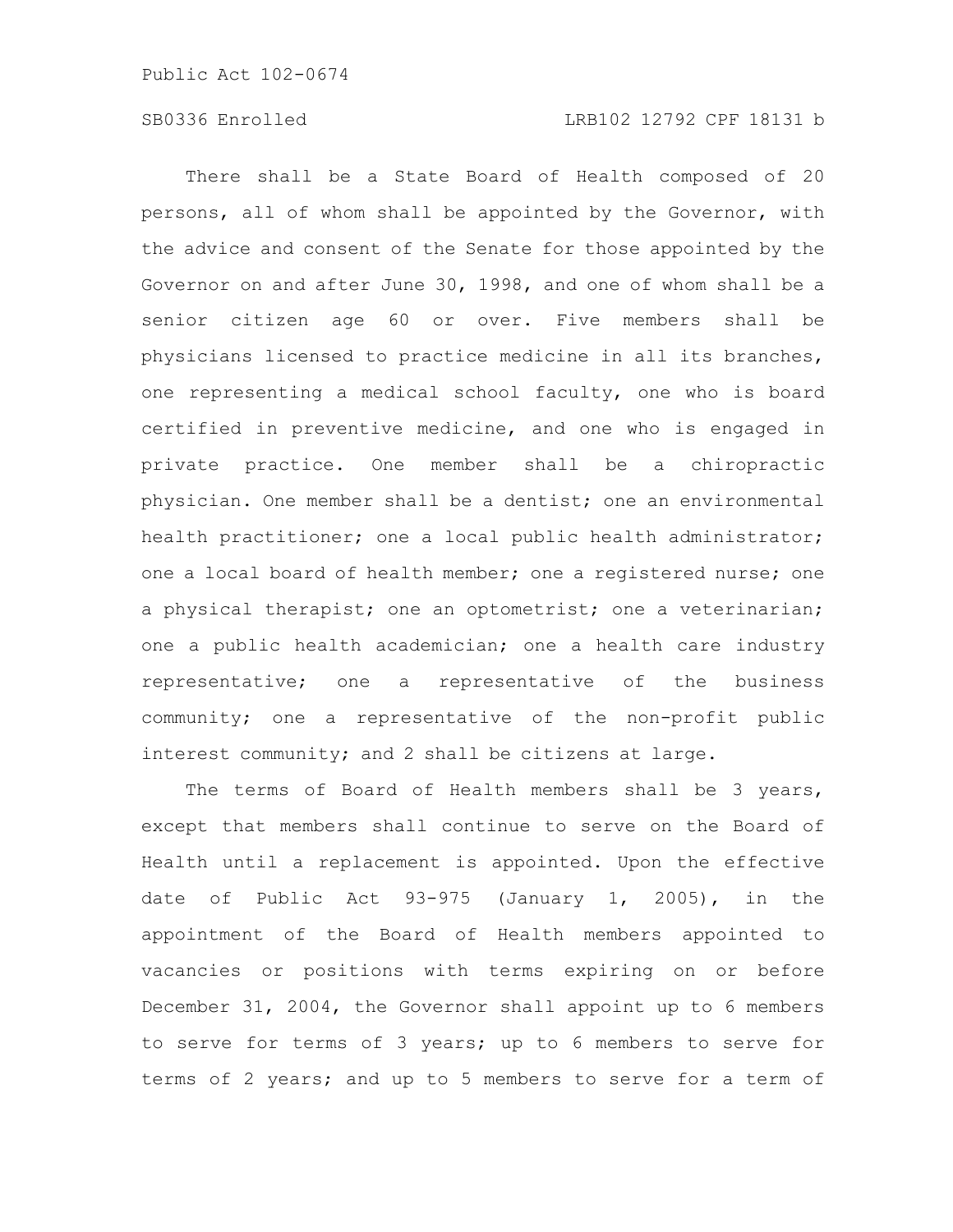There shall be a State Board of Health composed of 20 persons, all of whom shall be appointed by the Governor, with the advice and consent of the Senate for those appointed by the Governor on and after June 30, 1998, and one of whom shall be a senior citizen age 60 or over. Five members shall be physicians licensed to practice medicine in all its branches, one representing a medical school faculty, one who is board certified in preventive medicine, and one who is engaged in private practice. One member shall be a chiropractic physician. One member shall be a dentist; one an environmental health practitioner; one a local public health administrator; one a local board of health member; one a registered nurse; one a physical therapist; one an optometrist; one a veterinarian; one a public health academician; one a health care industry representative; one a representative of the business community; one a representative of the non-profit public interest community; and 2 shall be citizens at large.

The terms of Board of Health members shall be 3 years, except that members shall continue to serve on the Board of Health until a replacement is appointed. Upon the effective date of Public Act 93-975 (January 1, 2005), in the appointment of the Board of Health members appointed to vacancies or positions with terms expiring on or before December 31, 2004, the Governor shall appoint up to 6 members to serve for terms of 3 years; up to 6 members to serve for terms of 2 years; and up to 5 members to serve for a term of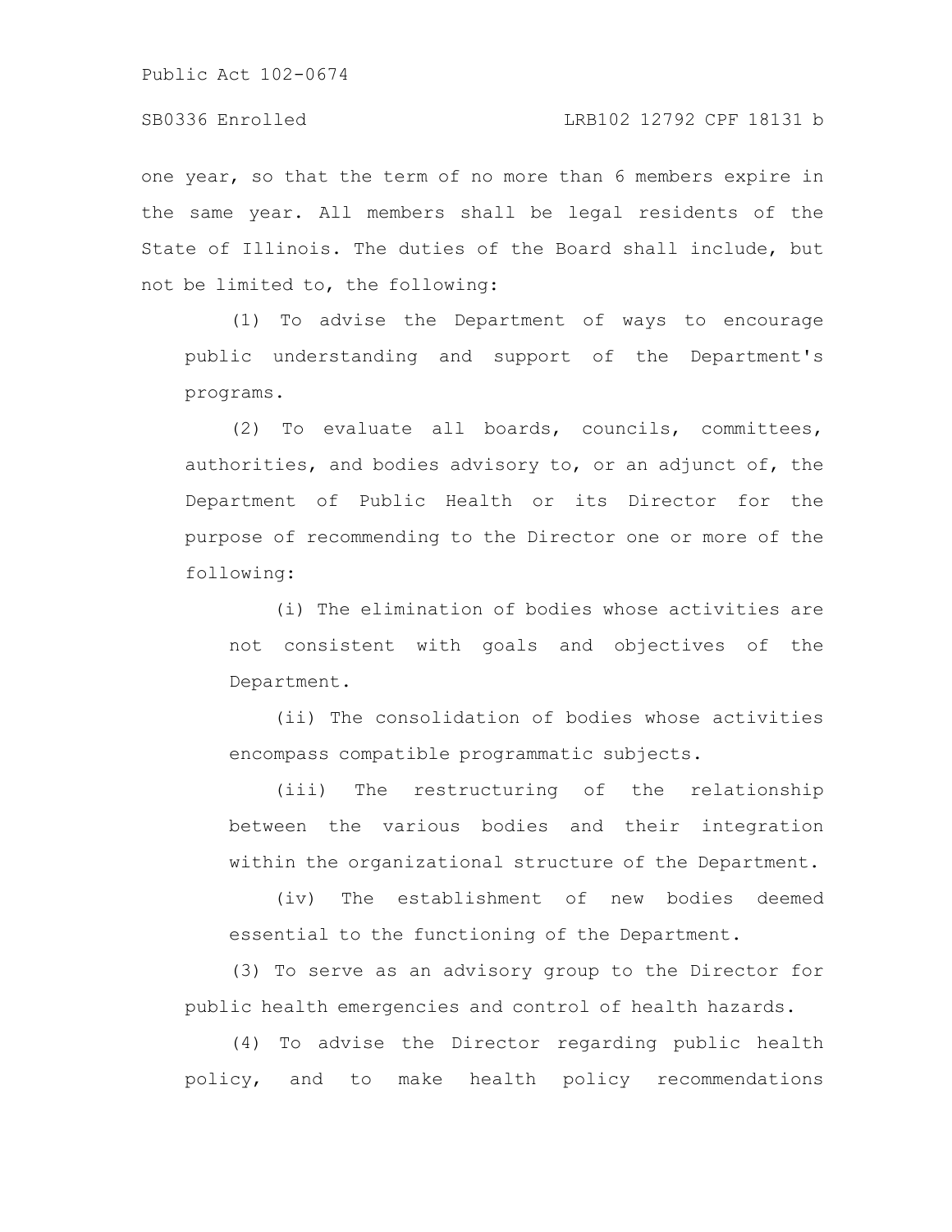one year, so that the term of no more than 6 members expire in the same year. All members shall be legal residents of the State of Illinois. The duties of the Board shall include, but not be limited to, the following:

(1) To advise the Department of ways to encourage public understanding and support of the Department's programs.

(2) To evaluate all boards, councils, committees, authorities, and bodies advisory to, or an adjunct of, the Department of Public Health or its Director for the purpose of recommending to the Director one or more of the following:

(i) The elimination of bodies whose activities are not consistent with goals and objectives of the Department.

(ii) The consolidation of bodies whose activities encompass compatible programmatic subjects.

(iii) The restructuring of the relationship between the various bodies and their integration within the organizational structure of the Department.

(iv) The establishment of new bodies deemed essential to the functioning of the Department.

(3) To serve as an advisory group to the Director for public health emergencies and control of health hazards.

(4) To advise the Director regarding public health policy, and to make health policy recommendations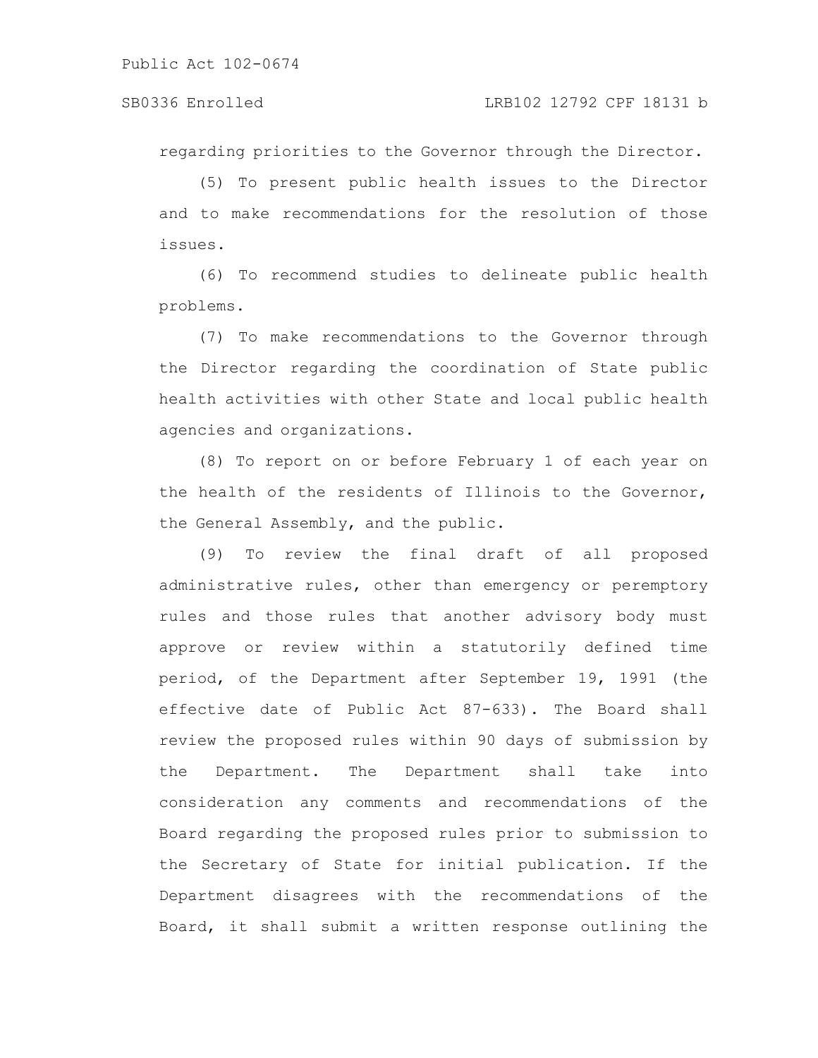regarding priorities to the Governor through the Director.

(5) To present public health issues to the Director and to make recommendations for the resolution of those issues.

(6) To recommend studies to delineate public health problems.

(7) To make recommendations to the Governor through the Director regarding the coordination of State public health activities with other State and local public health agencies and organizations.

(8) To report on or before February 1 of each year on the health of the residents of Illinois to the Governor, the General Assembly, and the public.

(9) To review the final draft of all proposed administrative rules, other than emergency or peremptory rules and those rules that another advisory body must approve or review within a statutorily defined time period, of the Department after September 19, 1991 (the effective date of Public Act 87-633). The Board shall review the proposed rules within 90 days of submission by the Department. The Department shall take into consideration any comments and recommendations of the Board regarding the proposed rules prior to submission to the Secretary of State for initial publication. If the Department disagrees with the recommendations of the Board, it shall submit a written response outlining the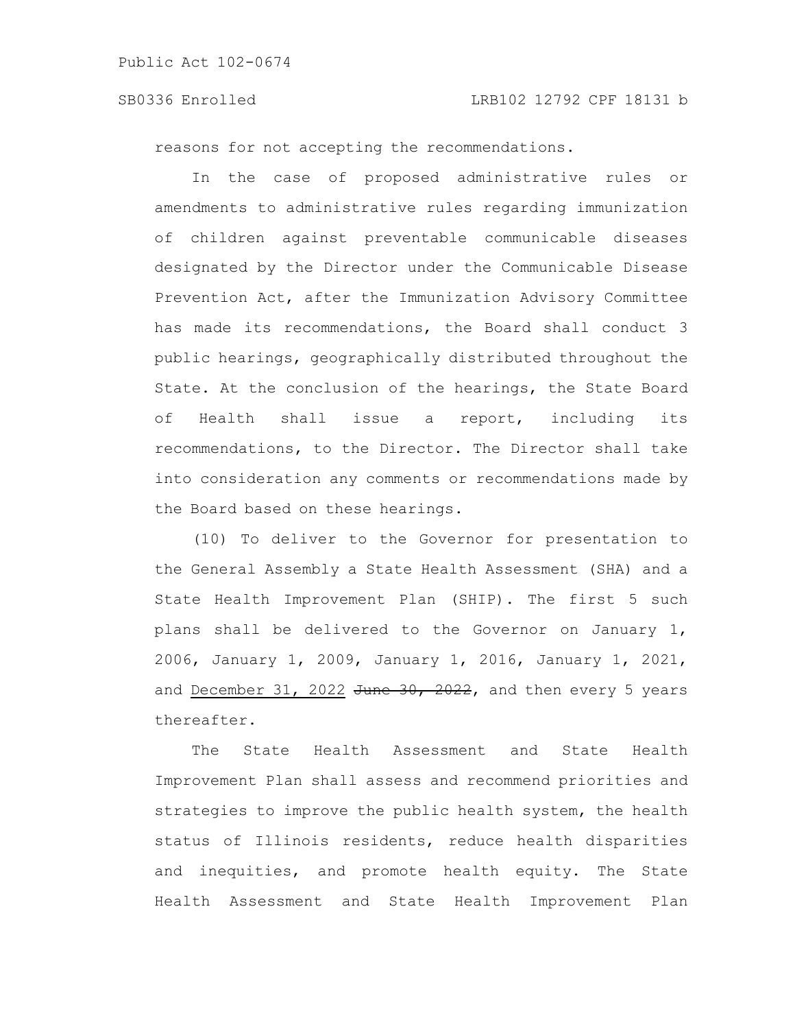reasons for not accepting the recommendations.

In the case of proposed administrative rules or amendments to administrative rules regarding immunization of children against preventable communicable diseases designated by the Director under the Communicable Disease Prevention Act, after the Immunization Advisory Committee has made its recommendations, the Board shall conduct 3 public hearings, geographically distributed throughout the State. At the conclusion of the hearings, the State Board of Health shall issue a report, including its recommendations, to the Director. The Director shall take into consideration any comments or recommendations made by the Board based on these hearings.

(10) To deliver to the Governor for presentation to the General Assembly a State Health Assessment (SHA) and a State Health Improvement Plan (SHIP). The first 5 such plans shall be delivered to the Governor on January 1, 2006, January 1, 2009, January 1, 2016, January 1, 2021, and <u>December 31, 2022</u> ~~June 30, 2022~~, and then every 5 years thereafter.

The State Health Assessment and State Health Improvement Plan shall assess and recommend priorities and strategies to improve the public health system, the health status of Illinois residents, reduce health disparities and inequities, and promote health equity. The State Health Assessment and State Health Improvement Plan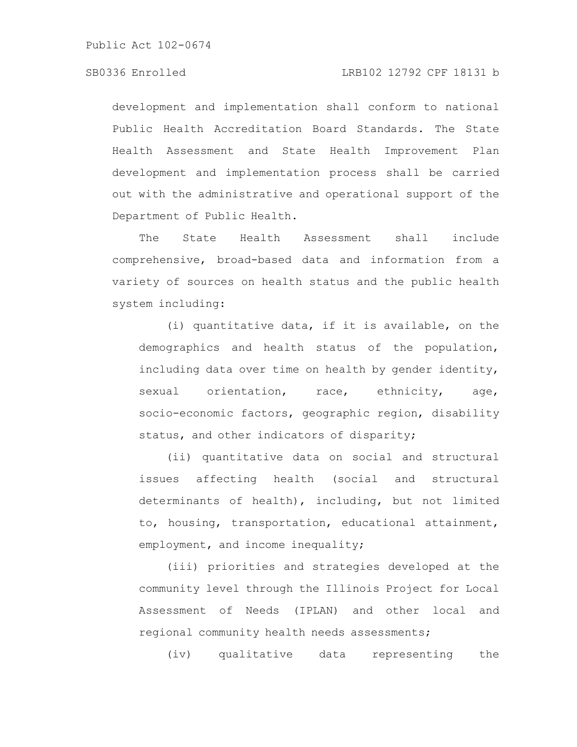development and implementation shall conform to national Public Health Accreditation Board Standards. The State Health Assessment and State Health Improvement Plan development and implementation process shall be carried out with the administrative and operational support of the Department of Public Health.

The State Health Assessment shall include comprehensive, broad-based data and information from a variety of sources on health status and the public health system including:

(i) quantitative data, if it is available, on the demographics and health status of the population, including data over time on health by gender identity, sexual orientation, race, ethnicity, age, socio-economic factors, geographic region, disability status, and other indicators of disparity;

(ii) quantitative data on social and structural issues affecting health (social and structural determinants of health), including, but not limited to, housing, transportation, educational attainment, employment, and income inequality;

(iii) priorities and strategies developed at the community level through the Illinois Project for Local Assessment of Needs (IPLAN) and other local and regional community health needs assessments;

(iv) qualitative data representing the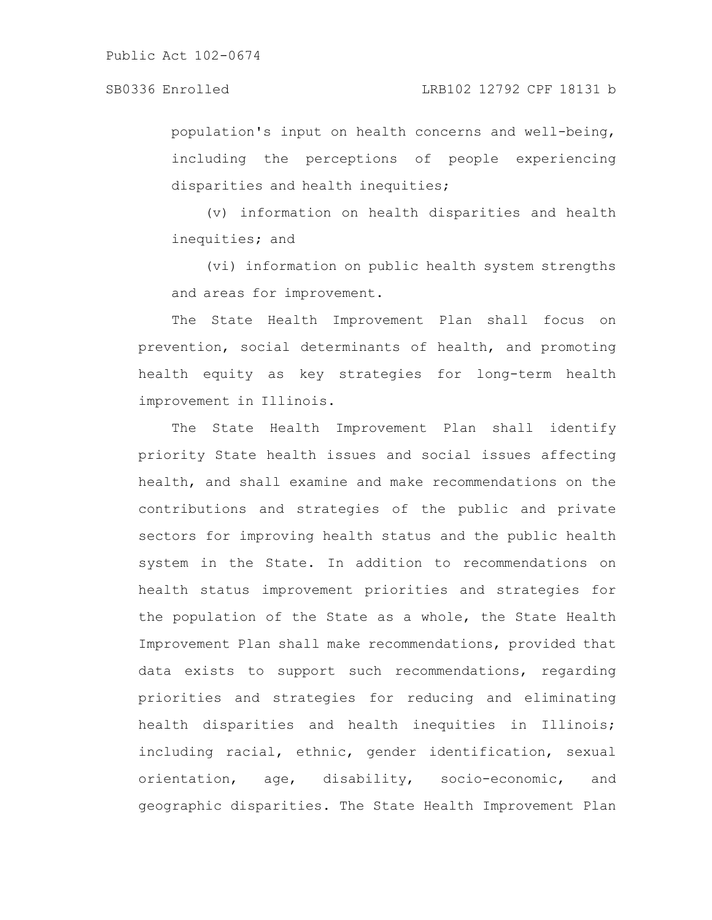population's input on health concerns and well-being, including the perceptions of people experiencing disparities and health inequities;

(v) information on health disparities and health inequities; and

(vi) information on public health system strengths and areas for improvement.

The State Health Improvement Plan shall focus on prevention, social determinants of health, and promoting health equity as key strategies for long-term health improvement in Illinois.

The State Health Improvement Plan shall identify priority State health issues and social issues affecting health, and shall examine and make recommendations on the contributions and strategies of the public and private sectors for improving health status and the public health system in the State. In addition to recommendations on health status improvement priorities and strategies for the population of the State as a whole, the State Health Improvement Plan shall make recommendations, provided that data exists to support such recommendations, regarding priorities and strategies for reducing and eliminating health disparities and health inequities in Illinois; including racial, ethnic, gender identification, sexual orientation, age, disability, socio-economic, and geographic disparities. The State Health Improvement Plan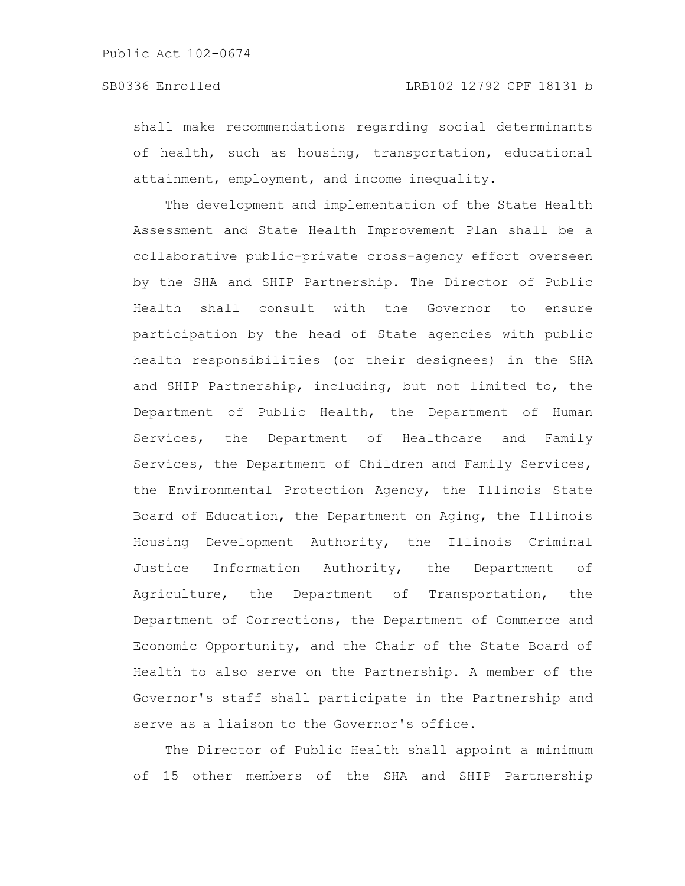shall make recommendations regarding social determinants of health, such as housing, transportation, educational attainment, employment, and income inequality.

The development and implementation of the State Health Assessment and State Health Improvement Plan shall be a collaborative public-private cross-agency effort overseen by the SHA and SHIP Partnership. The Director of Public Health shall consult with the Governor to ensure participation by the head of State agencies with public health responsibilities (or their designees) in the SHA and SHIP Partnership, including, but not limited to, the Department of Public Health, the Department of Human Services, the Department of Healthcare and Family Services, the Department of Children and Family Services, the Environmental Protection Agency, the Illinois State Board of Education, the Department on Aging, the Illinois Housing Development Authority, the Illinois Criminal Justice Information Authority, the Department of Agriculture, the Department of Transportation, the Department of Corrections, the Department of Commerce and Economic Opportunity, and the Chair of the State Board of Health to also serve on the Partnership. A member of the Governor's staff shall participate in the Partnership and serve as a liaison to the Governor's office.

The Director of Public Health shall appoint a minimum of 15 other members of the SHA and SHIP Partnership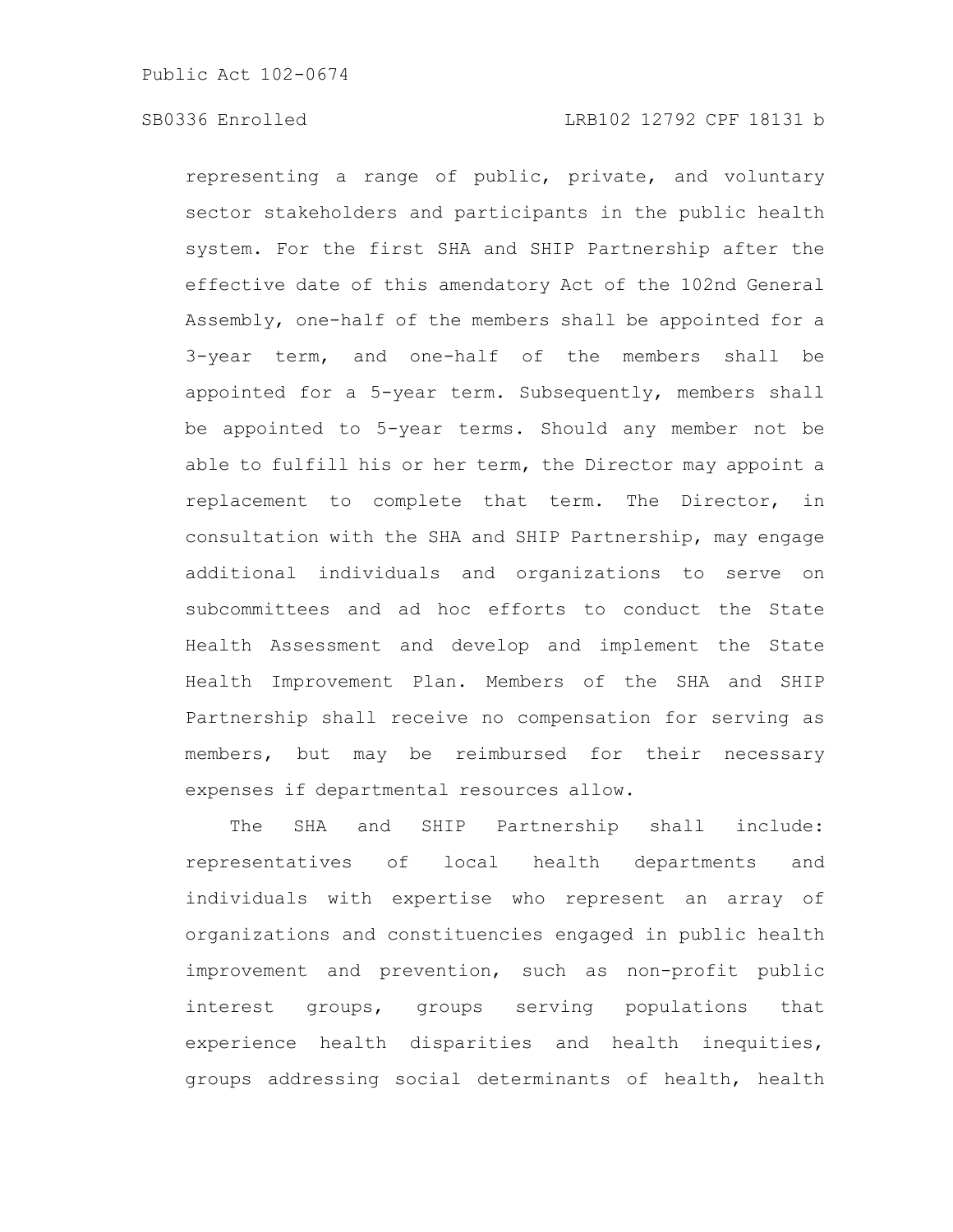representing a range of public, private, and voluntary sector stakeholders and participants in the public health system. For the first SHA and SHIP Partnership after the effective date of this amendatory Act of the 102nd General Assembly, one-half of the members shall be appointed for a 3-year term, and one-half of the members shall be appointed for a 5-year term. Subsequently, members shall be appointed to 5-year terms. Should any member not be able to fulfill his or her term, the Director may appoint a replacement to complete that term. The Director, in consultation with the SHA and SHIP Partnership, may engage additional individuals and organizations to serve on subcommittees and ad hoc efforts to conduct the State Health Assessment and develop and implement the State Health Improvement Plan. Members of the SHA and SHIP Partnership shall receive no compensation for serving as members, but may be reimbursed for their necessary expenses if departmental resources allow.

The SHA and SHIP Partnership shall include: representatives of local health departments and individuals with expertise who represent an array of organizations and constituencies engaged in public health improvement and prevention, such as non-profit public interest groups, groups serving populations that experience health disparities and health inequities, groups addressing social determinants of health, health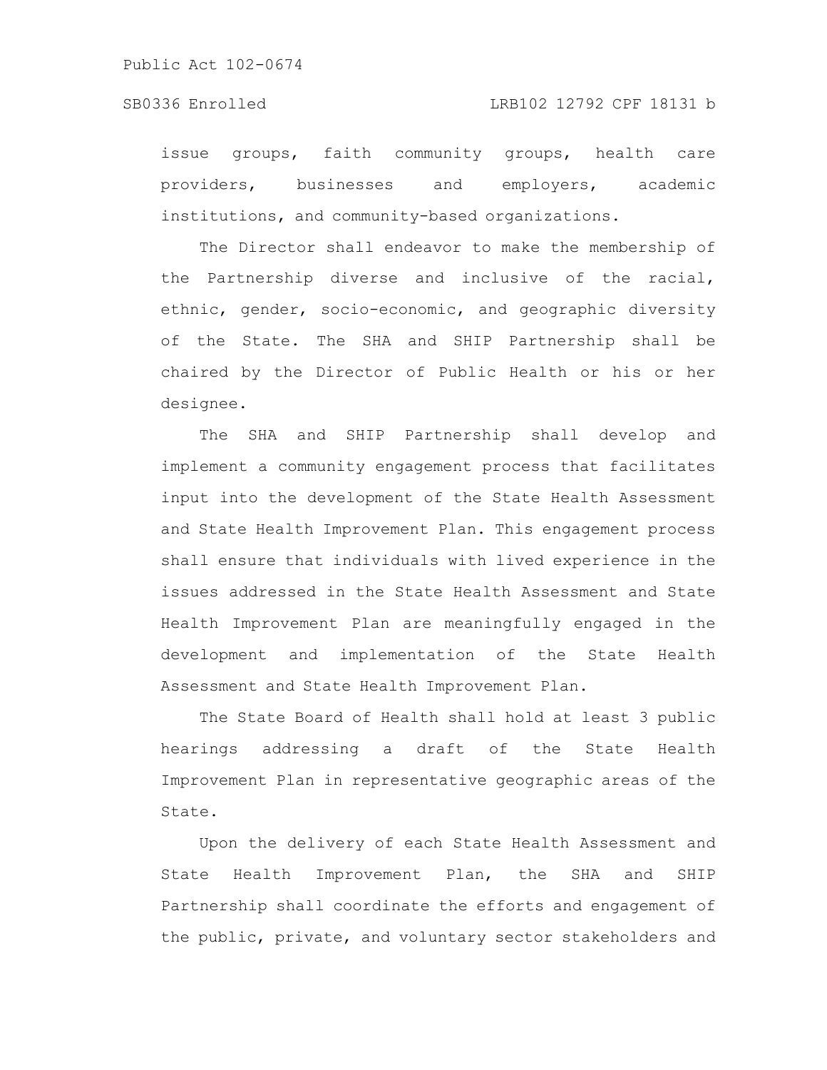issue groups, faith community groups, health care providers, businesses and employers, academic institutions, and community-based organizations.

The Director shall endeavor to make the membership of the Partnership diverse and inclusive of the racial, ethnic, gender, socio-economic, and geographic diversity of the State. The SHA and SHIP Partnership shall be chaired by the Director of Public Health or his or her designee.

The SHA and SHIP Partnership shall develop and implement a community engagement process that facilitates input into the development of the State Health Assessment and State Health Improvement Plan. This engagement process shall ensure that individuals with lived experience in the issues addressed in the State Health Assessment and State Health Improvement Plan are meaningfully engaged in the development and implementation of the State Health Assessment and State Health Improvement Plan.

The State Board of Health shall hold at least 3 public hearings addressing a draft of the State Health Improvement Plan in representative geographic areas of the State.

Upon the delivery of each State Health Assessment and State Health Improvement Plan, the SHA and SHIP Partnership shall coordinate the efforts and engagement of the public, private, and voluntary sector stakeholders and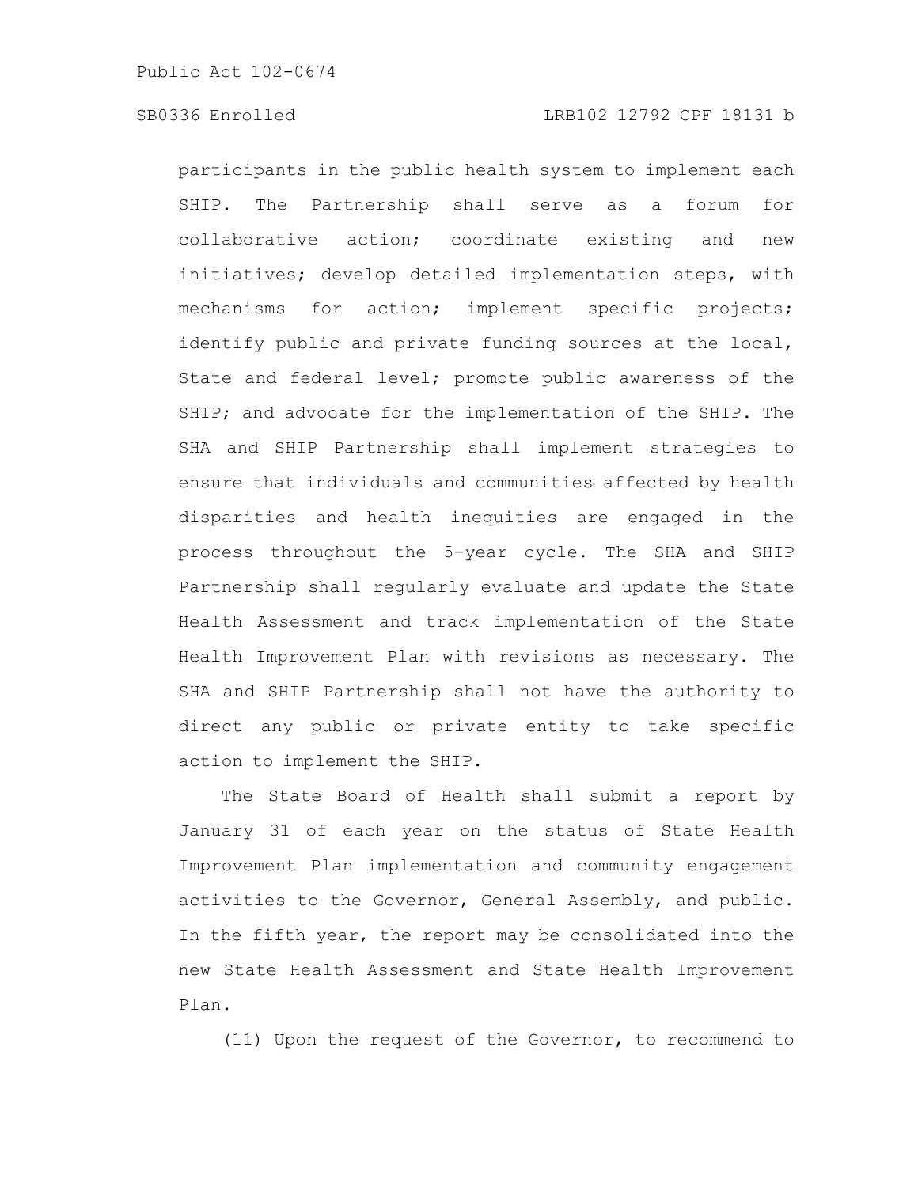participants in the public health system to implement each SHIP. The Partnership shall serve as a forum for collaborative action; coordinate existing and new initiatives; develop detailed implementation steps, with mechanisms for action; implement specific projects; identify public and private funding sources at the local, State and federal level; promote public awareness of the SHIP; and advocate for the implementation of the SHIP. The SHA and SHIP Partnership shall implement strategies to ensure that individuals and communities affected by health disparities and health inequities are engaged in the process throughout the 5-year cycle. The SHA and SHIP Partnership shall regularly evaluate and update the State Health Assessment and track implementation of the State Health Improvement Plan with revisions as necessary. The SHA and SHIP Partnership shall not have the authority to direct any public or private entity to take specific action to implement the SHIP.

The State Board of Health shall submit a report by January 31 of each year on the status of State Health Improvement Plan implementation and community engagement activities to the Governor, General Assembly, and public. In the fifth year, the report may be consolidated into the new State Health Assessment and State Health Improvement Plan.

(11) Upon the request of the Governor, to recommend to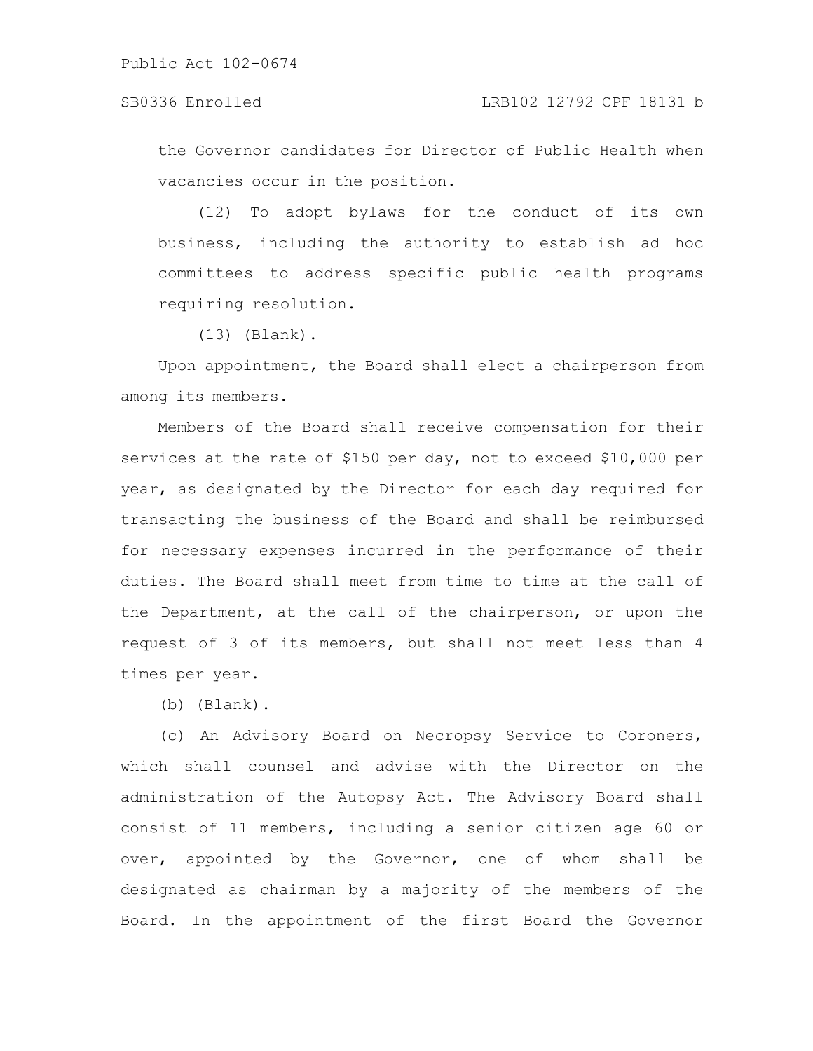the Governor candidates for Director of Public Health when vacancies occur in the position.

(12) To adopt bylaws for the conduct of its own business, including the authority to establish ad hoc committees to address specific public health programs requiring resolution.

(13) (Blank).

Upon appointment, the Board shall elect a chairperson from among its members.

Members of the Board shall receive compensation for their services at the rate of $150 per day, not to exceed $10,000 per year, as designated by the Director for each day required for transacting the business of the Board and shall be reimbursed for necessary expenses incurred in the performance of their duties. The Board shall meet from time to time at the call of the Department, at the call of the chairperson, or upon the request of 3 of its members, but shall not meet less than 4 times per year.

(b) (Blank).

(c) An Advisory Board on Necropsy Service to Coroners, which shall counsel and advise with the Director on the administration of the Autopsy Act. The Advisory Board shall consist of 11 members, including a senior citizen age 60 or over, appointed by the Governor, one of whom shall be designated as chairman by a majority of the members of the Board. In the appointment of the first Board the Governor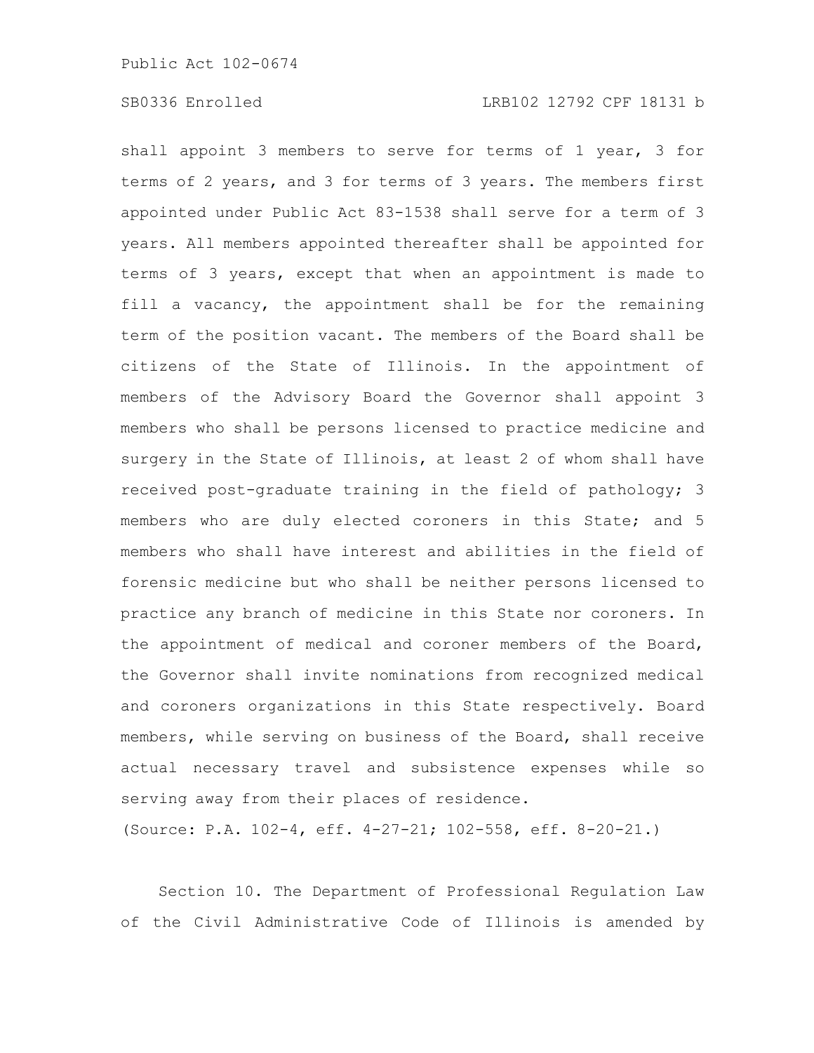shall appoint 3 members to serve for terms of 1 year, 3 for terms of 2 years, and 3 for terms of 3 years. The members first appointed under Public Act 83-1538 shall serve for a term of 3 years. All members appointed thereafter shall be appointed for terms of 3 years, except that when an appointment is made to fill a vacancy, the appointment shall be for the remaining term of the position vacant. The members of the Board shall be citizens of the State of Illinois. In the appointment of members of the Advisory Board the Governor shall appoint 3 members who shall be persons licensed to practice medicine and surgery in the State of Illinois, at least 2 of whom shall have received post-graduate training in the field of pathology; 3 members who are duly elected coroners in this State; and 5 members who shall have interest and abilities in the field of forensic medicine but who shall be neither persons licensed to practice any branch of medicine in this State nor coroners. In the appointment of medical and coroner members of the Board, the Governor shall invite nominations from recognized medical and coroners organizations in this State respectively. Board members, while serving on business of the Board, shall receive actual necessary travel and subsistence expenses while so serving away from their places of residence.

(Source: P.A. 102-4, eff. 4-27-21; 102-558, eff. 8-20-21.)

Section 10. The Department of Professional Regulation Law of the Civil Administrative Code of Illinois is amended by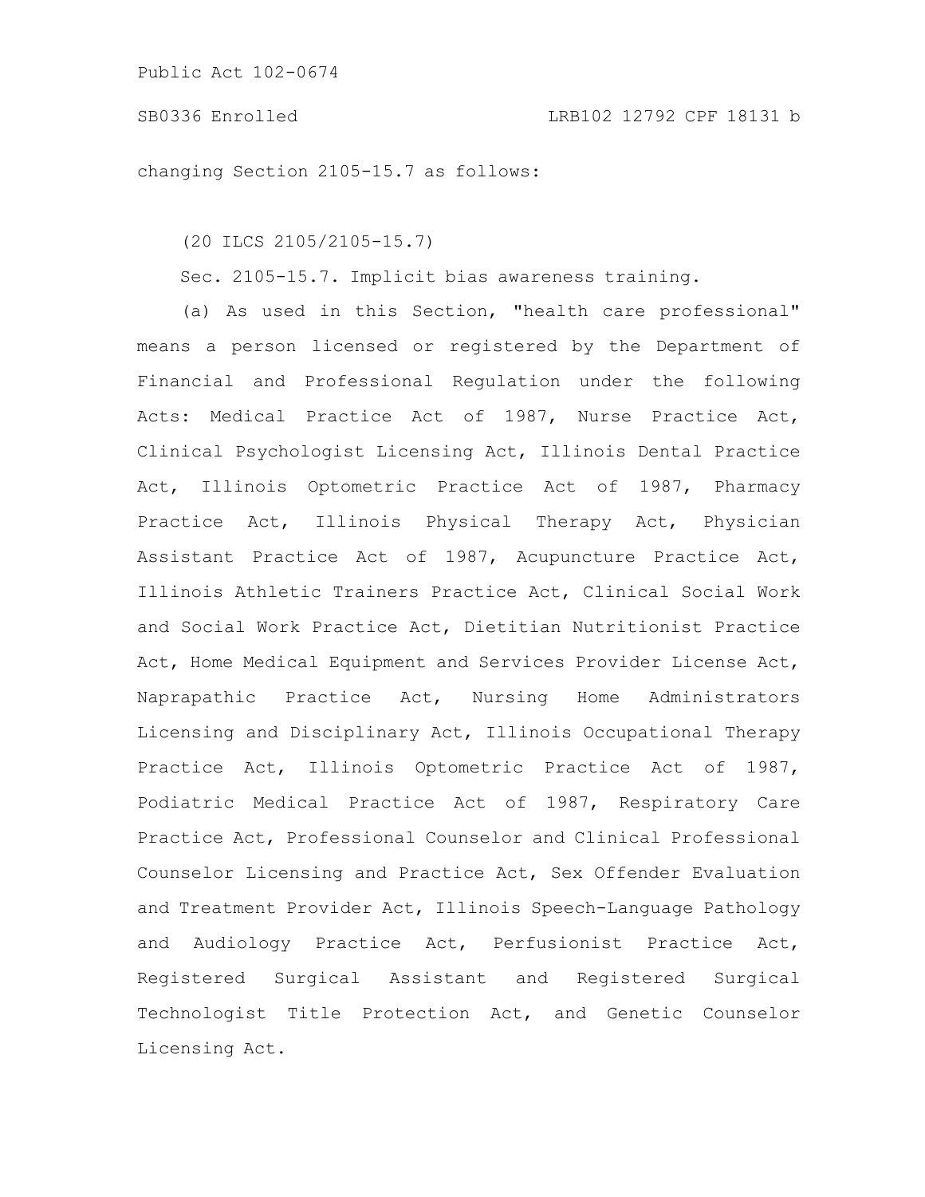changing Section 2105-15.7 as follows:

(20 ILCS 2105/2105-15.7)

Sec. 2105-15.7. Implicit bias awareness training.

(a) As used in this Section, "health care professional" means a person licensed or registered by the Department of Financial and Professional Regulation under the following Acts: Medical Practice Act of 1987, Nurse Practice Act, Clinical Psychologist Licensing Act, Illinois Dental Practice Act, Illinois Optometric Practice Act of 1987, Pharmacy Practice Act, Illinois Physical Therapy Act, Physician Assistant Practice Act of 1987, Acupuncture Practice Act, Illinois Athletic Trainers Practice Act, Clinical Social Work and Social Work Practice Act, Dietitian Nutritionist Practice Act, Home Medical Equipment and Services Provider License Act, Naprapathic Practice Act, Nursing Home Administrators Licensing and Disciplinary Act, Illinois Occupational Therapy Practice Act, Illinois Optometric Practice Act of 1987, Podiatric Medical Practice Act of 1987, Respiratory Care Practice Act, Professional Counselor and Clinical Professional Counselor Licensing and Practice Act, Sex Offender Evaluation and Treatment Provider Act, Illinois Speech-Language Pathology and Audiology Practice Act, Perfusionist Practice Act, Registered Surgical Assistant and Registered Surgical Technologist Title Protection Act, and Genetic Counselor Licensing Act.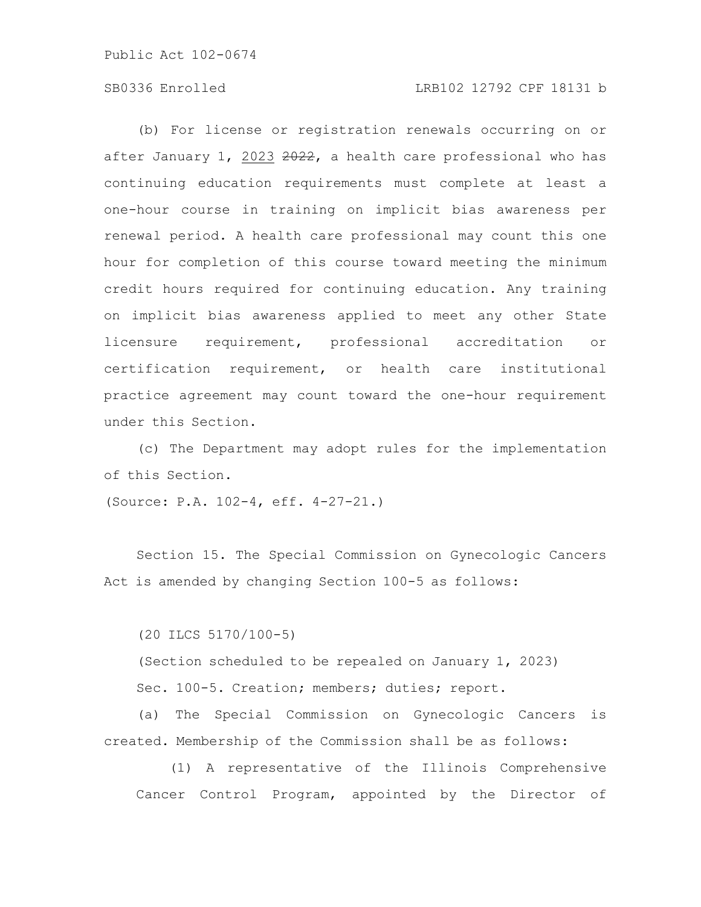(b) For license or registration renewals occurring on or after January 1, <u>2023</u> ~~2022~~, a health care professional who has continuing education requirements must complete at least a one-hour course in training on implicit bias awareness per renewal period. A health care professional may count this one hour for completion of this course toward meeting the minimum credit hours required for continuing education. Any training on implicit bias awareness applied to meet any other State licensure requirement, professional accreditation or certification requirement, or health care institutional practice agreement may count toward the one-hour requirement under this Section.

(c) The Department may adopt rules for the implementation of this Section.

(Source: P.A. 102-4, eff. 4-27-21.)

Section 15. The Special Commission on Gynecologic Cancers Act is amended by changing Section 100-5 as follows:

(20 ILCS 5170/100-5)

(Section scheduled to be repealed on January 1, 2023)

Sec. 100-5. Creation; members; duties; report.

(a) The Special Commission on Gynecologic Cancers is created. Membership of the Commission shall be as follows:

(1) A representative of the Illinois Comprehensive Cancer Control Program, appointed by the Director of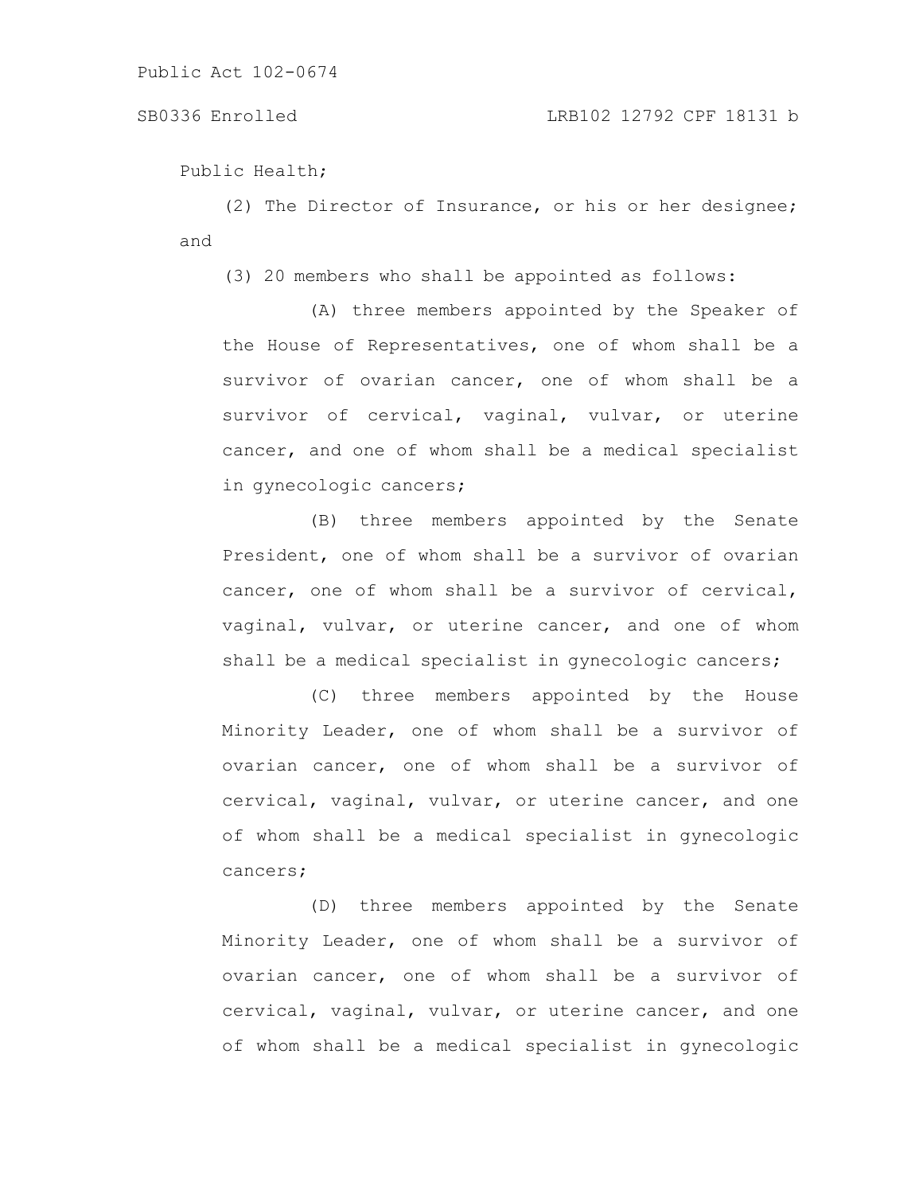Public Health;

(2) The Director of Insurance, or his or her designee; and

(3) 20 members who shall be appointed as follows:

(A) three members appointed by the Speaker of the House of Representatives, one of whom shall be a survivor of ovarian cancer, one of whom shall be a survivor of cervical, vaginal, vulvar, or uterine cancer, and one of whom shall be a medical specialist in gynecologic cancers;

(B) three members appointed by the Senate President, one of whom shall be a survivor of ovarian cancer, one of whom shall be a survivor of cervical, vaginal, vulvar, or uterine cancer, and one of whom shall be a medical specialist in gynecologic cancers;

(C) three members appointed by the House Minority Leader, one of whom shall be a survivor of ovarian cancer, one of whom shall be a survivor of cervical, vaginal, vulvar, or uterine cancer, and one of whom shall be a medical specialist in gynecologic cancers;

(D) three members appointed by the Senate Minority Leader, one of whom shall be a survivor of ovarian cancer, one of whom shall be a survivor of cervical, vaginal, vulvar, or uterine cancer, and one of whom shall be a medical specialist in gynecologic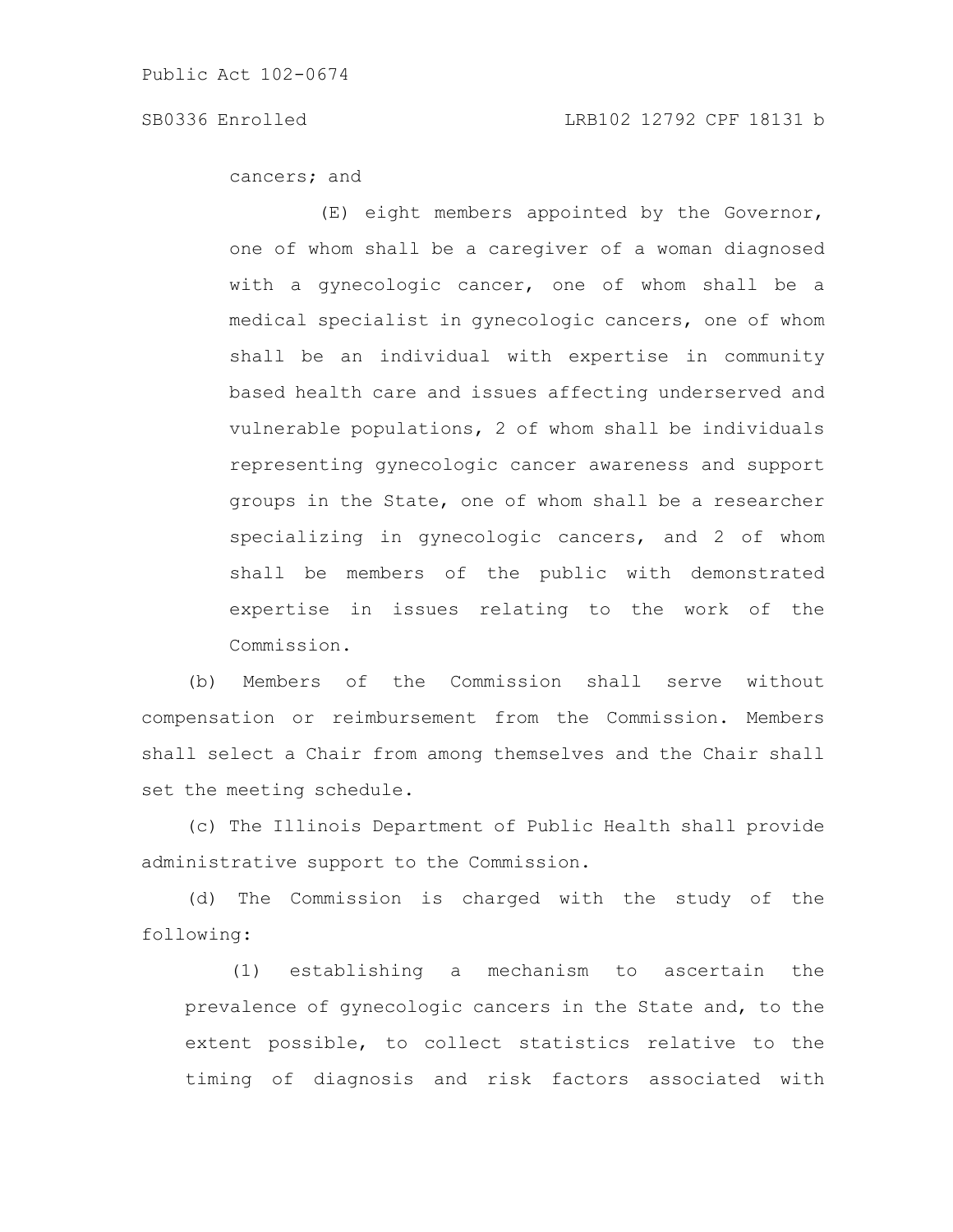cancers; and

(E) eight members appointed by the Governor, one of whom shall be a caregiver of a woman diagnosed with a gynecologic cancer, one of whom shall be a medical specialist in gynecologic cancers, one of whom shall be an individual with expertise in community based health care and issues affecting underserved and vulnerable populations, 2 of whom shall be individuals representing gynecologic cancer awareness and support groups in the State, one of whom shall be a researcher specializing in gynecologic cancers, and 2 of whom shall be members of the public with demonstrated expertise in issues relating to the work of the Commission.

(b) Members of the Commission shall serve without compensation or reimbursement from the Commission. Members shall select a Chair from among themselves and the Chair shall set the meeting schedule.

(c) The Illinois Department of Public Health shall provide administrative support to the Commission.

(d) The Commission is charged with the study of the following:

(1) establishing a mechanism to ascertain the prevalence of gynecologic cancers in the State and, to the extent possible, to collect statistics relative to the timing of diagnosis and risk factors associated with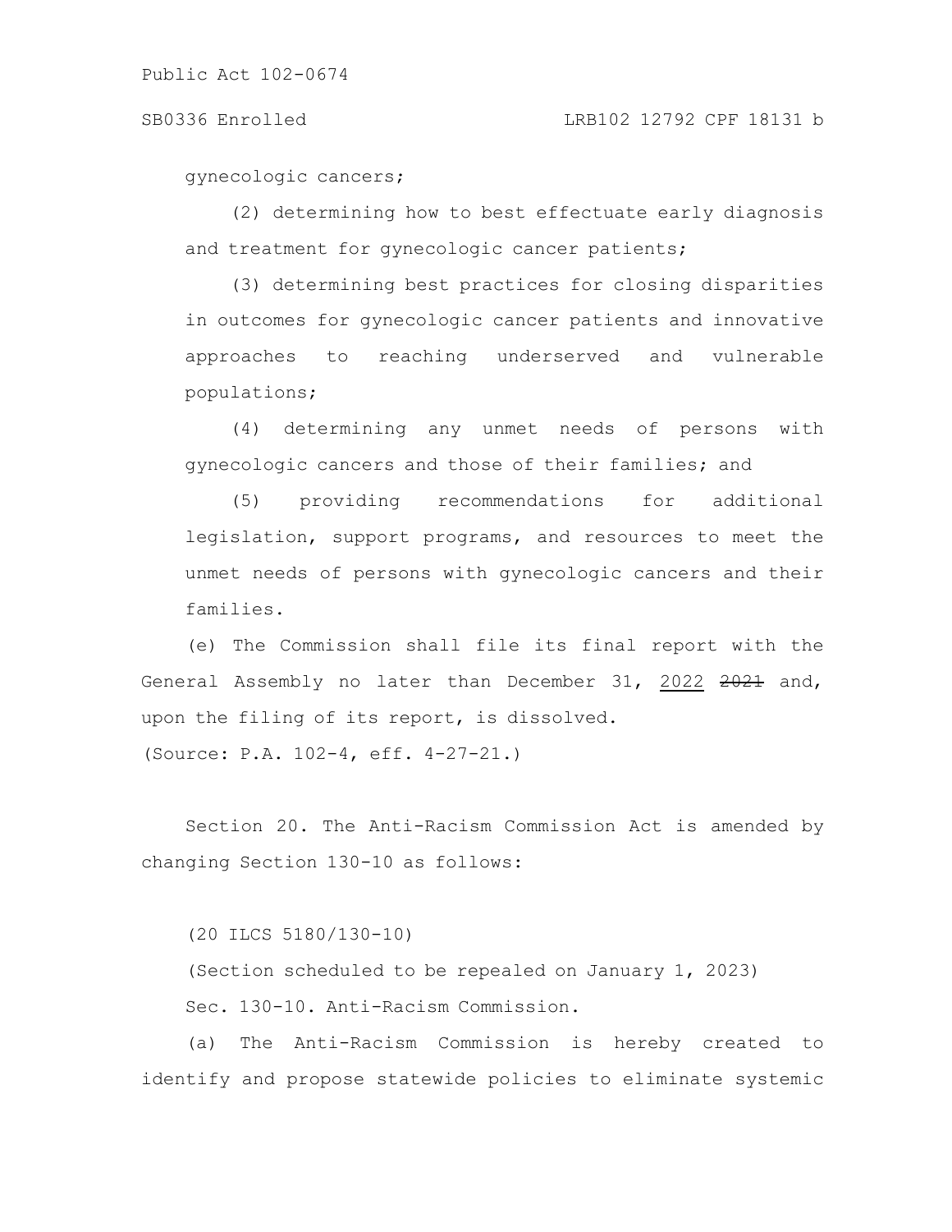gynecologic cancers;

(2) determining how to best effectuate early diagnosis and treatment for gynecologic cancer patients;

(3) determining best practices for closing disparities in outcomes for gynecologic cancer patients and innovative approaches to reaching underserved and vulnerable populations;

(4) determining any unmet needs of persons with gynecologic cancers and those of their families; and

(5) providing recommendations for additional legislation, support programs, and resources to meet the unmet needs of persons with gynecologic cancers and their families.

(e) The Commission shall file its final report with the General Assembly no later than December 31, <u>2022</u> ~~2021~~ and, upon the filing of its report, is dissolved.

(Source: P.A. 102-4, eff. 4-27-21.)

Section 20. The Anti-Racism Commission Act is amended by changing Section 130-10 as follows:

(20 ILCS 5180/130-10)

(Section scheduled to be repealed on January 1, 2023)

Sec. 130-10. Anti-Racism Commission.

(a) The Anti-Racism Commission is hereby created to identify and propose statewide policies to eliminate systemic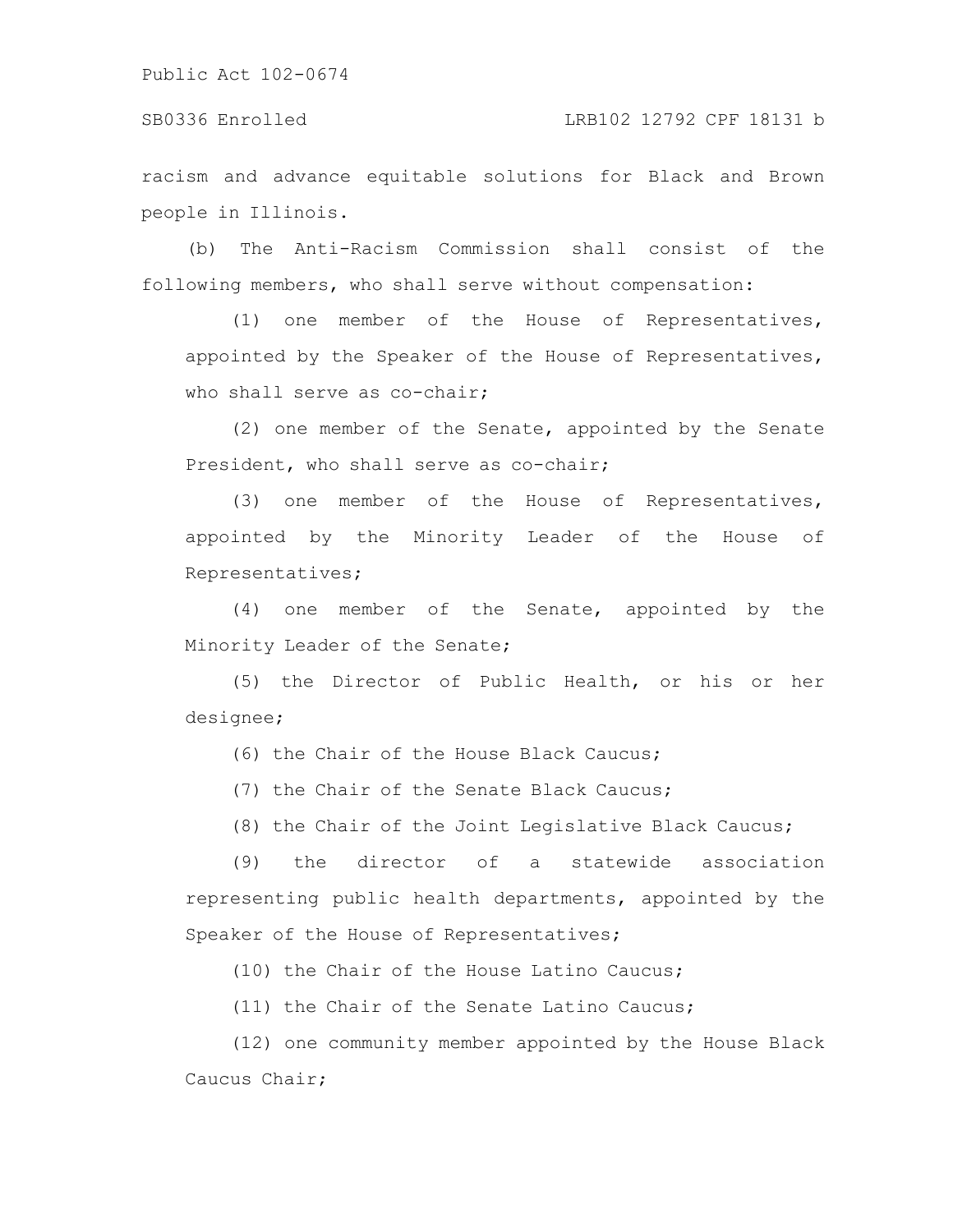racism and advance equitable solutions for Black and Brown people in Illinois.

(b) The Anti-Racism Commission shall consist of the following members, who shall serve without compensation:

(1) one member of the House of Representatives, appointed by the Speaker of the House of Representatives, who shall serve as co-chair;

(2) one member of the Senate, appointed by the Senate President, who shall serve as co-chair;

(3) one member of the House of Representatives, appointed by the Minority Leader of the House of Representatives;

(4) one member of the Senate, appointed by the Minority Leader of the Senate;

(5) the Director of Public Health, or his or her designee;

(6) the Chair of the House Black Caucus;

(7) the Chair of the Senate Black Caucus;

(8) the Chair of the Joint Legislative Black Caucus;

(9) the director of a statewide association representing public health departments, appointed by the Speaker of the House of Representatives;

(10) the Chair of the House Latino Caucus;

(11) the Chair of the Senate Latino Caucus;

(12) one community member appointed by the House Black Caucus Chair;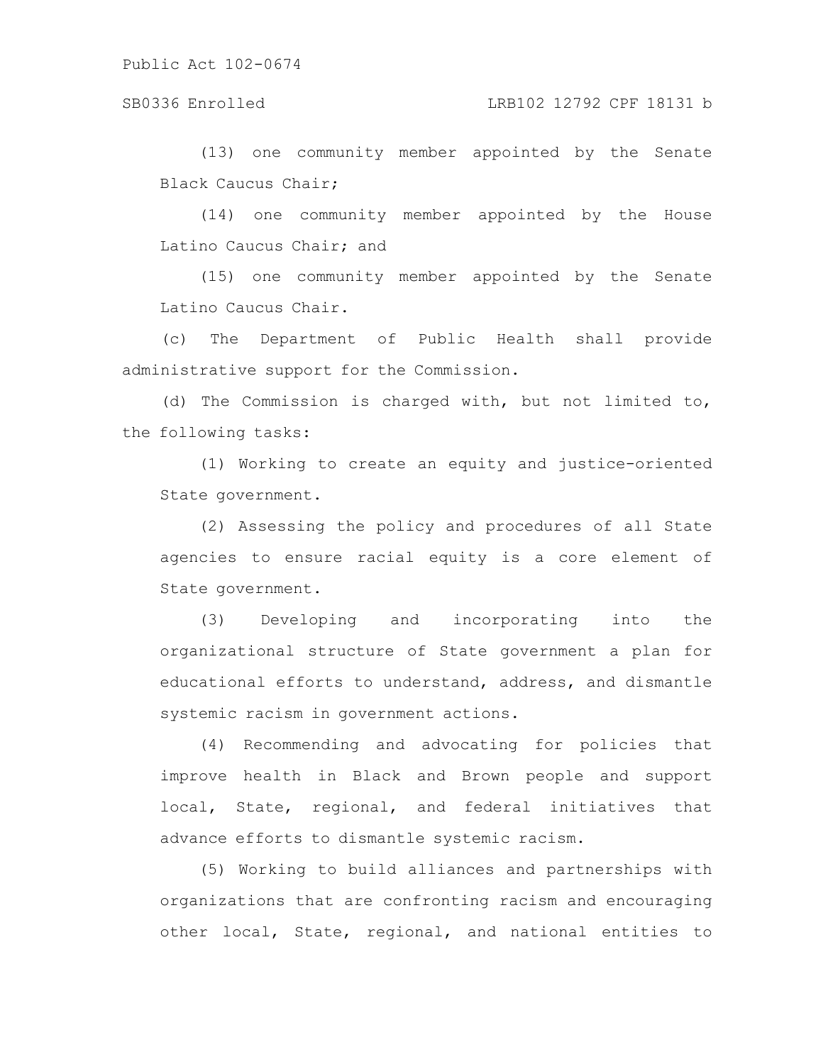(13) one community member appointed by the Senate Black Caucus Chair;

(14) one community member appointed by the House Latino Caucus Chair; and

(15) one community member appointed by the Senate Latino Caucus Chair.

(c) The Department of Public Health shall provide administrative support for the Commission.

(d) The Commission is charged with, but not limited to, the following tasks:

(1) Working to create an equity and justice-oriented State government.

(2) Assessing the policy and procedures of all State agencies to ensure racial equity is a core element of State government.

(3) Developing and incorporating into the organizational structure of State government a plan for educational efforts to understand, address, and dismantle systemic racism in government actions.

(4) Recommending and advocating for policies that improve health in Black and Brown people and support local, State, regional, and federal initiatives that advance efforts to dismantle systemic racism.

(5) Working to build alliances and partnerships with organizations that are confronting racism and encouraging other local, State, regional, and national entities to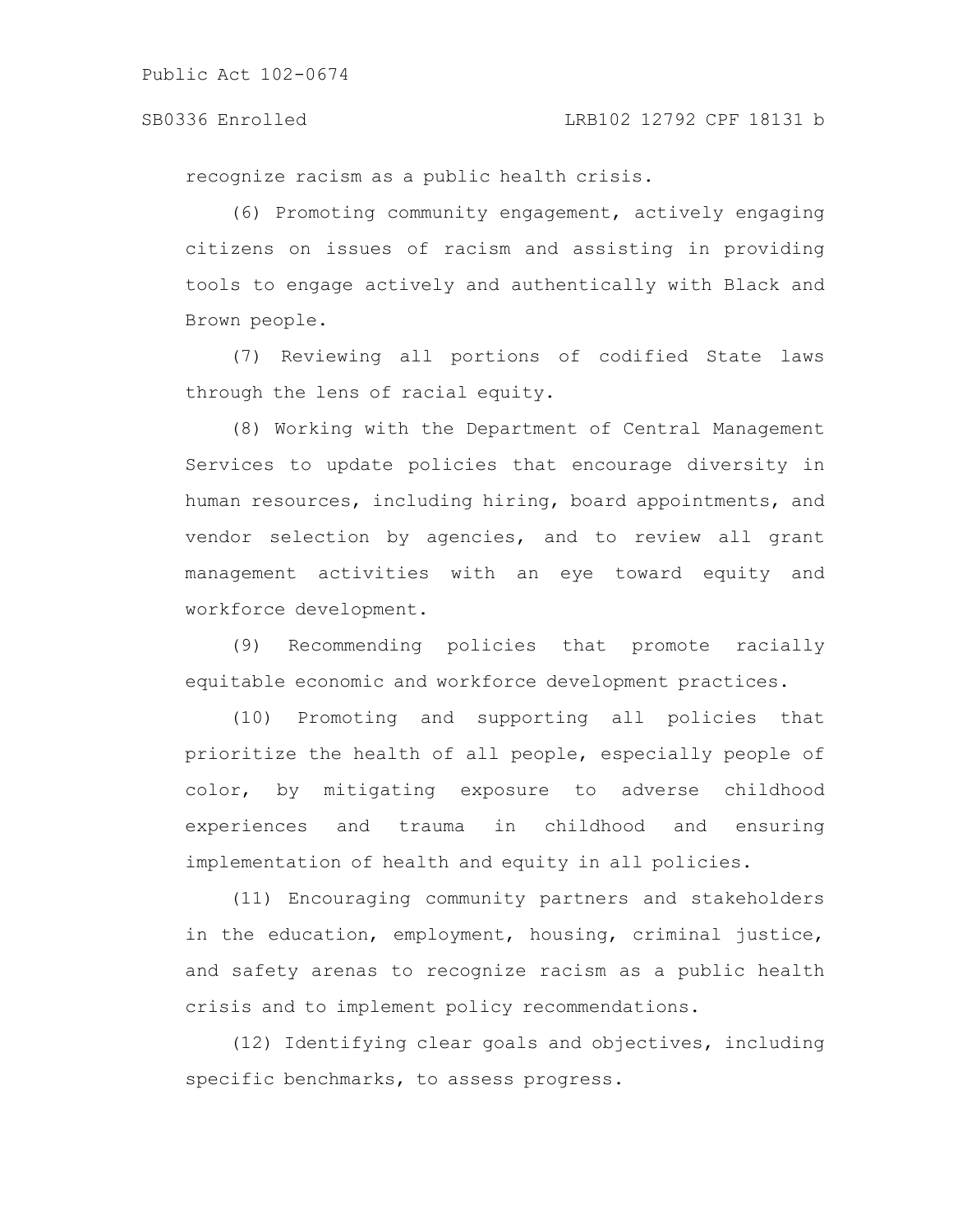recognize racism as a public health crisis.

(6) Promoting community engagement, actively engaging citizens on issues of racism and assisting in providing tools to engage actively and authentically with Black and Brown people.

(7) Reviewing all portions of codified State laws through the lens of racial equity.

(8) Working with the Department of Central Management Services to update policies that encourage diversity in human resources, including hiring, board appointments, and vendor selection by agencies, and to review all grant management activities with an eye toward equity and workforce development.

(9) Recommending policies that promote racially equitable economic and workforce development practices.

(10) Promoting and supporting all policies that prioritize the health of all people, especially people of color, by mitigating exposure to adverse childhood experiences and trauma in childhood and ensuring implementation of health and equity in all policies.

(11) Encouraging community partners and stakeholders in the education, employment, housing, criminal justice, and safety arenas to recognize racism as a public health crisis and to implement policy recommendations.

(12) Identifying clear goals and objectives, including specific benchmarks, to assess progress.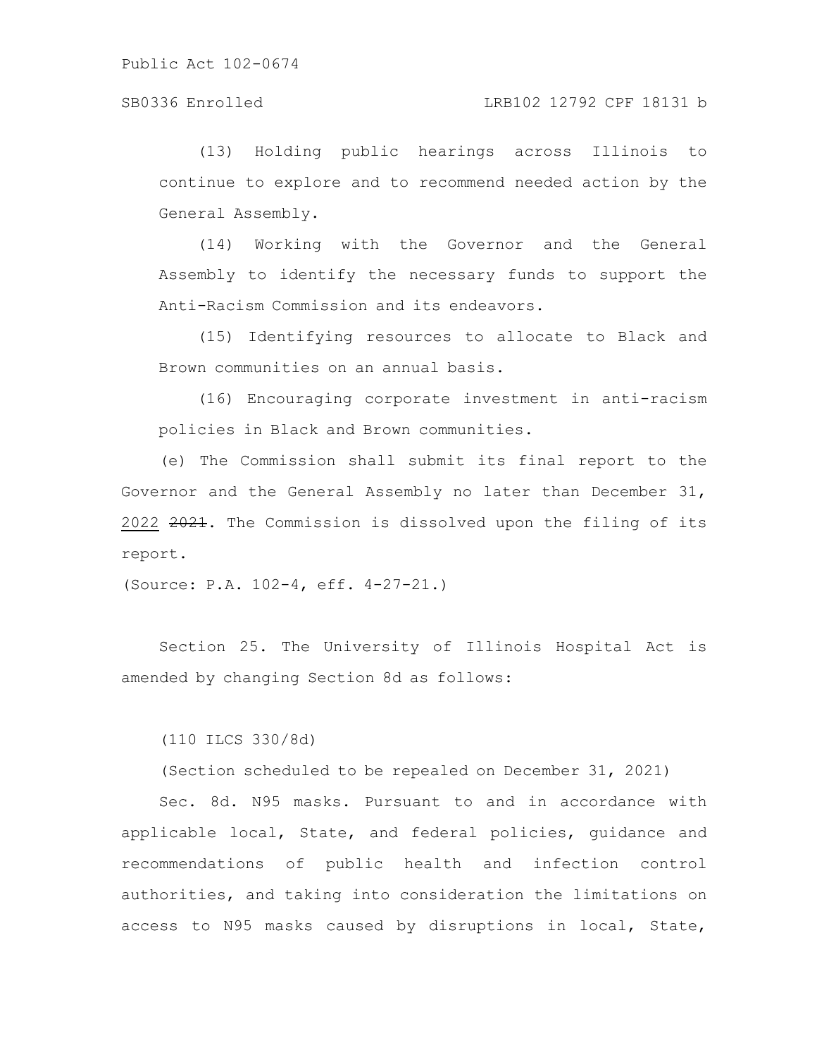(13) Holding public hearings across Illinois to continue to explore and to recommend needed action by the General Assembly.

(14) Working with the Governor and the General Assembly to identify the necessary funds to support the Anti-Racism Commission and its endeavors.

(15) Identifying resources to allocate to Black and Brown communities on an annual basis.

(16) Encouraging corporate investment in anti-racism policies in Black and Brown communities.

(e) The Commission shall submit its final report to the Governor and the General Assembly no later than December 31, <u>2022</u> ~~2021~~. The Commission is dissolved upon the filing of its report.

(Source: P.A. 102-4, eff. 4-27-21.)

Section 25. The University of Illinois Hospital Act is amended by changing Section 8d as follows:

(110 ILCS 330/8d)

(Section scheduled to be repealed on December 31, 2021)

Sec. 8d. N95 masks. Pursuant to and in accordance with applicable local, State, and federal policies, guidance and recommendations of public health and infection control authorities, and taking into consideration the limitations on access to N95 masks caused by disruptions in local, State,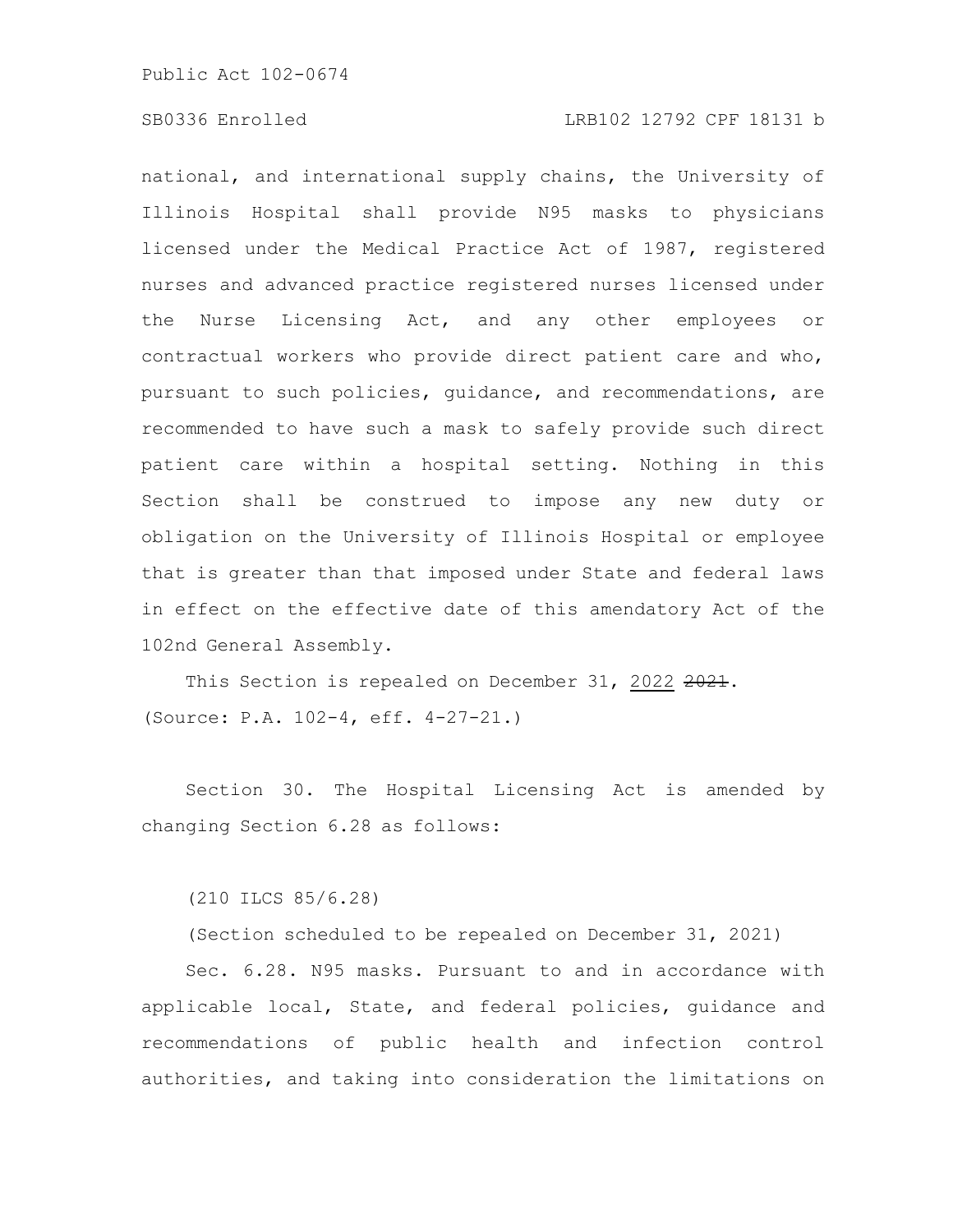national, and international supply chains, the University of Illinois Hospital shall provide N95 masks to physicians licensed under the Medical Practice Act of 1987, registered nurses and advanced practice registered nurses licensed under the Nurse Licensing Act, and any other employees or contractual workers who provide direct patient care and who, pursuant to such policies, guidance, and recommendations, are recommended to have such a mask to safely provide such direct patient care within a hospital setting. Nothing in this Section shall be construed to impose any new duty or obligation on the University of Illinois Hospital or employee that is greater than that imposed under State and federal laws in effect on the effective date of this amendatory Act of the 102nd General Assembly.

This Section is repealed on December 31, 2022 ~~2021~~.

(Source: P.A. 102-4, eff. 4-27-21.)

Section 30. The Hospital Licensing Act is amended by changing Section 6.28 as follows:

(210 ILCS 85/6.28)

(Section scheduled to be repealed on December 31, 2021)

Sec. 6.28. N95 masks. Pursuant to and in accordance with applicable local, State, and federal policies, guidance and recommendations of public health and infection control authorities, and taking into consideration the limitations on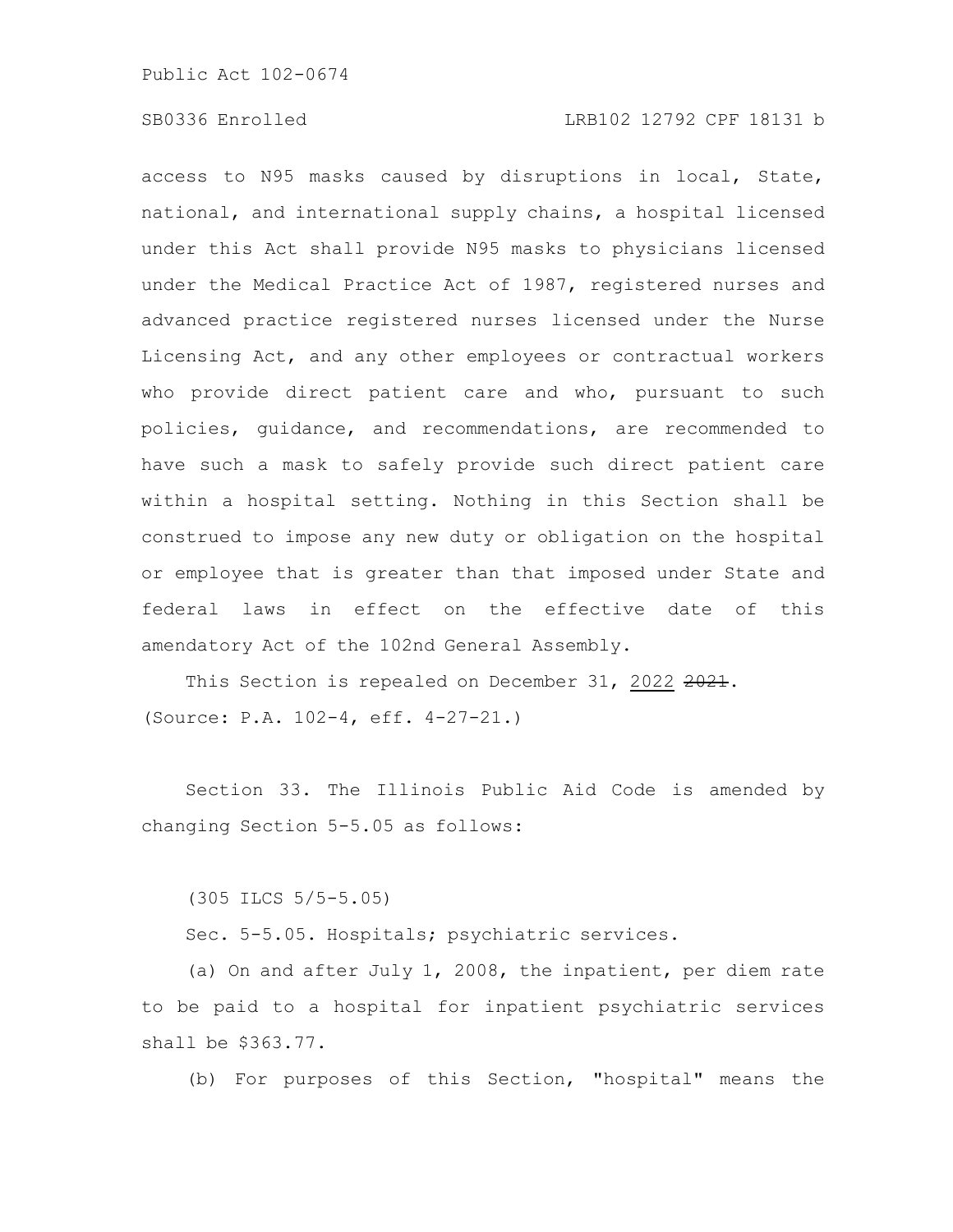access to N95 masks caused by disruptions in local, State, national, and international supply chains, a hospital licensed under this Act shall provide N95 masks to physicians licensed under the Medical Practice Act of 1987, registered nurses and advanced practice registered nurses licensed under the Nurse Licensing Act, and any other employees or contractual workers who provide direct patient care and who, pursuant to such policies, guidance, and recommendations, are recommended to have such a mask to safely provide such direct patient care within a hospital setting. Nothing in this Section shall be construed to impose any new duty or obligation on the hospital or employee that is greater than that imposed under State and federal laws in effect on the effective date of this amendatory Act of the 102nd General Assembly.

This Section is repealed on December 31, 2022 ~~2021~~.

(Source: P.A. 102-4, eff. 4-27-21.)

Section 33. The Illinois Public Aid Code is amended by changing Section 5-5.05 as follows:

(305 ILCS 5/5-5.05)

Sec. 5-5.05. Hospitals; psychiatric services.

(a) On and after July 1, 2008, the inpatient, per diem rate to be paid to a hospital for inpatient psychiatric services shall be $363.77.

(b) For purposes of this Section, "hospital" means the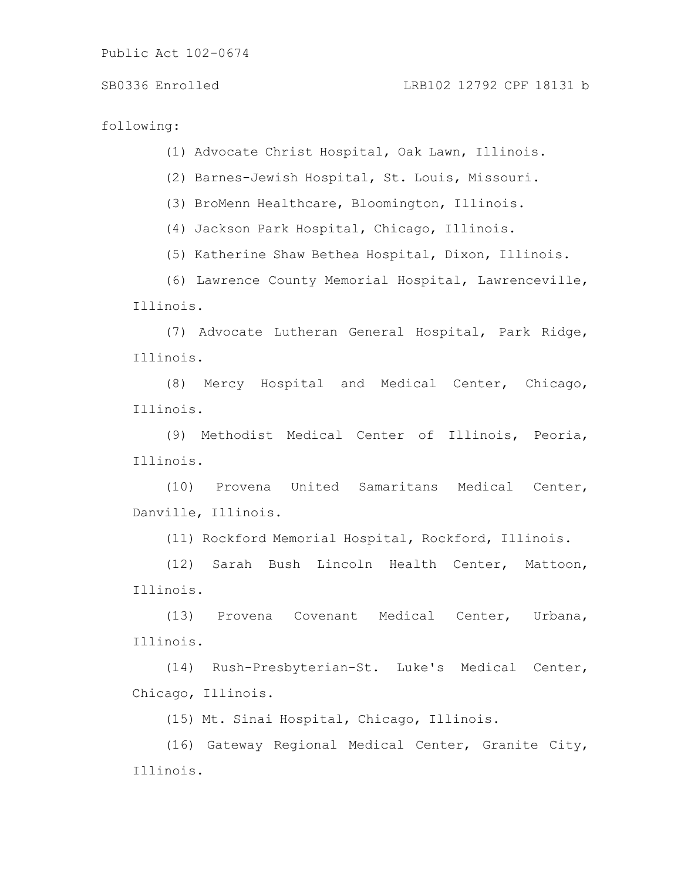following:

(1) Advocate Christ Hospital, Oak Lawn, Illinois.

(2) Barnes-Jewish Hospital, St. Louis, Missouri.

(3) BroMenn Healthcare, Bloomington, Illinois.

(4) Jackson Park Hospital, Chicago, Illinois.

(5) Katherine Shaw Bethea Hospital, Dixon, Illinois.

(6) Lawrence County Memorial Hospital, Lawrenceville, Illinois.

(7) Advocate Lutheran General Hospital, Park Ridge, Illinois.

(8) Mercy Hospital and Medical Center, Chicago, Illinois.

(9) Methodist Medical Center of Illinois, Peoria, Illinois.

(10) Provena United Samaritans Medical Center, Danville, Illinois.

(11) Rockford Memorial Hospital, Rockford, Illinois.

(12) Sarah Bush Lincoln Health Center, Mattoon, Illinois.

(13) Provena Covenant Medical Center, Urbana, Illinois.

(14) Rush-Presbyterian-St. Luke's Medical Center, Chicago, Illinois.

(15) Mt. Sinai Hospital, Chicago, Illinois.

(16) Gateway Regional Medical Center, Granite City, Illinois.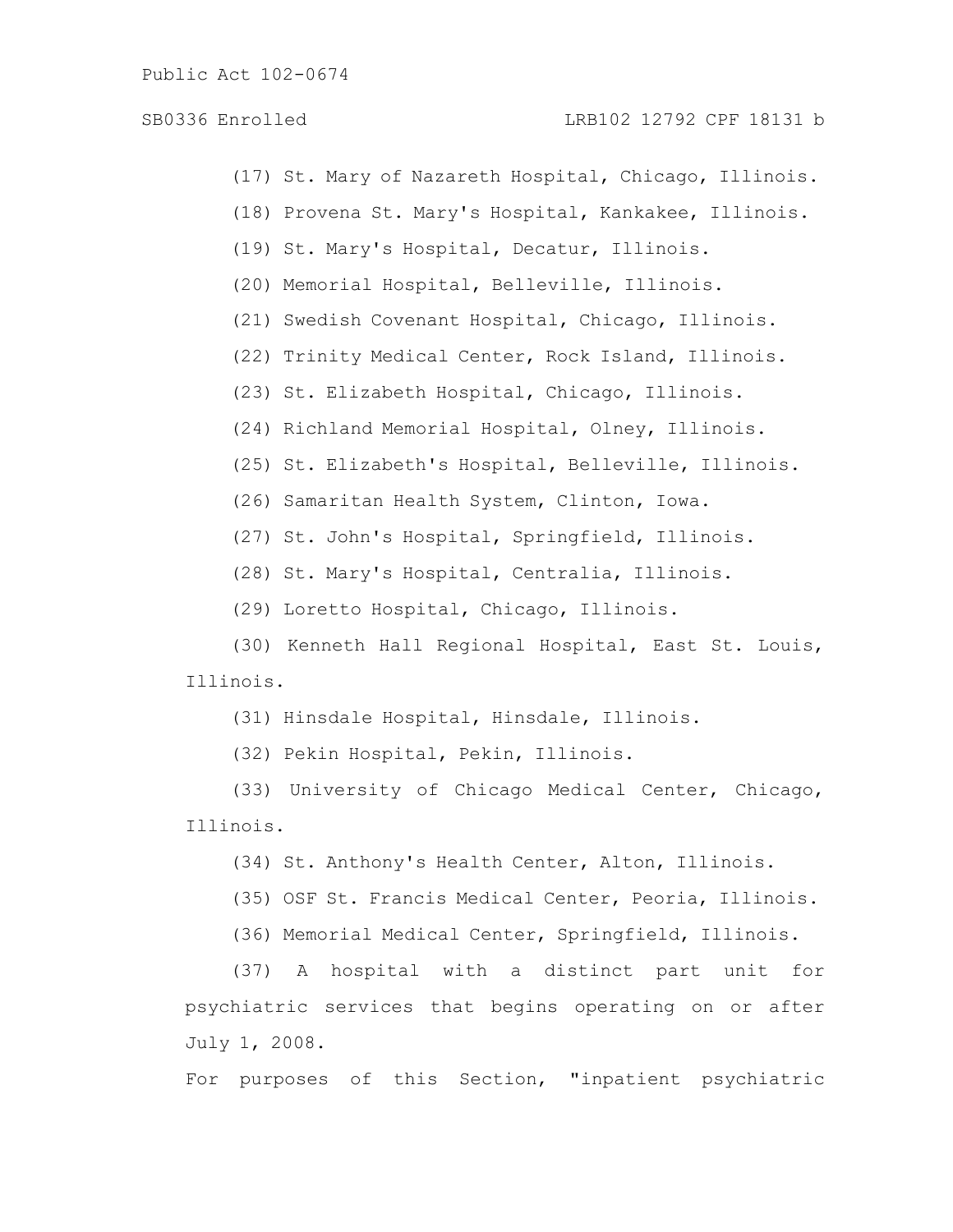(17) St. Mary of Nazareth Hospital, Chicago, Illinois.

(18) Provena St. Mary's Hospital, Kankakee, Illinois.

(19) St. Mary's Hospital, Decatur, Illinois.

(20) Memorial Hospital, Belleville, Illinois.

(21) Swedish Covenant Hospital, Chicago, Illinois.

(22) Trinity Medical Center, Rock Island, Illinois.

(23) St. Elizabeth Hospital, Chicago, Illinois.

(24) Richland Memorial Hospital, Olney, Illinois.

(25) St. Elizabeth's Hospital, Belleville, Illinois.

(26) Samaritan Health System, Clinton, Iowa.

(27) St. John's Hospital, Springfield, Illinois.

(28) St. Mary's Hospital, Centralia, Illinois.

(29) Loretto Hospital, Chicago, Illinois.

(30) Kenneth Hall Regional Hospital, East St. Louis, Illinois.

(31) Hinsdale Hospital, Hinsdale, Illinois.

(32) Pekin Hospital, Pekin, Illinois.

(33) University of Chicago Medical Center, Chicago, Illinois.

(34) St. Anthony's Health Center, Alton, Illinois.

(35) OSF St. Francis Medical Center, Peoria, Illinois.

(36) Memorial Medical Center, Springfield, Illinois.

(37) A hospital with a distinct part unit for psychiatric services that begins operating on or after July 1, 2008.

For purposes of this Section, "inpatient psychiatric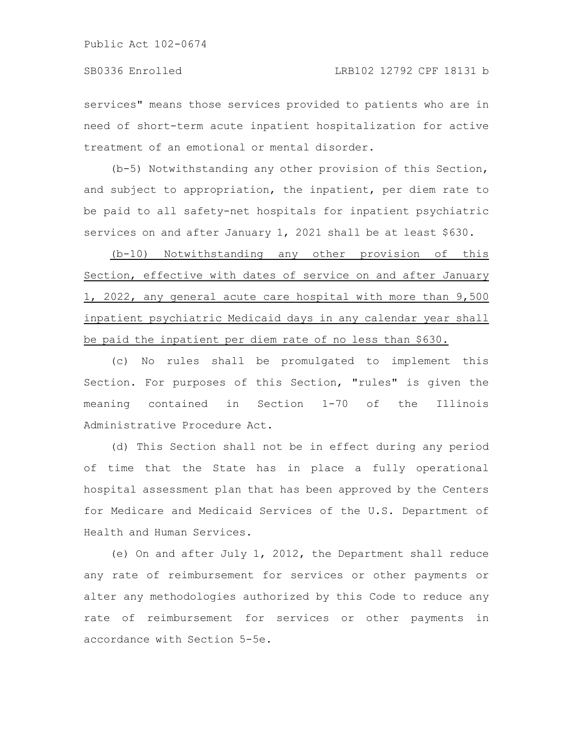services" means those services provided to patients who are in need of short-term acute inpatient hospitalization for active treatment of an emotional or mental disorder.

(b-5) Notwithstanding any other provision of this Section, and subject to appropriation, the inpatient, per diem rate to be paid to all safety-net hospitals for inpatient psychiatric services on and after January 1, 2021 shall be at least $630.

<u>(b-10) Notwithstanding any other provision of this Section, effective with dates of service on and after January 1, 2022, any general acute care hospital with more than 9,500 inpatient psychiatric Medicaid days in any calendar year shall be paid the inpatient per diem rate of no less than $630.</u>

(c) No rules shall be promulgated to implement this Section. For purposes of this Section, "rules" is given the meaning contained in Section 1-70 of the Illinois Administrative Procedure Act.

(d) This Section shall not be in effect during any period of time that the State has in place a fully operational hospital assessment plan that has been approved by the Centers for Medicare and Medicaid Services of the U.S. Department of Health and Human Services.

(e) On and after July 1, 2012, the Department shall reduce any rate of reimbursement for services or other payments or alter any methodologies authorized by this Code to reduce any rate of reimbursement for services or other payments in accordance with Section 5-5e.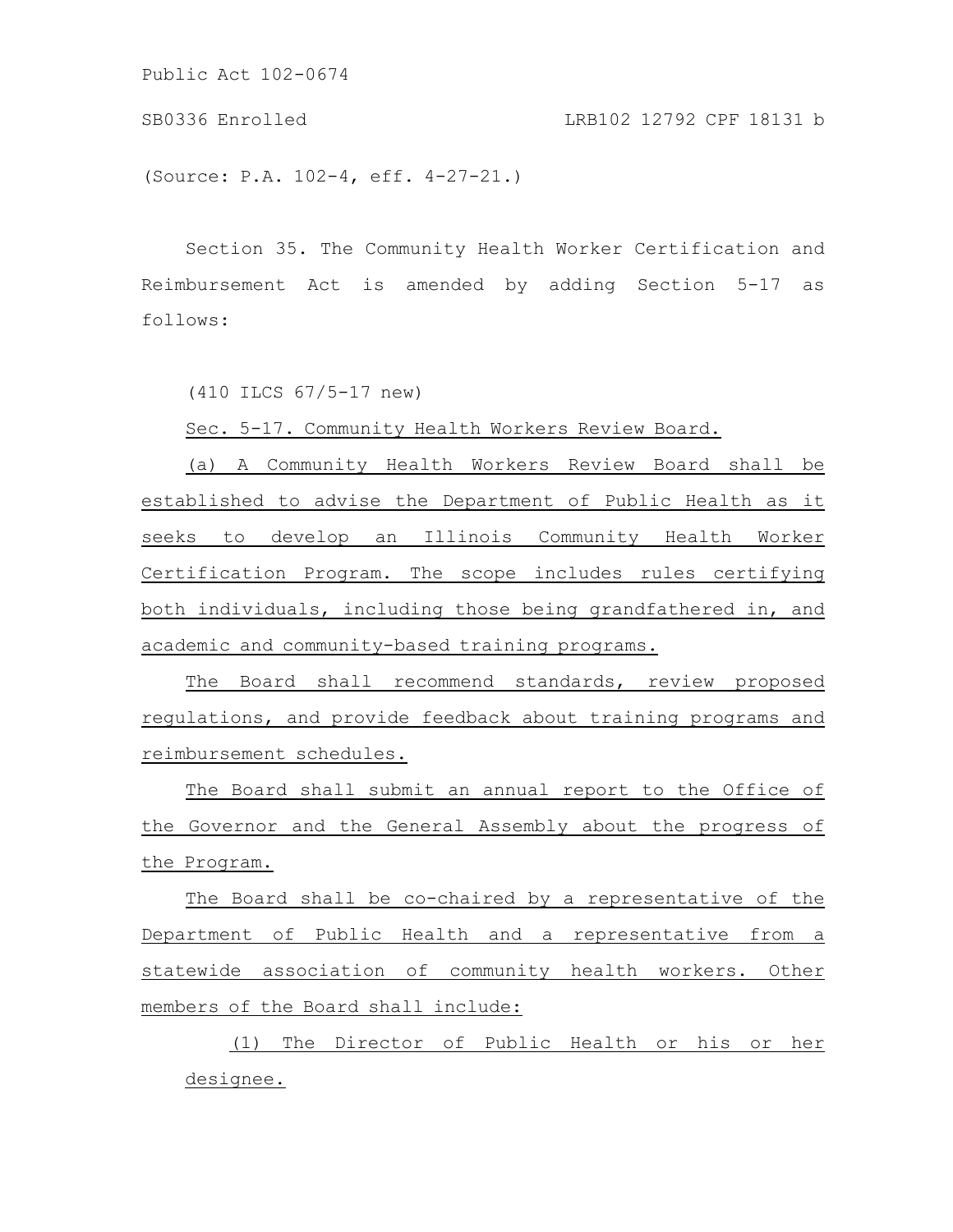(Source: P.A. 102-4, eff. 4-27-21.)

Section 35. The Community Health Worker Certification and Reimbursement Act is amended by adding Section 5-17 as follows:

(410 ILCS 67/5-17 new)

Sec. 5-17. Community Health Workers Review Board.

(a) A Community Health Workers Review Board shall be established to advise the Department of Public Health as it seeks to develop an Illinois Community Health Worker Certification Program. The scope includes rules certifying both individuals, including those being grandfathered in, and academic and community-based training programs.

The Board shall recommend standards, review proposed regulations, and provide feedback about training programs and reimbursement schedules.

The Board shall submit an annual report to the Office of the Governor and the General Assembly about the progress of the Program.

The Board shall be co-chaired by a representative of the Department of Public Health and a representative from a statewide association of community health workers. Other members of the Board shall include:

(1) The Director of Public Health or his or her designee.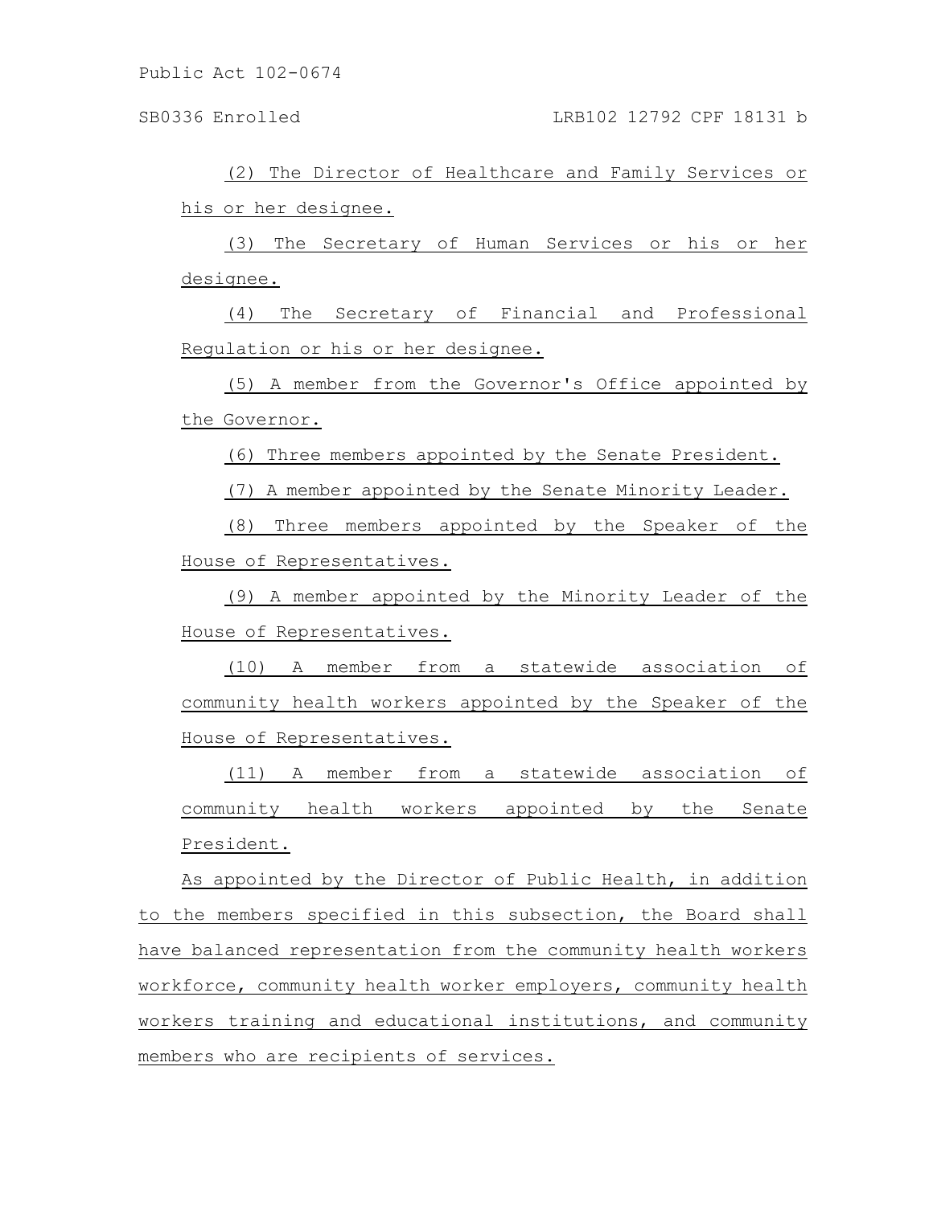(2) The Director of Healthcare and Family Services or his or her designee.

(3) The Secretary of Human Services or his or her designee.

(4) The Secretary of Financial and Professional Regulation or his or her designee.

(5) A member from the Governor's Office appointed by the Governor.

(6) Three members appointed by the Senate President.

(7) A member appointed by the Senate Minority Leader.

(8) Three members appointed by the Speaker of the House of Representatives.

(9) A member appointed by the Minority Leader of the House of Representatives.

(10) A member from a statewide association of community health workers appointed by the Speaker of the House of Representatives.

(11) A member from a statewide association of community health workers appointed by the Senate President.

As appointed by the Director of Public Health, in addition to the members specified in this subsection, the Board shall have balanced representation from the community health workers workforce, community health worker employers, community health workers training and educational institutions, and community members who are recipients of services.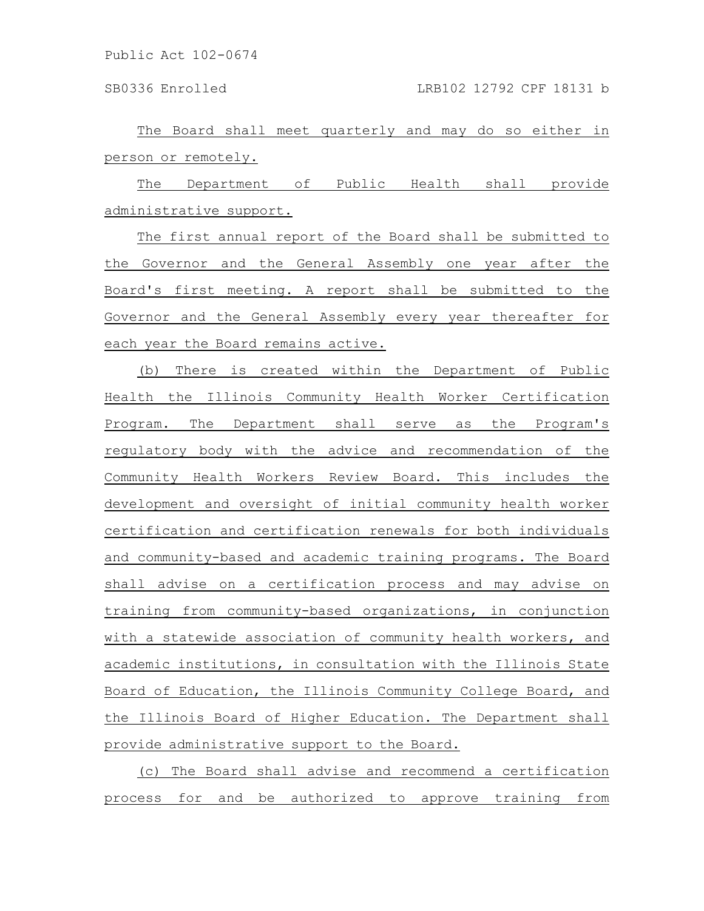The Board shall meet quarterly and may do so either in person or remotely.

The Department of Public Health shall provide administrative support.

The first annual report of the Board shall be submitted to the Governor and the General Assembly one year after the Board's first meeting. A report shall be submitted to the Governor and the General Assembly every year thereafter for each year the Board remains active.

(b) There is created within the Department of Public Health the Illinois Community Health Worker Certification Program. The Department shall serve as the Program's regulatory body with the advice and recommendation of the Community Health Workers Review Board. This includes the development and oversight of initial community health worker certification and certification renewals for both individuals and community-based and academic training programs. The Board shall advise on a certification process and may advise on training from community-based organizations, in conjunction with a statewide association of community health workers, and academic institutions, in consultation with the Illinois State Board of Education, the Illinois Community College Board, and the Illinois Board of Higher Education. The Department shall provide administrative support to the Board.

(c) The Board shall advise and recommend a certification process for and be authorized to approve training from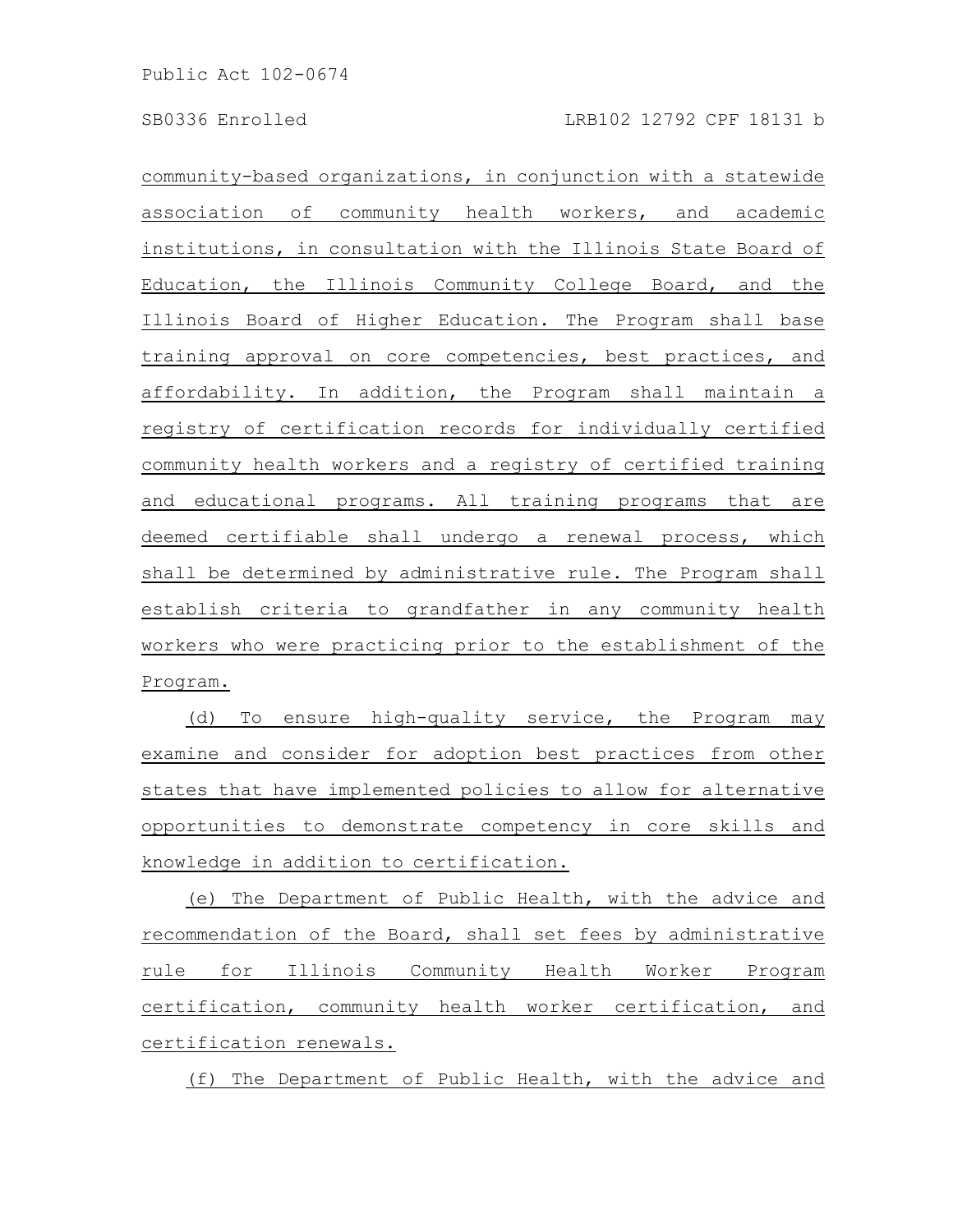community-based organizations, in conjunction with a statewide association of community health workers, and academic institutions, in consultation with the Illinois State Board of Education, the Illinois Community College Board, and the Illinois Board of Higher Education. The Program shall base training approval on core competencies, best practices, and affordability. In addition, the Program shall maintain a registry of certification records for individually certified community health workers and a registry of certified training and educational programs. All training programs that are deemed certifiable shall undergo a renewal process, which shall be determined by administrative rule. The Program shall establish criteria to grandfather in any community health workers who were practicing prior to the establishment of the Program.

(d) To ensure high-quality service, the Program may examine and consider for adoption best practices from other states that have implemented policies to allow for alternative opportunities to demonstrate competency in core skills and knowledge in addition to certification.

(e) The Department of Public Health, with the advice and recommendation of the Board, shall set fees by administrative rule for Illinois Community Health Worker Program certification, community health worker certification, and certification renewals.

(f) The Department of Public Health, with the advice and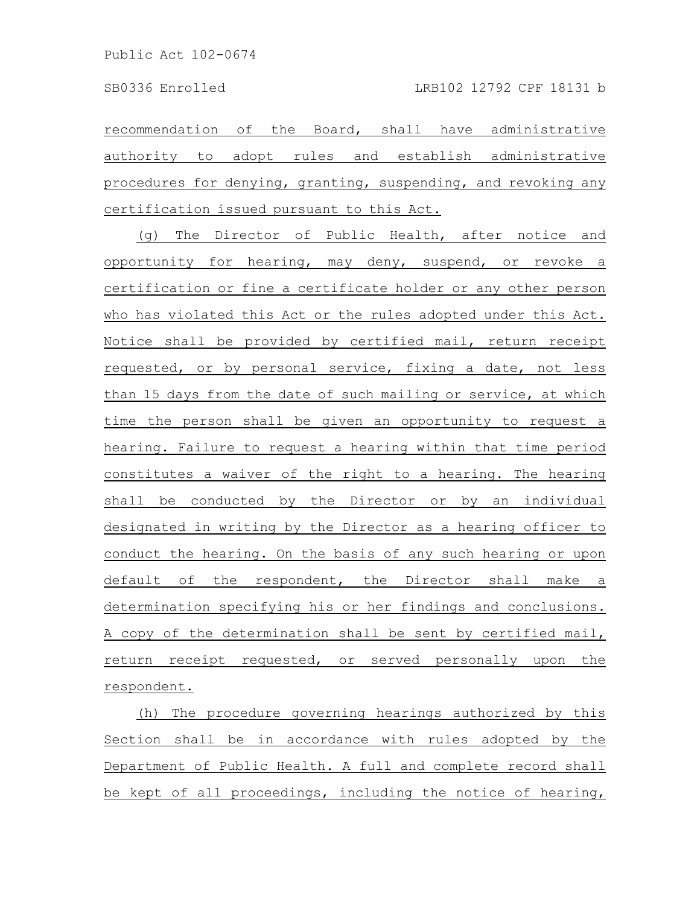recommendation of the Board, shall have administrative authority to adopt rules and establish administrative procedures for denying, granting, suspending, and revoking any certification issued pursuant to this Act.

(g) The Director of Public Health, after notice and opportunity for hearing, may deny, suspend, or revoke a certification or fine a certificate holder or any other person who has violated this Act or the rules adopted under this Act. Notice shall be provided by certified mail, return receipt requested, or by personal service, fixing a date, not less than 15 days from the date of such mailing or service, at which time the person shall be given an opportunity to request a hearing. Failure to request a hearing within that time period constitutes a waiver of the right to a hearing. The hearing shall be conducted by the Director or by an individual designated in writing by the Director as a hearing officer to conduct the hearing. On the basis of any such hearing or upon default of the respondent, the Director shall make a determination specifying his or her findings and conclusions. A copy of the determination shall be sent by certified mail, return receipt requested, or served personally upon the respondent.

(h) The procedure governing hearings authorized by this Section shall be in accordance with rules adopted by the Department of Public Health. A full and complete record shall be kept of all proceedings, including the notice of hearing,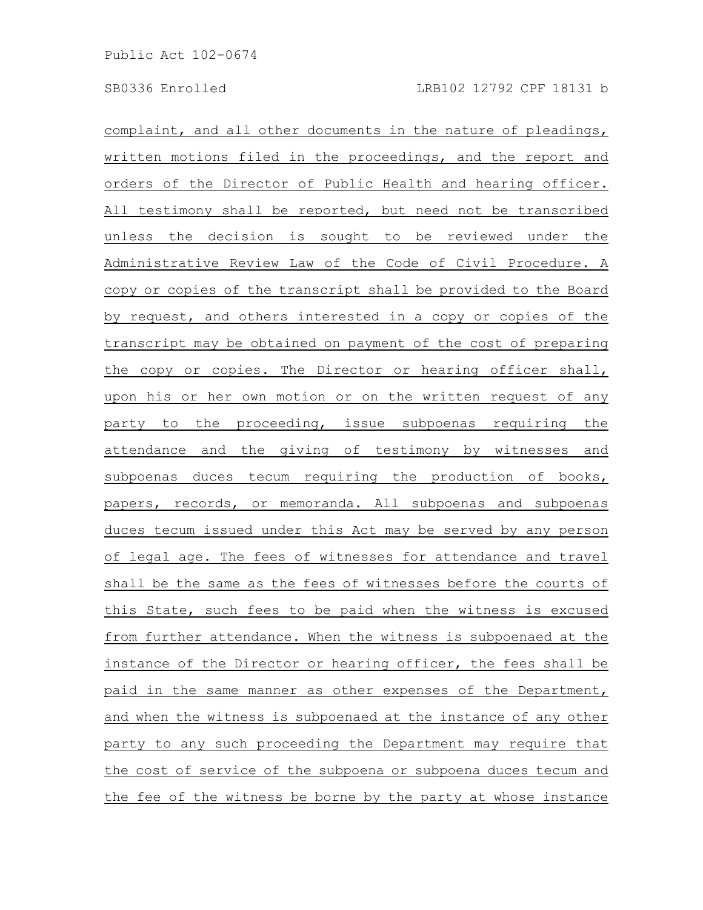complaint, and all other documents in the nature of pleadings, written motions filed in the proceedings, and the report and orders of the Director of Public Health and hearing officer. All testimony shall be reported, but need not be transcribed unless the decision is sought to be reviewed under the Administrative Review Law of the Code of Civil Procedure. A copy or copies of the transcript shall be provided to the Board by request, and others interested in a copy or copies of the transcript may be obtained on payment of the cost of preparing the copy or copies. The Director or hearing officer shall, upon his or her own motion or on the written request of any party to the proceeding, issue subpoenas requiring the attendance and the giving of testimony by witnesses and subpoenas duces tecum requiring the production of books, papers, records, or memoranda. All subpoenas and subpoenas duces tecum issued under this Act may be served by any person of legal age. The fees of witnesses for attendance and travel shall be the same as the fees of witnesses before the courts of this State, such fees to be paid when the witness is excused from further attendance. When the witness is subpoenaed at the instance of the Director or hearing officer, the fees shall be paid in the same manner as other expenses of the Department, and when the witness is subpoenaed at the instance of any other party to any such proceeding the Department may require that the cost of service of the subpoena or subpoena duces tecum and the fee of the witness be borne by the party at whose instance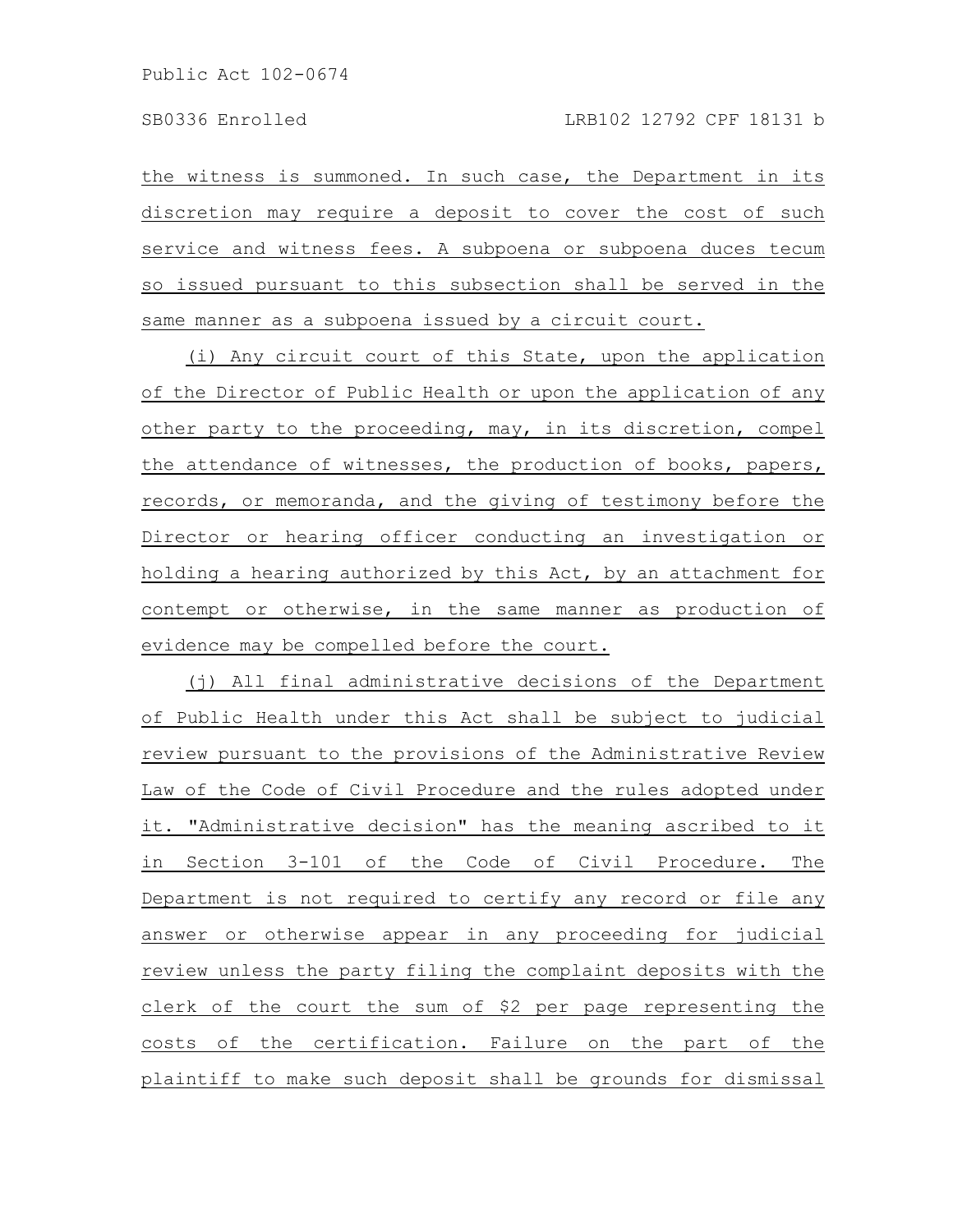the witness is summoned. In such case, the Department in its discretion may require a deposit to cover the cost of such service and witness fees. A subpoena or subpoena duces tecum so issued pursuant to this subsection shall be served in the same manner as a subpoena issued by a circuit court.

(i) Any circuit court of this State, upon the application of the Director of Public Health or upon the application of any other party to the proceeding, may, in its discretion, compel the attendance of witnesses, the production of books, papers, records, or memoranda, and the giving of testimony before the Director or hearing officer conducting an investigation or holding a hearing authorized by this Act, by an attachment for contempt or otherwise, in the same manner as production of evidence may be compelled before the court.

(j) All final administrative decisions of the Department of Public Health under this Act shall be subject to judicial review pursuant to the provisions of the Administrative Review Law of the Code of Civil Procedure and the rules adopted under it. "Administrative decision" has the meaning ascribed to it in Section 3-101 of the Code of Civil Procedure. The Department is not required to certify any record or file any answer or otherwise appear in any proceeding for judicial review unless the party filing the complaint deposits with the clerk of the court the sum of $2 per page representing the costs of the certification. Failure on the part of the plaintiff to make such deposit shall be grounds for dismissal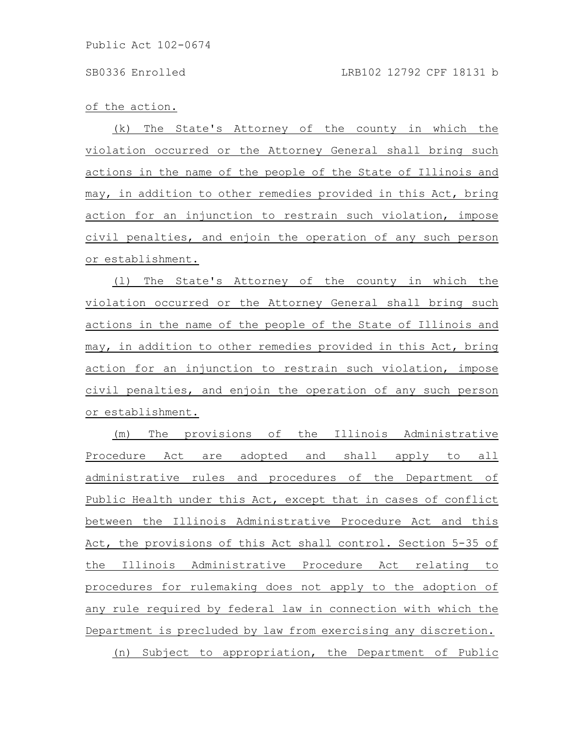of the action.

(k) The State's Attorney of the county in which the violation occurred or the Attorney General shall bring such actions in the name of the people of the State of Illinois and may, in addition to other remedies provided in this Act, bring action for an injunction to restrain such violation, impose civil penalties, and enjoin the operation of any such person or establishment.

(l) The State's Attorney of the county in which the violation occurred or the Attorney General shall bring such actions in the name of the people of the State of Illinois and may, in addition to other remedies provided in this Act, bring action for an injunction to restrain such violation, impose civil penalties, and enjoin the operation of any such person or establishment.

(m) The provisions of the Illinois Administrative Procedure Act are adopted and shall apply to all administrative rules and procedures of the Department of Public Health under this Act, except that in cases of conflict between the Illinois Administrative Procedure Act and this Act, the provisions of this Act shall control. Section 5-35 of the Illinois Administrative Procedure Act relating to procedures for rulemaking does not apply to the adoption of any rule required by federal law in connection with which the Department is precluded by law from exercising any discretion.

(n) Subject to appropriation, the Department of Public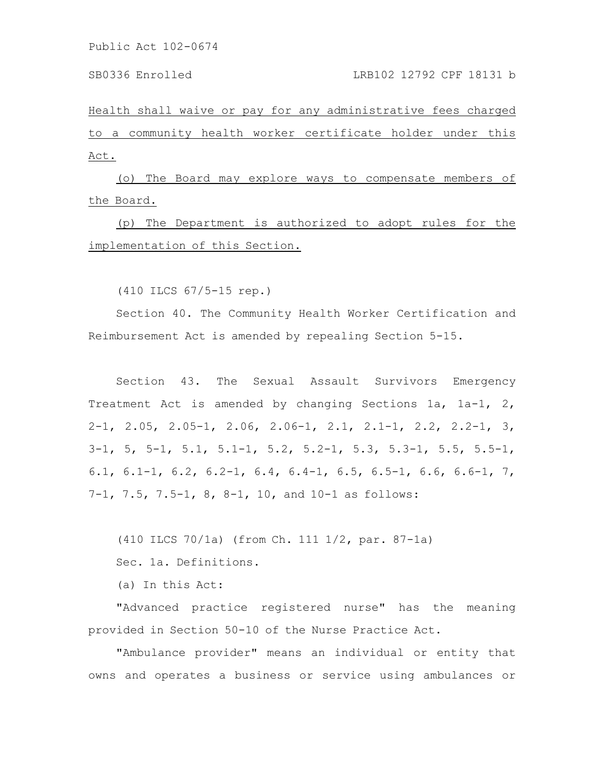Health shall waive or pay for any administrative fees charged to a community health worker certificate holder under this Act.

(o) The Board may explore ways to compensate members of the Board.

(p) The Department is authorized to adopt rules for the implementation of this Section.

(410 ILCS 67/5-15 rep.)

Section 40. The Community Health Worker Certification and Reimbursement Act is amended by repealing Section 5-15.

Section 43. The Sexual Assault Survivors Emergency Treatment Act is amended by changing Sections 1a, 1a-1, 2, 2-1, 2.05, 2.05-1, 2.06, 2.06-1, 2.1, 2.1-1, 2.2, 2.2-1, 3, 3-1, 5, 5-1, 5.1, 5.1-1, 5.2, 5.2-1, 5.3, 5.3-1, 5.5, 5.5-1, 6.1, 6.1-1, 6.2, 6.2-1, 6.4, 6.4-1, 6.5, 6.5-1, 6.6, 6.6-1, 7, 7-1, 7.5, 7.5-1, 8, 8-1, 10, and 10-1 as follows:

(410 ILCS 70/1a) (from Ch. 111 1/2, par. 87-1a)

Sec. 1a. Definitions.

(a) In this Act:

"Advanced practice registered nurse" has the meaning provided in Section 50-10 of the Nurse Practice Act.

"Ambulance provider" means an individual or entity that owns and operates a business or service using ambulances or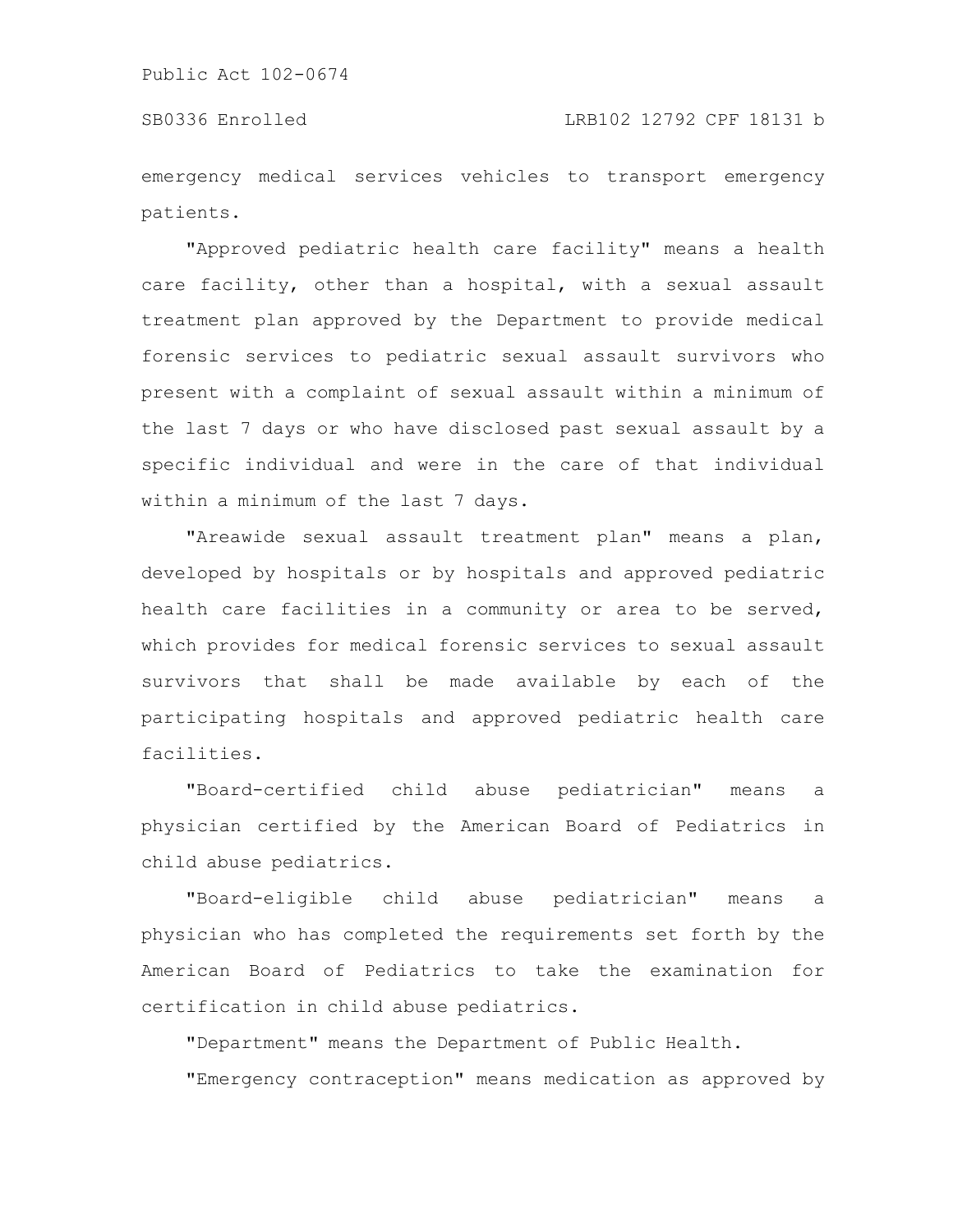emergency medical services vehicles to transport emergency patients.

"Approved pediatric health care facility" means a health care facility, other than a hospital, with a sexual assault treatment plan approved by the Department to provide medical forensic services to pediatric sexual assault survivors who present with a complaint of sexual assault within a minimum of the last 7 days or who have disclosed past sexual assault by a specific individual and were in the care of that individual within a minimum of the last 7 days.

"Areawide sexual assault treatment plan" means a plan, developed by hospitals or by hospitals and approved pediatric health care facilities in a community or area to be served, which provides for medical forensic services to sexual assault survivors that shall be made available by each of the participating hospitals and approved pediatric health care facilities.

"Board-certified child abuse pediatrician" means a physician certified by the American Board of Pediatrics in child abuse pediatrics.

"Board-eligible child abuse pediatrician" means a physician who has completed the requirements set forth by the American Board of Pediatrics to take the examination for certification in child abuse pediatrics.

"Department" means the Department of Public Health.

"Emergency contraception" means medication as approved by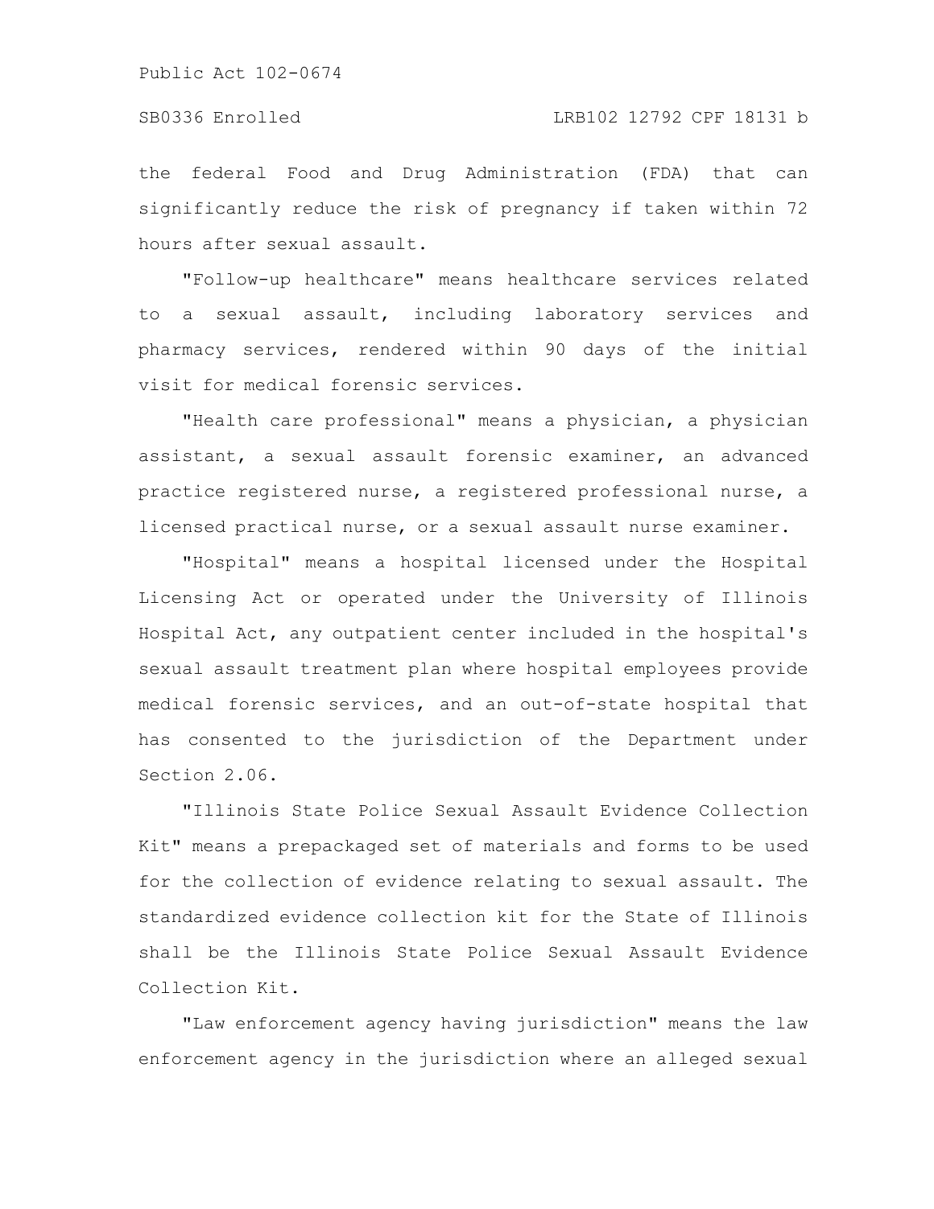the federal Food and Drug Administration (FDA) that can significantly reduce the risk of pregnancy if taken within 72 hours after sexual assault.

"Follow-up healthcare" means healthcare services related to a sexual assault, including laboratory services and pharmacy services, rendered within 90 days of the initial visit for medical forensic services.

"Health care professional" means a physician, a physician assistant, a sexual assault forensic examiner, an advanced practice registered nurse, a registered professional nurse, a licensed practical nurse, or a sexual assault nurse examiner.

"Hospital" means a hospital licensed under the Hospital Licensing Act or operated under the University of Illinois Hospital Act, any outpatient center included in the hospital's sexual assault treatment plan where hospital employees provide medical forensic services, and an out-of-state hospital that has consented to the jurisdiction of the Department under Section 2.06.

"Illinois State Police Sexual Assault Evidence Collection Kit" means a prepackaged set of materials and forms to be used for the collection of evidence relating to sexual assault. The standardized evidence collection kit for the State of Illinois shall be the Illinois State Police Sexual Assault Evidence Collection Kit.

"Law enforcement agency having jurisdiction" means the law enforcement agency in the jurisdiction where an alleged sexual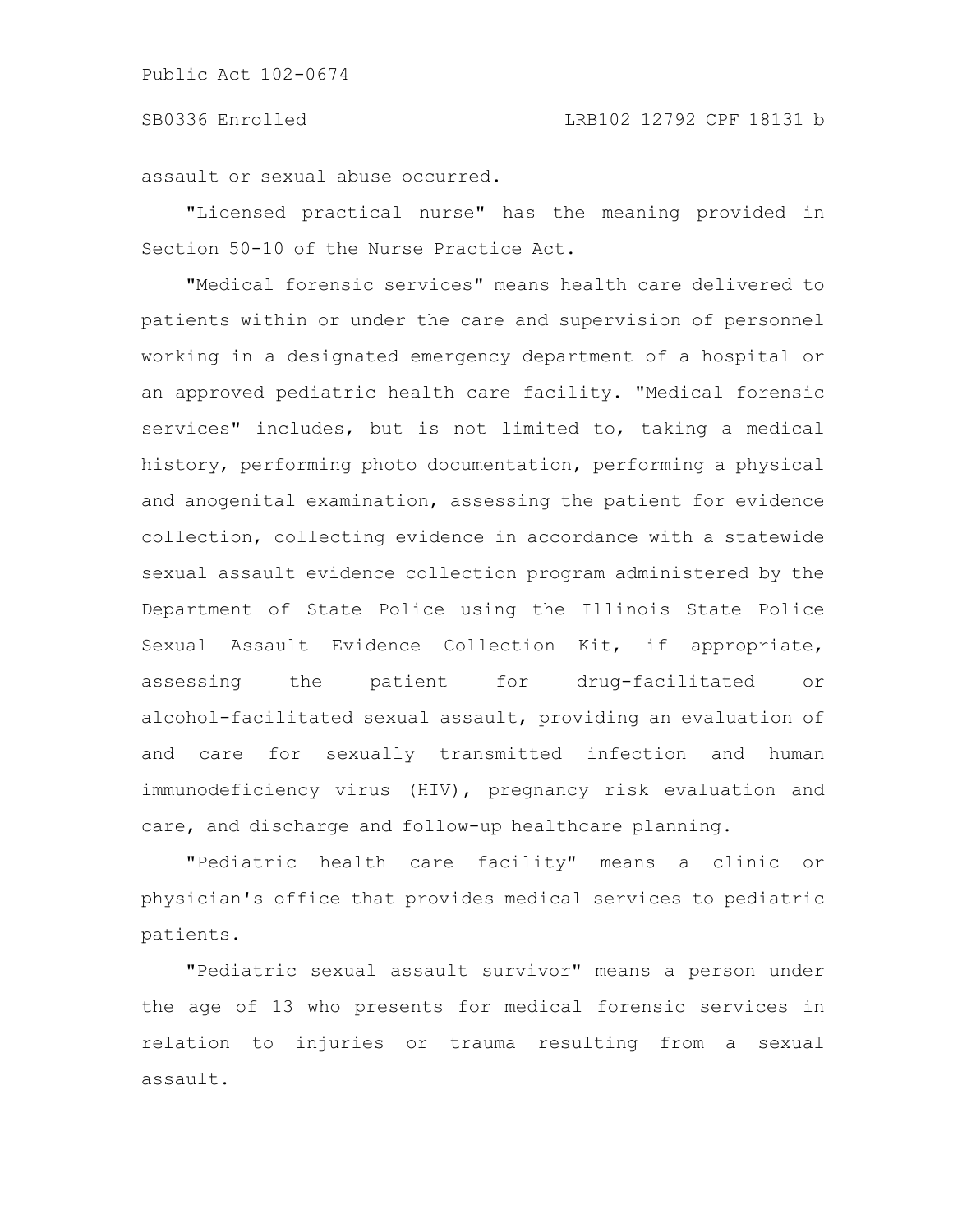assault or sexual abuse occurred.

"Licensed practical nurse" has the meaning provided in Section 50-10 of the Nurse Practice Act.

"Medical forensic services" means health care delivered to patients within or under the care and supervision of personnel working in a designated emergency department of a hospital or an approved pediatric health care facility. "Medical forensic services" includes, but is not limited to, taking a medical history, performing photo documentation, performing a physical and anogenital examination, assessing the patient for evidence collection, collecting evidence in accordance with a statewide sexual assault evidence collection program administered by the Department of State Police using the Illinois State Police Sexual Assault Evidence Collection Kit, if appropriate, assessing the patient for drug-facilitated or alcohol-facilitated sexual assault, providing an evaluation of and care for sexually transmitted infection and human immunodeficiency virus (HIV), pregnancy risk evaluation and care, and discharge and follow-up healthcare planning.

"Pediatric health care facility" means a clinic or physician's office that provides medical services to pediatric patients.

"Pediatric sexual assault survivor" means a person under the age of 13 who presents for medical forensic services in relation to injuries or trauma resulting from a sexual assault.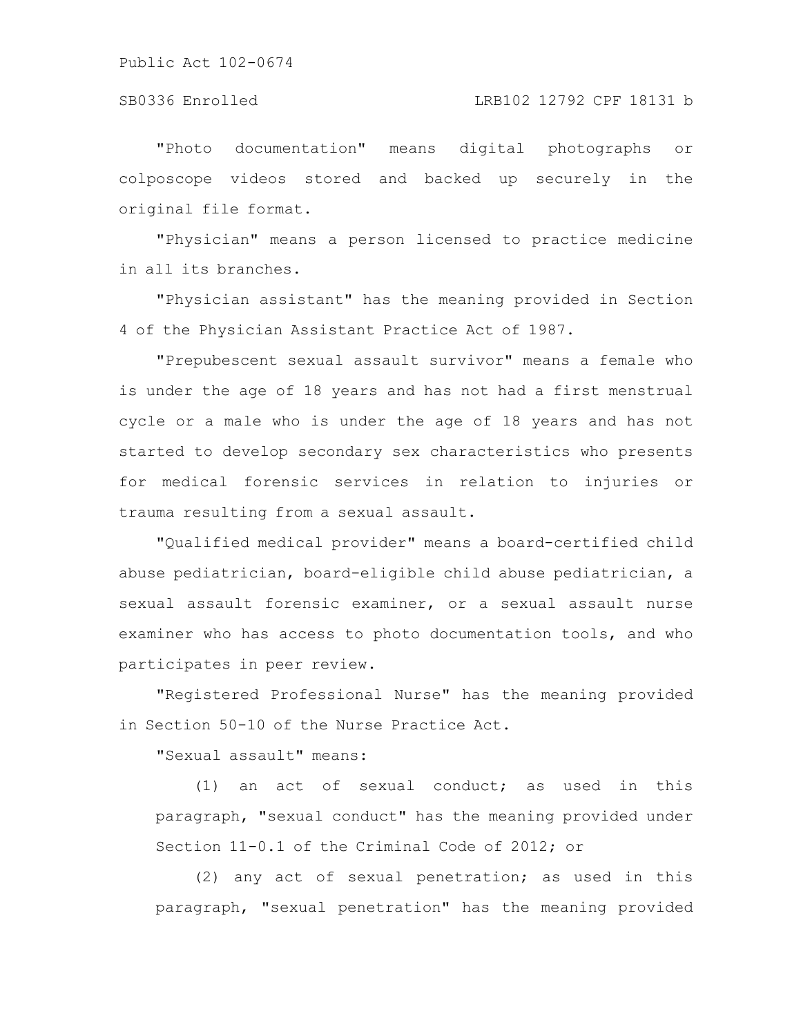"Photo documentation" means digital photographs or colposcope videos stored and backed up securely in the original file format.

"Physician" means a person licensed to practice medicine in all its branches.

"Physician assistant" has the meaning provided in Section 4 of the Physician Assistant Practice Act of 1987.

"Prepubescent sexual assault survivor" means a female who is under the age of 18 years and has not had a first menstrual cycle or a male who is under the age of 18 years and has not started to develop secondary sex characteristics who presents for medical forensic services in relation to injuries or trauma resulting from a sexual assault.

"Qualified medical provider" means a board-certified child abuse pediatrician, board-eligible child abuse pediatrician, a sexual assault forensic examiner, or a sexual assault nurse examiner who has access to photo documentation tools, and who participates in peer review.

"Registered Professional Nurse" has the meaning provided in Section 50-10 of the Nurse Practice Act.

"Sexual assault" means:

(1) an act of sexual conduct; as used in this paragraph, "sexual conduct" has the meaning provided under Section 11-0.1 of the Criminal Code of 2012; or

(2) any act of sexual penetration; as used in this paragraph, "sexual penetration" has the meaning provided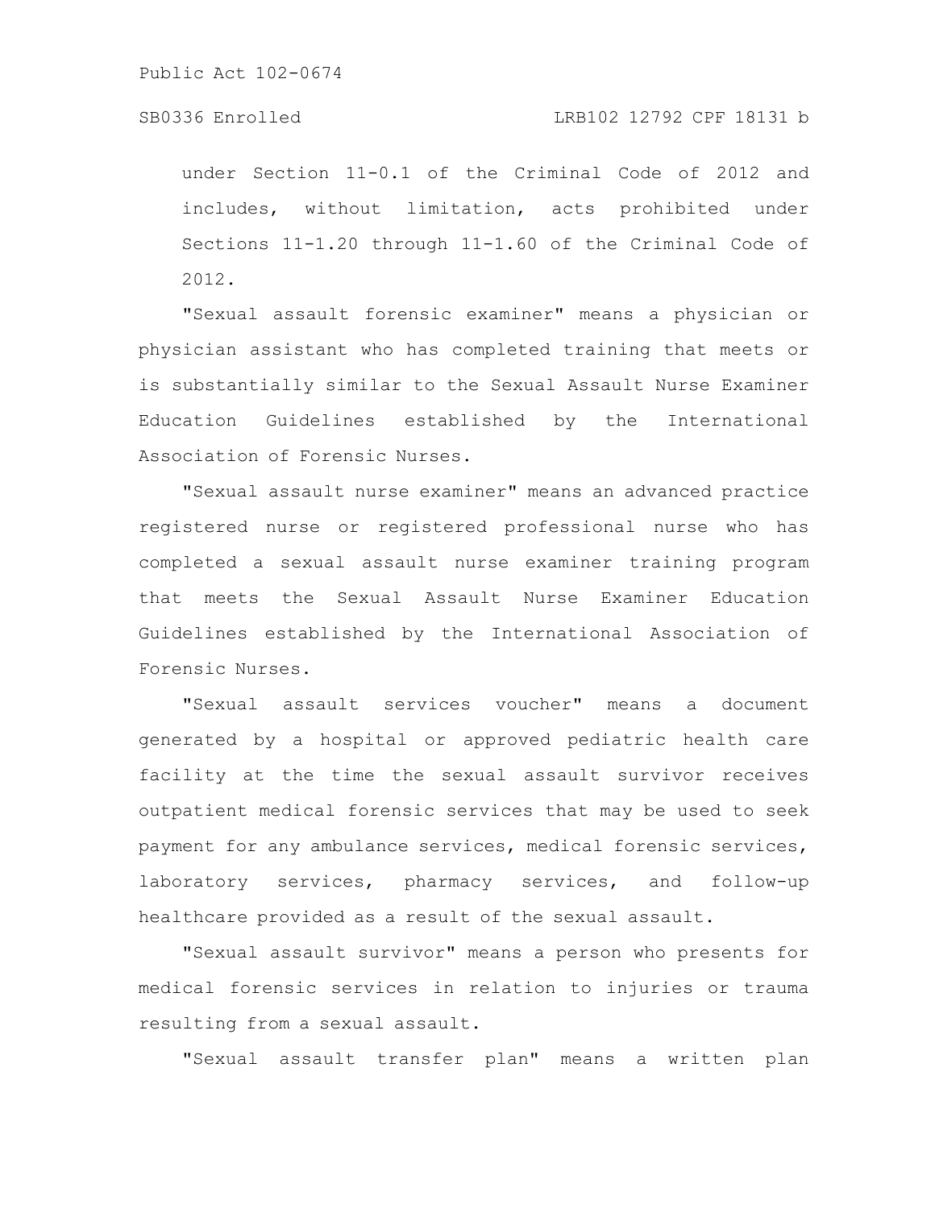under Section 11-0.1 of the Criminal Code of 2012 and includes, without limitation, acts prohibited under Sections 11-1.20 through 11-1.60 of the Criminal Code of 2012.

"Sexual assault forensic examiner" means a physician or physician assistant who has completed training that meets or is substantially similar to the Sexual Assault Nurse Examiner Education Guidelines established by the International Association of Forensic Nurses.

"Sexual assault nurse examiner" means an advanced practice registered nurse or registered professional nurse who has completed a sexual assault nurse examiner training program that meets the Sexual Assault Nurse Examiner Education Guidelines established by the International Association of Forensic Nurses.

"Sexual assault services voucher" means a document generated by a hospital or approved pediatric health care facility at the time the sexual assault survivor receives outpatient medical forensic services that may be used to seek payment for any ambulance services, medical forensic services, laboratory services, pharmacy services, and follow-up healthcare provided as a result of the sexual assault.

"Sexual assault survivor" means a person who presents for medical forensic services in relation to injuries or trauma resulting from a sexual assault.

"Sexual assault transfer plan" means a written plan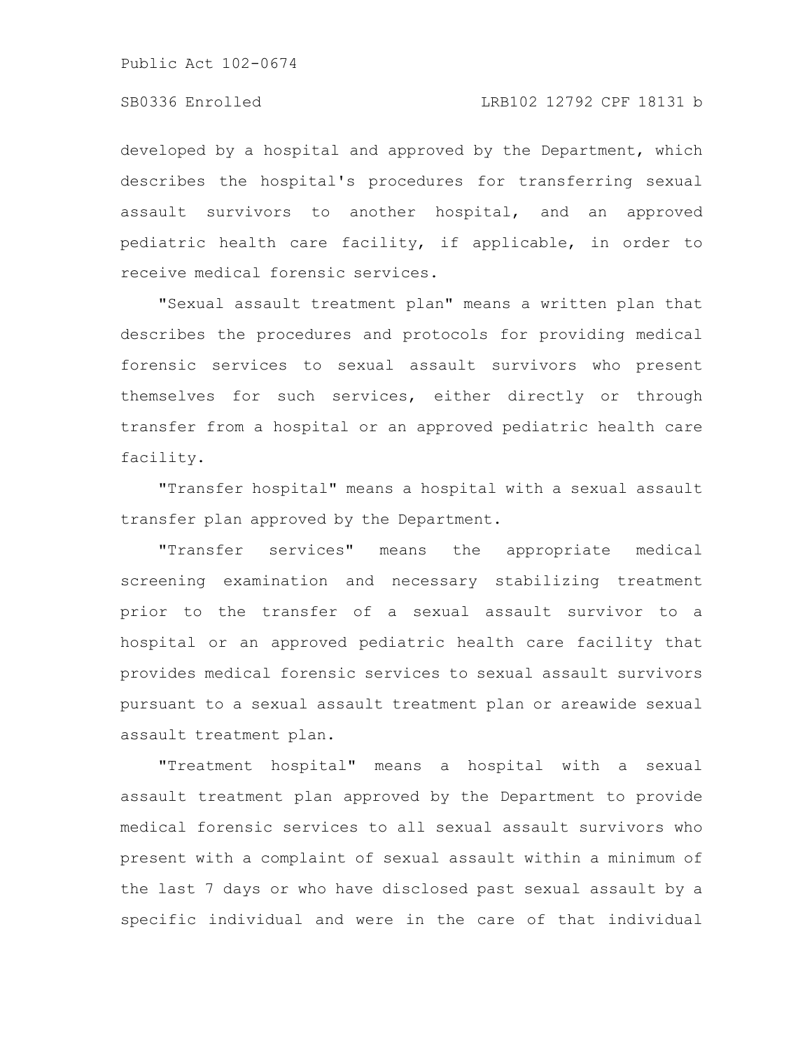developed by a hospital and approved by the Department, which describes the hospital's procedures for transferring sexual assault survivors to another hospital, and an approved pediatric health care facility, if applicable, in order to receive medical forensic services.

"Sexual assault treatment plan" means a written plan that describes the procedures and protocols for providing medical forensic services to sexual assault survivors who present themselves for such services, either directly or through transfer from a hospital or an approved pediatric health care facility.

"Transfer hospital" means a hospital with a sexual assault transfer plan approved by the Department.

"Transfer services" means the appropriate medical screening examination and necessary stabilizing treatment prior to the transfer of a sexual assault survivor to a hospital or an approved pediatric health care facility that provides medical forensic services to sexual assault survivors pursuant to a sexual assault treatment plan or areawide sexual assault treatment plan.

"Treatment hospital" means a hospital with a sexual assault treatment plan approved by the Department to provide medical forensic services to all sexual assault survivors who present with a complaint of sexual assault within a minimum of the last 7 days or who have disclosed past sexual assault by a specific individual and were in the care of that individual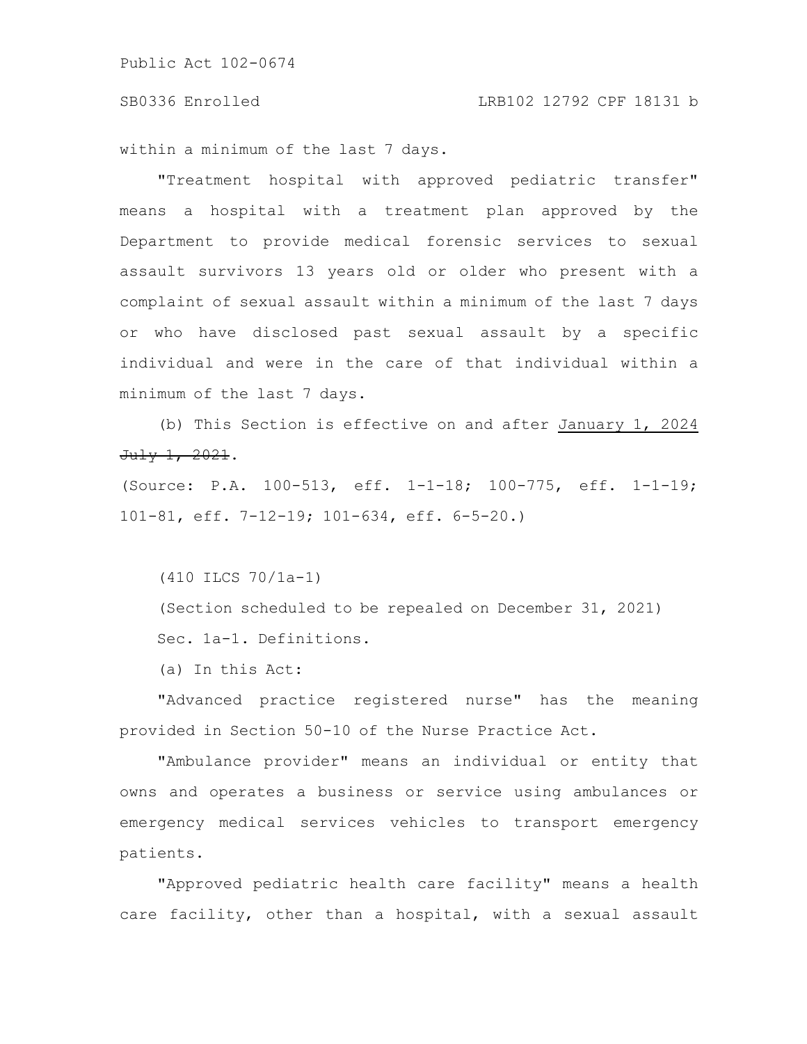within a minimum of the last 7 days.

"Treatment hospital with approved pediatric transfer" means a hospital with a treatment plan approved by the Department to provide medical forensic services to sexual assault survivors 13 years old or older who present with a complaint of sexual assault within a minimum of the last 7 days or who have disclosed past sexual assault by a specific individual and were in the care of that individual within a minimum of the last 7 days.

(b) This Section is effective on and after <u>January 1, 2024</u> ~~July 1, 2021~~.

(Source: P.A. 100-513, eff. 1-1-18; 100-775, eff. 1-1-19; 101-81, eff. 7-12-19; 101-634, eff. 6-5-20.)

(410 ILCS 70/1a-1)

(Section scheduled to be repealed on December 31, 2021)

Sec. 1a-1. Definitions.

(a) In this Act:

"Advanced practice registered nurse" has the meaning provided in Section 50-10 of the Nurse Practice Act.

"Ambulance provider" means an individual or entity that owns and operates a business or service using ambulances or emergency medical services vehicles to transport emergency patients.

"Approved pediatric health care facility" means a health care facility, other than a hospital, with a sexual assault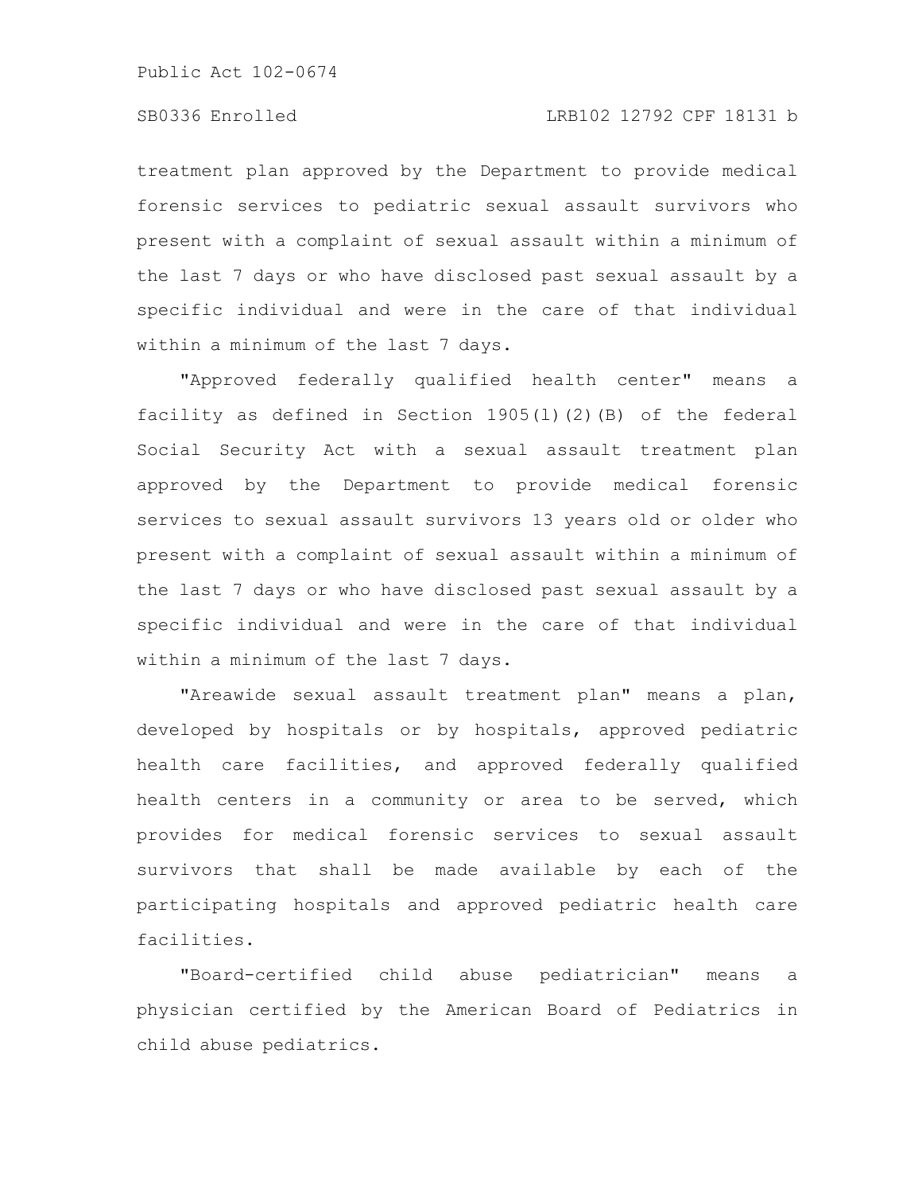treatment plan approved by the Department to provide medical forensic services to pediatric sexual assault survivors who present with a complaint of sexual assault within a minimum of the last 7 days or who have disclosed past sexual assault by a specific individual and were in the care of that individual within a minimum of the last 7 days.

"Approved federally qualified health center" means a facility as defined in Section 1905(l)(2)(B) of the federal Social Security Act with a sexual assault treatment plan approved by the Department to provide medical forensic services to sexual assault survivors 13 years old or older who present with a complaint of sexual assault within a minimum of the last 7 days or who have disclosed past sexual assault by a specific individual and were in the care of that individual within a minimum of the last 7 days.

"Areawide sexual assault treatment plan" means a plan, developed by hospitals or by hospitals, approved pediatric health care facilities, and approved federally qualified health centers in a community or area to be served, which provides for medical forensic services to sexual assault survivors that shall be made available by each of the participating hospitals and approved pediatric health care facilities.

"Board-certified child abuse pediatrician" means a physician certified by the American Board of Pediatrics in child abuse pediatrics.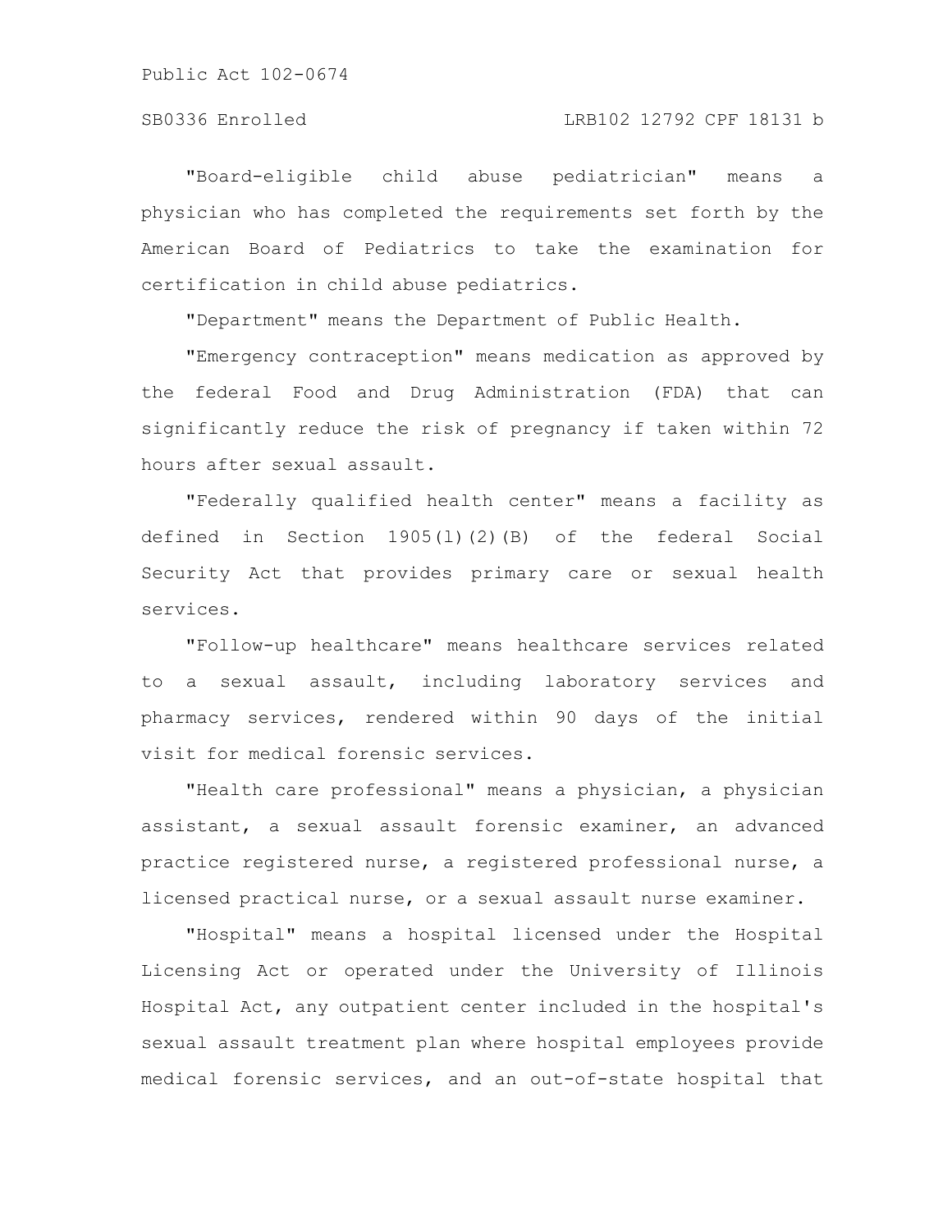"Board-eligible child abuse pediatrician" means a physician who has completed the requirements set forth by the American Board of Pediatrics to take the examination for certification in child abuse pediatrics.

"Department" means the Department of Public Health.

"Emergency contraception" means medication as approved by the federal Food and Drug Administration (FDA) that can significantly reduce the risk of pregnancy if taken within 72 hours after sexual assault.

"Federally qualified health center" means a facility as defined in Section 1905(l)(2)(B) of the federal Social Security Act that provides primary care or sexual health services.

"Follow-up healthcare" means healthcare services related to a sexual assault, including laboratory services and pharmacy services, rendered within 90 days of the initial visit for medical forensic services.

"Health care professional" means a physician, a physician assistant, a sexual assault forensic examiner, an advanced practice registered nurse, a registered professional nurse, a licensed practical nurse, or a sexual assault nurse examiner.

"Hospital" means a hospital licensed under the Hospital Licensing Act or operated under the University of Illinois Hospital Act, any outpatient center included in the hospital's sexual assault treatment plan where hospital employees provide medical forensic services, and an out-of-state hospital that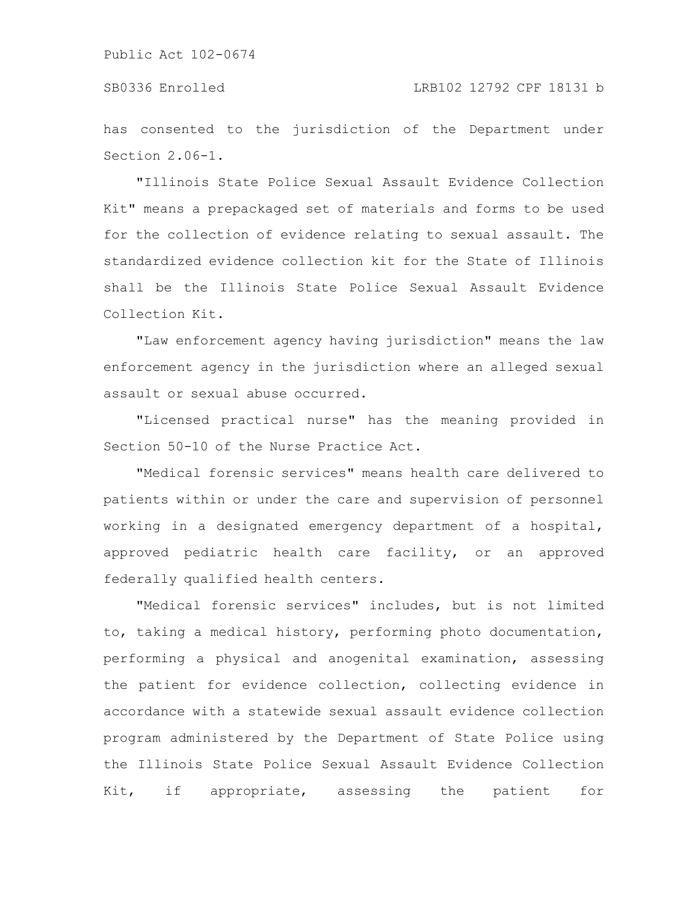has consented to the jurisdiction of the Department under Section 2.06-1.

"Illinois State Police Sexual Assault Evidence Collection Kit" means a prepackaged set of materials and forms to be used for the collection of evidence relating to sexual assault. The standardized evidence collection kit for the State of Illinois shall be the Illinois State Police Sexual Assault Evidence Collection Kit.

"Law enforcement agency having jurisdiction" means the law enforcement agency in the jurisdiction where an alleged sexual assault or sexual abuse occurred.

"Licensed practical nurse" has the meaning provided in Section 50-10 of the Nurse Practice Act.

"Medical forensic services" means health care delivered to patients within or under the care and supervision of personnel working in a designated emergency department of a hospital, approved pediatric health care facility, or an approved federally qualified health centers.

"Medical forensic services" includes, but is not limited to, taking a medical history, performing photo documentation, performing a physical and anogenital examination, assessing the patient for evidence collection, collecting evidence in accordance with a statewide sexual assault evidence collection program administered by the Department of State Police using the Illinois State Police Sexual Assault Evidence Collection Kit, if appropriate, assessing the patient for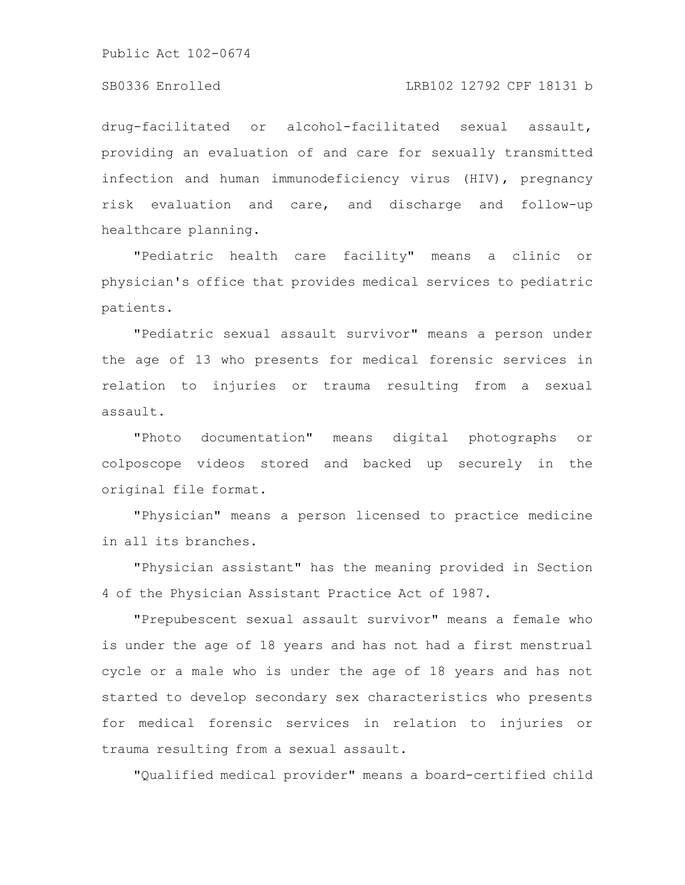drug-facilitated or alcohol-facilitated sexual assault, providing an evaluation of and care for sexually transmitted infection and human immunodeficiency virus (HIV), pregnancy risk evaluation and care, and discharge and follow-up healthcare planning.

"Pediatric health care facility" means a clinic or physician's office that provides medical services to pediatric patients.

"Pediatric sexual assault survivor" means a person under the age of 13 who presents for medical forensic services in relation to injuries or trauma resulting from a sexual assault.

"Photo documentation" means digital photographs or colposcope videos stored and backed up securely in the original file format.

"Physician" means a person licensed to practice medicine in all its branches.

"Physician assistant" has the meaning provided in Section 4 of the Physician Assistant Practice Act of 1987.

"Prepubescent sexual assault survivor" means a female who is under the age of 18 years and has not had a first menstrual cycle or a male who is under the age of 18 years and has not started to develop secondary sex characteristics who presents for medical forensic services in relation to injuries or trauma resulting from a sexual assault.

"Qualified medical provider" means a board-certified child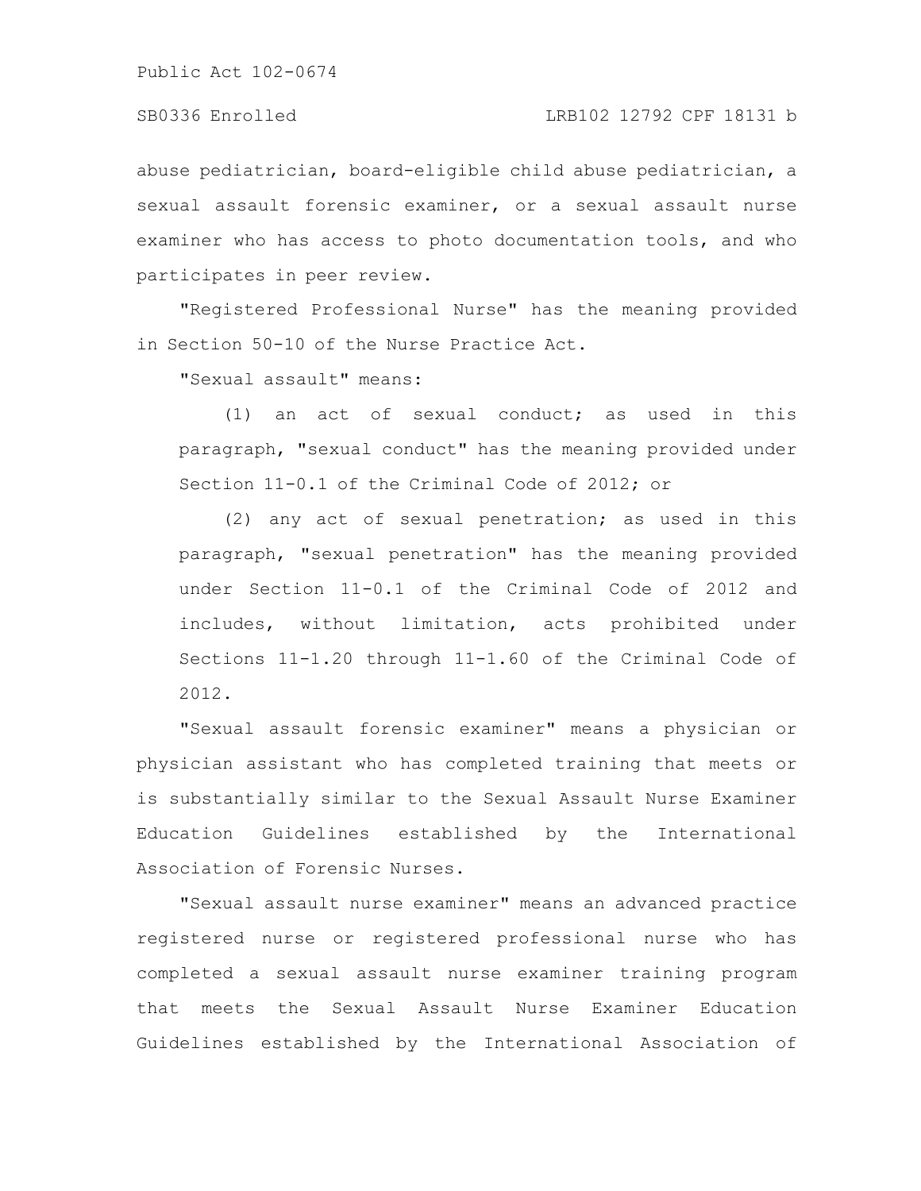abuse pediatrician, board-eligible child abuse pediatrician, a sexual assault forensic examiner, or a sexual assault nurse examiner who has access to photo documentation tools, and who participates in peer review.

"Registered Professional Nurse" has the meaning provided in Section 50-10 of the Nurse Practice Act.

"Sexual assault" means:

(1) an act of sexual conduct; as used in this paragraph, "sexual conduct" has the meaning provided under Section 11-0.1 of the Criminal Code of 2012; or

(2) any act of sexual penetration; as used in this paragraph, "sexual penetration" has the meaning provided under Section 11-0.1 of the Criminal Code of 2012 and includes, without limitation, acts prohibited under Sections 11-1.20 through 11-1.60 of the Criminal Code of 2012.

"Sexual assault forensic examiner" means a physician or physician assistant who has completed training that meets or is substantially similar to the Sexual Assault Nurse Examiner Education Guidelines established by the International Association of Forensic Nurses.

"Sexual assault nurse examiner" means an advanced practice registered nurse or registered professional nurse who has completed a sexual assault nurse examiner training program that meets the Sexual Assault Nurse Examiner Education Guidelines established by the International Association of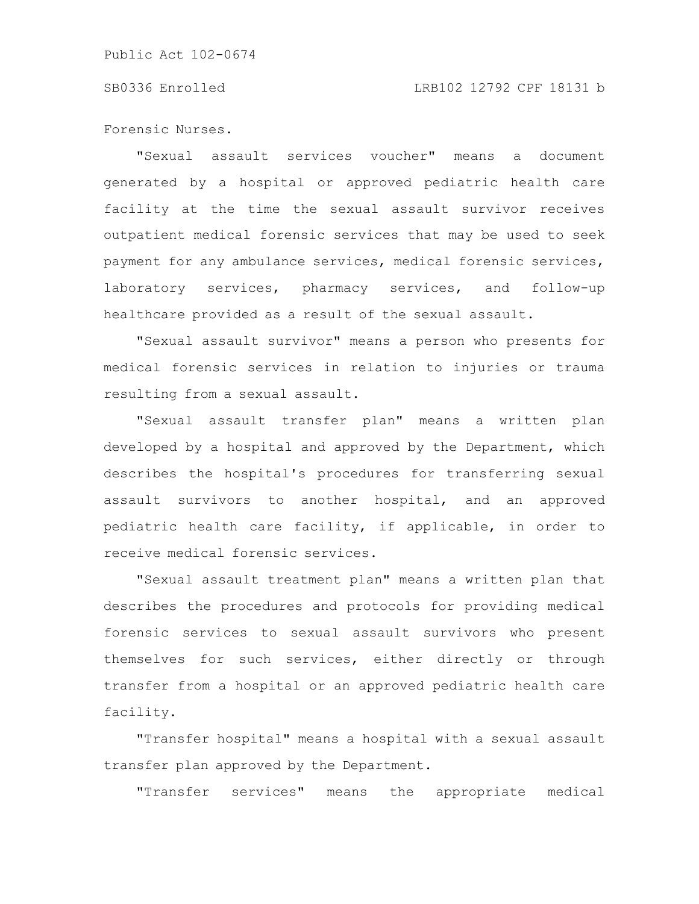Forensic Nurses.

"Sexual assault services voucher" means a document generated by a hospital or approved pediatric health care facility at the time the sexual assault survivor receives outpatient medical forensic services that may be used to seek payment for any ambulance services, medical forensic services, laboratory services, pharmacy services, and follow-up healthcare provided as a result of the sexual assault.

"Sexual assault survivor" means a person who presents for medical forensic services in relation to injuries or trauma resulting from a sexual assault.

"Sexual assault transfer plan" means a written plan developed by a hospital and approved by the Department, which describes the hospital's procedures for transferring sexual assault survivors to another hospital, and an approved pediatric health care facility, if applicable, in order to receive medical forensic services.

"Sexual assault treatment plan" means a written plan that describes the procedures and protocols for providing medical forensic services to sexual assault survivors who present themselves for such services, either directly or through transfer from a hospital or an approved pediatric health care facility.

"Transfer hospital" means a hospital with a sexual assault transfer plan approved by the Department.

"Transfer services" means the appropriate medical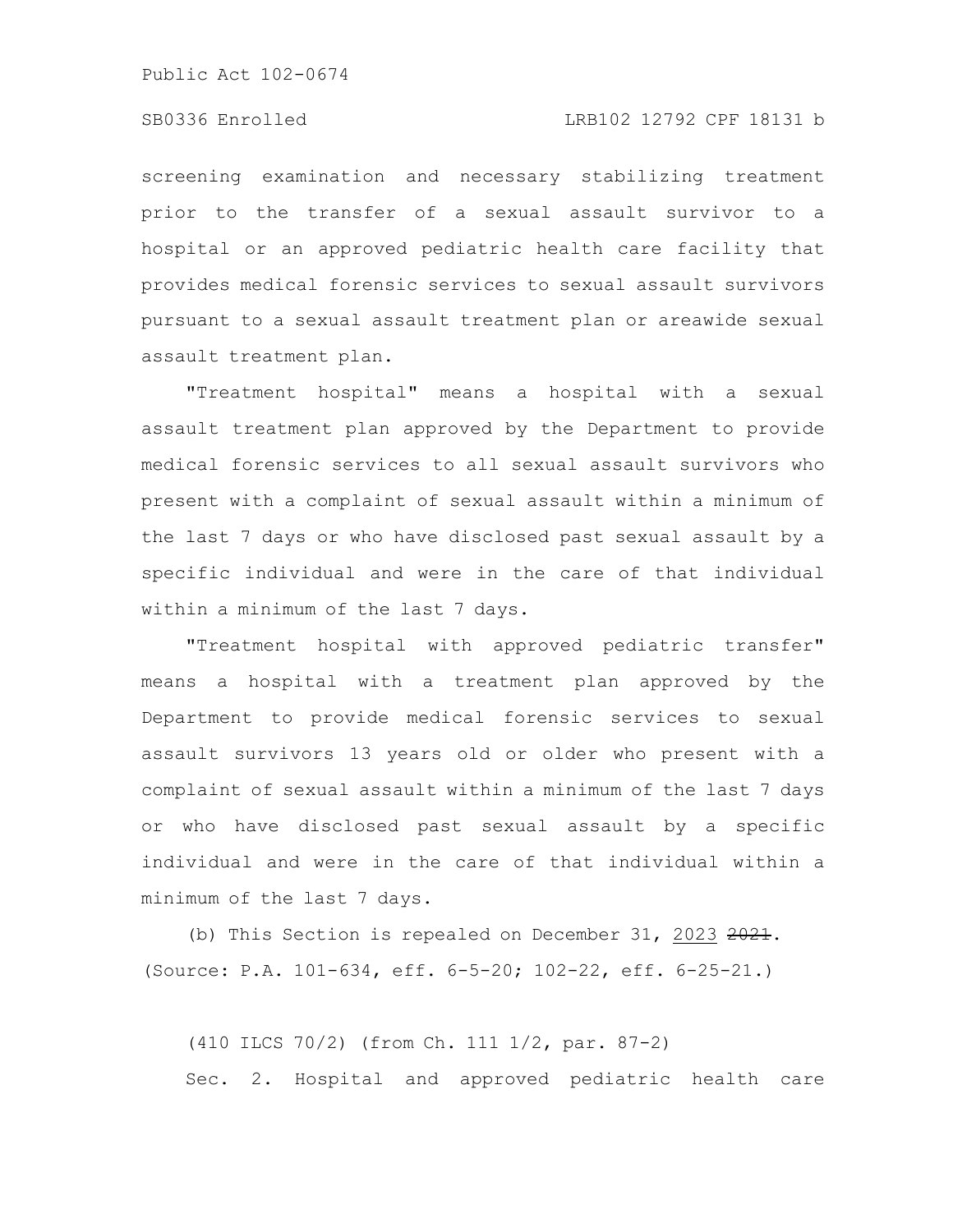screening examination and necessary stabilizing treatment prior to the transfer of a sexual assault survivor to a hospital or an approved pediatric health care facility that provides medical forensic services to sexual assault survivors pursuant to a sexual assault treatment plan or areawide sexual assault treatment plan.

"Treatment hospital" means a hospital with a sexual assault treatment plan approved by the Department to provide medical forensic services to all sexual assault survivors who present with a complaint of sexual assault within a minimum of the last 7 days or who have disclosed past sexual assault by a specific individual and were in the care of that individual within a minimum of the last 7 days.

"Treatment hospital with approved pediatric transfer" means a hospital with a treatment plan approved by the Department to provide medical forensic services to sexual assault survivors 13 years old or older who present with a complaint of sexual assault within a minimum of the last 7 days or who have disclosed past sexual assault by a specific individual and were in the care of that individual within a minimum of the last 7 days.

(b) This Section is repealed on December 31, 2023 ~~2021~~.
(Source: P.A. 101-634, eff. 6-5-20; 102-22, eff. 6-25-21.)

(410 ILCS 70/2) (from Ch. 111 1/2, par. 87-2)

Sec. 2. Hospital and approved pediatric health care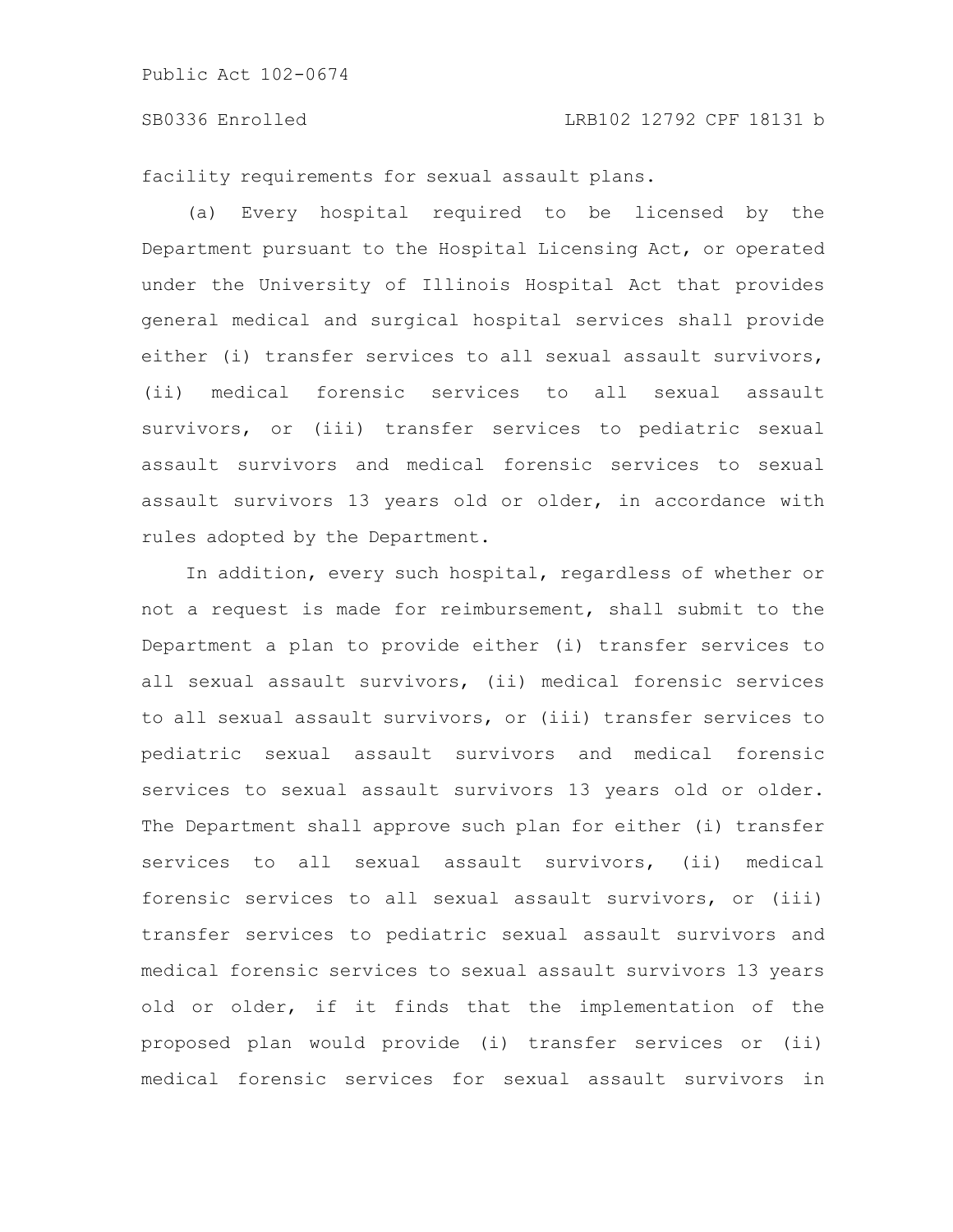facility requirements for sexual assault plans.

(a) Every hospital required to be licensed by the Department pursuant to the Hospital Licensing Act, or operated under the University of Illinois Hospital Act that provides general medical and surgical hospital services shall provide either (i) transfer services to all sexual assault survivors, (ii) medical forensic services to all sexual assault survivors, or (iii) transfer services to pediatric sexual assault survivors and medical forensic services to sexual assault survivors 13 years old or older, in accordance with rules adopted by the Department.

In addition, every such hospital, regardless of whether or not a request is made for reimbursement, shall submit to the Department a plan to provide either (i) transfer services to all sexual assault survivors, (ii) medical forensic services to all sexual assault survivors, or (iii) transfer services to pediatric sexual assault survivors and medical forensic services to sexual assault survivors 13 years old or older. The Department shall approve such plan for either (i) transfer services to all sexual assault survivors, (ii) medical forensic services to all sexual assault survivors, or (iii) transfer services to pediatric sexual assault survivors and medical forensic services to sexual assault survivors 13 years old or older, if it finds that the implementation of the proposed plan would provide (i) transfer services or (ii) medical forensic services for sexual assault survivors in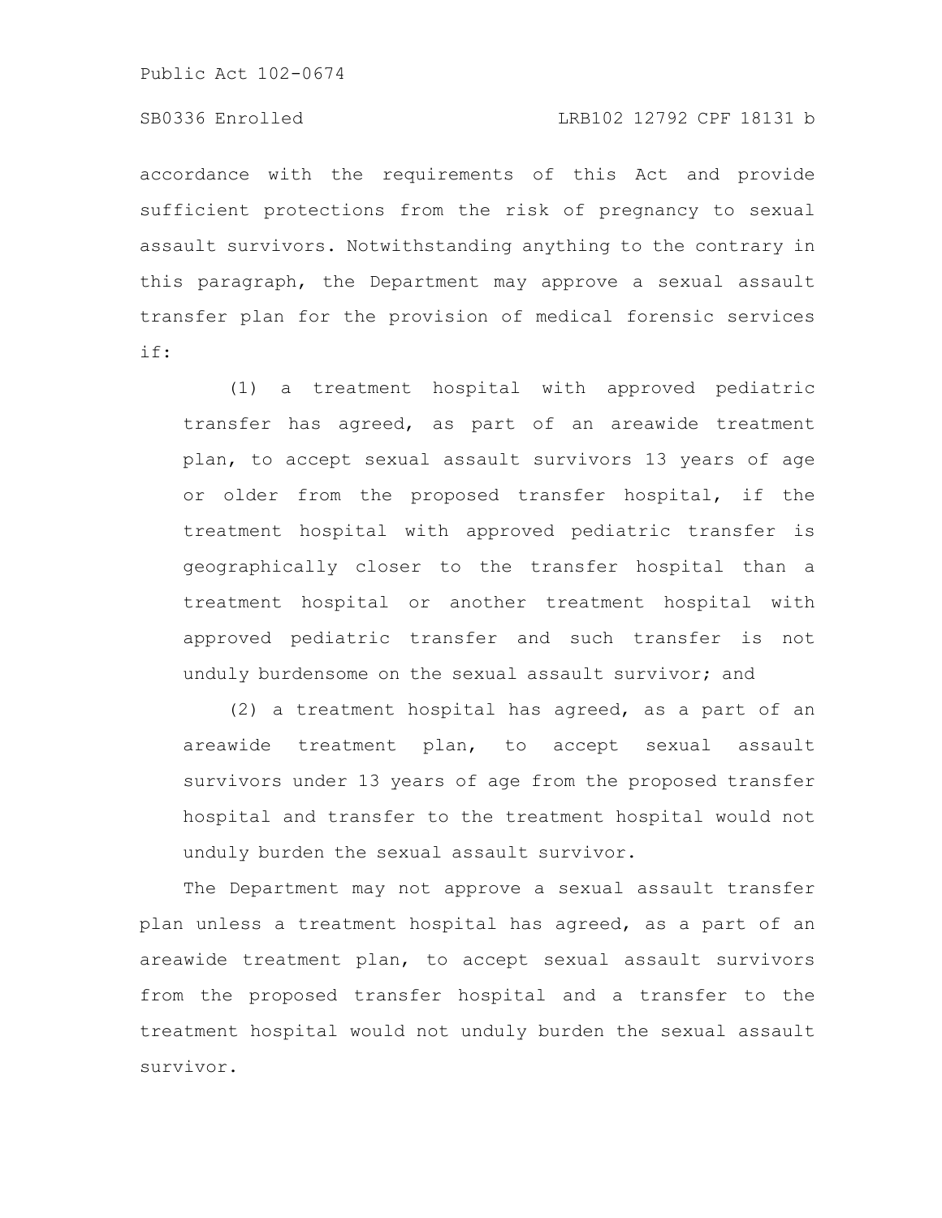accordance with the requirements of this Act and provide sufficient protections from the risk of pregnancy to sexual assault survivors. Notwithstanding anything to the contrary in this paragraph, the Department may approve a sexual assault transfer plan for the provision of medical forensic services if:

(1) a treatment hospital with approved pediatric transfer has agreed, as part of an areawide treatment plan, to accept sexual assault survivors 13 years of age or older from the proposed transfer hospital, if the treatment hospital with approved pediatric transfer is geographically closer to the transfer hospital than a treatment hospital or another treatment hospital with approved pediatric transfer and such transfer is not unduly burdensome on the sexual assault survivor; and

(2) a treatment hospital has agreed, as a part of an areawide treatment plan, to accept sexual assault survivors under 13 years of age from the proposed transfer hospital and transfer to the treatment hospital would not unduly burden the sexual assault survivor.

The Department may not approve a sexual assault transfer plan unless a treatment hospital has agreed, as a part of an areawide treatment plan, to accept sexual assault survivors from the proposed transfer hospital and a transfer to the treatment hospital would not unduly burden the sexual assault survivor.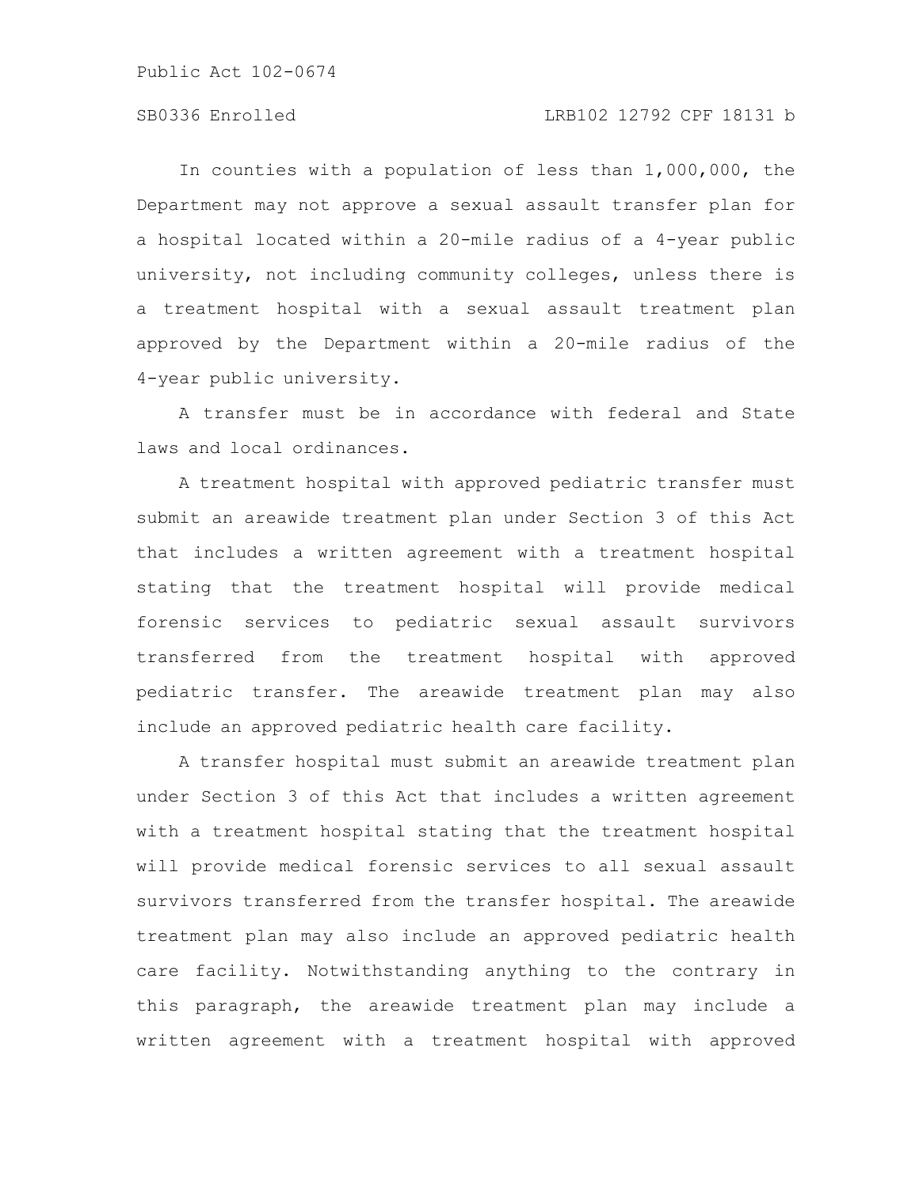In counties with a population of less than 1,000,000, the Department may not approve a sexual assault transfer plan for a hospital located within a 20-mile radius of a 4-year public university, not including community colleges, unless there is a treatment hospital with a sexual assault treatment plan approved by the Department within a 20-mile radius of the 4-year public university.

A transfer must be in accordance with federal and State laws and local ordinances.

A treatment hospital with approved pediatric transfer must submit an areawide treatment plan under Section 3 of this Act that includes a written agreement with a treatment hospital stating that the treatment hospital will provide medical forensic services to pediatric sexual assault survivors transferred from the treatment hospital with approved pediatric transfer. The areawide treatment plan may also include an approved pediatric health care facility.

A transfer hospital must submit an areawide treatment plan under Section 3 of this Act that includes a written agreement with a treatment hospital stating that the treatment hospital will provide medical forensic services to all sexual assault survivors transferred from the transfer hospital. The areawide treatment plan may also include an approved pediatric health care facility. Notwithstanding anything to the contrary in this paragraph, the areawide treatment plan may include a written agreement with a treatment hospital with approved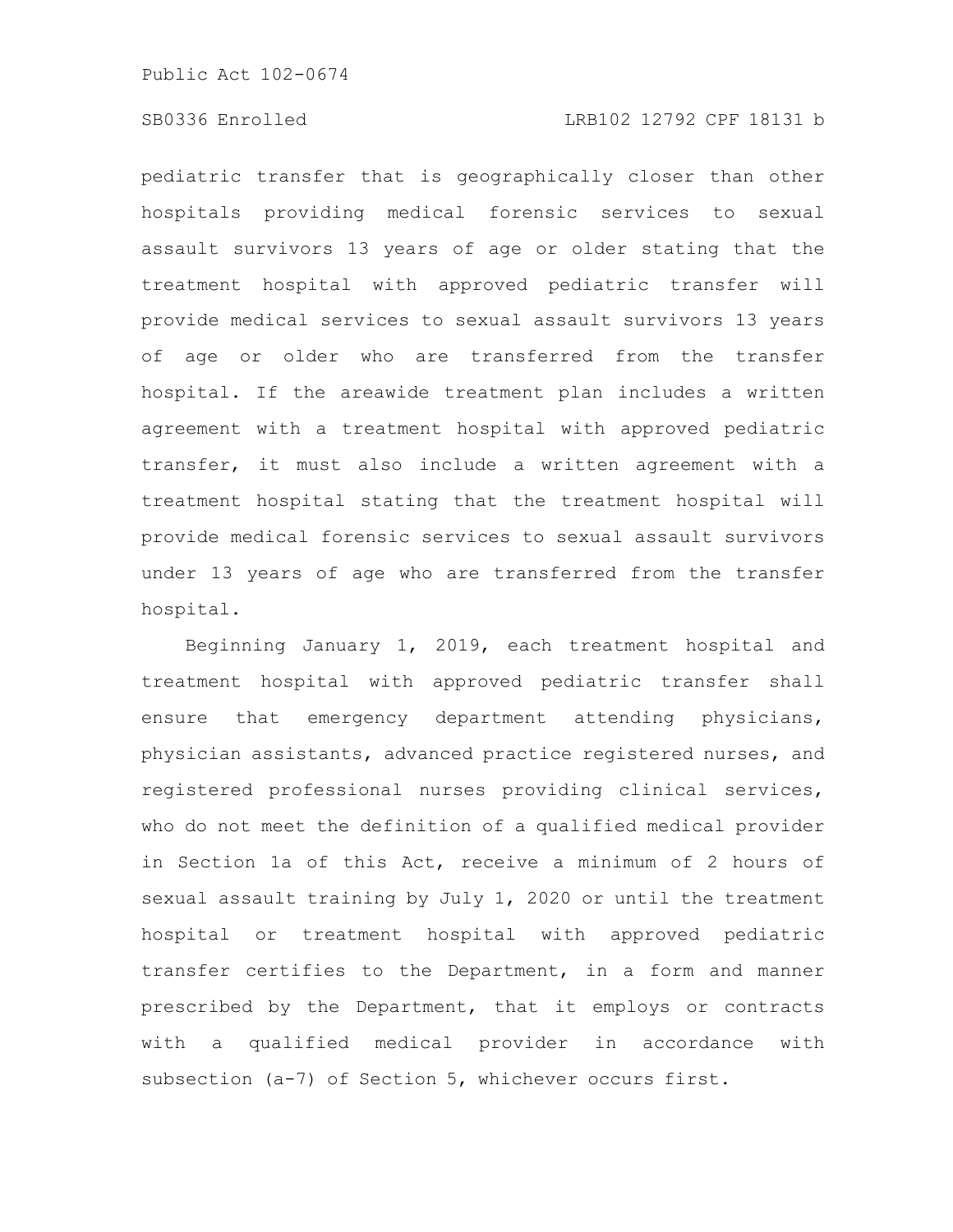pediatric transfer that is geographically closer than other hospitals providing medical forensic services to sexual assault survivors 13 years of age or older stating that the treatment hospital with approved pediatric transfer will provide medical services to sexual assault survivors 13 years of age or older who are transferred from the transfer hospital. If the areawide treatment plan includes a written agreement with a treatment hospital with approved pediatric transfer, it must also include a written agreement with a treatment hospital stating that the treatment hospital will provide medical forensic services to sexual assault survivors under 13 years of age who are transferred from the transfer hospital.

Beginning January 1, 2019, each treatment hospital and treatment hospital with approved pediatric transfer shall ensure that emergency department attending physicians, physician assistants, advanced practice registered nurses, and registered professional nurses providing clinical services, who do not meet the definition of a qualified medical provider in Section 1a of this Act, receive a minimum of 2 hours of sexual assault training by July 1, 2020 or until the treatment hospital or treatment hospital with approved pediatric transfer certifies to the Department, in a form and manner prescribed by the Department, that it employs or contracts with a qualified medical provider in accordance with subsection (a-7) of Section 5, whichever occurs first.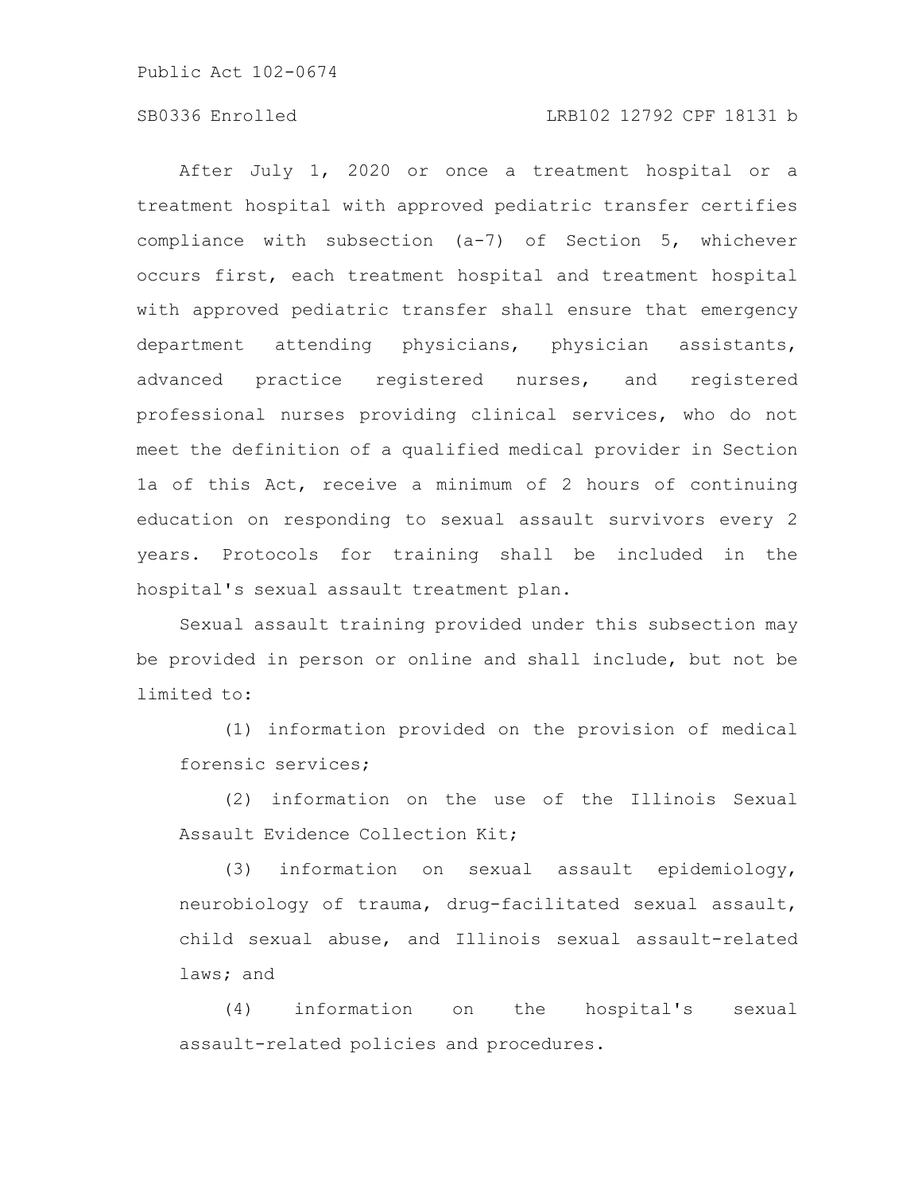After July 1, 2020 or once a treatment hospital or a treatment hospital with approved pediatric transfer certifies compliance with subsection (a-7) of Section 5, whichever occurs first, each treatment hospital and treatment hospital with approved pediatric transfer shall ensure that emergency department attending physicians, physician assistants, advanced practice registered nurses, and registered professional nurses providing clinical services, who do not meet the definition of a qualified medical provider in Section 1a of this Act, receive a minimum of 2 hours of continuing education on responding to sexual assault survivors every 2 years. Protocols for training shall be included in the hospital's sexual assault treatment plan.

Sexual assault training provided under this subsection may be provided in person or online and shall include, but not be limited to:

(1) information provided on the provision of medical forensic services;

(2) information on the use of the Illinois Sexual Assault Evidence Collection Kit;

(3) information on sexual assault epidemiology, neurobiology of trauma, drug-facilitated sexual assault, child sexual abuse, and Illinois sexual assault-related laws; and

(4) information on the hospital's sexual assault-related policies and procedures.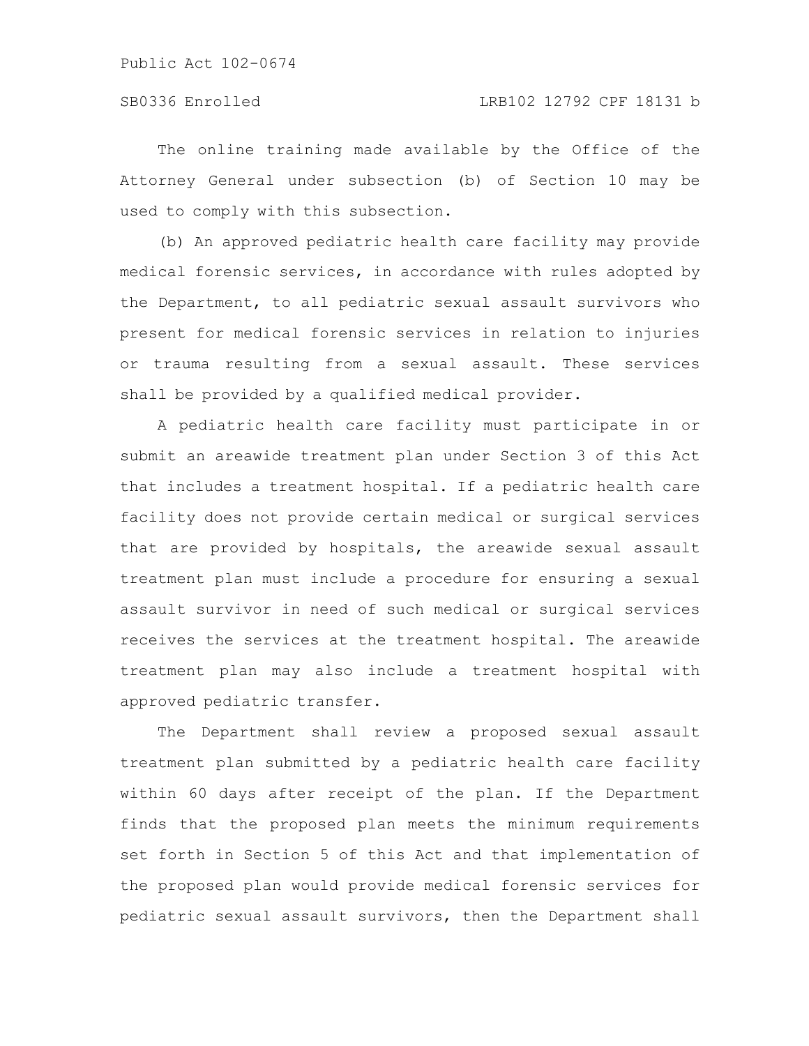The online training made available by the Office of the Attorney General under subsection (b) of Section 10 may be used to comply with this subsection.

(b) An approved pediatric health care facility may provide medical forensic services, in accordance with rules adopted by the Department, to all pediatric sexual assault survivors who present for medical forensic services in relation to injuries or trauma resulting from a sexual assault. These services shall be provided by a qualified medical provider.

A pediatric health care facility must participate in or submit an areawide treatment plan under Section 3 of this Act that includes a treatment hospital. If a pediatric health care facility does not provide certain medical or surgical services that are provided by hospitals, the areawide sexual assault treatment plan must include a procedure for ensuring a sexual assault survivor in need of such medical or surgical services receives the services at the treatment hospital. The areawide treatment plan may also include a treatment hospital with approved pediatric transfer.

The Department shall review a proposed sexual assault treatment plan submitted by a pediatric health care facility within 60 days after receipt of the plan. If the Department finds that the proposed plan meets the minimum requirements set forth in Section 5 of this Act and that implementation of the proposed plan would provide medical forensic services for pediatric sexual assault survivors, then the Department shall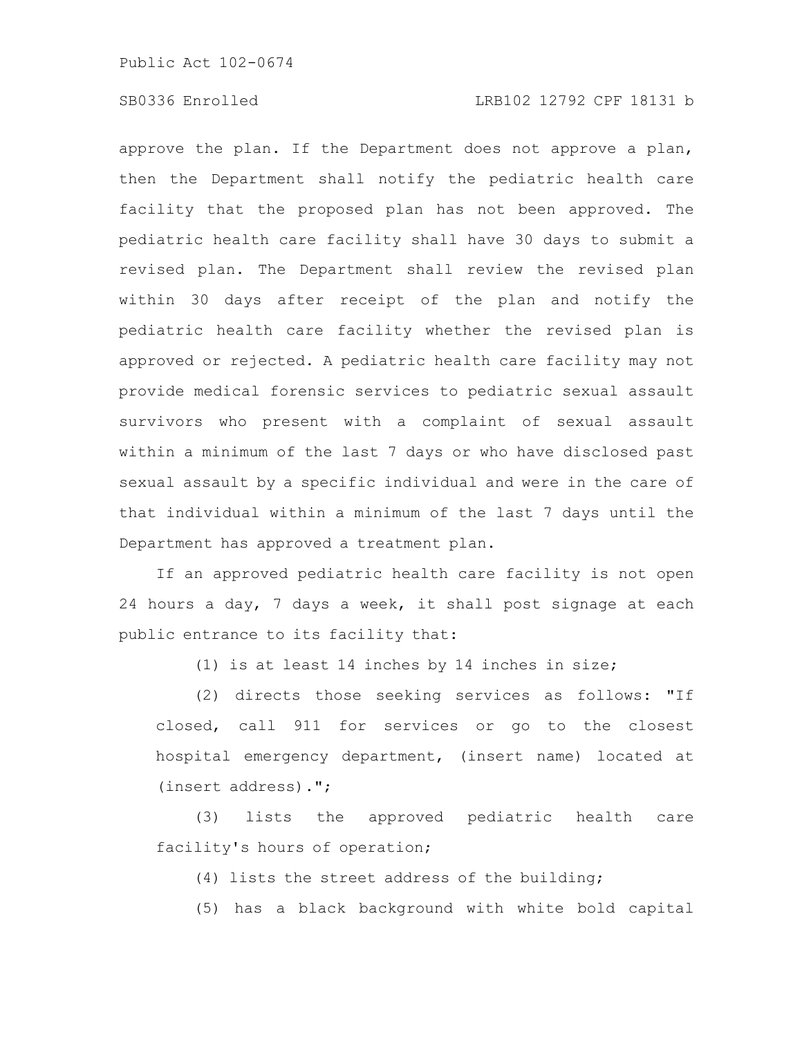approve the plan. If the Department does not approve a plan, then the Department shall notify the pediatric health care facility that the proposed plan has not been approved. The pediatric health care facility shall have 30 days to submit a revised plan. The Department shall review the revised plan within 30 days after receipt of the plan and notify the pediatric health care facility whether the revised plan is approved or rejected. A pediatric health care facility may not provide medical forensic services to pediatric sexual assault survivors who present with a complaint of sexual assault within a minimum of the last 7 days or who have disclosed past sexual assault by a specific individual and were in the care of that individual within a minimum of the last 7 days until the Department has approved a treatment plan.

If an approved pediatric health care facility is not open 24 hours a day, 7 days a week, it shall post signage at each public entrance to its facility that:

(1) is at least 14 inches by 14 inches in size;

(2) directs those seeking services as follows: "If closed, call 911 for services or go to the closest hospital emergency department, (insert name) located at (insert address).";

(3) lists the approved pediatric health care facility's hours of operation;

(4) lists the street address of the building;

(5) has a black background with white bold capital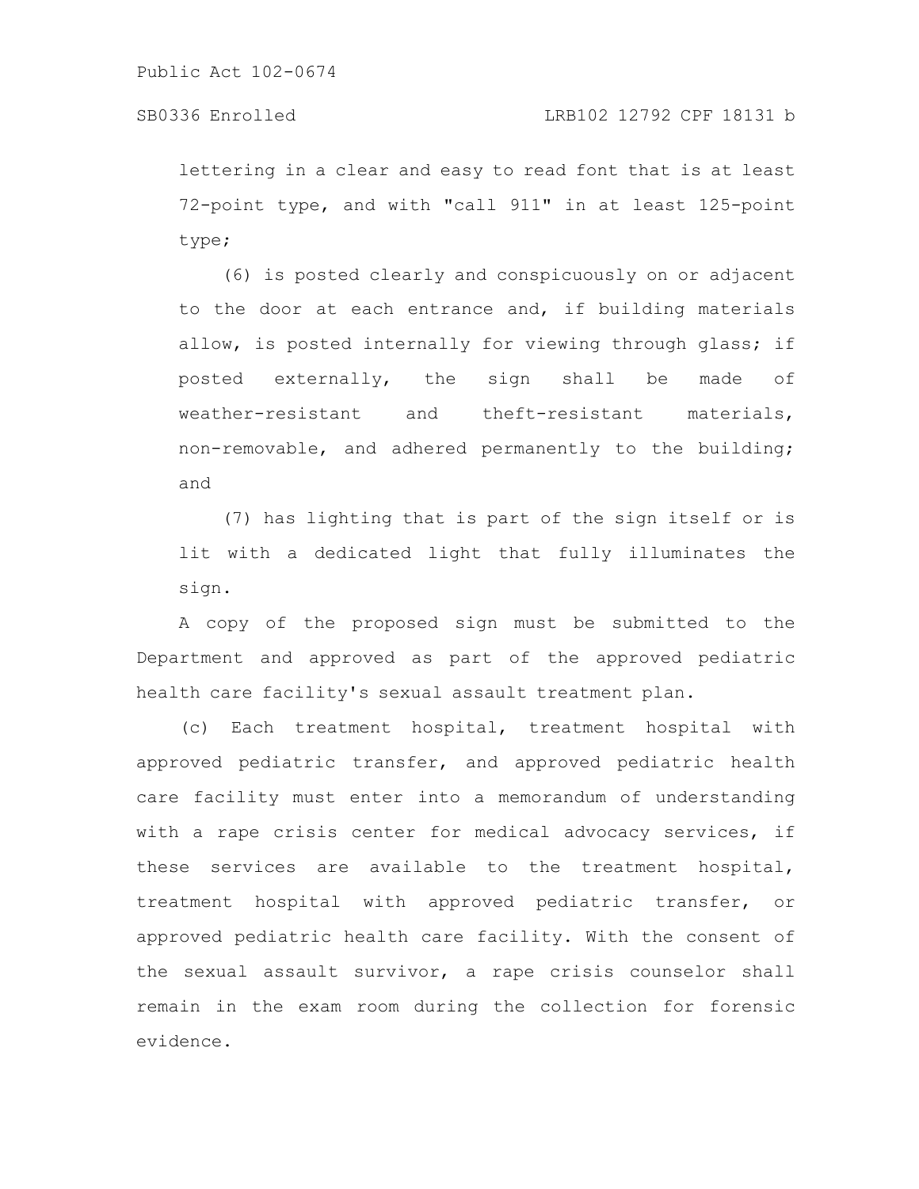lettering in a clear and easy to read font that is at least 72-point type, and with "call 911" in at least 125-point type;

(6) is posted clearly and conspicuously on or adjacent to the door at each entrance and, if building materials allow, is posted internally for viewing through glass; if posted externally, the sign shall be made of weather-resistant and theft-resistant materials, non-removable, and adhered permanently to the building; and

(7) has lighting that is part of the sign itself or is lit with a dedicated light that fully illuminates the sign.

A copy of the proposed sign must be submitted to the Department and approved as part of the approved pediatric health care facility's sexual assault treatment plan.

(c) Each treatment hospital, treatment hospital with approved pediatric transfer, and approved pediatric health care facility must enter into a memorandum of understanding with a rape crisis center for medical advocacy services, if these services are available to the treatment hospital, treatment hospital with approved pediatric transfer, or approved pediatric health care facility. With the consent of the sexual assault survivor, a rape crisis counselor shall remain in the exam room during the collection for forensic evidence.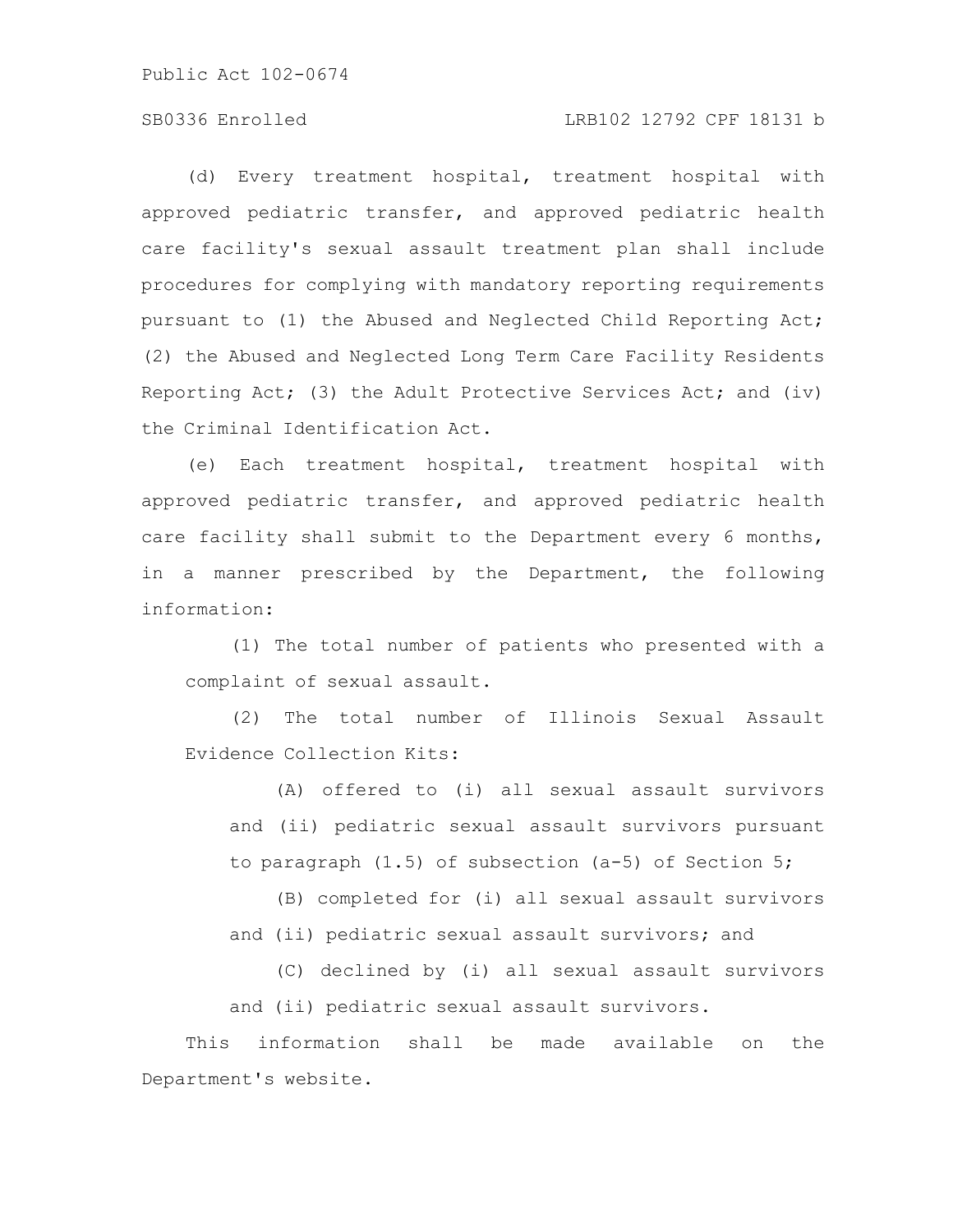(d) Every treatment hospital, treatment hospital with approved pediatric transfer, and approved pediatric health care facility's sexual assault treatment plan shall include procedures for complying with mandatory reporting requirements pursuant to (1) the Abused and Neglected Child Reporting Act; (2) the Abused and Neglected Long Term Care Facility Residents Reporting Act; (3) the Adult Protective Services Act; and (iv) the Criminal Identification Act.

(e) Each treatment hospital, treatment hospital with approved pediatric transfer, and approved pediatric health care facility shall submit to the Department every 6 months, in a manner prescribed by the Department, the following information:

(1) The total number of patients who presented with a complaint of sexual assault.

(2) The total number of Illinois Sexual Assault Evidence Collection Kits:

(A) offered to (i) all sexual assault survivors and (ii) pediatric sexual assault survivors pursuant to paragraph (1.5) of subsection (a-5) of Section 5;

(B) completed for (i) all sexual assault survivors and (ii) pediatric sexual assault survivors; and

(C) declined by (i) all sexual assault survivors and (ii) pediatric sexual assault survivors.

This information shall be made available on the Department's website.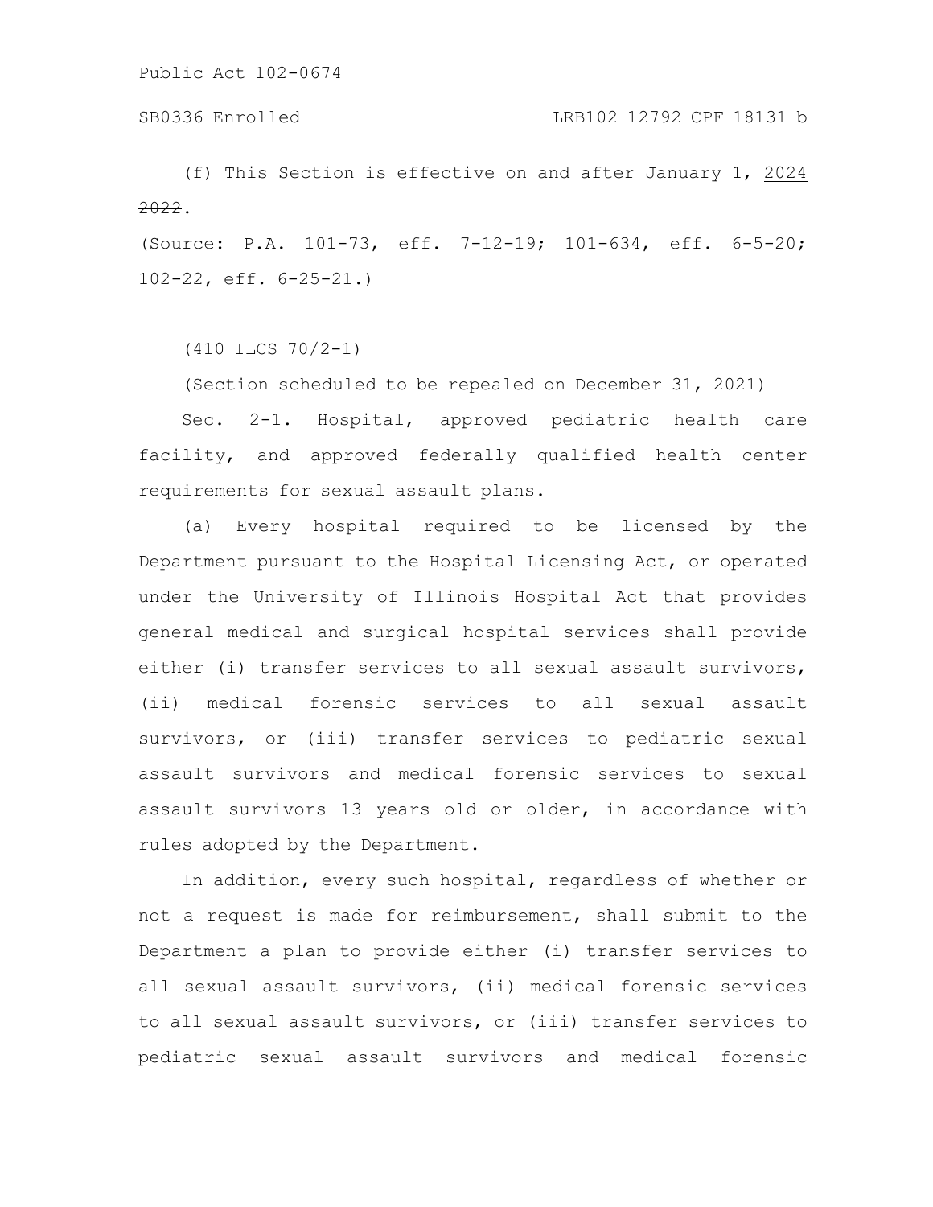(f) This Section is effective on and after January 1, 2024 ~~2022~~.

(Source: P.A. 101-73, eff. 7-12-19; 101-634, eff. 6-5-20; 102-22, eff. 6-25-21.)

(410 ILCS 70/2-1)

(Section scheduled to be repealed on December 31, 2021)

Sec. 2-1. Hospital, approved pediatric health care facility, and approved federally qualified health center requirements for sexual assault plans.

(a) Every hospital required to be licensed by the Department pursuant to the Hospital Licensing Act, or operated under the University of Illinois Hospital Act that provides general medical and surgical hospital services shall provide either (i) transfer services to all sexual assault survivors, (ii) medical forensic services to all sexual assault survivors, or (iii) transfer services to pediatric sexual assault survivors and medical forensic services to sexual assault survivors 13 years old or older, in accordance with rules adopted by the Department.

In addition, every such hospital, regardless of whether or not a request is made for reimbursement, shall submit to the Department a plan to provide either (i) transfer services to all sexual assault survivors, (ii) medical forensic services to all sexual assault survivors, or (iii) transfer services to pediatric sexual assault survivors and medical forensic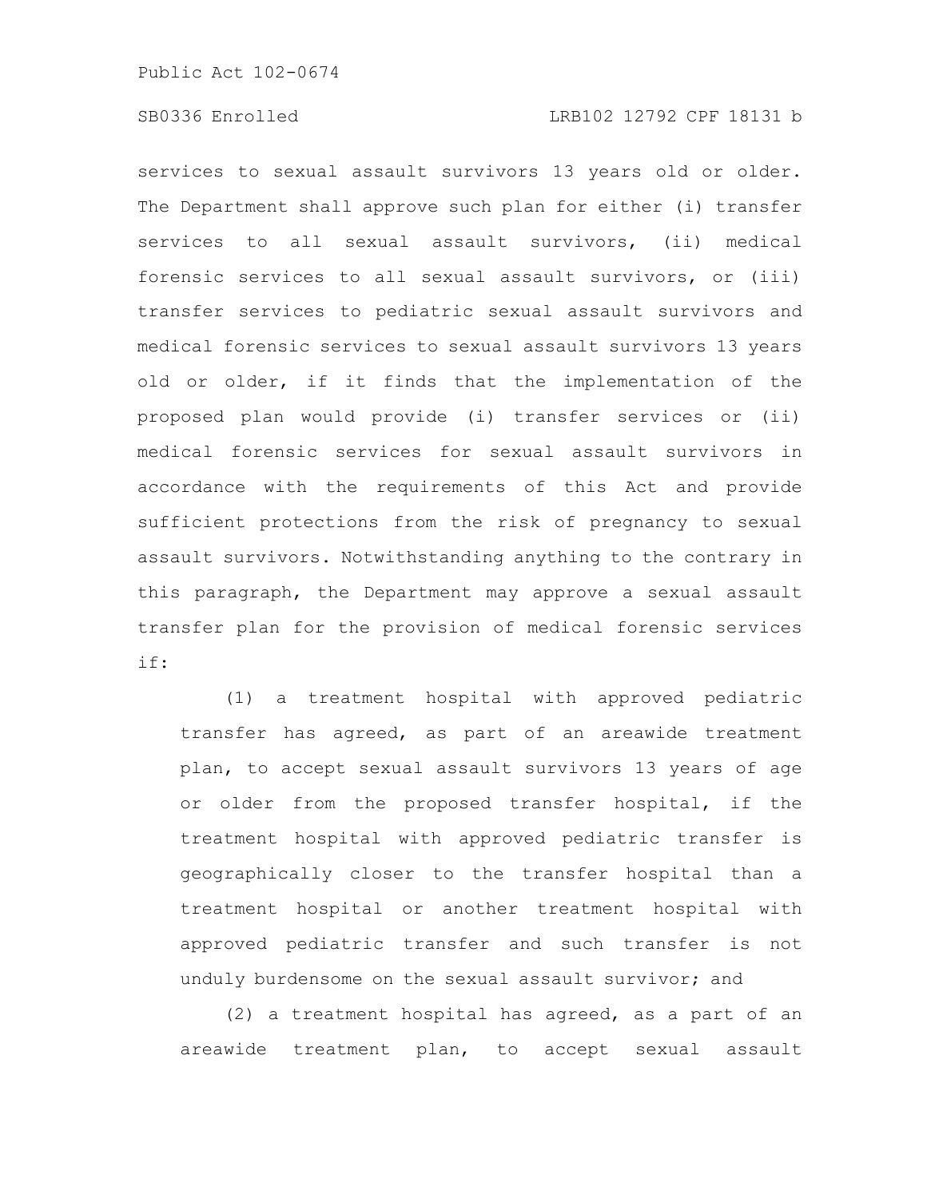services to sexual assault survivors 13 years old or older. The Department shall approve such plan for either (i) transfer services to all sexual assault survivors, (ii) medical forensic services to all sexual assault survivors, or (iii) transfer services to pediatric sexual assault survivors and medical forensic services to sexual assault survivors 13 years old or older, if it finds that the implementation of the proposed plan would provide (i) transfer services or (ii) medical forensic services for sexual assault survivors in accordance with the requirements of this Act and provide sufficient protections from the risk of pregnancy to sexual assault survivors. Notwithstanding anything to the contrary in this paragraph, the Department may approve a sexual assault transfer plan for the provision of medical forensic services if:

(1) a treatment hospital with approved pediatric transfer has agreed, as part of an areawide treatment plan, to accept sexual assault survivors 13 years of age or older from the proposed transfer hospital, if the treatment hospital with approved pediatric transfer is geographically closer to the transfer hospital than a treatment hospital or another treatment hospital with approved pediatric transfer and such transfer is not unduly burdensome on the sexual assault survivor; and

(2) a treatment hospital has agreed, as a part of an areawide treatment plan, to accept sexual assault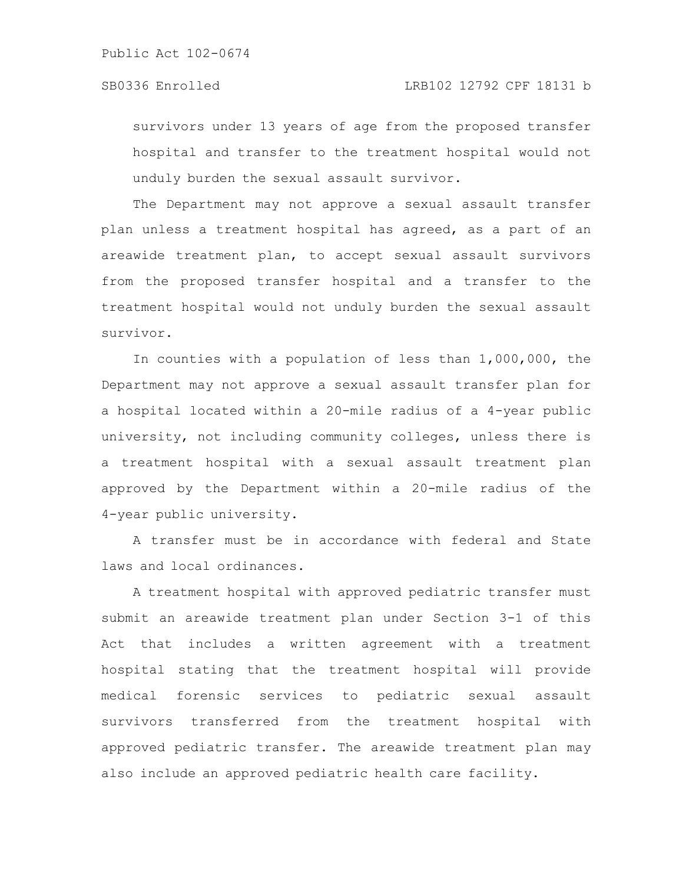survivors under 13 years of age from the proposed transfer hospital and transfer to the treatment hospital would not unduly burden the sexual assault survivor.

The Department may not approve a sexual assault transfer plan unless a treatment hospital has agreed, as a part of an areawide treatment plan, to accept sexual assault survivors from the proposed transfer hospital and a transfer to the treatment hospital would not unduly burden the sexual assault survivor.

In counties with a population of less than 1,000,000, the Department may not approve a sexual assault transfer plan for a hospital located within a 20-mile radius of a 4-year public university, not including community colleges, unless there is a treatment hospital with a sexual assault treatment plan approved by the Department within a 20-mile radius of the 4-year public university.

A transfer must be in accordance with federal and State laws and local ordinances.

A treatment hospital with approved pediatric transfer must submit an areawide treatment plan under Section 3-1 of this Act that includes a written agreement with a treatment hospital stating that the treatment hospital will provide medical forensic services to pediatric sexual assault survivors transferred from the treatment hospital with approved pediatric transfer. The areawide treatment plan may also include an approved pediatric health care facility.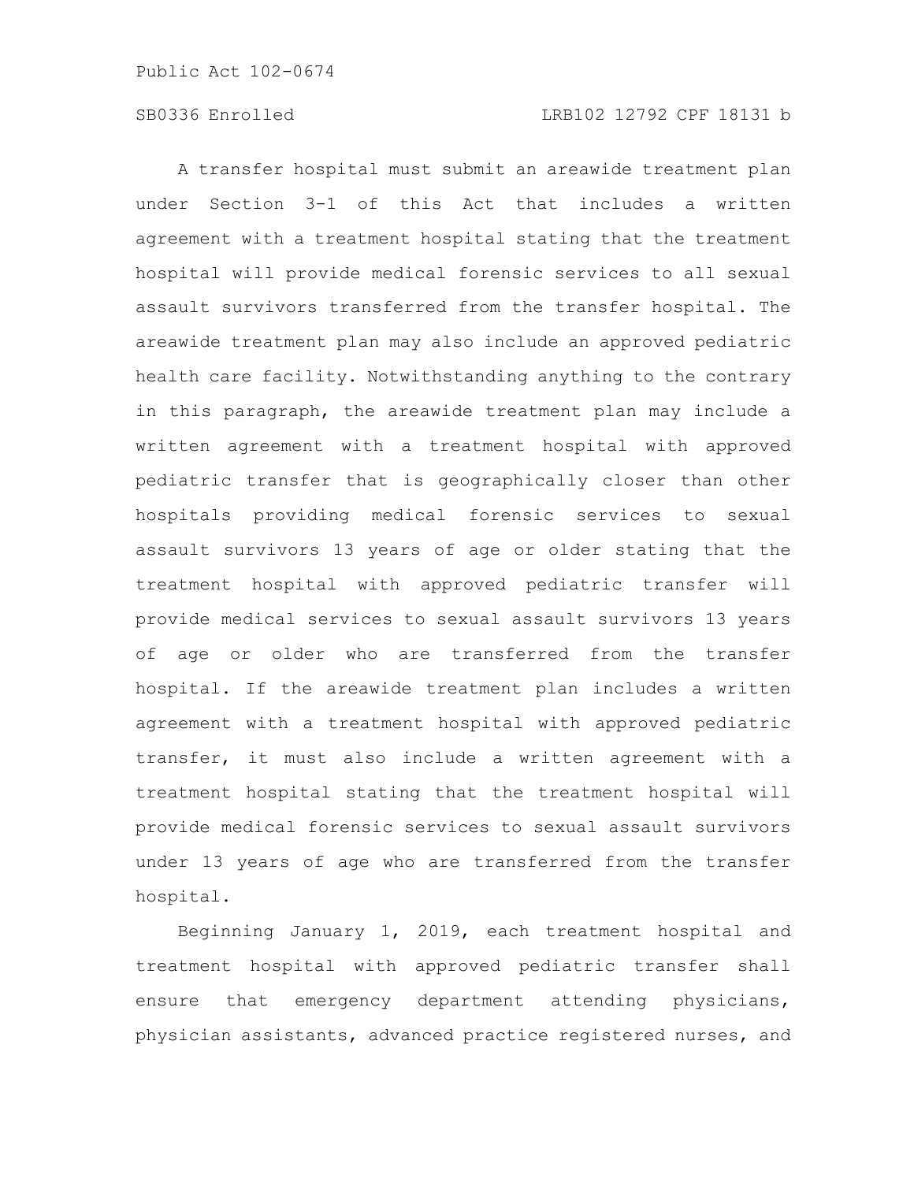A transfer hospital must submit an areawide treatment plan under Section 3-1 of this Act that includes a written agreement with a treatment hospital stating that the treatment hospital will provide medical forensic services to all sexual assault survivors transferred from the transfer hospital. The areawide treatment plan may also include an approved pediatric health care facility. Notwithstanding anything to the contrary in this paragraph, the areawide treatment plan may include a written agreement with a treatment hospital with approved pediatric transfer that is geographically closer than other hospitals providing medical forensic services to sexual assault survivors 13 years of age or older stating that the treatment hospital with approved pediatric transfer will provide medical services to sexual assault survivors 13 years of age or older who are transferred from the transfer hospital. If the areawide treatment plan includes a written agreement with a treatment hospital with approved pediatric transfer, it must also include a written agreement with a treatment hospital stating that the treatment hospital will provide medical forensic services to sexual assault survivors under 13 years of age who are transferred from the transfer hospital.

Beginning January 1, 2019, each treatment hospital and treatment hospital with approved pediatric transfer shall ensure that emergency department attending physicians, physician assistants, advanced practice registered nurses, and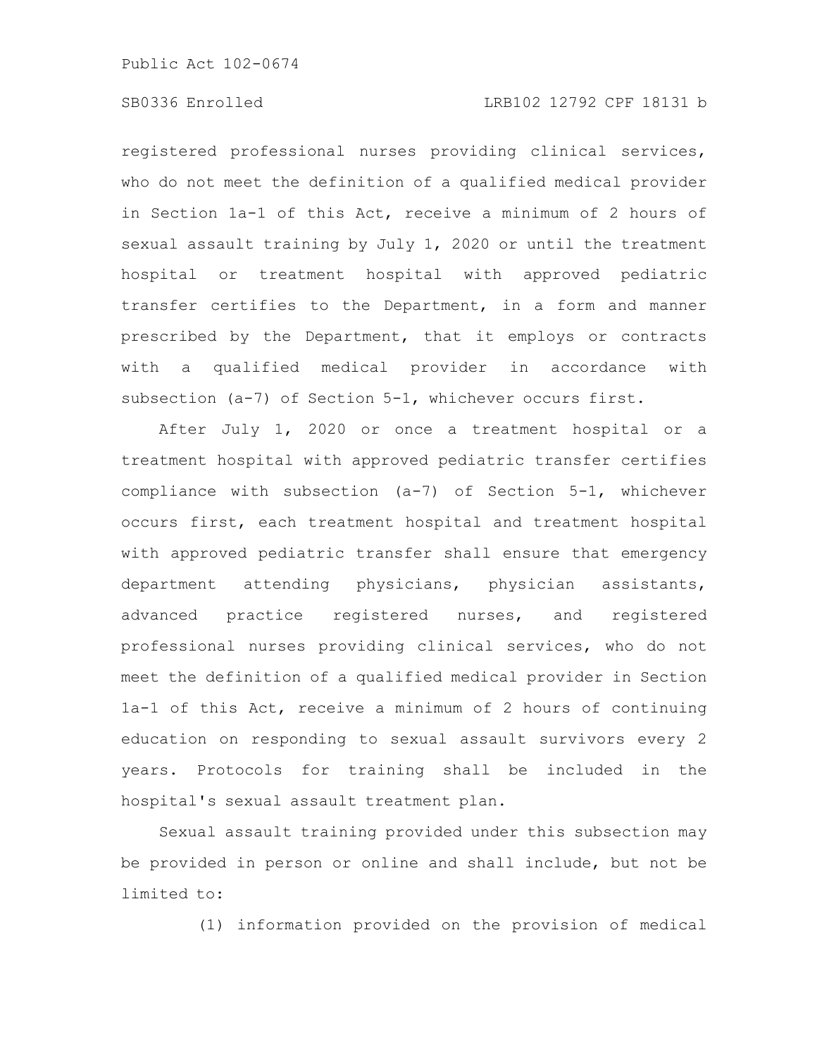registered professional nurses providing clinical services, who do not meet the definition of a qualified medical provider in Section 1a-1 of this Act, receive a minimum of 2 hours of sexual assault training by July 1, 2020 or until the treatment hospital or treatment hospital with approved pediatric transfer certifies to the Department, in a form and manner prescribed by the Department, that it employs or contracts with a qualified medical provider in accordance with subsection (a-7) of Section 5-1, whichever occurs first.

After July 1, 2020 or once a treatment hospital or a treatment hospital with approved pediatric transfer certifies compliance with subsection (a-7) of Section 5-1, whichever occurs first, each treatment hospital and treatment hospital with approved pediatric transfer shall ensure that emergency department attending physicians, physician assistants, advanced practice registered nurses, and registered professional nurses providing clinical services, who do not meet the definition of a qualified medical provider in Section 1a-1 of this Act, receive a minimum of 2 hours of continuing education on responding to sexual assault survivors every 2 years. Protocols for training shall be included in the hospital's sexual assault treatment plan.

Sexual assault training provided under this subsection may be provided in person or online and shall include, but not be limited to:

(1) information provided on the provision of medical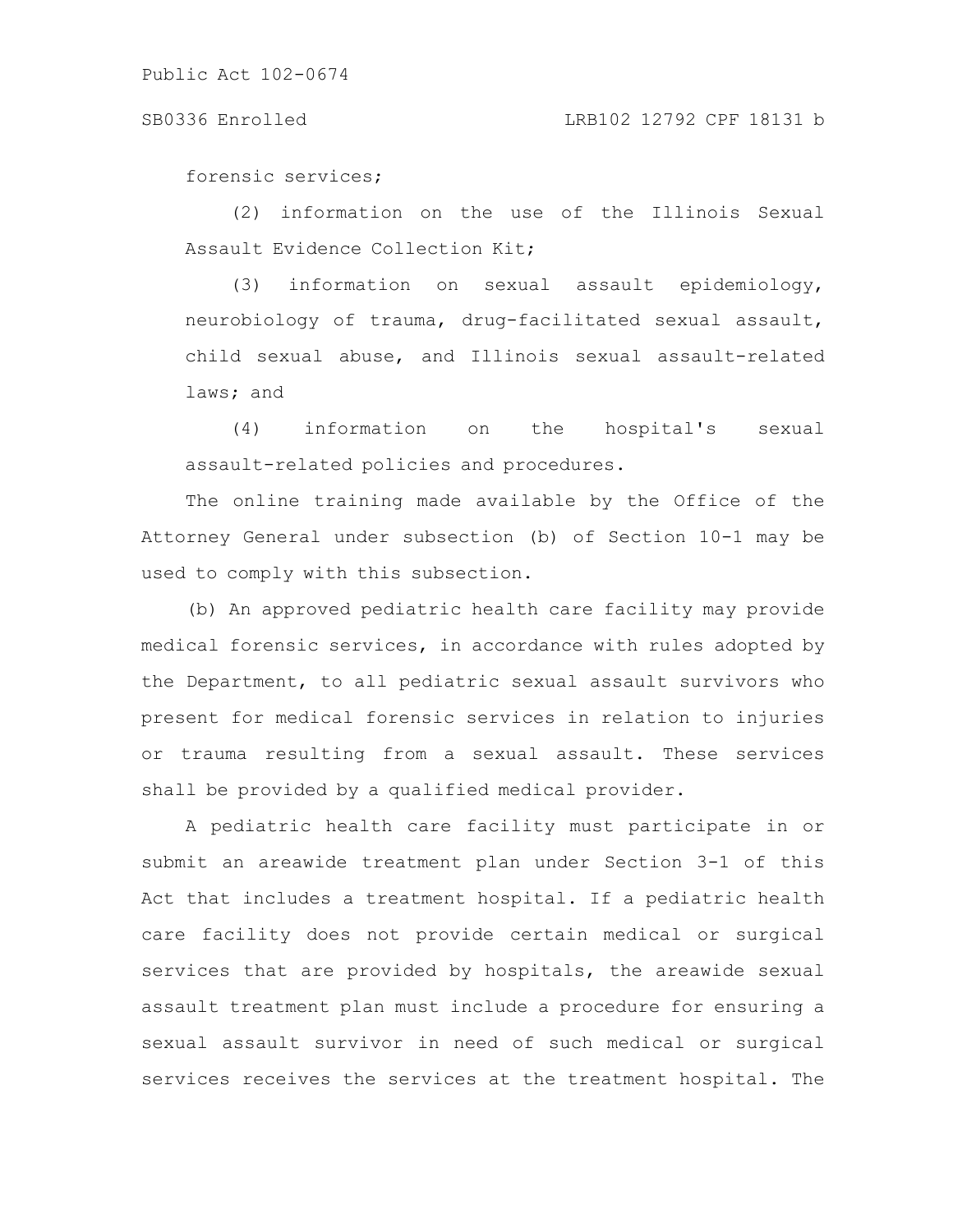forensic services;

(2) information on the use of the Illinois Sexual Assault Evidence Collection Kit;

(3) information on sexual assault epidemiology, neurobiology of trauma, drug-facilitated sexual assault, child sexual abuse, and Illinois sexual assault-related laws; and

(4) information on the hospital's sexual assault-related policies and procedures.

The online training made available by the Office of the Attorney General under subsection (b) of Section 10-1 may be used to comply with this subsection.

(b) An approved pediatric health care facility may provide medical forensic services, in accordance with rules adopted by the Department, to all pediatric sexual assault survivors who present for medical forensic services in relation to injuries or trauma resulting from a sexual assault. These services shall be provided by a qualified medical provider.

A pediatric health care facility must participate in or submit an areawide treatment plan under Section 3-1 of this Act that includes a treatment hospital. If a pediatric health care facility does not provide certain medical or surgical services that are provided by hospitals, the areawide sexual assault treatment plan must include a procedure for ensuring a sexual assault survivor in need of such medical or surgical services receives the services at the treatment hospital. The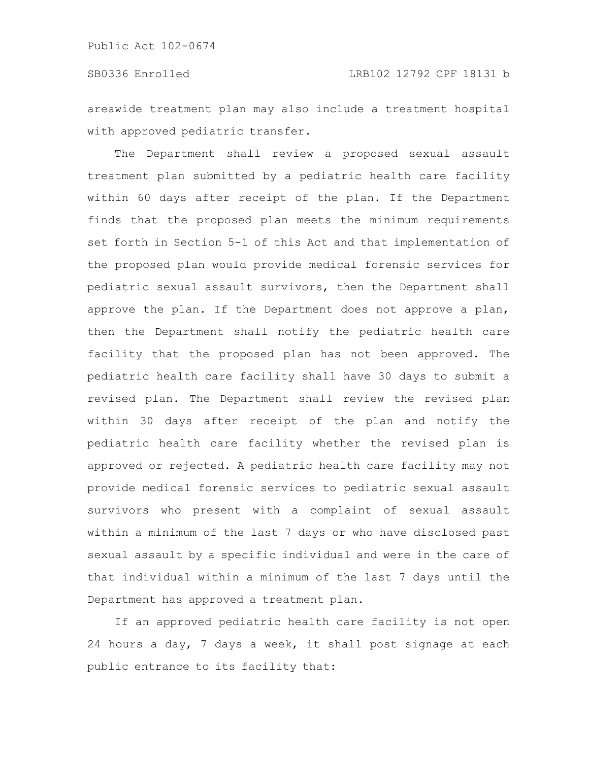areawide treatment plan may also include a treatment hospital with approved pediatric transfer.

The Department shall review a proposed sexual assault treatment plan submitted by a pediatric health care facility within 60 days after receipt of the plan. If the Department finds that the proposed plan meets the minimum requirements set forth in Section 5-1 of this Act and that implementation of the proposed plan would provide medical forensic services for pediatric sexual assault survivors, then the Department shall approve the plan. If the Department does not approve a plan, then the Department shall notify the pediatric health care facility that the proposed plan has not been approved. The pediatric health care facility shall have 30 days to submit a revised plan. The Department shall review the revised plan within 30 days after receipt of the plan and notify the pediatric health care facility whether the revised plan is approved or rejected. A pediatric health care facility may not provide medical forensic services to pediatric sexual assault survivors who present with a complaint of sexual assault within a minimum of the last 7 days or who have disclosed past sexual assault by a specific individual and were in the care of that individual within a minimum of the last 7 days until the Department has approved a treatment plan.

If an approved pediatric health care facility is not open 24 hours a day, 7 days a week, it shall post signage at each public entrance to its facility that: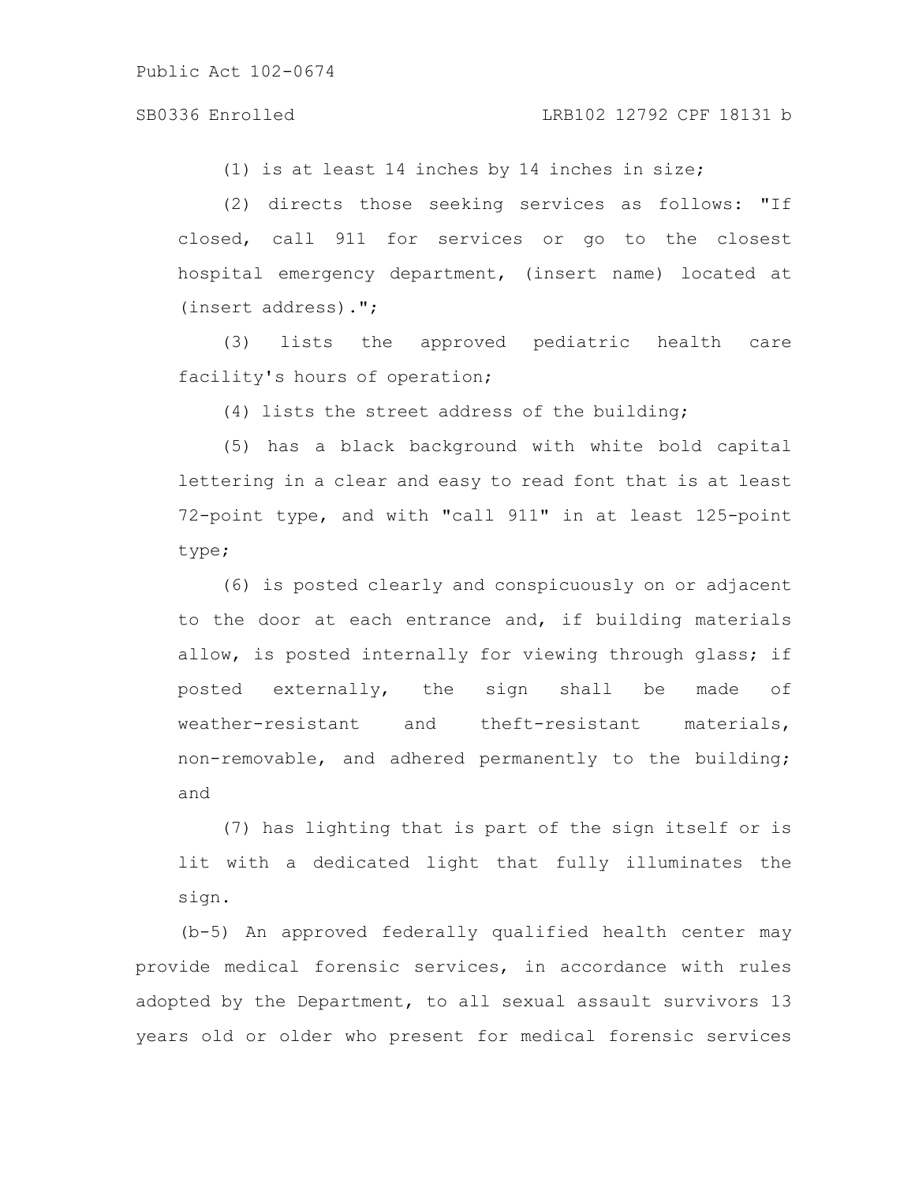(1) is at least 14 inches by 14 inches in size;

(2) directs those seeking services as follows: "If closed, call 911 for services or go to the closest hospital emergency department, (insert name) located at (insert address).";

(3) lists the approved pediatric health care facility's hours of operation;

(4) lists the street address of the building;

(5) has a black background with white bold capital lettering in a clear and easy to read font that is at least 72-point type, and with "call 911" in at least 125-point type;

(6) is posted clearly and conspicuously on or adjacent to the door at each entrance and, if building materials allow, is posted internally for viewing through glass; if posted externally, the sign shall be made of weather-resistant and theft-resistant materials, non-removable, and adhered permanently to the building; and

(7) has lighting that is part of the sign itself or is lit with a dedicated light that fully illuminates the sign.

(b-5) An approved federally qualified health center may provide medical forensic services, in accordance with rules adopted by the Department, to all sexual assault survivors 13 years old or older who present for medical forensic services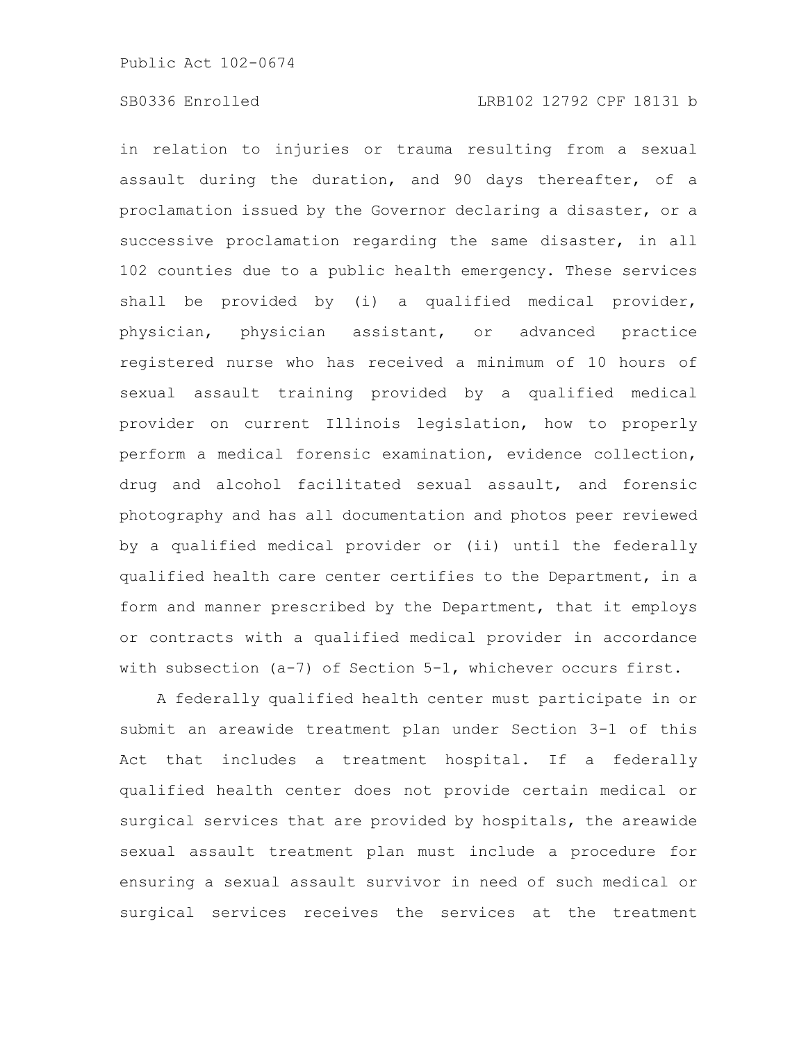in relation to injuries or trauma resulting from a sexual assault during the duration, and 90 days thereafter, of a proclamation issued by the Governor declaring a disaster, or a successive proclamation regarding the same disaster, in all 102 counties due to a public health emergency. These services shall be provided by (i) a qualified medical provider, physician, physician assistant, or advanced practice registered nurse who has received a minimum of 10 hours of sexual assault training provided by a qualified medical provider on current Illinois legislation, how to properly perform a medical forensic examination, evidence collection, drug and alcohol facilitated sexual assault, and forensic photography and has all documentation and photos peer reviewed by a qualified medical provider or (ii) until the federally qualified health care center certifies to the Department, in a form and manner prescribed by the Department, that it employs or contracts with a qualified medical provider in accordance with subsection (a-7) of Section 5-1, whichever occurs first.

A federally qualified health center must participate in or submit an areawide treatment plan under Section 3-1 of this Act that includes a treatment hospital. If a federally qualified health center does not provide certain medical or surgical services that are provided by hospitals, the areawide sexual assault treatment plan must include a procedure for ensuring a sexual assault survivor in need of such medical or surgical services receives the services at the treatment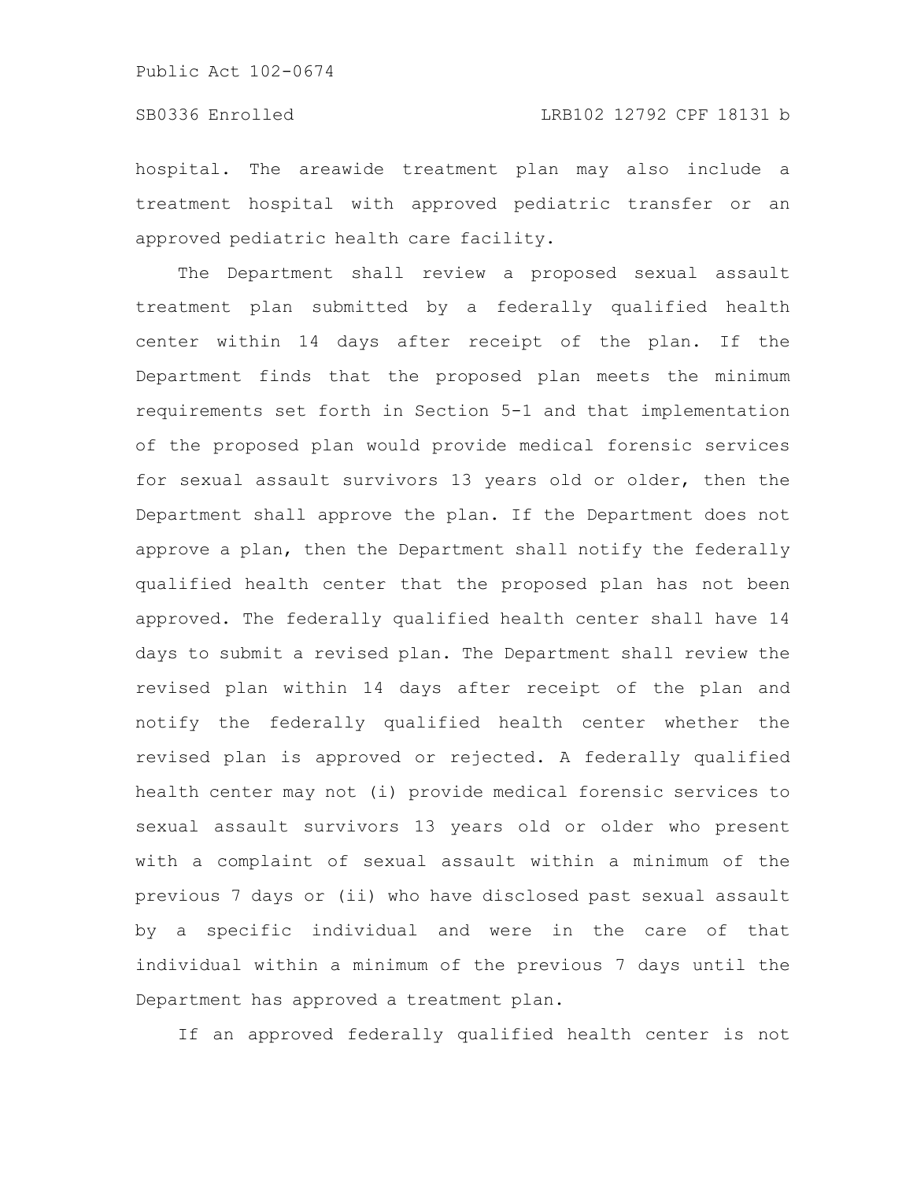hospital. The areawide treatment plan may also include a treatment hospital with approved pediatric transfer or an approved pediatric health care facility.

The Department shall review a proposed sexual assault treatment plan submitted by a federally qualified health center within 14 days after receipt of the plan. If the Department finds that the proposed plan meets the minimum requirements set forth in Section 5-1 and that implementation of the proposed plan would provide medical forensic services for sexual assault survivors 13 years old or older, then the Department shall approve the plan. If the Department does not approve a plan, then the Department shall notify the federally qualified health center that the proposed plan has not been approved. The federally qualified health center shall have 14 days to submit a revised plan. The Department shall review the revised plan within 14 days after receipt of the plan and notify the federally qualified health center whether the revised plan is approved or rejected. A federally qualified health center may not (i) provide medical forensic services to sexual assault survivors 13 years old or older who present with a complaint of sexual assault within a minimum of the previous 7 days or (ii) who have disclosed past sexual assault by a specific individual and were in the care of that individual within a minimum of the previous 7 days until the Department has approved a treatment plan.

If an approved federally qualified health center is not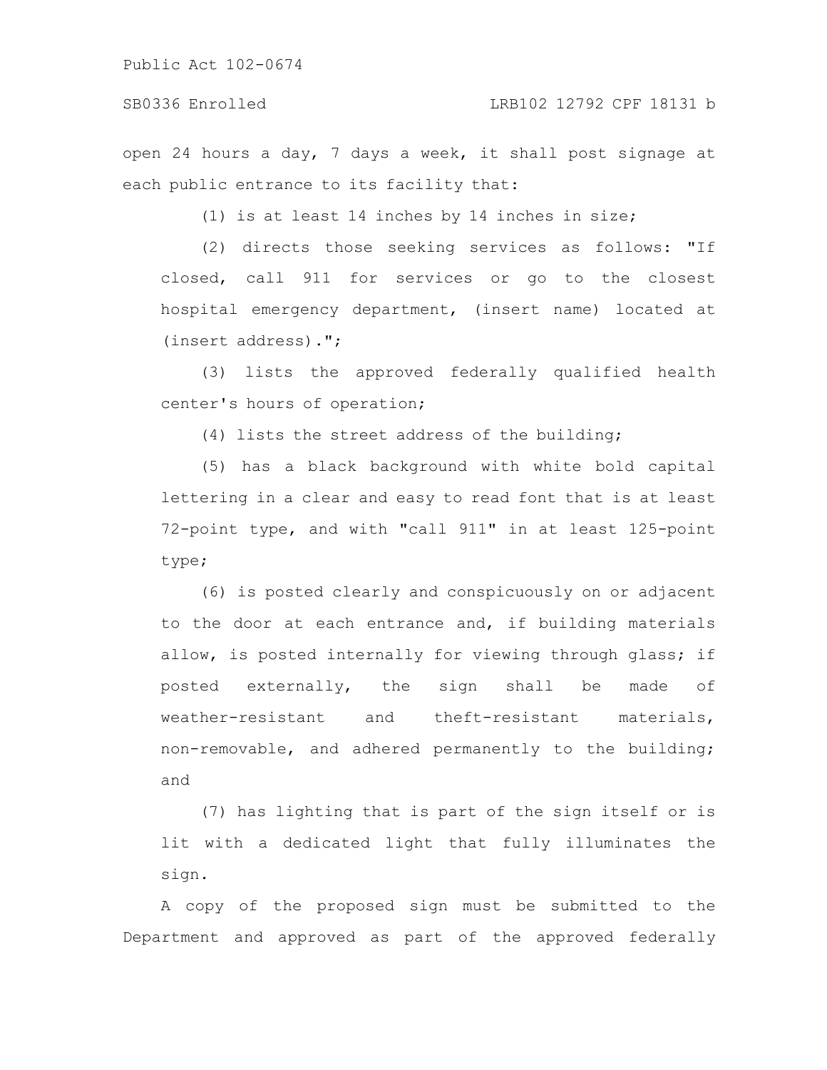open 24 hours a day, 7 days a week, it shall post signage at each public entrance to its facility that:

(1) is at least 14 inches by 14 inches in size;

(2) directs those seeking services as follows: "If closed, call 911 for services or go to the closest hospital emergency department, (insert name) located at (insert address).";

(3) lists the approved federally qualified health center's hours of operation;

(4) lists the street address of the building;

(5) has a black background with white bold capital lettering in a clear and easy to read font that is at least 72-point type, and with "call 911" in at least 125-point type;

(6) is posted clearly and conspicuously on or adjacent to the door at each entrance and, if building materials allow, is posted internally for viewing through glass; if posted externally, the sign shall be made of weather-resistant and theft-resistant materials, non-removable, and adhered permanently to the building; and

(7) has lighting that is part of the sign itself or is lit with a dedicated light that fully illuminates the sign.

A copy of the proposed sign must be submitted to the Department and approved as part of the approved federally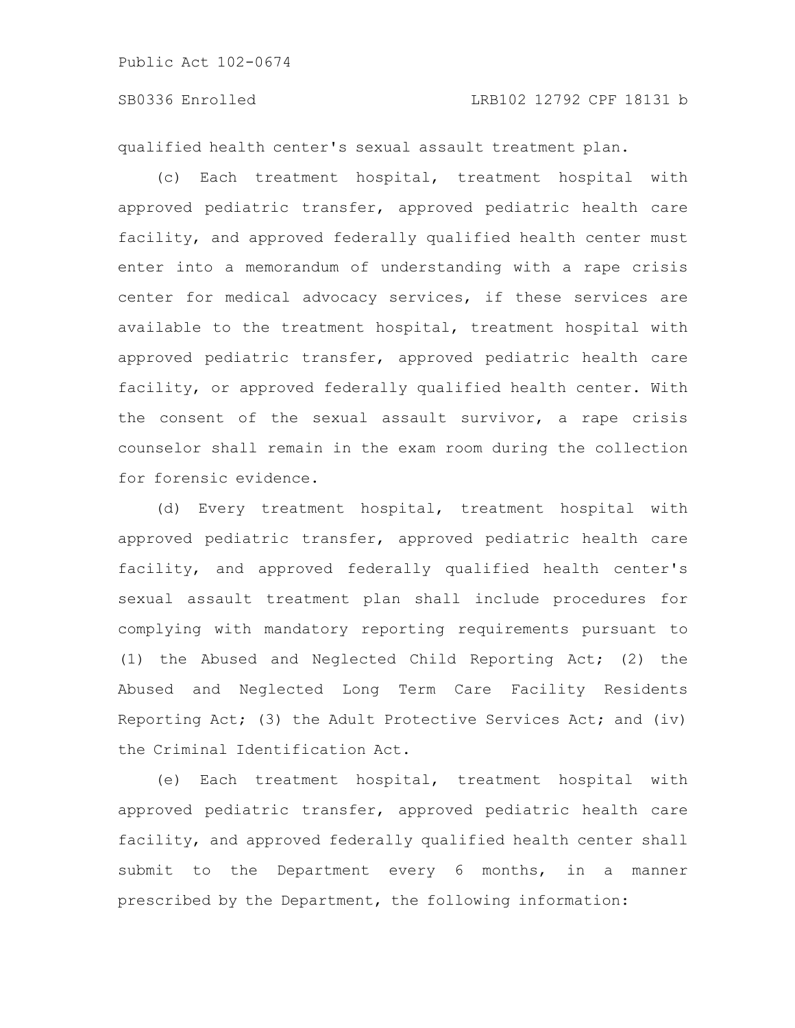qualified health center's sexual assault treatment plan.

(c) Each treatment hospital, treatment hospital with approved pediatric transfer, approved pediatric health care facility, and approved federally qualified health center must enter into a memorandum of understanding with a rape crisis center for medical advocacy services, if these services are available to the treatment hospital, treatment hospital with approved pediatric transfer, approved pediatric health care facility, or approved federally qualified health center. With the consent of the sexual assault survivor, a rape crisis counselor shall remain in the exam room during the collection for forensic evidence.

(d) Every treatment hospital, treatment hospital with approved pediatric transfer, approved pediatric health care facility, and approved federally qualified health center's sexual assault treatment plan shall include procedures for complying with mandatory reporting requirements pursuant to (1) the Abused and Neglected Child Reporting Act; (2) the Abused and Neglected Long Term Care Facility Residents Reporting Act; (3) the Adult Protective Services Act; and (iv) the Criminal Identification Act.

(e) Each treatment hospital, treatment hospital with approved pediatric transfer, approved pediatric health care facility, and approved federally qualified health center shall submit to the Department every 6 months, in a manner prescribed by the Department, the following information: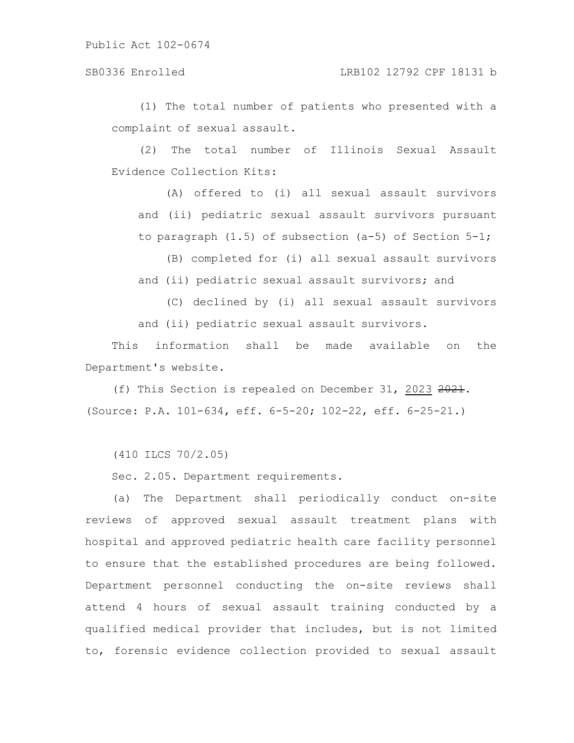(1) The total number of patients who presented with a complaint of sexual assault.

(2) The total number of Illinois Sexual Assault Evidence Collection Kits:

(A) offered to (i) all sexual assault survivors and (ii) pediatric sexual assault survivors pursuant to paragraph (1.5) of subsection (a-5) of Section 5-1;

(B) completed for (i) all sexual assault survivors and (ii) pediatric sexual assault survivors; and

(C) declined by (i) all sexual assault survivors and (ii) pediatric sexual assault survivors.

This information shall be made available on the Department's website.

(f) This Section is repealed on December 31, 2023 ~~2021~~.

(Source: P.A. 101-634, eff. 6-5-20; 102-22, eff. 6-25-21.)

(410 ILCS 70/2.05)

Sec. 2.05. Department requirements.

(a) The Department shall periodically conduct on-site reviews of approved sexual assault treatment plans with hospital and approved pediatric health care facility personnel to ensure that the established procedures are being followed. Department personnel conducting the on-site reviews shall attend 4 hours of sexual assault training conducted by a qualified medical provider that includes, but is not limited to, forensic evidence collection provided to sexual assault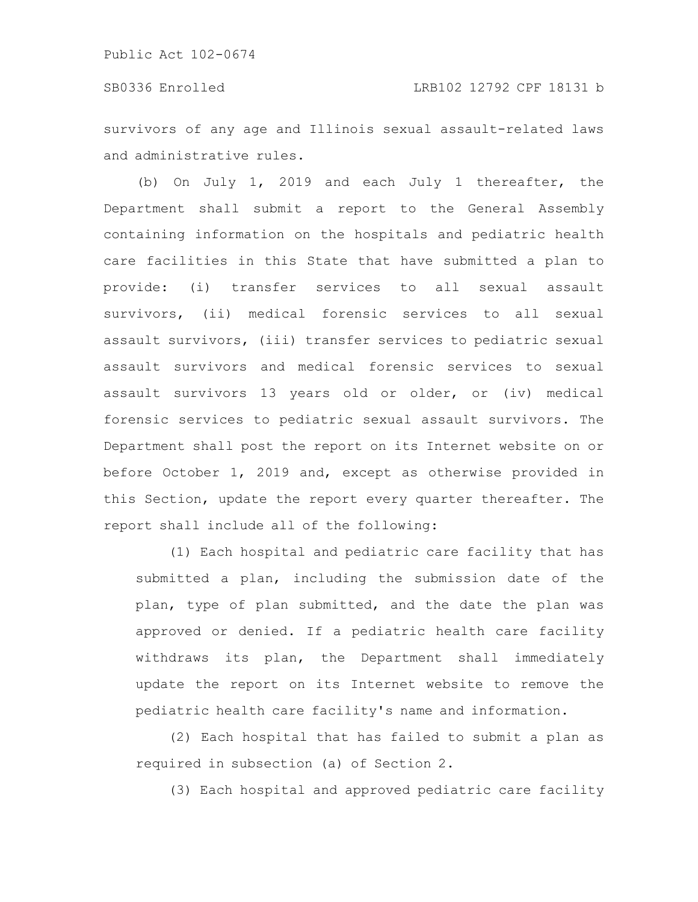survivors of any age and Illinois sexual assault-related laws and administrative rules.

(b) On July 1, 2019 and each July 1 thereafter, the Department shall submit a report to the General Assembly containing information on the hospitals and pediatric health care facilities in this State that have submitted a plan to provide: (i) transfer services to all sexual assault survivors, (ii) medical forensic services to all sexual assault survivors, (iii) transfer services to pediatric sexual assault survivors and medical forensic services to sexual assault survivors 13 years old or older, or (iv) medical forensic services to pediatric sexual assault survivors. The Department shall post the report on its Internet website on or before October 1, 2019 and, except as otherwise provided in this Section, update the report every quarter thereafter. The report shall include all of the following:

(1) Each hospital and pediatric care facility that has submitted a plan, including the submission date of the plan, type of plan submitted, and the date the plan was approved or denied. If a pediatric health care facility withdraws its plan, the Department shall immediately update the report on its Internet website to remove the pediatric health care facility's name and information.

(2) Each hospital that has failed to submit a plan as required in subsection (a) of Section 2.

(3) Each hospital and approved pediatric care facility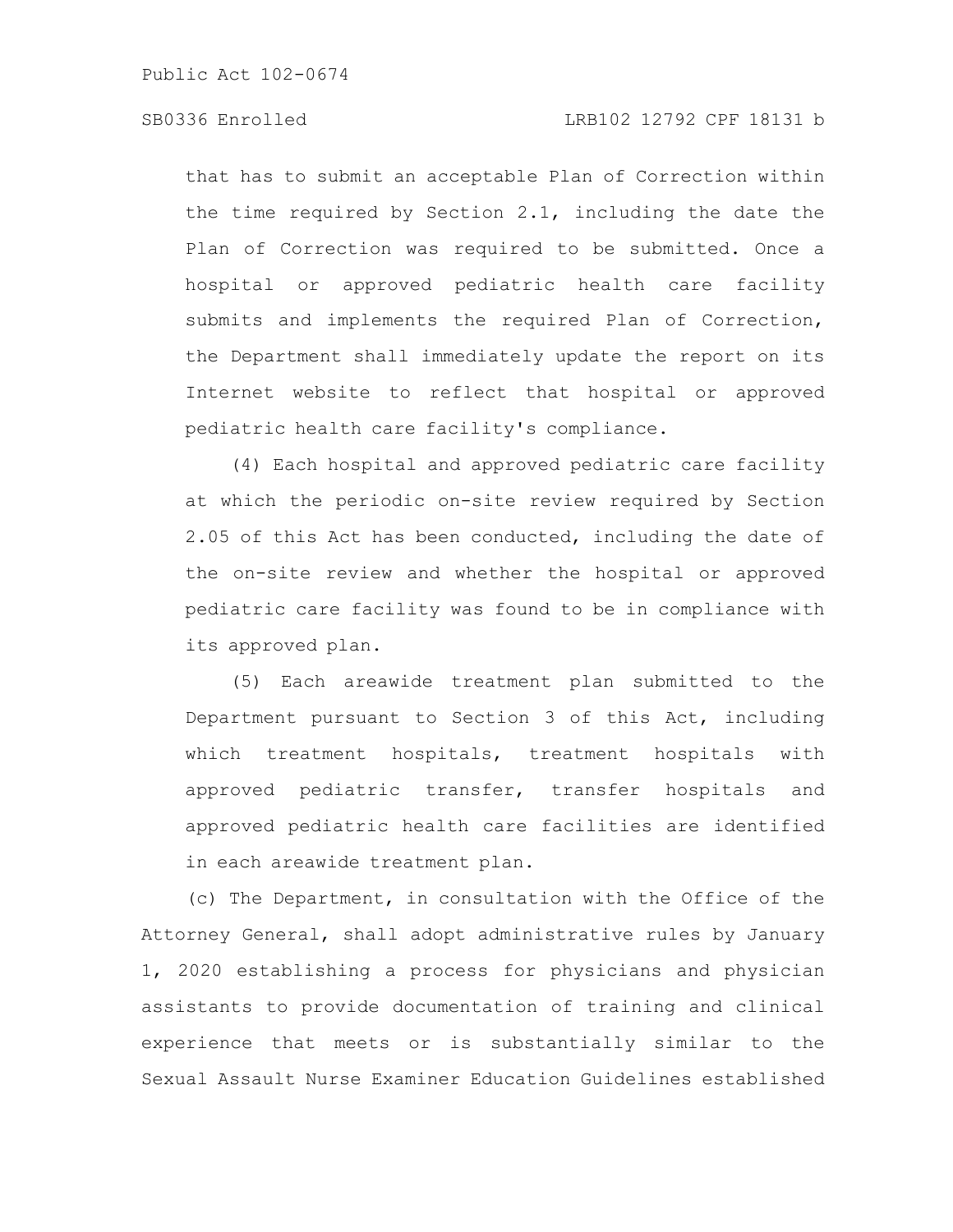that has to submit an acceptable Plan of Correction within the time required by Section 2.1, including the date the Plan of Correction was required to be submitted. Once a hospital or approved pediatric health care facility submits and implements the required Plan of Correction, the Department shall immediately update the report on its Internet website to reflect that hospital or approved pediatric health care facility's compliance.

(4) Each hospital and approved pediatric care facility at which the periodic on-site review required by Section 2.05 of this Act has been conducted, including the date of the on-site review and whether the hospital or approved pediatric care facility was found to be in compliance with its approved plan.

(5) Each areawide treatment plan submitted to the Department pursuant to Section 3 of this Act, including which treatment hospitals, treatment hospitals with approved pediatric transfer, transfer hospitals and approved pediatric health care facilities are identified in each areawide treatment plan.

(c) The Department, in consultation with the Office of the Attorney General, shall adopt administrative rules by January 1, 2020 establishing a process for physicians and physician assistants to provide documentation of training and clinical experience that meets or is substantially similar to the Sexual Assault Nurse Examiner Education Guidelines established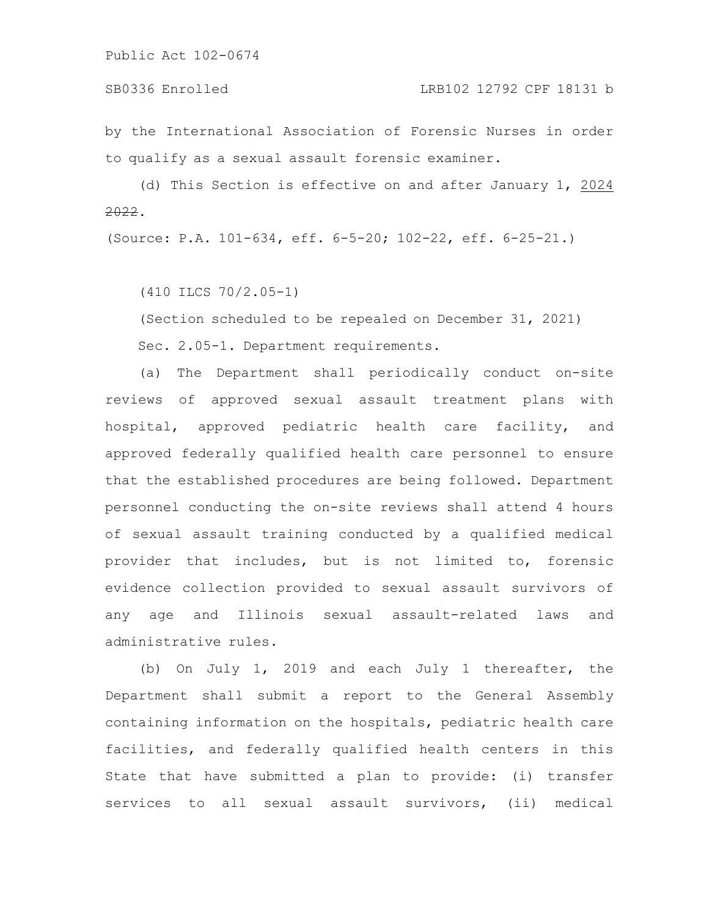by the International Association of Forensic Nurses in order to qualify as a sexual assault forensic examiner.

(d) This Section is effective on and after January 1, 2024 ~~2022~~.

(Source: P.A. 101-634, eff. 6-5-20; 102-22, eff. 6-25-21.)

(410 ILCS 70/2.05-1)

(Section scheduled to be repealed on December 31, 2021)

Sec. 2.05-1. Department requirements.

(a) The Department shall periodically conduct on-site reviews of approved sexual assault treatment plans with hospital, approved pediatric health care facility, and approved federally qualified health care personnel to ensure that the established procedures are being followed. Department personnel conducting the on-site reviews shall attend 4 hours of sexual assault training conducted by a qualified medical provider that includes, but is not limited to, forensic evidence collection provided to sexual assault survivors of any age and Illinois sexual assault-related laws and administrative rules.

(b) On July 1, 2019 and each July 1 thereafter, the Department shall submit a report to the General Assembly containing information on the hospitals, pediatric health care facilities, and federally qualified health centers in this State that have submitted a plan to provide: (i) transfer services to all sexual assault survivors, (ii) medical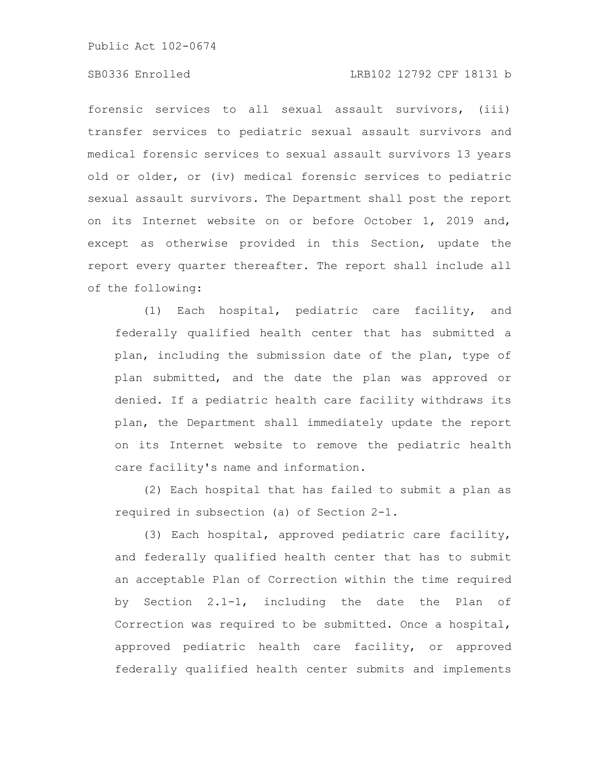forensic services to all sexual assault survivors, (iii) transfer services to pediatric sexual assault survivors and medical forensic services to sexual assault survivors 13 years old or older, or (iv) medical forensic services to pediatric sexual assault survivors. The Department shall post the report on its Internet website on or before October 1, 2019 and, except as otherwise provided in this Section, update the report every quarter thereafter. The report shall include all of the following:

(1) Each hospital, pediatric care facility, and federally qualified health center that has submitted a plan, including the submission date of the plan, type of plan submitted, and the date the plan was approved or denied. If a pediatric health care facility withdraws its plan, the Department shall immediately update the report on its Internet website to remove the pediatric health care facility's name and information.

(2) Each hospital that has failed to submit a plan as required in subsection (a) of Section 2-1.

(3) Each hospital, approved pediatric care facility, and federally qualified health center that has to submit an acceptable Plan of Correction within the time required by Section 2.1-1, including the date the Plan of Correction was required to be submitted. Once a hospital, approved pediatric health care facility, or approved federally qualified health center submits and implements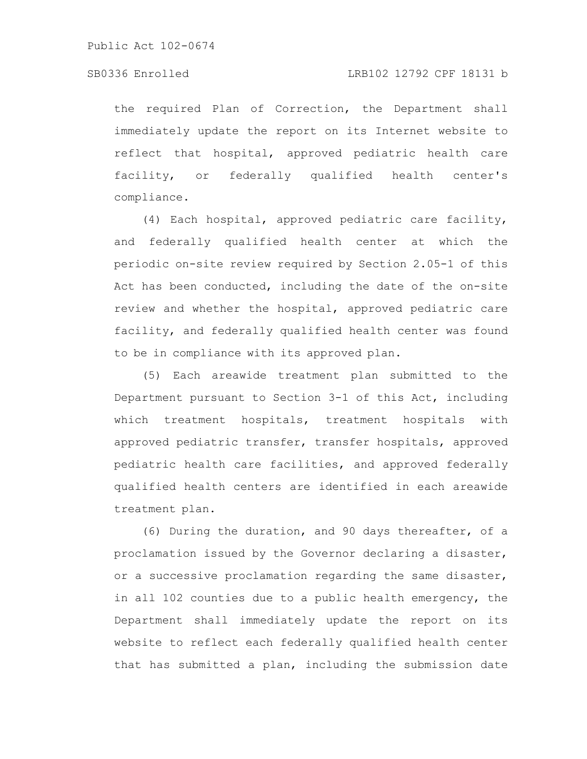the required Plan of Correction, the Department shall immediately update the report on its Internet website to reflect that hospital, approved pediatric health care facility, or federally qualified health center's compliance.

(4) Each hospital, approved pediatric care facility, and federally qualified health center at which the periodic on-site review required by Section 2.05-1 of this Act has been conducted, including the date of the on-site review and whether the hospital, approved pediatric care facility, and federally qualified health center was found to be in compliance with its approved plan.

(5) Each areawide treatment plan submitted to the Department pursuant to Section 3-1 of this Act, including which treatment hospitals, treatment hospitals with approved pediatric transfer, transfer hospitals, approved pediatric health care facilities, and approved federally qualified health centers are identified in each areawide treatment plan.

(6) During the duration, and 90 days thereafter, of a proclamation issued by the Governor declaring a disaster, or a successive proclamation regarding the same disaster, in all 102 counties due to a public health emergency, the Department shall immediately update the report on its website to reflect each federally qualified health center that has submitted a plan, including the submission date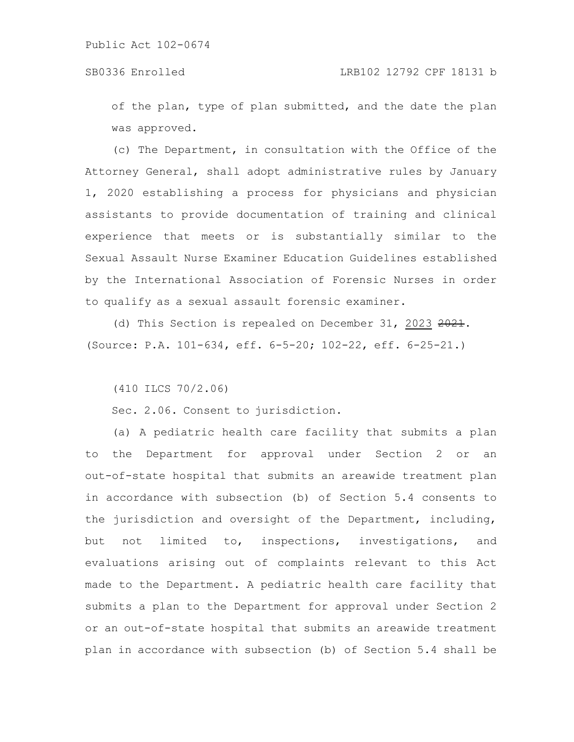of the plan, type of plan submitted, and the date the plan was approved.

(c) The Department, in consultation with the Office of the Attorney General, shall adopt administrative rules by January 1, 2020 establishing a process for physicians and physician assistants to provide documentation of training and clinical experience that meets or is substantially similar to the Sexual Assault Nurse Examiner Education Guidelines established by the International Association of Forensic Nurses in order to qualify as a sexual assault forensic examiner.

(d) This Section is repealed on December 31, <u>2023</u> ~~2021~~.
(Source: P.A. 101-634, eff. 6-5-20; 102-22, eff. 6-25-21.)

(410 ILCS 70/2.06)

Sec. 2.06. Consent to jurisdiction.

(a) A pediatric health care facility that submits a plan to the Department for approval under Section 2 or an out-of-state hospital that submits an areawide treatment plan in accordance with subsection (b) of Section 5.4 consents to the jurisdiction and oversight of the Department, including, but not limited to, inspections, investigations, and evaluations arising out of complaints relevant to this Act made to the Department. A pediatric health care facility that submits a plan to the Department for approval under Section 2 or an out-of-state hospital that submits an areawide treatment plan in accordance with subsection (b) of Section 5.4 shall be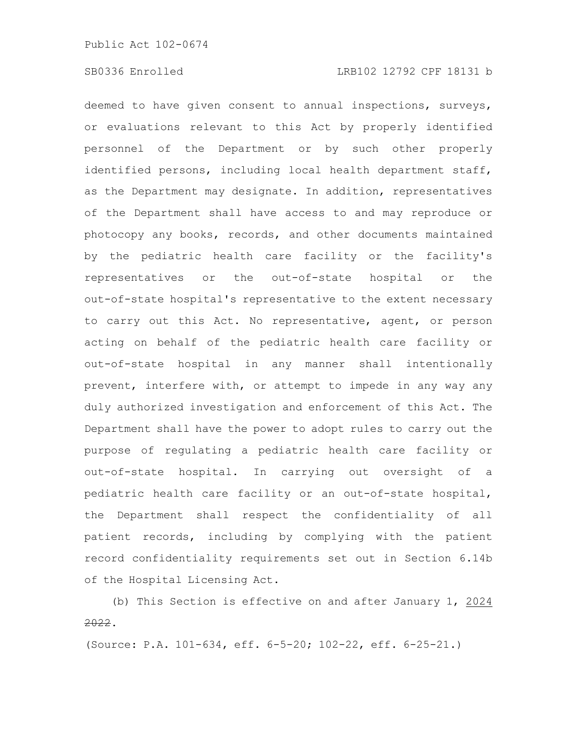deemed to have given consent to annual inspections, surveys, or evaluations relevant to this Act by properly identified personnel of the Department or by such other properly identified persons, including local health department staff, as the Department may designate. In addition, representatives of the Department shall have access to and may reproduce or photocopy any books, records, and other documents maintained by the pediatric health care facility or the facility's representatives or the out-of-state hospital or the out-of-state hospital's representative to the extent necessary to carry out this Act. No representative, agent, or person acting on behalf of the pediatric health care facility or out-of-state hospital in any manner shall intentionally prevent, interfere with, or attempt to impede in any way any duly authorized investigation and enforcement of this Act. The Department shall have the power to adopt rules to carry out the purpose of regulating a pediatric health care facility or out-of-state hospital. In carrying out oversight of a pediatric health care facility or an out-of-state hospital, the Department shall respect the confidentiality of all patient records, including by complying with the patient record confidentiality requirements set out in Section 6.14b of the Hospital Licensing Act.

(b) This Section is effective on and after January 1, 2024 ~~2022~~.

(Source: P.A. 101-634, eff. 6-5-20; 102-22, eff. 6-25-21.)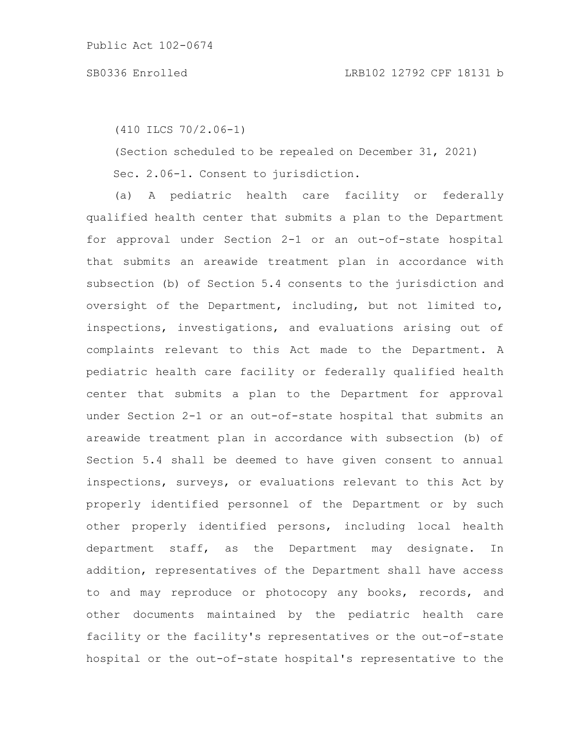(410 ILCS 70/2.06-1)

(Section scheduled to be repealed on December 31, 2021)

Sec. 2.06-1. Consent to jurisdiction.

(a) A pediatric health care facility or federally qualified health center that submits a plan to the Department for approval under Section 2-1 or an out-of-state hospital that submits an areawide treatment plan in accordance with subsection (b) of Section 5.4 consents to the jurisdiction and oversight of the Department, including, but not limited to, inspections, investigations, and evaluations arising out of complaints relevant to this Act made to the Department. A pediatric health care facility or federally qualified health center that submits a plan to the Department for approval under Section 2-1 or an out-of-state hospital that submits an areawide treatment plan in accordance with subsection (b) of Section 5.4 shall be deemed to have given consent to annual inspections, surveys, or evaluations relevant to this Act by properly identified personnel of the Department or by such other properly identified persons, including local health department staff, as the Department may designate. In addition, representatives of the Department shall have access to and may reproduce or photocopy any books, records, and other documents maintained by the pediatric health care facility or the facility's representatives or the out-of-state hospital or the out-of-state hospital's representative to the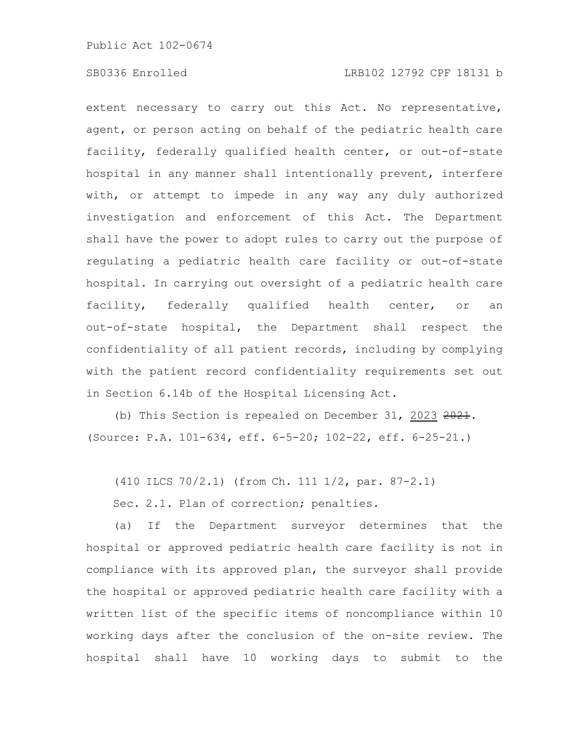extent necessary to carry out this Act. No representative, agent, or person acting on behalf of the pediatric health care facility, federally qualified health center, or out-of-state hospital in any manner shall intentionally prevent, interfere with, or attempt to impede in any way any duly authorized investigation and enforcement of this Act. The Department shall have the power to adopt rules to carry out the purpose of regulating a pediatric health care facility or out-of-state hospital. In carrying out oversight of a pediatric health care facility, federally qualified health center, or an out-of-state hospital, the Department shall respect the confidentiality of all patient records, including by complying with the patient record confidentiality requirements set out in Section 6.14b of the Hospital Licensing Act.

(b) This Section is repealed on December 31, <u>2023</u> ~~2021~~.
(Source: P.A. 101-634, eff. 6-5-20; 102-22, eff. 6-25-21.)

(410 ILCS 70/2.1) (from Ch. 111 1/2, par. 87-2.1)

Sec. 2.1. Plan of correction; penalties.

(a) If the Department surveyor determines that the hospital or approved pediatric health care facility is not in compliance with its approved plan, the surveyor shall provide the hospital or approved pediatric health care facility with a written list of the specific items of noncompliance within 10 working days after the conclusion of the on-site review. The hospital shall have 10 working days to submit to the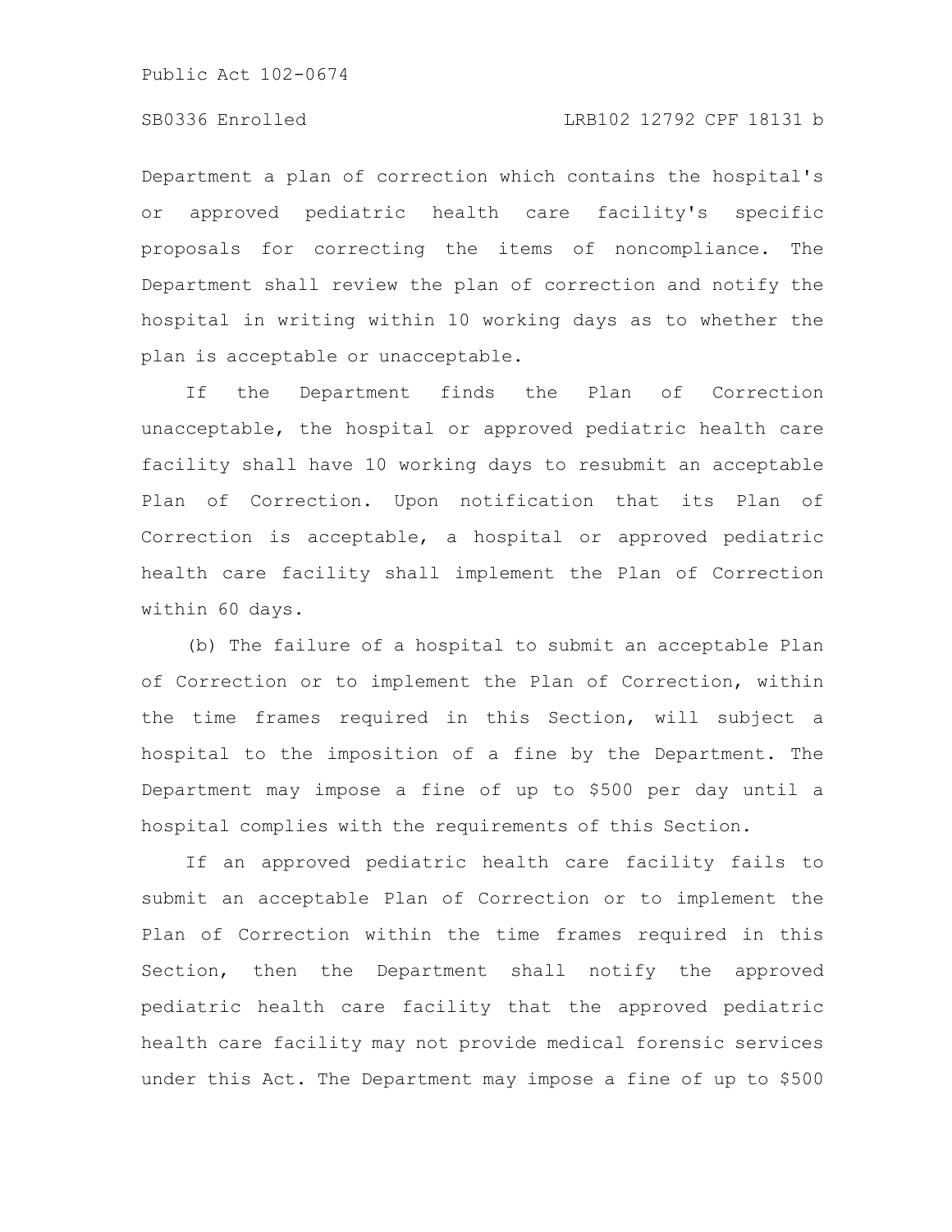Department a plan of correction which contains the hospital's or approved pediatric health care facility's specific proposals for correcting the items of noncompliance. The Department shall review the plan of correction and notify the hospital in writing within 10 working days as to whether the plan is acceptable or unacceptable.

If the Department finds the Plan of Correction unacceptable, the hospital or approved pediatric health care facility shall have 10 working days to resubmit an acceptable Plan of Correction. Upon notification that its Plan of Correction is acceptable, a hospital or approved pediatric health care facility shall implement the Plan of Correction within 60 days.

(b) The failure of a hospital to submit an acceptable Plan of Correction or to implement the Plan of Correction, within the time frames required in this Section, will subject a hospital to the imposition of a fine by the Department. The Department may impose a fine of up to $500 per day until a hospital complies with the requirements of this Section.

If an approved pediatric health care facility fails to submit an acceptable Plan of Correction or to implement the Plan of Correction within the time frames required in this Section, then the Department shall notify the approved pediatric health care facility that the approved pediatric health care facility may not provide medical forensic services under this Act. The Department may impose a fine of up to $500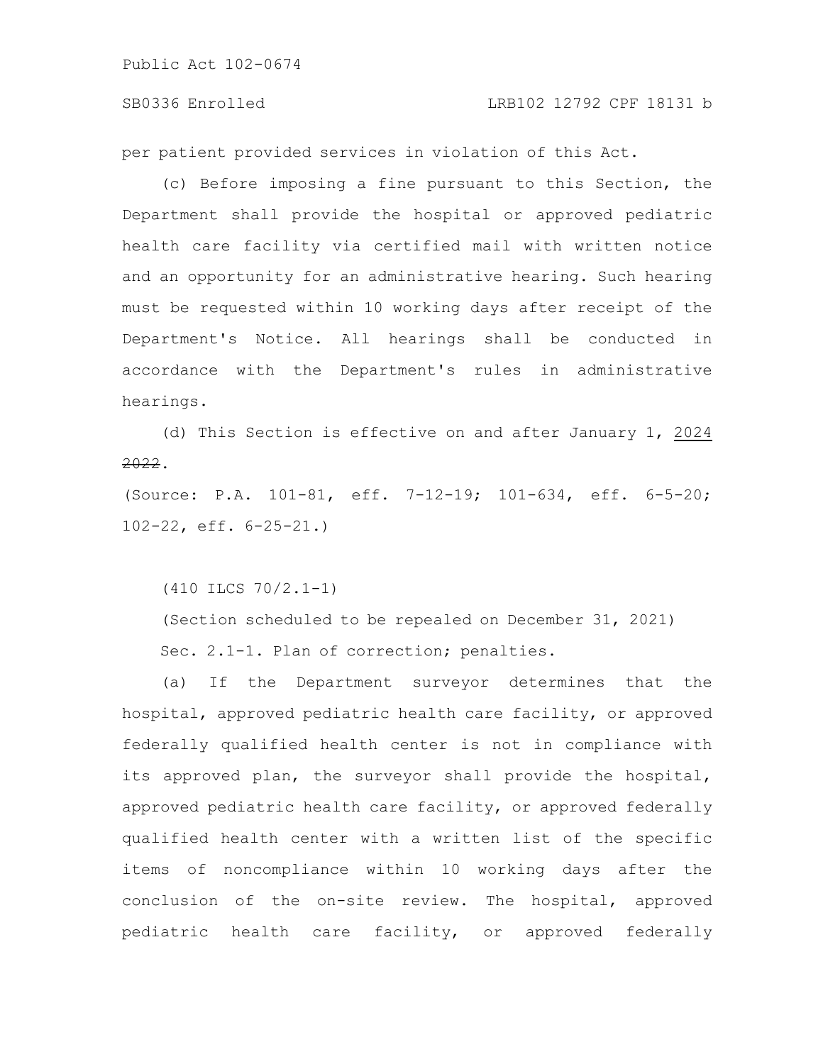per patient provided services in violation of this Act.

(c) Before imposing a fine pursuant to this Section, the Department shall provide the hospital or approved pediatric health care facility via certified mail with written notice and an opportunity for an administrative hearing. Such hearing must be requested within 10 working days after receipt of the Department's Notice. All hearings shall be conducted in accordance with the Department's rules in administrative hearings.

(d) This Section is effective on and after January 1, 2024 ~~2022~~.

(Source: P.A. 101-81, eff. 7-12-19; 101-634, eff. 6-5-20; 102-22, eff. 6-25-21.)

(410 ILCS 70/2.1-1)

(Section scheduled to be repealed on December 31, 2021)

Sec. 2.1-1. Plan of correction; penalties.

(a) If the Department surveyor determines that the hospital, approved pediatric health care facility, or approved federally qualified health center is not in compliance with its approved plan, the surveyor shall provide the hospital, approved pediatric health care facility, or approved federally qualified health center with a written list of the specific items of noncompliance within 10 working days after the conclusion of the on-site review. The hospital, approved pediatric health care facility, or approved federally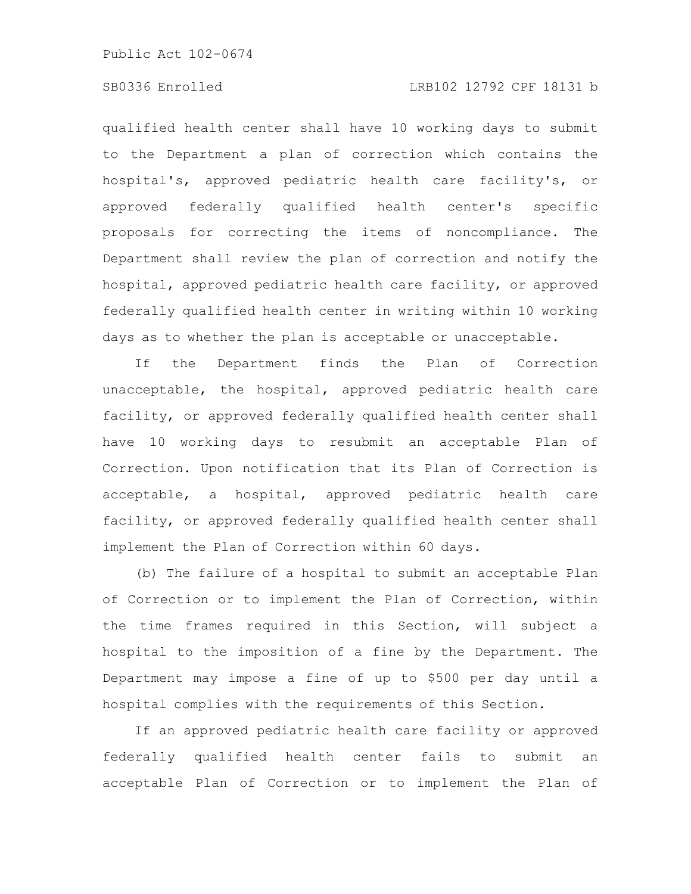qualified health center shall have 10 working days to submit to the Department a plan of correction which contains the hospital's, approved pediatric health care facility's, or approved federally qualified health center's specific proposals for correcting the items of noncompliance. The Department shall review the plan of correction and notify the hospital, approved pediatric health care facility, or approved federally qualified health center in writing within 10 working days as to whether the plan is acceptable or unacceptable.

If the Department finds the Plan of Correction unacceptable, the hospital, approved pediatric health care facility, or approved federally qualified health center shall have 10 working days to resubmit an acceptable Plan of Correction. Upon notification that its Plan of Correction is acceptable, a hospital, approved pediatric health care facility, or approved federally qualified health center shall implement the Plan of Correction within 60 days.

(b) The failure of a hospital to submit an acceptable Plan of Correction or to implement the Plan of Correction, within the time frames required in this Section, will subject a hospital to the imposition of a fine by the Department. The Department may impose a fine of up to $500 per day until a hospital complies with the requirements of this Section.

If an approved pediatric health care facility or approved federally qualified health center fails to submit an acceptable Plan of Correction or to implement the Plan of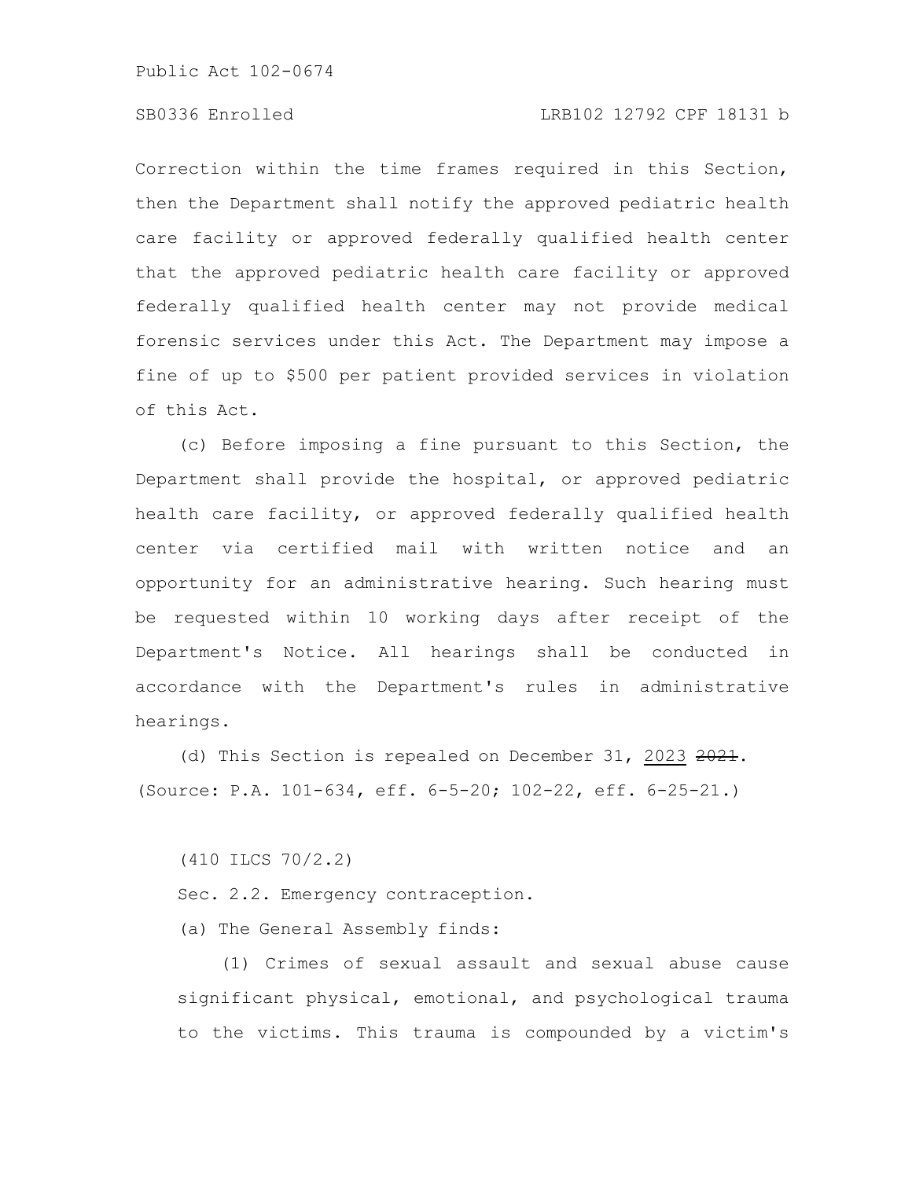Correction within the time frames required in this Section, then the Department shall notify the approved pediatric health care facility or approved federally qualified health center that the approved pediatric health care facility or approved federally qualified health center may not provide medical forensic services under this Act. The Department may impose a fine of up to $500 per patient provided services in violation of this Act.

(c) Before imposing a fine pursuant to this Section, the Department shall provide the hospital, or approved pediatric health care facility, or approved federally qualified health center via certified mail with written notice and an opportunity for an administrative hearing. Such hearing must be requested within 10 working days after receipt of the Department's Notice. All hearings shall be conducted in accordance with the Department's rules in administrative hearings.

(d) This Section is repealed on December 31, 2023 ~~2021~~.
(Source: P.A. 101-634, eff. 6-5-20; 102-22, eff. 6-25-21.)

(410 ILCS 70/2.2)

Sec. 2.2. Emergency contraception.

(a) The General Assembly finds:

(1) Crimes of sexual assault and sexual abuse cause significant physical, emotional, and psychological trauma to the victims. This trauma is compounded by a victim's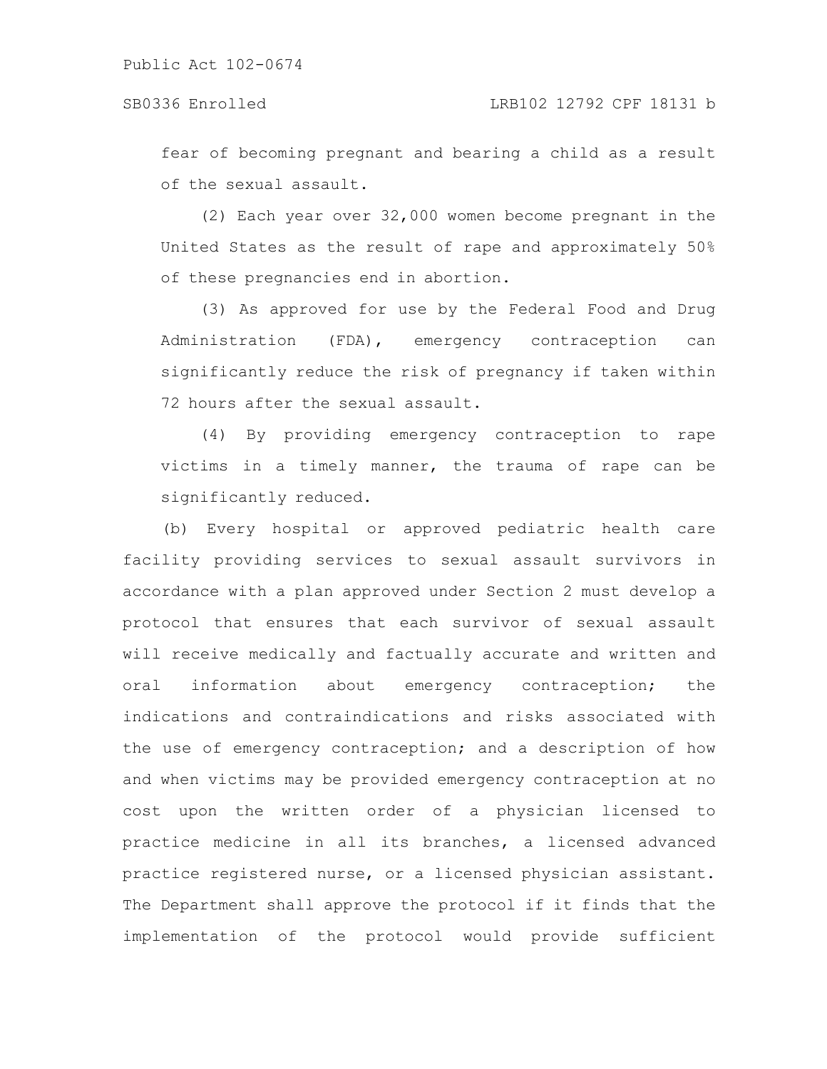fear of becoming pregnant and bearing a child as a result of the sexual assault.

(2) Each year over 32,000 women become pregnant in the United States as the result of rape and approximately 50% of these pregnancies end in abortion.

(3) As approved for use by the Federal Food and Drug Administration (FDA), emergency contraception can significantly reduce the risk of pregnancy if taken within 72 hours after the sexual assault.

(4) By providing emergency contraception to rape victims in a timely manner, the trauma of rape can be significantly reduced.

(b) Every hospital or approved pediatric health care facility providing services to sexual assault survivors in accordance with a plan approved under Section 2 must develop a protocol that ensures that each survivor of sexual assault will receive medically and factually accurate and written and oral information about emergency contraception; the indications and contraindications and risks associated with the use of emergency contraception; and a description of how and when victims may be provided emergency contraception at no cost upon the written order of a physician licensed to practice medicine in all its branches, a licensed advanced practice registered nurse, or a licensed physician assistant. The Department shall approve the protocol if it finds that the implementation of the protocol would provide sufficient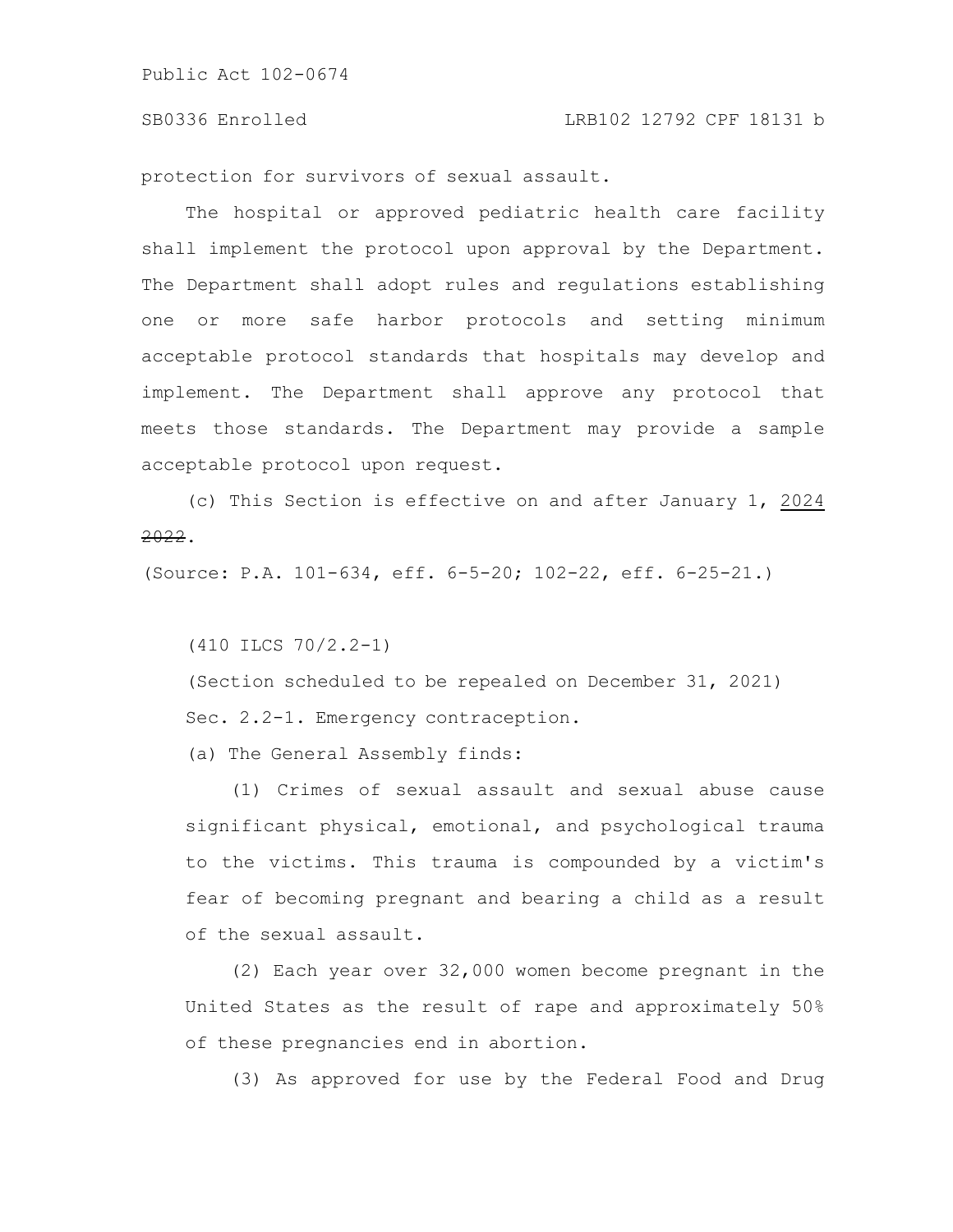protection for survivors of sexual assault.

The hospital or approved pediatric health care facility shall implement the protocol upon approval by the Department. The Department shall adopt rules and regulations establishing one or more safe harbor protocols and setting minimum acceptable protocol standards that hospitals may develop and implement. The Department shall approve any protocol that meets those standards. The Department may provide a sample acceptable protocol upon request.

(c) This Section is effective on and after January 1, 2024 ~~2022~~.

(Source: P.A. 101-634, eff. 6-5-20; 102-22, eff. 6-25-21.)

(410 ILCS 70/2.2-1)

(Section scheduled to be repealed on December 31, 2021)

Sec. 2.2-1. Emergency contraception.

(a) The General Assembly finds:

(1) Crimes of sexual assault and sexual abuse cause significant physical, emotional, and psychological trauma to the victims. This trauma is compounded by a victim's fear of becoming pregnant and bearing a child as a result of the sexual assault.

(2) Each year over 32,000 women become pregnant in the United States as the result of rape and approximately 50% of these pregnancies end in abortion.

(3) As approved for use by the Federal Food and Drug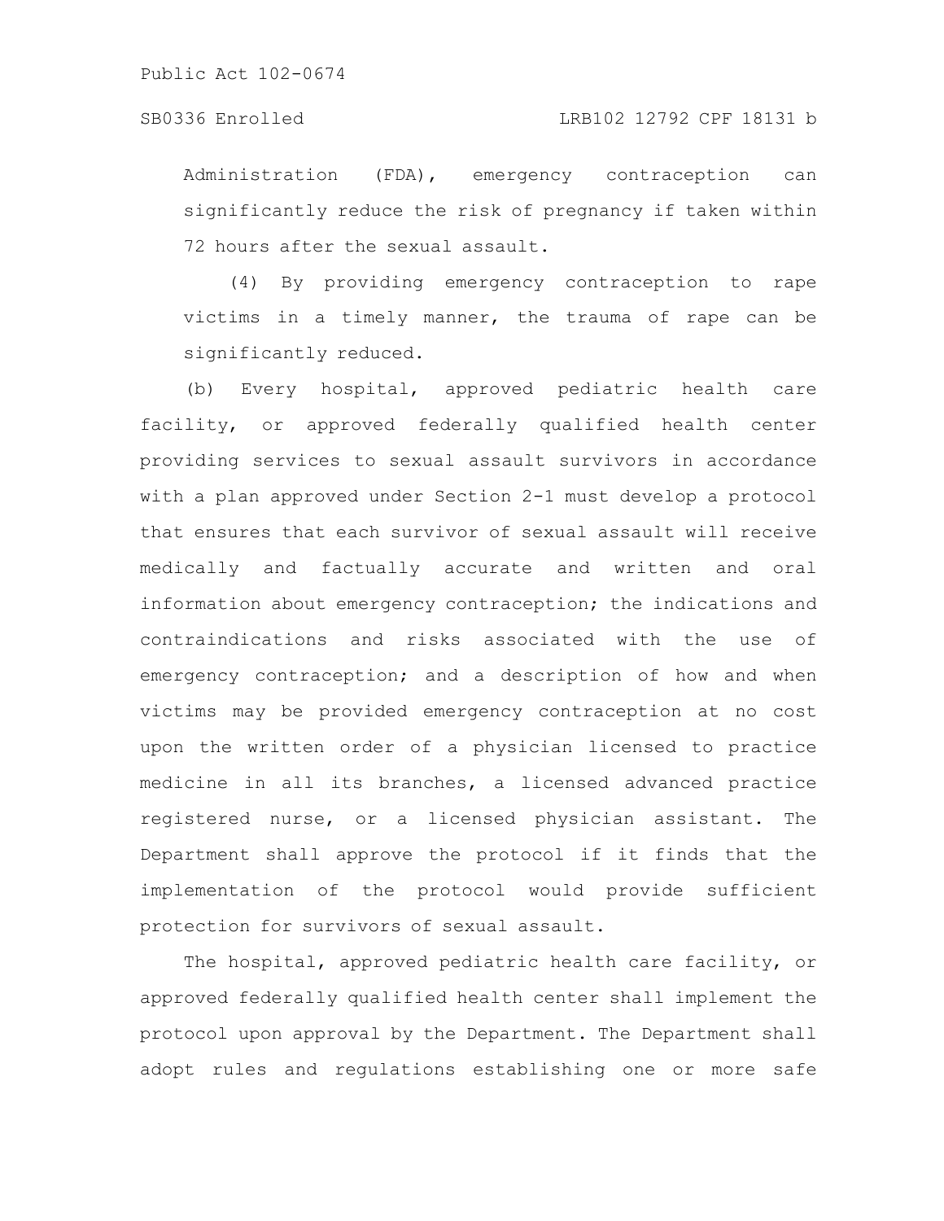Administration (FDA), emergency contraception can significantly reduce the risk of pregnancy if taken within 72 hours after the sexual assault.

(4) By providing emergency contraception to rape victims in a timely manner, the trauma of rape can be significantly reduced.

(b) Every hospital, approved pediatric health care facility, or approved federally qualified health center providing services to sexual assault survivors in accordance with a plan approved under Section 2-1 must develop a protocol that ensures that each survivor of sexual assault will receive medically and factually accurate and written and oral information about emergency contraception; the indications and contraindications and risks associated with the use of emergency contraception; and a description of how and when victims may be provided emergency contraception at no cost upon the written order of a physician licensed to practice medicine in all its branches, a licensed advanced practice registered nurse, or a licensed physician assistant. The Department shall approve the protocol if it finds that the implementation of the protocol would provide sufficient protection for survivors of sexual assault.

The hospital, approved pediatric health care facility, or approved federally qualified health center shall implement the protocol upon approval by the Department. The Department shall adopt rules and regulations establishing one or more safe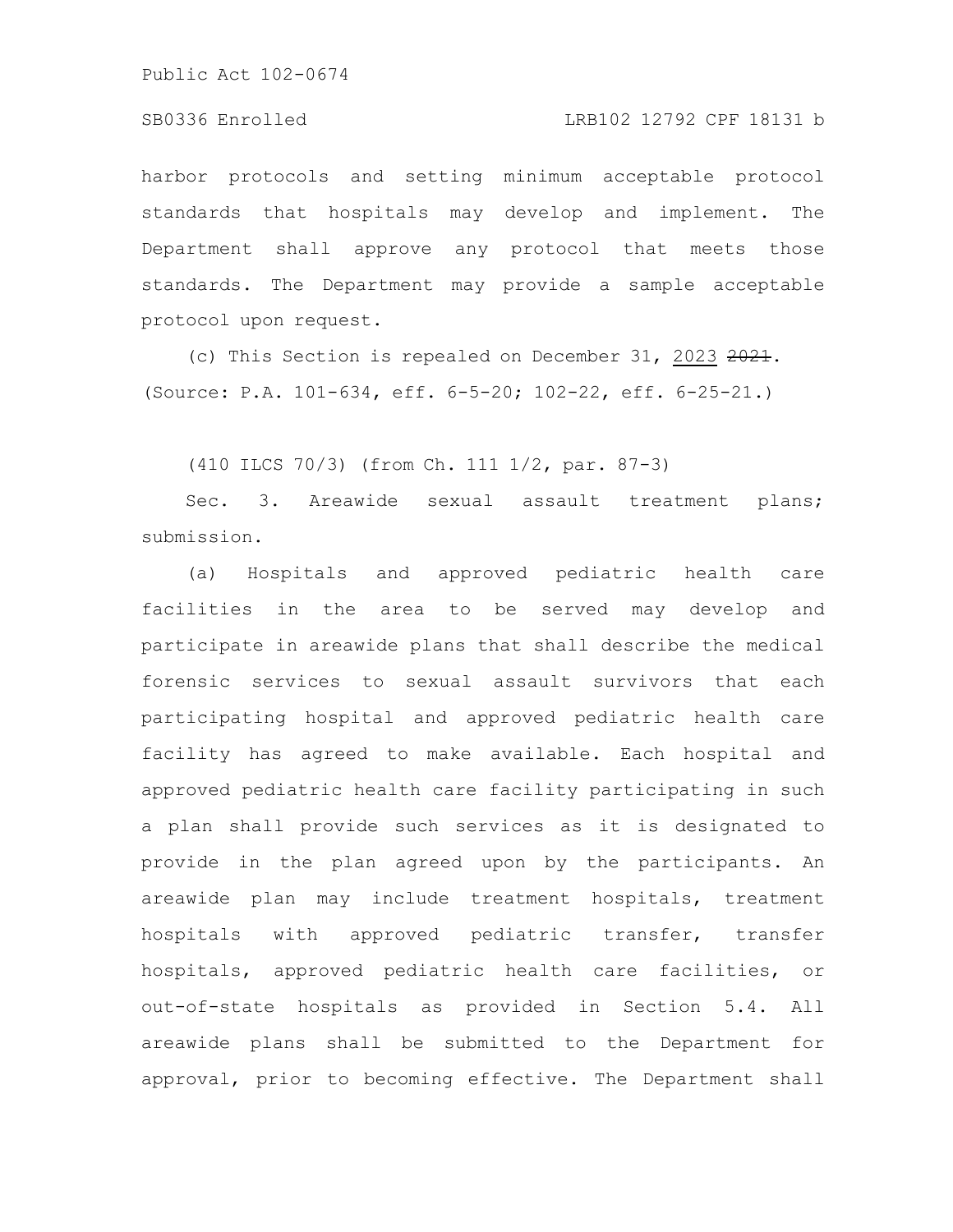harbor protocols and setting minimum acceptable protocol standards that hospitals may develop and implement. The Department shall approve any protocol that meets those standards. The Department may provide a sample acceptable protocol upon request.

(c) This Section is repealed on December 31, 2023 ~~2021~~.
(Source: P.A. 101-634, eff. 6-5-20; 102-22, eff. 6-25-21.)

(410 ILCS 70/3) (from Ch. 111 1/2, par. 87-3)

Sec. 3. Areawide sexual assault treatment plans; submission.

(a) Hospitals and approved pediatric health care facilities in the area to be served may develop and participate in areawide plans that shall describe the medical forensic services to sexual assault survivors that each participating hospital and approved pediatric health care facility has agreed to make available. Each hospital and approved pediatric health care facility participating in such a plan shall provide such services as it is designated to provide in the plan agreed upon by the participants. An areawide plan may include treatment hospitals, treatment hospitals with approved pediatric transfer, transfer hospitals, approved pediatric health care facilities, or out-of-state hospitals as provided in Section 5.4. All areawide plans shall be submitted to the Department for approval, prior to becoming effective. The Department shall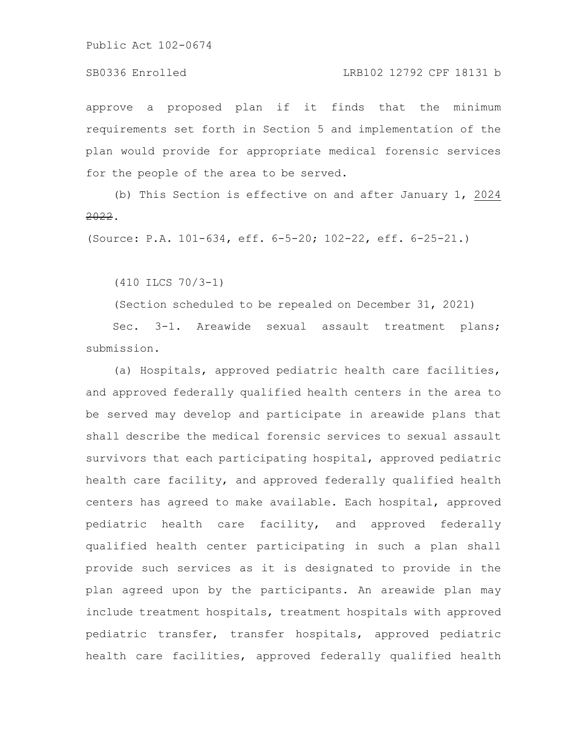approve a proposed plan if it finds that the minimum requirements set forth in Section 5 and implementation of the plan would provide for appropriate medical forensic services for the people of the area to be served.

(b) This Section is effective on and after January 1, 2024 ~~2022~~.

(Source: P.A. 101-634, eff. 6-5-20; 102-22, eff. 6-25-21.)

(410 ILCS 70/3-1)

(Section scheduled to be repealed on December 31, 2021)

Sec. 3-1. Areawide sexual assault treatment plans; submission.

(a) Hospitals, approved pediatric health care facilities, and approved federally qualified health centers in the area to be served may develop and participate in areawide plans that shall describe the medical forensic services to sexual assault survivors that each participating hospital, approved pediatric health care facility, and approved federally qualified health centers has agreed to make available. Each hospital, approved pediatric health care facility, and approved federally qualified health center participating in such a plan shall provide such services as it is designated to provide in the plan agreed upon by the participants. An areawide plan may include treatment hospitals, treatment hospitals with approved pediatric transfer, transfer hospitals, approved pediatric health care facilities, approved federally qualified health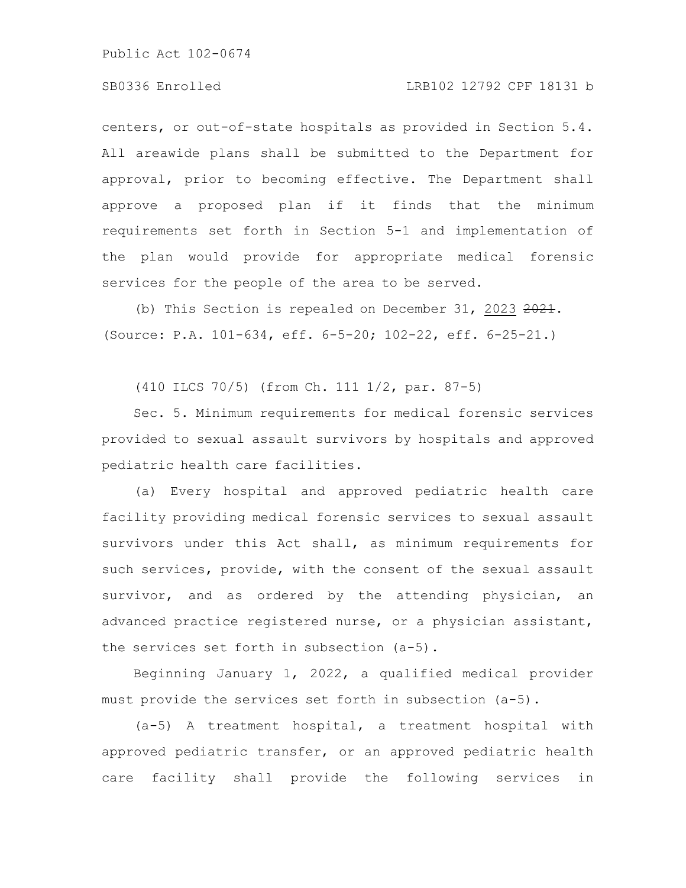centers, or out-of-state hospitals as provided in Section 5.4. All areawide plans shall be submitted to the Department for approval, prior to becoming effective. The Department shall approve a proposed plan if it finds that the minimum requirements set forth in Section 5-1 and implementation of the plan would provide for appropriate medical forensic services for the people of the area to be served.

(b) This Section is repealed on December 31, 2023 ~~2021~~.
(Source: P.A. 101-634, eff. 6-5-20; 102-22, eff. 6-25-21.)

(410 ILCS 70/5) (from Ch. 111 1/2, par. 87-5)

Sec. 5. Minimum requirements for medical forensic services provided to sexual assault survivors by hospitals and approved pediatric health care facilities.

(a) Every hospital and approved pediatric health care facility providing medical forensic services to sexual assault survivors under this Act shall, as minimum requirements for such services, provide, with the consent of the sexual assault survivor, and as ordered by the attending physician, an advanced practice registered nurse, or a physician assistant, the services set forth in subsection (a-5).

Beginning January 1, 2022, a qualified medical provider must provide the services set forth in subsection (a-5).

(a-5) A treatment hospital, a treatment hospital with approved pediatric transfer, or an approved pediatric health care facility shall provide the following services in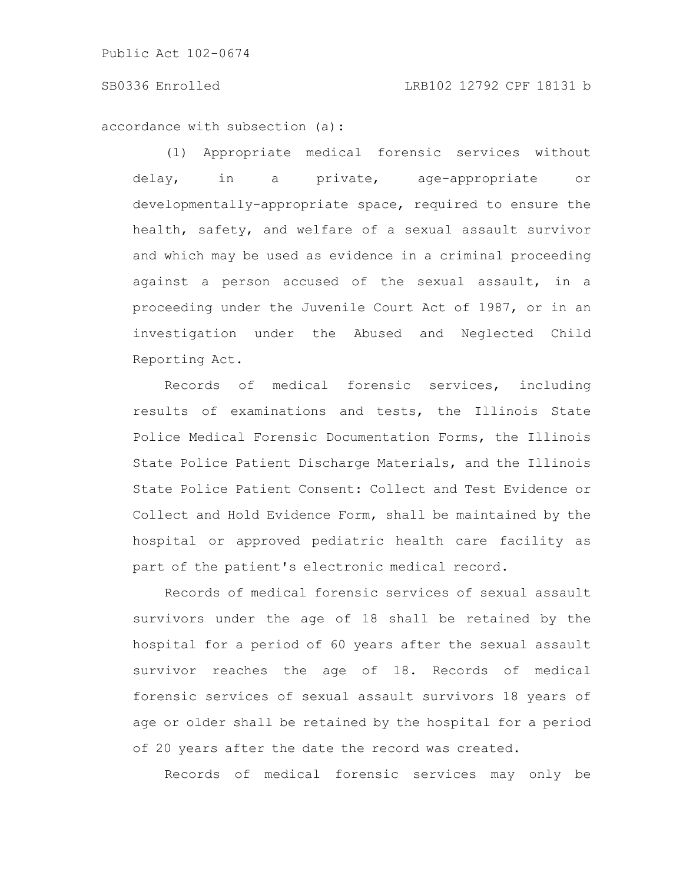accordance with subsection (a):

(1) Appropriate medical forensic services without delay, in a private, age-appropriate or developmentally-appropriate space, required to ensure the health, safety, and welfare of a sexual assault survivor and which may be used as evidence in a criminal proceeding against a person accused of the sexual assault, in a proceeding under the Juvenile Court Act of 1987, or in an investigation under the Abused and Neglected Child Reporting Act.

Records of medical forensic services, including results of examinations and tests, the Illinois State Police Medical Forensic Documentation Forms, the Illinois State Police Patient Discharge Materials, and the Illinois State Police Patient Consent: Collect and Test Evidence or Collect and Hold Evidence Form, shall be maintained by the hospital or approved pediatric health care facility as part of the patient's electronic medical record.

Records of medical forensic services of sexual assault survivors under the age of 18 shall be retained by the hospital for a period of 60 years after the sexual assault survivor reaches the age of 18. Records of medical forensic services of sexual assault survivors 18 years of age or older shall be retained by the hospital for a period of 20 years after the date the record was created.

Records of medical forensic services may only be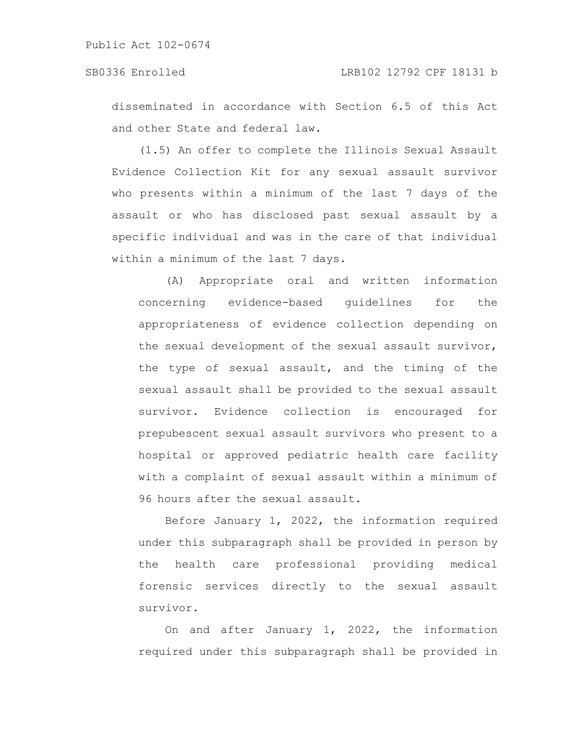disseminated in accordance with Section 6.5 of this Act and other State and federal law.

(1.5) An offer to complete the Illinois Sexual Assault Evidence Collection Kit for any sexual assault survivor who presents within a minimum of the last 7 days of the assault or who has disclosed past sexual assault by a specific individual and was in the care of that individual within a minimum of the last 7 days.

(A) Appropriate oral and written information concerning evidence-based guidelines for the appropriateness of evidence collection depending on the sexual development of the sexual assault survivor, the type of sexual assault, and the timing of the sexual assault shall be provided to the sexual assault survivor. Evidence collection is encouraged for prepubescent sexual assault survivors who present to a hospital or approved pediatric health care facility with a complaint of sexual assault within a minimum of 96 hours after the sexual assault.

Before January 1, 2022, the information required under this subparagraph shall be provided in person by the health care professional providing medical forensic services directly to the sexual assault survivor.

On and after January 1, 2022, the information required under this subparagraph shall be provided in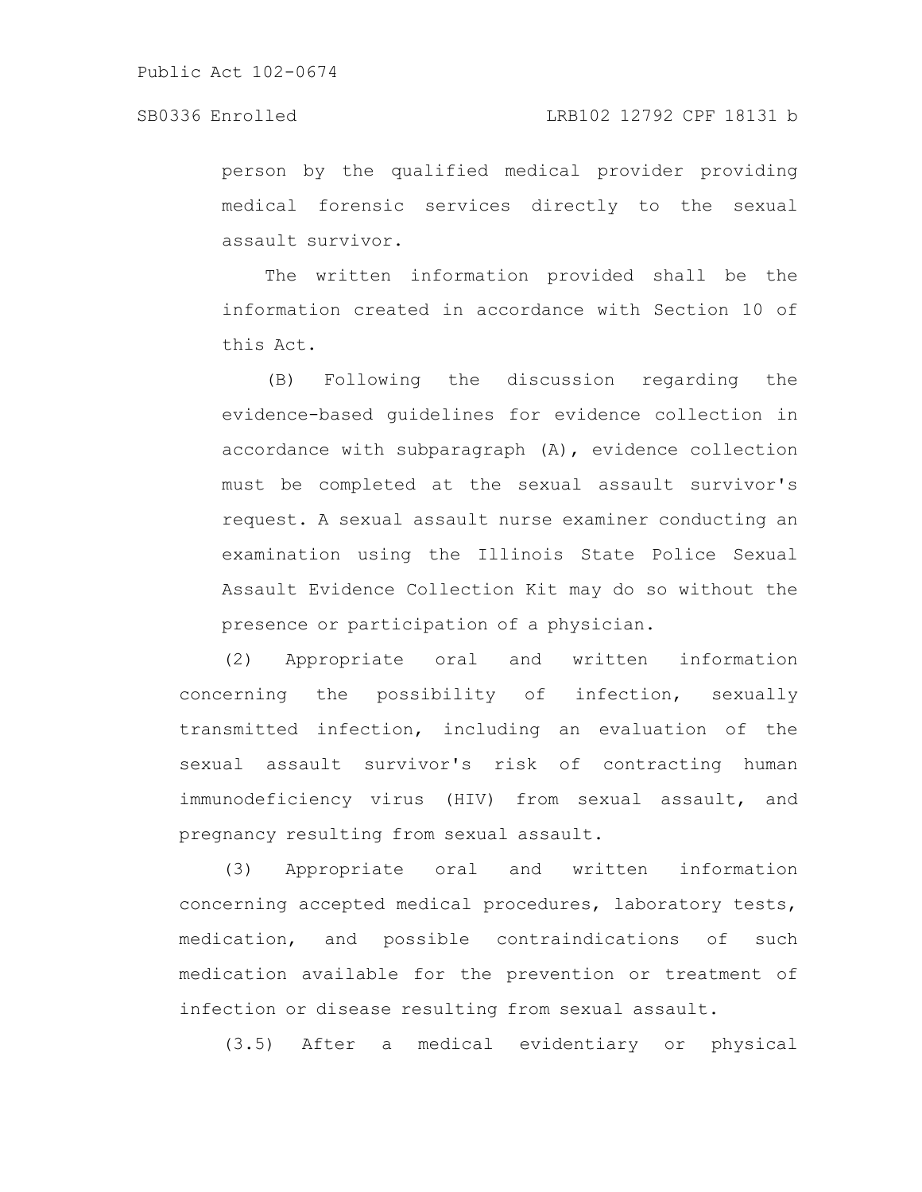person by the qualified medical provider providing medical forensic services directly to the sexual assault survivor.

The written information provided shall be the information created in accordance with Section 10 of this Act.

(B) Following the discussion regarding the evidence-based guidelines for evidence collection in accordance with subparagraph (A), evidence collection must be completed at the sexual assault survivor's request. A sexual assault nurse examiner conducting an examination using the Illinois State Police Sexual Assault Evidence Collection Kit may do so without the presence or participation of a physician.

(2) Appropriate oral and written information concerning the possibility of infection, sexually transmitted infection, including an evaluation of the sexual assault survivor's risk of contracting human immunodeficiency virus (HIV) from sexual assault, and pregnancy resulting from sexual assault.

(3) Appropriate oral and written information concerning accepted medical procedures, laboratory tests, medication, and possible contraindications of such medication available for the prevention or treatment of infection or disease resulting from sexual assault.

(3.5) After a medical evidentiary or physical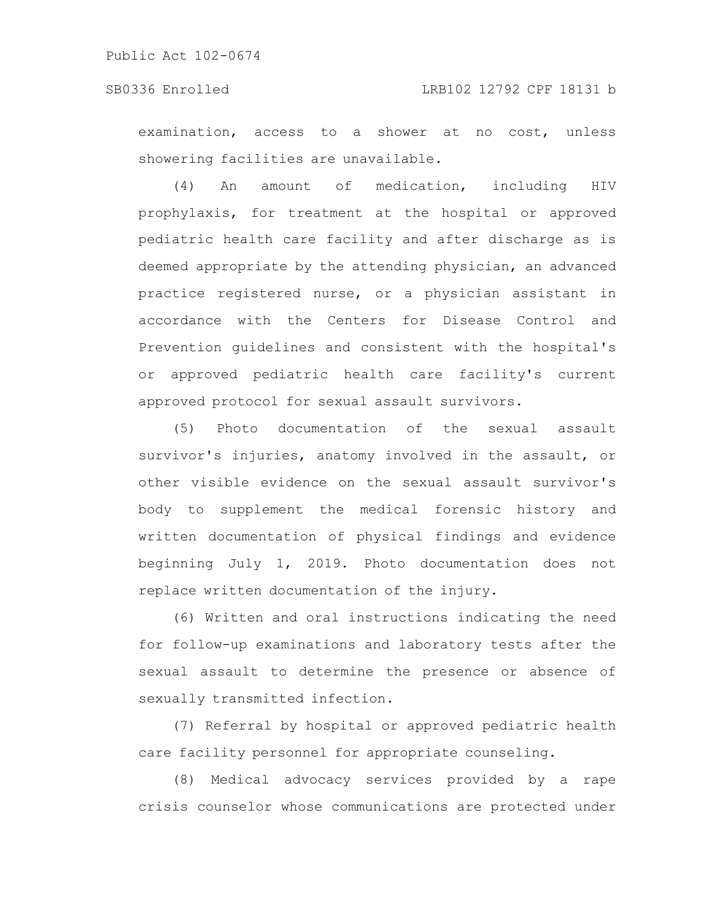examination, access to a shower at no cost, unless showering facilities are unavailable.

(4) An amount of medication, including HIV prophylaxis, for treatment at the hospital or approved pediatric health care facility and after discharge as is deemed appropriate by the attending physician, an advanced practice registered nurse, or a physician assistant in accordance with the Centers for Disease Control and Prevention guidelines and consistent with the hospital's or approved pediatric health care facility's current approved protocol for sexual assault survivors.

(5) Photo documentation of the sexual assault survivor's injuries, anatomy involved in the assault, or other visible evidence on the sexual assault survivor's body to supplement the medical forensic history and written documentation of physical findings and evidence beginning July 1, 2019. Photo documentation does not replace written documentation of the injury.

(6) Written and oral instructions indicating the need for follow-up examinations and laboratory tests after the sexual assault to determine the presence or absence of sexually transmitted infection.

(7) Referral by hospital or approved pediatric health care facility personnel for appropriate counseling.

(8) Medical advocacy services provided by a rape crisis counselor whose communications are protected under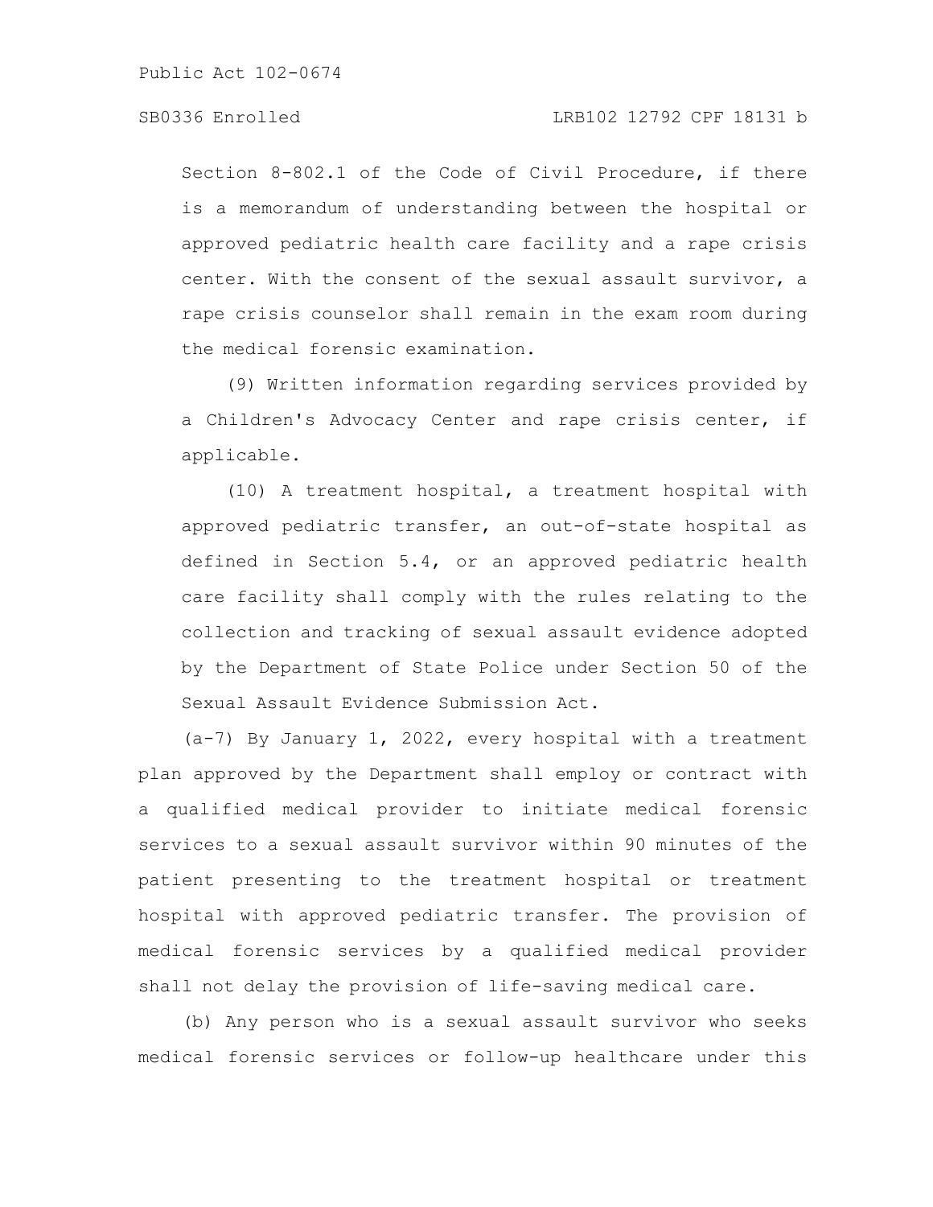Section 8-802.1 of the Code of Civil Procedure, if there is a memorandum of understanding between the hospital or approved pediatric health care facility and a rape crisis center. With the consent of the sexual assault survivor, a rape crisis counselor shall remain in the exam room during the medical forensic examination.

(9) Written information regarding services provided by a Children's Advocacy Center and rape crisis center, if applicable.

(10) A treatment hospital, a treatment hospital with approved pediatric transfer, an out-of-state hospital as defined in Section 5.4, or an approved pediatric health care facility shall comply with the rules relating to the collection and tracking of sexual assault evidence adopted by the Department of State Police under Section 50 of the Sexual Assault Evidence Submission Act.

(a-7) By January 1, 2022, every hospital with a treatment plan approved by the Department shall employ or contract with a qualified medical provider to initiate medical forensic services to a sexual assault survivor within 90 minutes of the patient presenting to the treatment hospital or treatment hospital with approved pediatric transfer. The provision of medical forensic services by a qualified medical provider shall not delay the provision of life-saving medical care.

(b) Any person who is a sexual assault survivor who seeks medical forensic services or follow-up healthcare under this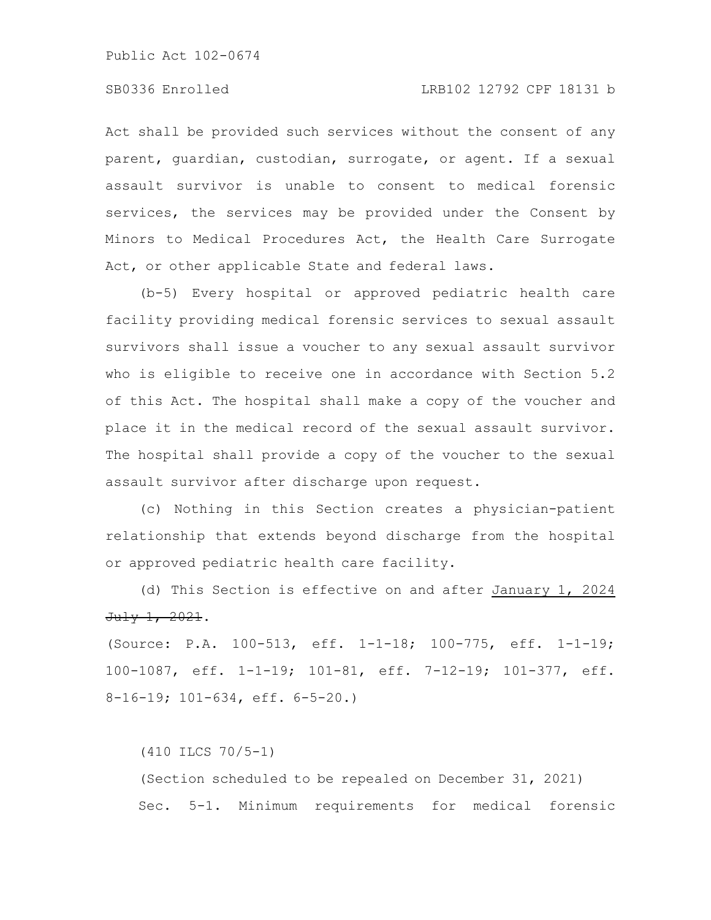Act shall be provided such services without the consent of any parent, guardian, custodian, surrogate, or agent. If a sexual assault survivor is unable to consent to medical forensic services, the services may be provided under the Consent by Minors to Medical Procedures Act, the Health Care Surrogate Act, or other applicable State and federal laws.

(b-5) Every hospital or approved pediatric health care facility providing medical forensic services to sexual assault survivors shall issue a voucher to any sexual assault survivor who is eligible to receive one in accordance with Section 5.2 of this Act. The hospital shall make a copy of the voucher and place it in the medical record of the sexual assault survivor. The hospital shall provide a copy of the voucher to the sexual assault survivor after discharge upon request.

(c) Nothing in this Section creates a physician-patient relationship that extends beyond discharge from the hospital or approved pediatric health care facility.

(d) This Section is effective on and after <u>January 1, 2024</u> ~~July 1, 2021~~.

(Source: P.A. 100-513, eff. 1-1-18; 100-775, eff. 1-1-19; 100-1087, eff. 1-1-19; 101-81, eff. 7-12-19; 101-377, eff. 8-16-19; 101-634, eff. 6-5-20.)

(410 ILCS 70/5-1)

(Section scheduled to be repealed on December 31, 2021)

Sec. 5-1. Minimum requirements for medical forensic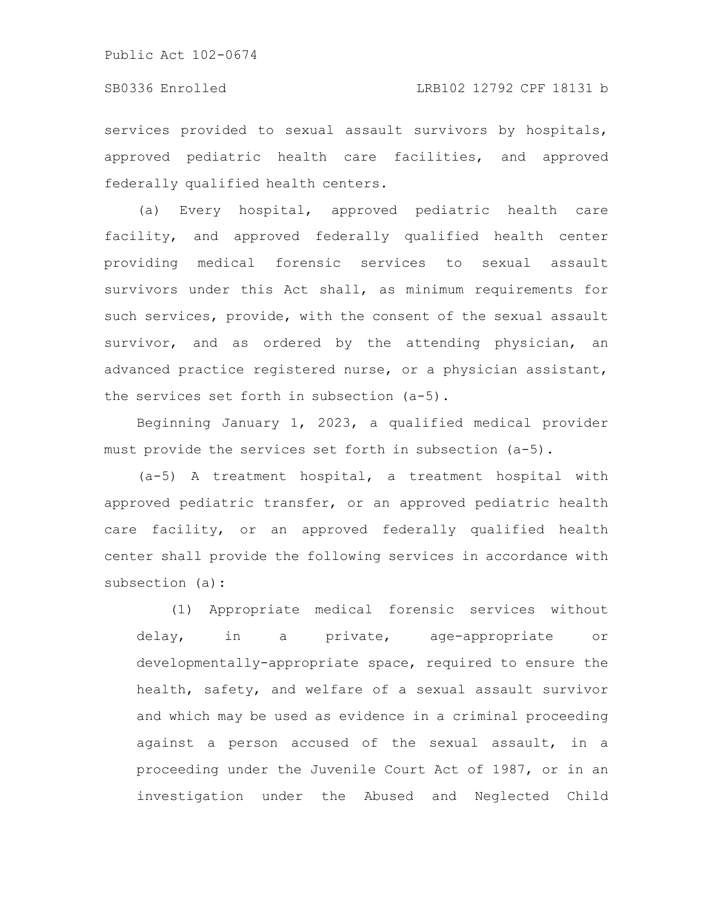services provided to sexual assault survivors by hospitals, approved pediatric health care facilities, and approved federally qualified health centers.

(a) Every hospital, approved pediatric health care facility, and approved federally qualified health center providing medical forensic services to sexual assault survivors under this Act shall, as minimum requirements for such services, provide, with the consent of the sexual assault survivor, and as ordered by the attending physician, an advanced practice registered nurse, or a physician assistant, the services set forth in subsection (a-5).

Beginning January 1, 2023, a qualified medical provider must provide the services set forth in subsection (a-5).

(a-5) A treatment hospital, a treatment hospital with approved pediatric transfer, or an approved pediatric health care facility, or an approved federally qualified health center shall provide the following services in accordance with subsection (a):

(1) Appropriate medical forensic services without delay, in a private, age-appropriate or developmentally-appropriate space, required to ensure the health, safety, and welfare of a sexual assault survivor and which may be used as evidence in a criminal proceeding against a person accused of the sexual assault, in a proceeding under the Juvenile Court Act of 1987, or in an investigation under the Abused and Neglected Child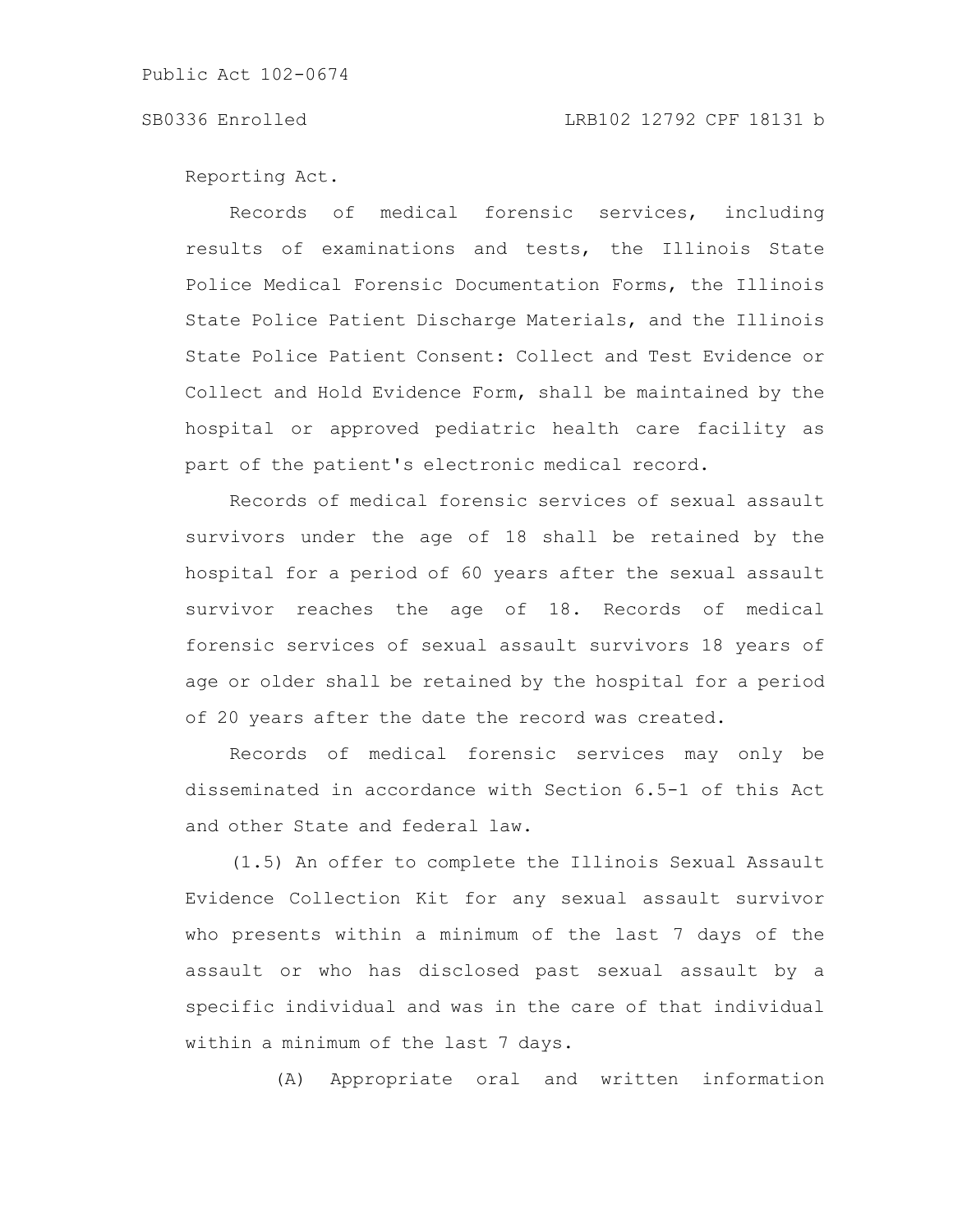Reporting Act.

Records of medical forensic services, including results of examinations and tests, the Illinois State Police Medical Forensic Documentation Forms, the Illinois State Police Patient Discharge Materials, and the Illinois State Police Patient Consent: Collect and Test Evidence or Collect and Hold Evidence Form, shall be maintained by the hospital or approved pediatric health care facility as part of the patient's electronic medical record.

Records of medical forensic services of sexual assault survivors under the age of 18 shall be retained by the hospital for a period of 60 years after the sexual assault survivor reaches the age of 18. Records of medical forensic services of sexual assault survivors 18 years of age or older shall be retained by the hospital for a period of 20 years after the date the record was created.

Records of medical forensic services may only be disseminated in accordance with Section 6.5-1 of this Act and other State and federal law.

(1.5) An offer to complete the Illinois Sexual Assault Evidence Collection Kit for any sexual assault survivor who presents within a minimum of the last 7 days of the assault or who has disclosed past sexual assault by a specific individual and was in the care of that individual within a minimum of the last 7 days.

(A) Appropriate oral and written information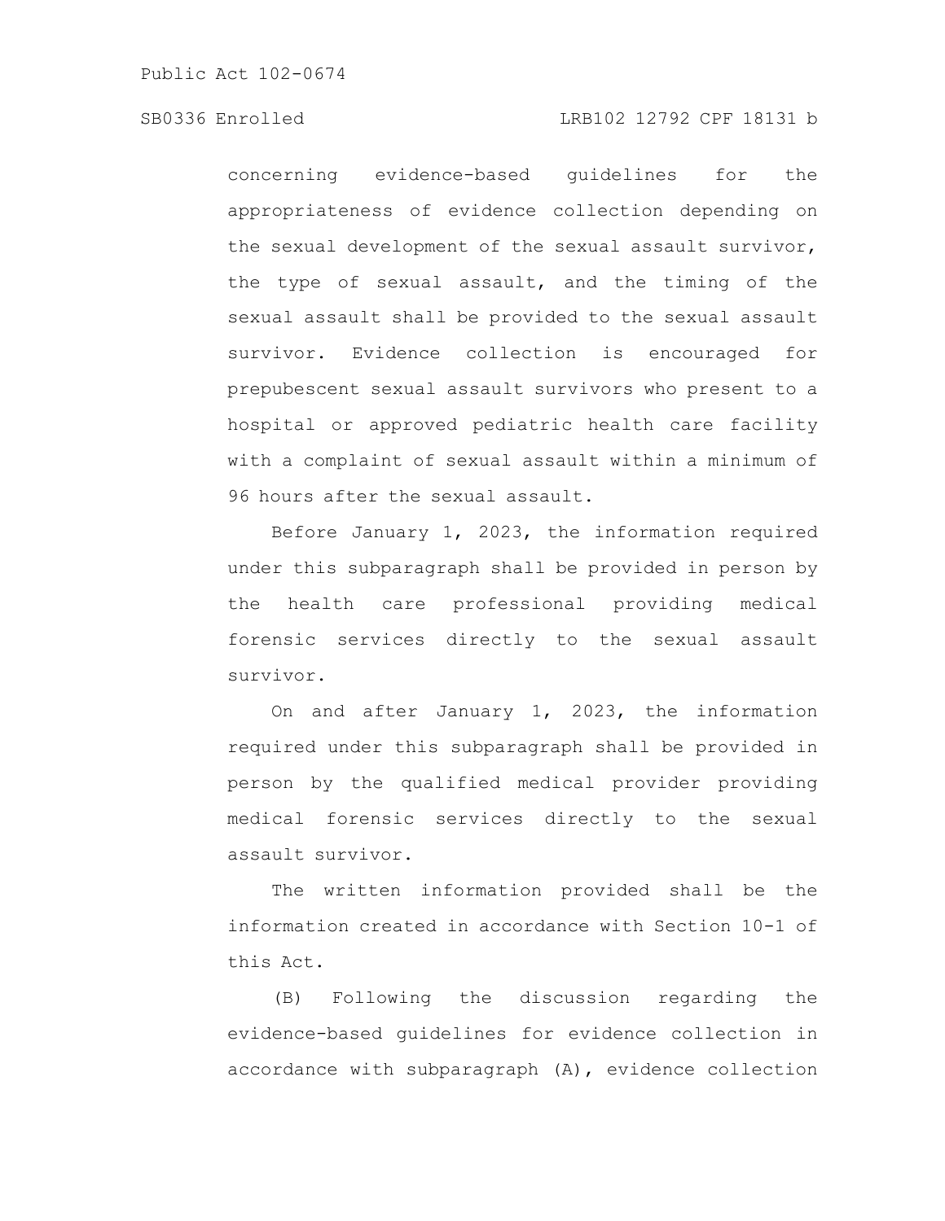concerning evidence-based guidelines for the appropriateness of evidence collection depending on the sexual development of the sexual assault survivor, the type of sexual assault, and the timing of the sexual assault shall be provided to the sexual assault survivor. Evidence collection is encouraged for prepubescent sexual assault survivors who present to a hospital or approved pediatric health care facility with a complaint of sexual assault within a minimum of 96 hours after the sexual assault.

Before January 1, 2023, the information required under this subparagraph shall be provided in person by the health care professional providing medical forensic services directly to the sexual assault survivor.

On and after January 1, 2023, the information required under this subparagraph shall be provided in person by the qualified medical provider providing medical forensic services directly to the sexual assault survivor.

The written information provided shall be the information created in accordance with Section 10-1 of this Act.

(B) Following the discussion regarding the evidence-based guidelines for evidence collection in accordance with subparagraph (A), evidence collection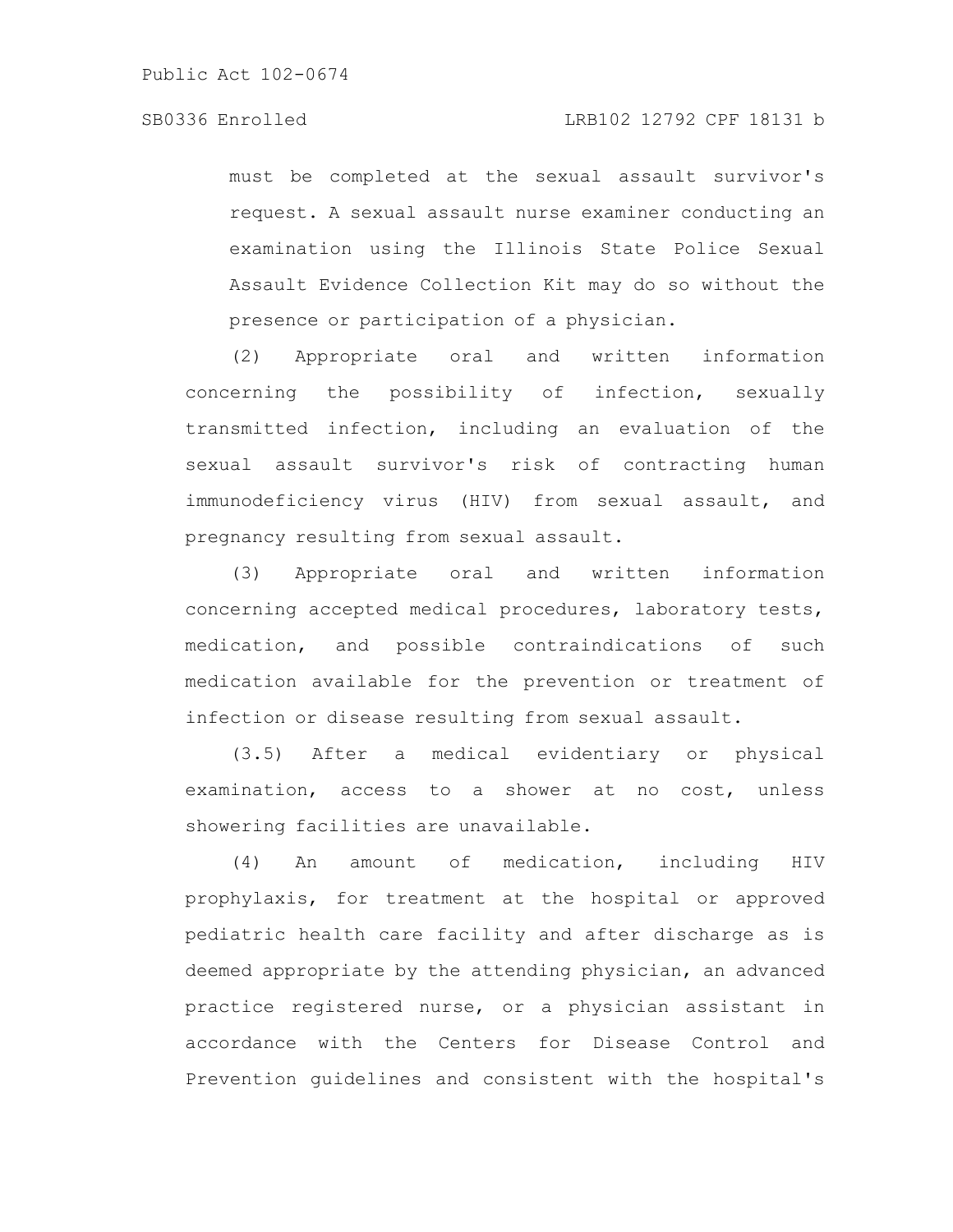must be completed at the sexual assault survivor's request. A sexual assault nurse examiner conducting an examination using the Illinois State Police Sexual Assault Evidence Collection Kit may do so without the presence or participation of a physician.

(2) Appropriate oral and written information concerning the possibility of infection, sexually transmitted infection, including an evaluation of the sexual assault survivor's risk of contracting human immunodeficiency virus (HIV) from sexual assault, and pregnancy resulting from sexual assault.

(3) Appropriate oral and written information concerning accepted medical procedures, laboratory tests, medication, and possible contraindications of such medication available for the prevention or treatment of infection or disease resulting from sexual assault.

(3.5) After a medical evidentiary or physical examination, access to a shower at no cost, unless showering facilities are unavailable.

(4) An amount of medication, including HIV prophylaxis, for treatment at the hospital or approved pediatric health care facility and after discharge as is deemed appropriate by the attending physician, an advanced practice registered nurse, or a physician assistant in accordance with the Centers for Disease Control and Prevention guidelines and consistent with the hospital's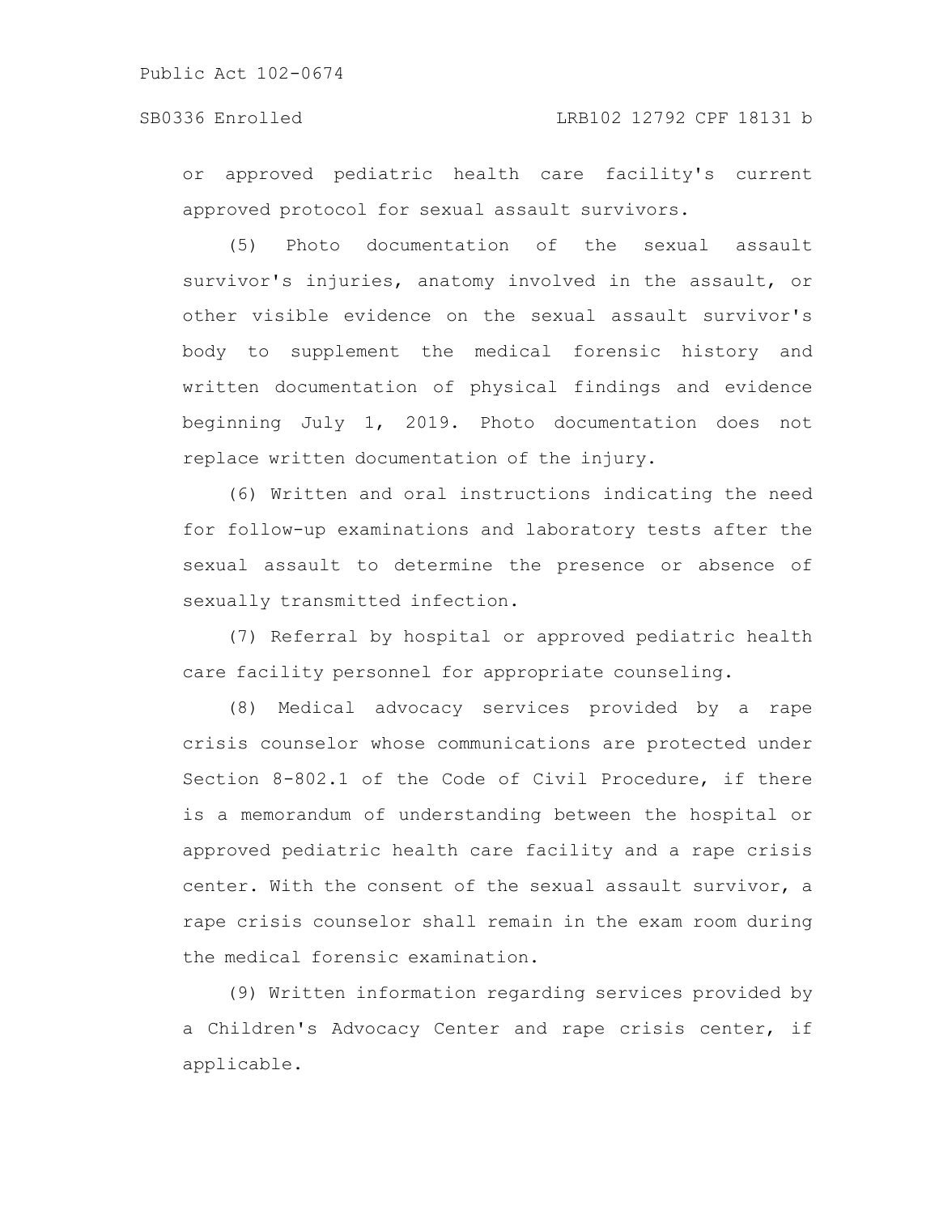or approved pediatric health care facility's current approved protocol for sexual assault survivors.

(5) Photo documentation of the sexual assault survivor's injuries, anatomy involved in the assault, or other visible evidence on the sexual assault survivor's body to supplement the medical forensic history and written documentation of physical findings and evidence beginning July 1, 2019. Photo documentation does not replace written documentation of the injury.

(6) Written and oral instructions indicating the need for follow-up examinations and laboratory tests after the sexual assault to determine the presence or absence of sexually transmitted infection.

(7) Referral by hospital or approved pediatric health care facility personnel for appropriate counseling.

(8) Medical advocacy services provided by a rape crisis counselor whose communications are protected under Section 8-802.1 of the Code of Civil Procedure, if there is a memorandum of understanding between the hospital or approved pediatric health care facility and a rape crisis center. With the consent of the sexual assault survivor, a rape crisis counselor shall remain in the exam room during the medical forensic examination.

(9) Written information regarding services provided by a Children's Advocacy Center and rape crisis center, if applicable.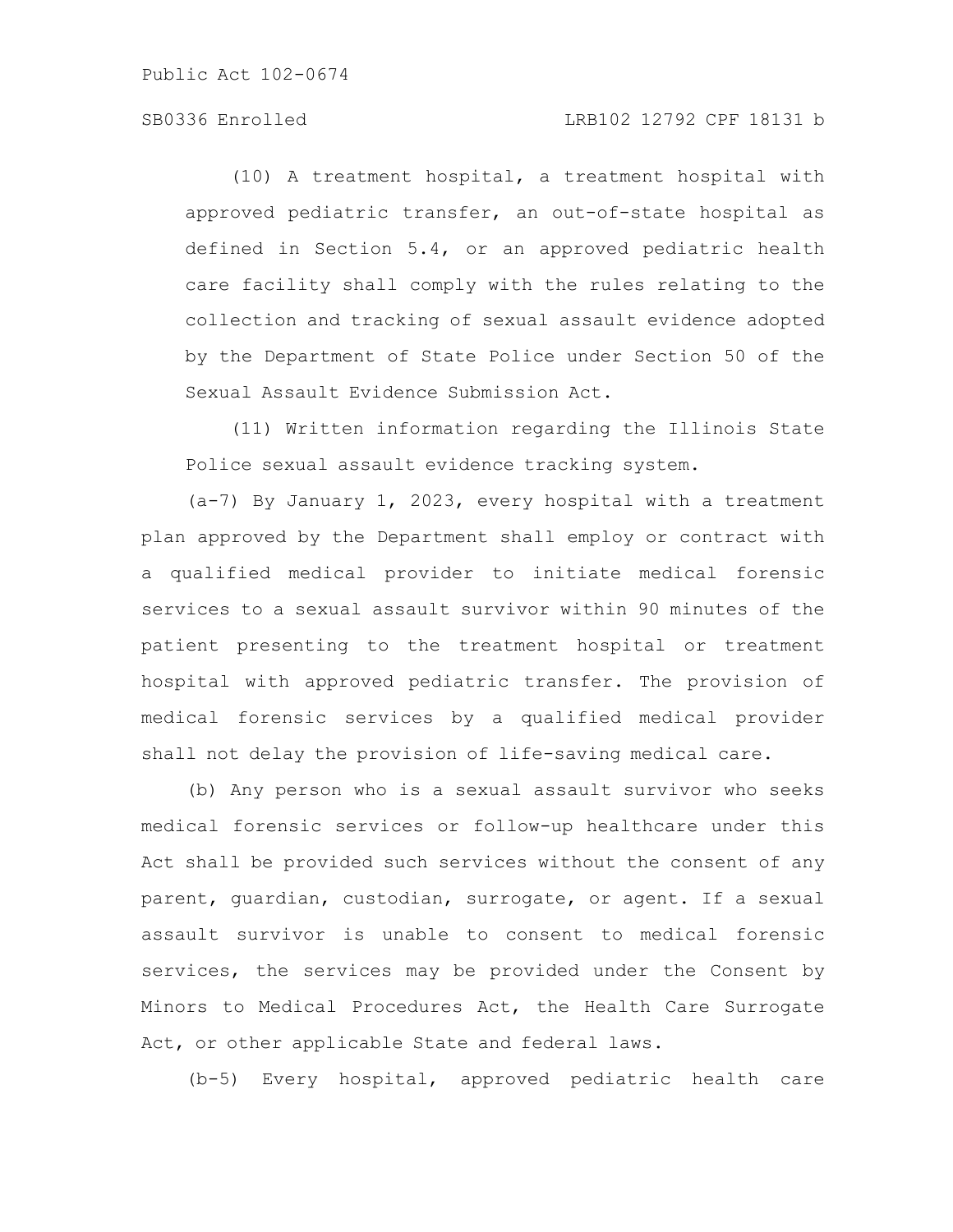(10) A treatment hospital, a treatment hospital with approved pediatric transfer, an out-of-state hospital as defined in Section 5.4, or an approved pediatric health care facility shall comply with the rules relating to the collection and tracking of sexual assault evidence adopted by the Department of State Police under Section 50 of the Sexual Assault Evidence Submission Act.

(11) Written information regarding the Illinois State Police sexual assault evidence tracking system.

(a-7) By January 1, 2023, every hospital with a treatment plan approved by the Department shall employ or contract with a qualified medical provider to initiate medical forensic services to a sexual assault survivor within 90 minutes of the patient presenting to the treatment hospital or treatment hospital with approved pediatric transfer. The provision of medical forensic services by a qualified medical provider shall not delay the provision of life-saving medical care.

(b) Any person who is a sexual assault survivor who seeks medical forensic services or follow-up healthcare under this Act shall be provided such services without the consent of any parent, guardian, custodian, surrogate, or agent. If a sexual assault survivor is unable to consent to medical forensic services, the services may be provided under the Consent by Minors to Medical Procedures Act, the Health Care Surrogate Act, or other applicable State and federal laws.

(b-5) Every hospital, approved pediatric health care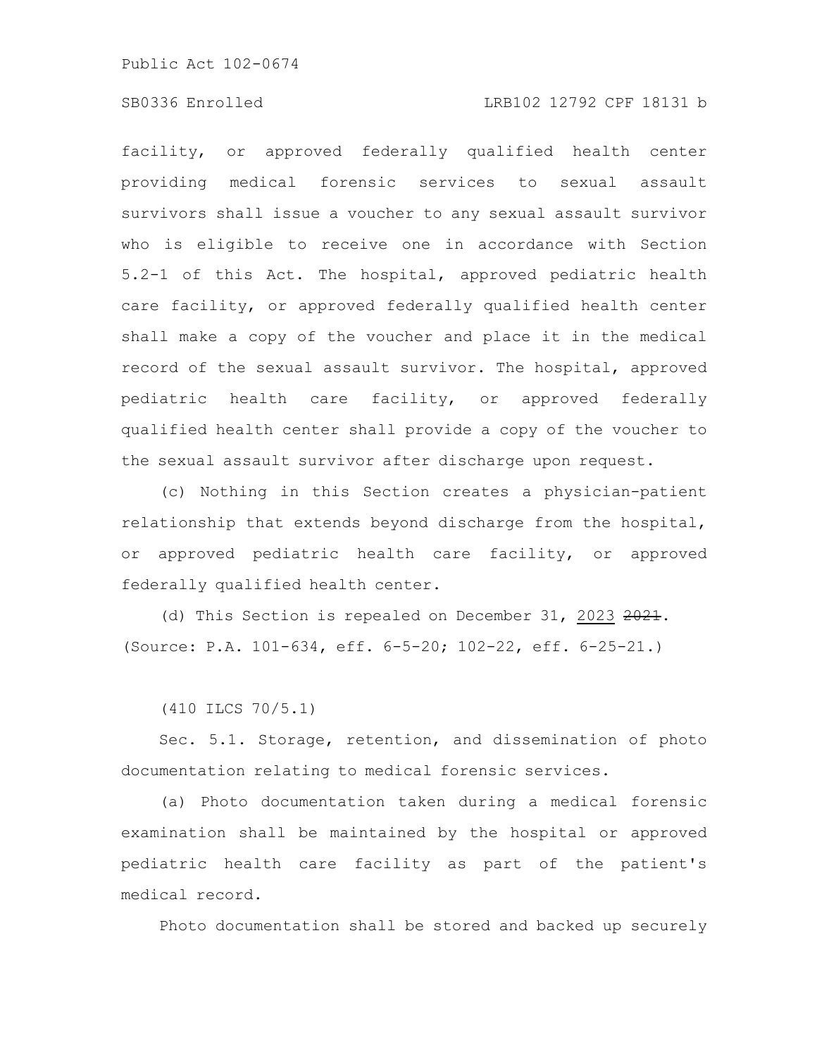facility, or approved federally qualified health center providing medical forensic services to sexual assault survivors shall issue a voucher to any sexual assault survivor who is eligible to receive one in accordance with Section 5.2-1 of this Act. The hospital, approved pediatric health care facility, or approved federally qualified health center shall make a copy of the voucher and place it in the medical record of the sexual assault survivor. The hospital, approved pediatric health care facility, or approved federally qualified health center shall provide a copy of the voucher to the sexual assault survivor after discharge upon request.

(c) Nothing in this Section creates a physician-patient relationship that extends beyond discharge from the hospital, or approved pediatric health care facility, or approved federally qualified health center.

(d) This Section is repealed on December 31, <u>2023</u> ~~2021~~.

(Source: P.A. 101-634, eff. 6-5-20; 102-22, eff. 6-25-21.)

(410 ILCS 70/5.1)

Sec. 5.1. Storage, retention, and dissemination of photo documentation relating to medical forensic services.

(a) Photo documentation taken during a medical forensic examination shall be maintained by the hospital or approved pediatric health care facility as part of the patient's medical record.

Photo documentation shall be stored and backed up securely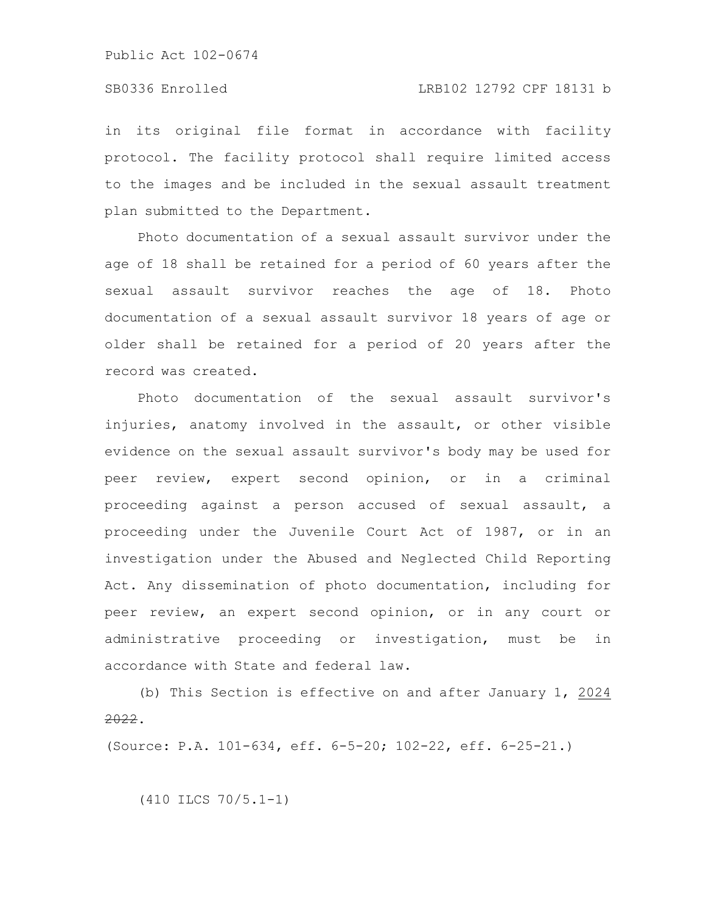in its original file format in accordance with facility protocol. The facility protocol shall require limited access to the images and be included in the sexual assault treatment plan submitted to the Department.

Photo documentation of a sexual assault survivor under the age of 18 shall be retained for a period of 60 years after the sexual assault survivor reaches the age of 18. Photo documentation of a sexual assault survivor 18 years of age or older shall be retained for a period of 20 years after the record was created.

Photo documentation of the sexual assault survivor's injuries, anatomy involved in the assault, or other visible evidence on the sexual assault survivor's body may be used for peer review, expert second opinion, or in a criminal proceeding against a person accused of sexual assault, a proceeding under the Juvenile Court Act of 1987, or in an investigation under the Abused and Neglected Child Reporting Act. Any dissemination of photo documentation, including for peer review, an expert second opinion, or in any court or administrative proceeding or investigation, must be in accordance with State and federal law.

(b) This Section is effective on and after January 1, 2024 ~~2022~~.

(Source: P.A. 101-634, eff. 6-5-20; 102-22, eff. 6-25-21.)

(410 ILCS 70/5.1-1)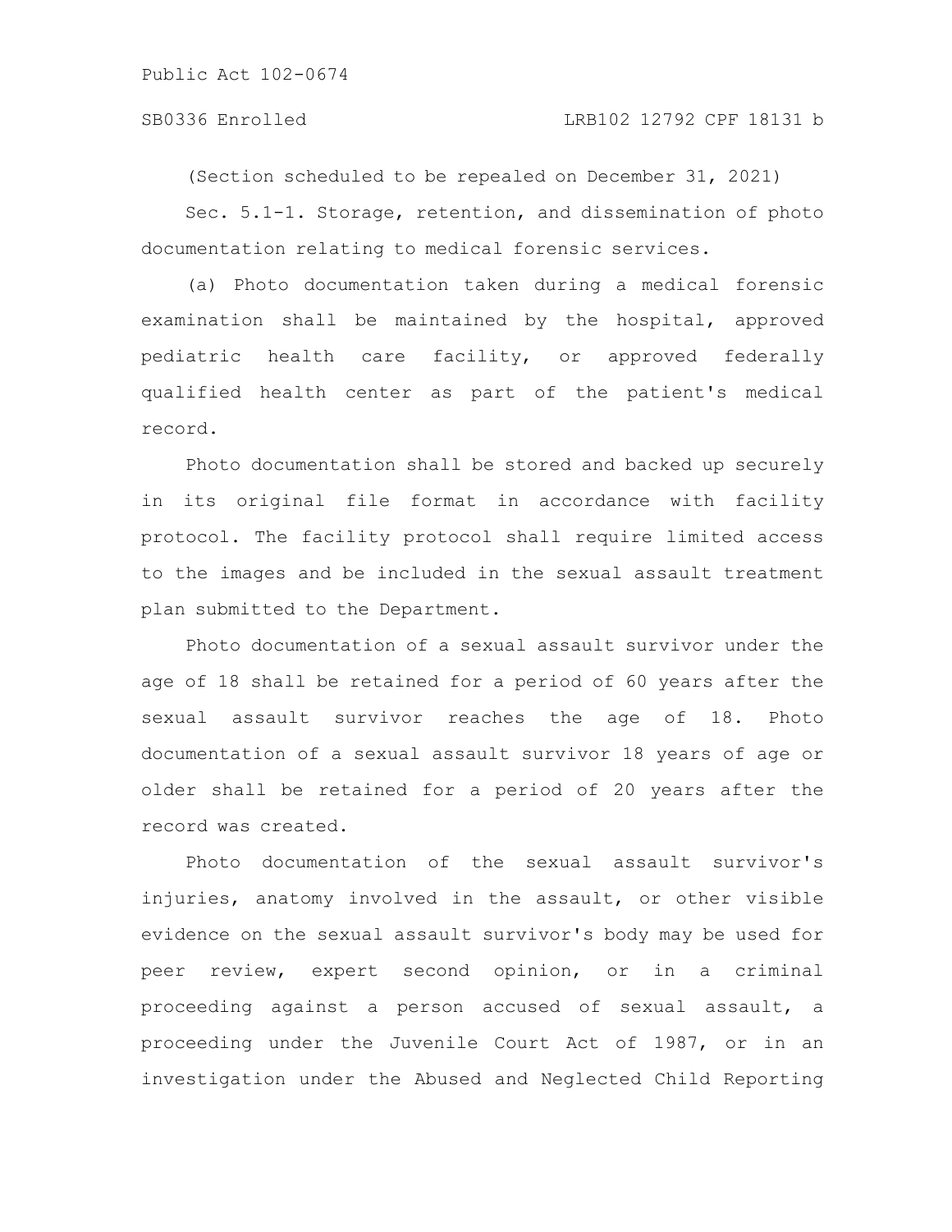(Section scheduled to be repealed on December 31, 2021)

Sec. 5.1-1. Storage, retention, and dissemination of photo documentation relating to medical forensic services.

(a) Photo documentation taken during a medical forensic examination shall be maintained by the hospital, approved pediatric health care facility, or approved federally qualified health center as part of the patient's medical record.

Photo documentation shall be stored and backed up securely in its original file format in accordance with facility protocol. The facility protocol shall require limited access to the images and be included in the sexual assault treatment plan submitted to the Department.

Photo documentation of a sexual assault survivor under the age of 18 shall be retained for a period of 60 years after the sexual assault survivor reaches the age of 18. Photo documentation of a sexual assault survivor 18 years of age or older shall be retained for a period of 20 years after the record was created.

Photo documentation of the sexual assault survivor's injuries, anatomy involved in the assault, or other visible evidence on the sexual assault survivor's body may be used for peer review, expert second opinion, or in a criminal proceeding against a person accused of sexual assault, a proceeding under the Juvenile Court Act of 1987, or in an investigation under the Abused and Neglected Child Reporting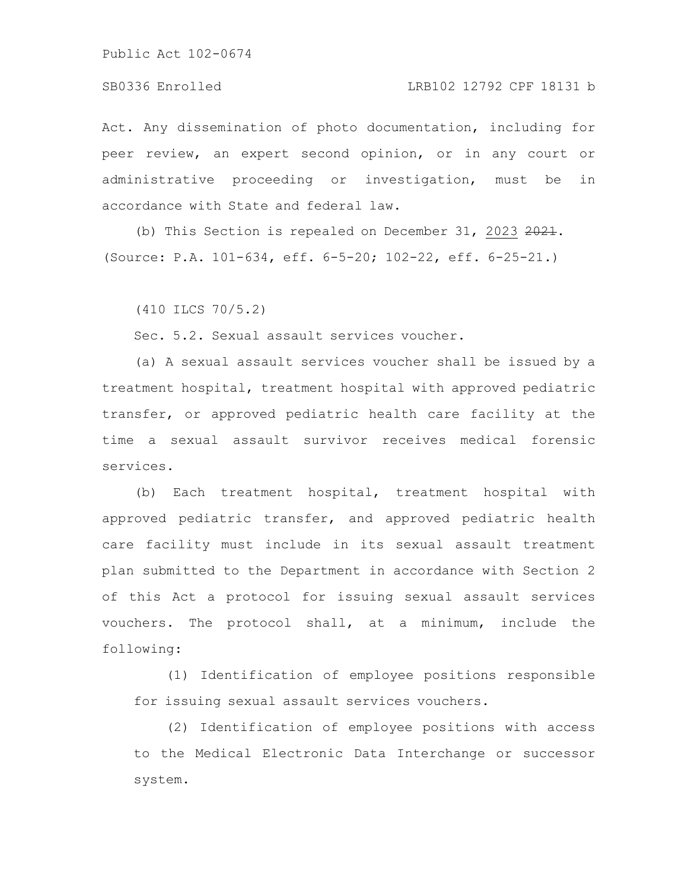Act. Any dissemination of photo documentation, including for peer review, an expert second opinion, or in any court or administrative proceeding or investigation, must be in accordance with State and federal law.

(b) This Section is repealed on December 31, 2023 ~~2021~~.
(Source: P.A. 101-634, eff. 6-5-20; 102-22, eff. 6-25-21.)

(410 ILCS 70/5.2)

Sec. 5.2. Sexual assault services voucher.

(a) A sexual assault services voucher shall be issued by a treatment hospital, treatment hospital with approved pediatric transfer, or approved pediatric health care facility at the time a sexual assault survivor receives medical forensic services.

(b) Each treatment hospital, treatment hospital with approved pediatric transfer, and approved pediatric health care facility must include in its sexual assault treatment plan submitted to the Department in accordance with Section 2 of this Act a protocol for issuing sexual assault services vouchers. The protocol shall, at a minimum, include the following:

(1) Identification of employee positions responsible for issuing sexual assault services vouchers.

(2) Identification of employee positions with access to the Medical Electronic Data Interchange or successor system.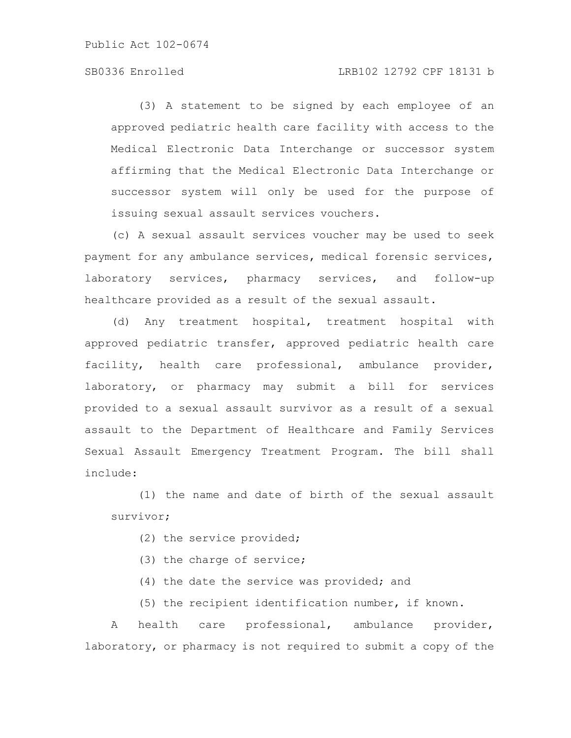(3) A statement to be signed by each employee of an approved pediatric health care facility with access to the Medical Electronic Data Interchange or successor system affirming that the Medical Electronic Data Interchange or successor system will only be used for the purpose of issuing sexual assault services vouchers.

(c) A sexual assault services voucher may be used to seek payment for any ambulance services, medical forensic services, laboratory services, pharmacy services, and follow-up healthcare provided as a result of the sexual assault.

(d) Any treatment hospital, treatment hospital with approved pediatric transfer, approved pediatric health care facility, health care professional, ambulance provider, laboratory, or pharmacy may submit a bill for services provided to a sexual assault survivor as a result of a sexual assault to the Department of Healthcare and Family Services Sexual Assault Emergency Treatment Program. The bill shall include:

(1) the name and date of birth of the sexual assault survivor;

(2) the service provided;

(3) the charge of service;

(4) the date the service was provided; and

(5) the recipient identification number, if known.

A health care professional, ambulance provider, laboratory, or pharmacy is not required to submit a copy of the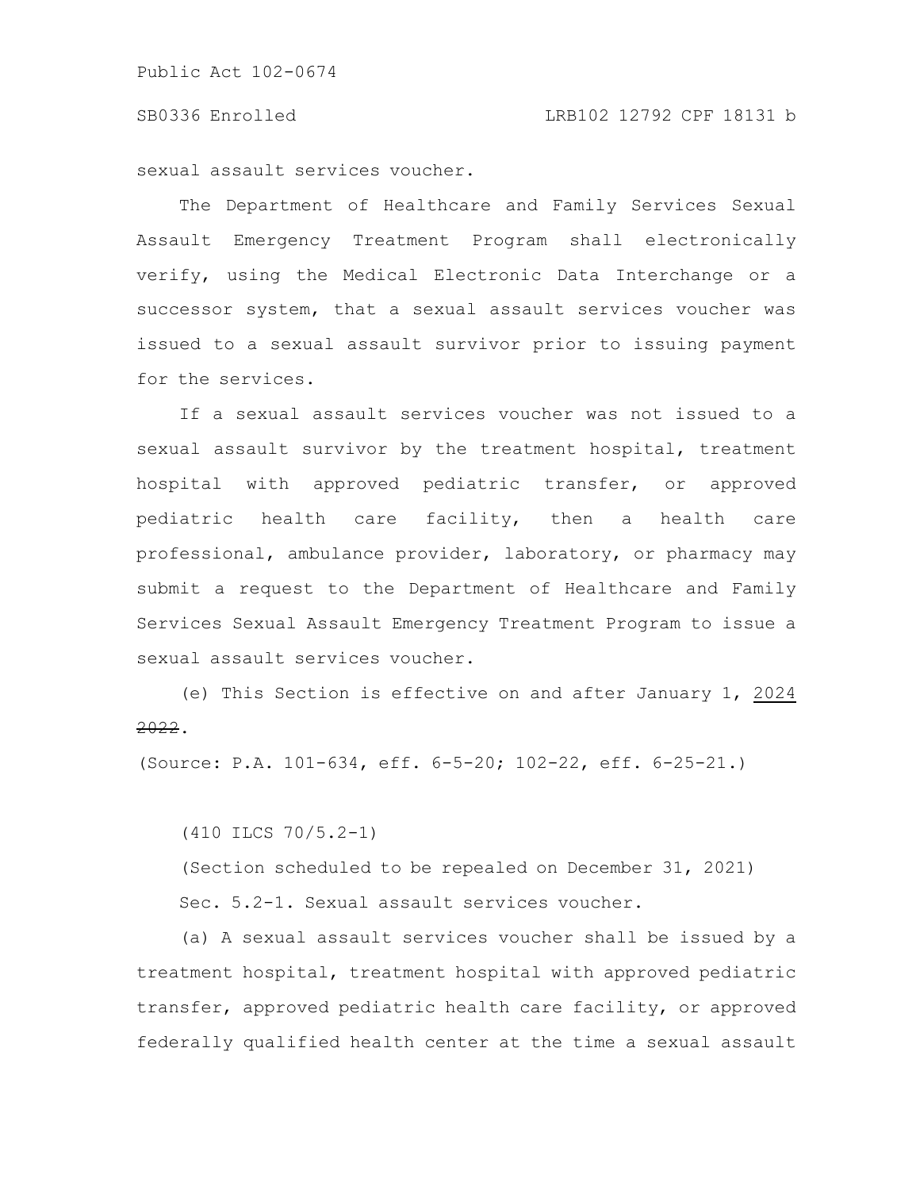sexual assault services voucher.

The Department of Healthcare and Family Services Sexual Assault Emergency Treatment Program shall electronically verify, using the Medical Electronic Data Interchange or a successor system, that a sexual assault services voucher was issued to a sexual assault survivor prior to issuing payment for the services.

If a sexual assault services voucher was not issued to a sexual assault survivor by the treatment hospital, treatment hospital with approved pediatric transfer, or approved pediatric health care facility, then a health care professional, ambulance provider, laboratory, or pharmacy may submit a request to the Department of Healthcare and Family Services Sexual Assault Emergency Treatment Program to issue a sexual assault services voucher.

(e) This Section is effective on and after January 1, 2024 ~~2022~~.

(Source: P.A. 101-634, eff. 6-5-20; 102-22, eff. 6-25-21.)

(410 ILCS 70/5.2-1)

(Section scheduled to be repealed on December 31, 2021)

Sec. 5.2-1. Sexual assault services voucher.

(a) A sexual assault services voucher shall be issued by a treatment hospital, treatment hospital with approved pediatric transfer, approved pediatric health care facility, or approved federally qualified health center at the time a sexual assault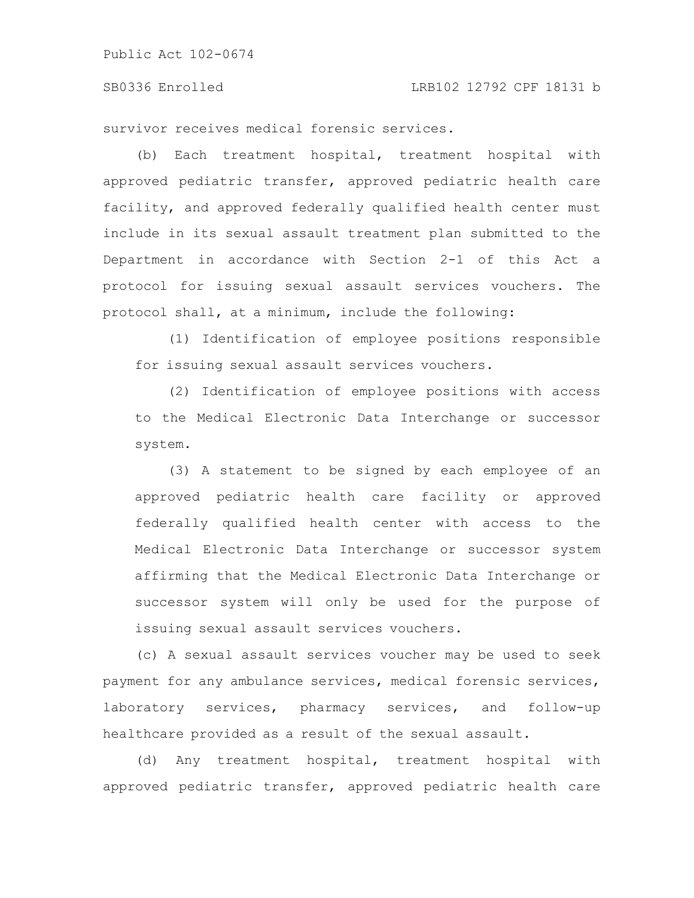survivor receives medical forensic services.

(b) Each treatment hospital, treatment hospital with approved pediatric transfer, approved pediatric health care facility, and approved federally qualified health center must include in its sexual assault treatment plan submitted to the Department in accordance with Section 2-1 of this Act a protocol for issuing sexual assault services vouchers. The protocol shall, at a minimum, include the following:

(1) Identification of employee positions responsible for issuing sexual assault services vouchers.

(2) Identification of employee positions with access to the Medical Electronic Data Interchange or successor system.

(3) A statement to be signed by each employee of an approved pediatric health care facility or approved federally qualified health center with access to the Medical Electronic Data Interchange or successor system affirming that the Medical Electronic Data Interchange or successor system will only be used for the purpose of issuing sexual assault services vouchers.

(c) A sexual assault services voucher may be used to seek payment for any ambulance services, medical forensic services, laboratory services, pharmacy services, and follow-up healthcare provided as a result of the sexual assault.

(d) Any treatment hospital, treatment hospital with approved pediatric transfer, approved pediatric health care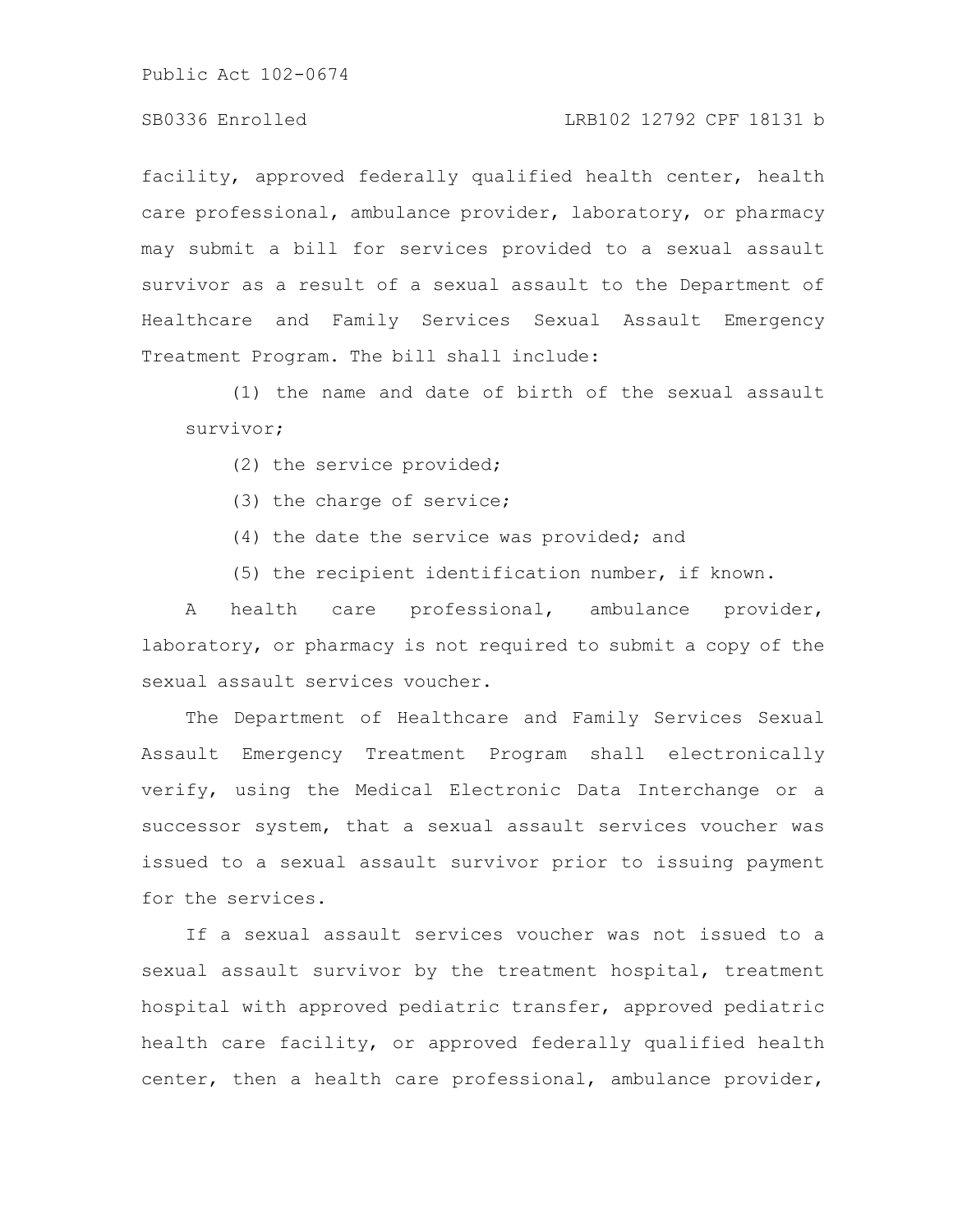facility, approved federally qualified health center, health care professional, ambulance provider, laboratory, or pharmacy may submit a bill for services provided to a sexual assault survivor as a result of a sexual assault to the Department of Healthcare and Family Services Sexual Assault Emergency Treatment Program. The bill shall include:

(1) the name and date of birth of the sexual assault survivor;

(2) the service provided;

(3) the charge of service;

(4) the date the service was provided; and

(5) the recipient identification number, if known.

A health care professional, ambulance provider, laboratory, or pharmacy is not required to submit a copy of the sexual assault services voucher.

The Department of Healthcare and Family Services Sexual Assault Emergency Treatment Program shall electronically verify, using the Medical Electronic Data Interchange or a successor system, that a sexual assault services voucher was issued to a sexual assault survivor prior to issuing payment for the services.

If a sexual assault services voucher was not issued to a sexual assault survivor by the treatment hospital, treatment hospital with approved pediatric transfer, approved pediatric health care facility, or approved federally qualified health center, then a health care professional, ambulance provider,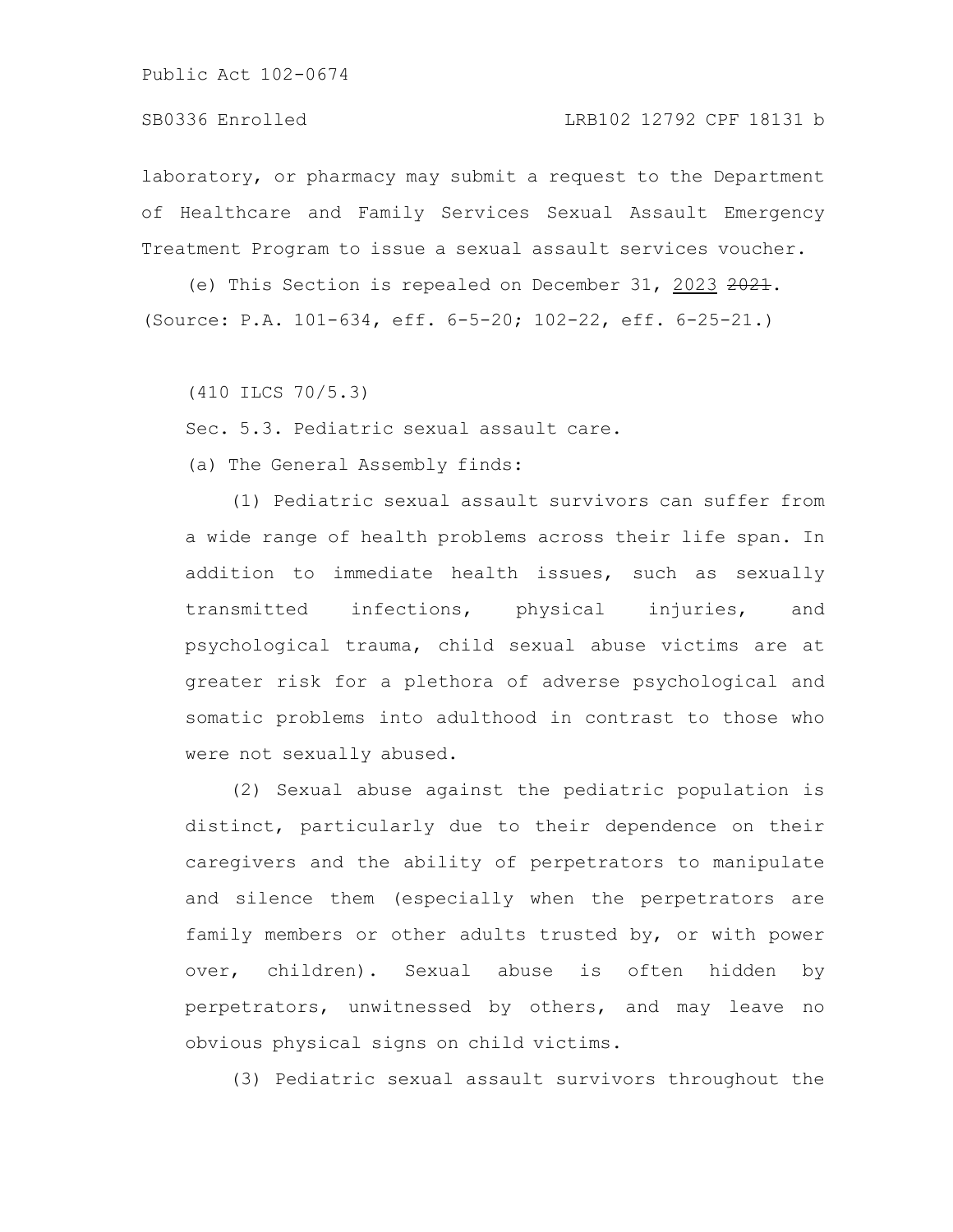laboratory, or pharmacy may submit a request to the Department of Healthcare and Family Services Sexual Assault Emergency Treatment Program to issue a sexual assault services voucher.

(e) This Section is repealed on December 31, 2023 ~~2021~~.
(Source: P.A. 101-634, eff. 6-5-20; 102-22, eff. 6-25-21.)

(410 ILCS 70/5.3)

Sec. 5.3. Pediatric sexual assault care.

(a) The General Assembly finds:

(1) Pediatric sexual assault survivors can suffer from a wide range of health problems across their life span. In addition to immediate health issues, such as sexually transmitted infections, physical injuries, and psychological trauma, child sexual abuse victims are at greater risk for a plethora of adverse psychological and somatic problems into adulthood in contrast to those who were not sexually abused.

(2) Sexual abuse against the pediatric population is distinct, particularly due to their dependence on their caregivers and the ability of perpetrators to manipulate and silence them (especially when the perpetrators are family members or other adults trusted by, or with power over, children). Sexual abuse is often hidden by perpetrators, unwitnessed by others, and may leave no obvious physical signs on child victims.

(3) Pediatric sexual assault survivors throughout the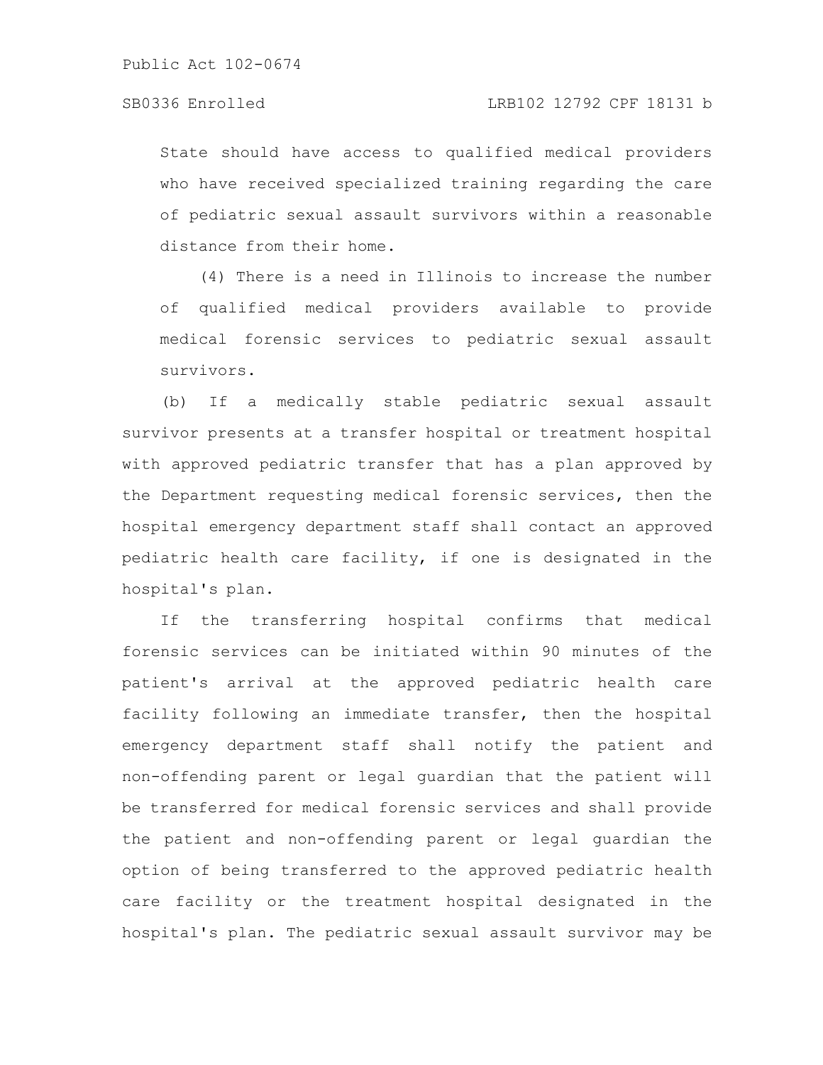State should have access to qualified medical providers who have received specialized training regarding the care of pediatric sexual assault survivors within a reasonable distance from their home.

(4) There is a need in Illinois to increase the number of qualified medical providers available to provide medical forensic services to pediatric sexual assault survivors.

(b) If a medically stable pediatric sexual assault survivor presents at a transfer hospital or treatment hospital with approved pediatric transfer that has a plan approved by the Department requesting medical forensic services, then the hospital emergency department staff shall contact an approved pediatric health care facility, if one is designated in the hospital's plan.

If the transferring hospital confirms that medical forensic services can be initiated within 90 minutes of the patient's arrival at the approved pediatric health care facility following an immediate transfer, then the hospital emergency department staff shall notify the patient and non-offending parent or legal guardian that the patient will be transferred for medical forensic services and shall provide the patient and non-offending parent or legal guardian the option of being transferred to the approved pediatric health care facility or the treatment hospital designated in the hospital's plan. The pediatric sexual assault survivor may be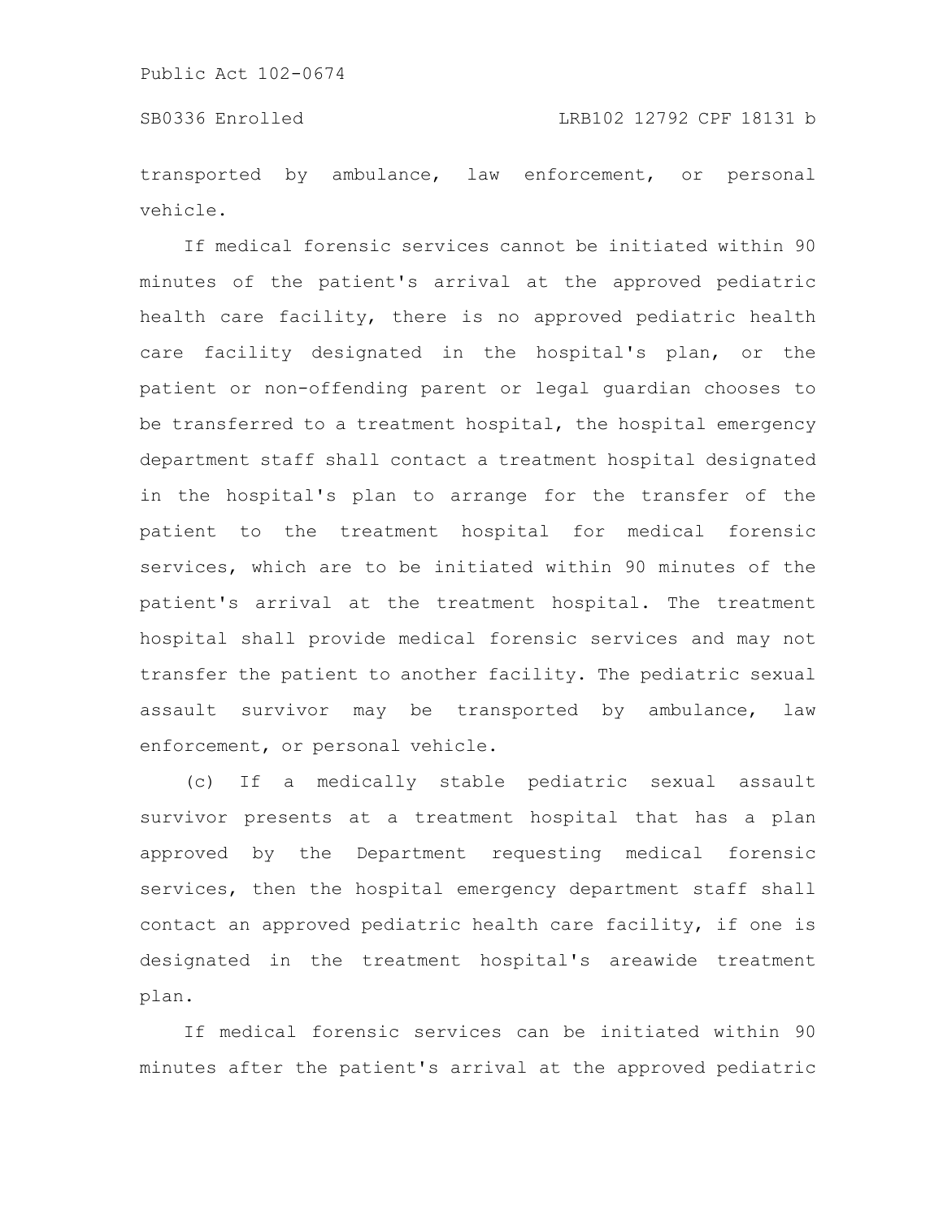transported by ambulance, law enforcement, or personal vehicle.

If medical forensic services cannot be initiated within 90 minutes of the patient's arrival at the approved pediatric health care facility, there is no approved pediatric health care facility designated in the hospital's plan, or the patient or non-offending parent or legal guardian chooses to be transferred to a treatment hospital, the hospital emergency department staff shall contact a treatment hospital designated in the hospital's plan to arrange for the transfer of the patient to the treatment hospital for medical forensic services, which are to be initiated within 90 minutes of the patient's arrival at the treatment hospital. The treatment hospital shall provide medical forensic services and may not transfer the patient to another facility. The pediatric sexual assault survivor may be transported by ambulance, law enforcement, or personal vehicle.

(c) If a medically stable pediatric sexual assault survivor presents at a treatment hospital that has a plan approved by the Department requesting medical forensic services, then the hospital emergency department staff shall contact an approved pediatric health care facility, if one is designated in the treatment hospital's areawide treatment plan.

If medical forensic services can be initiated within 90 minutes after the patient's arrival at the approved pediatric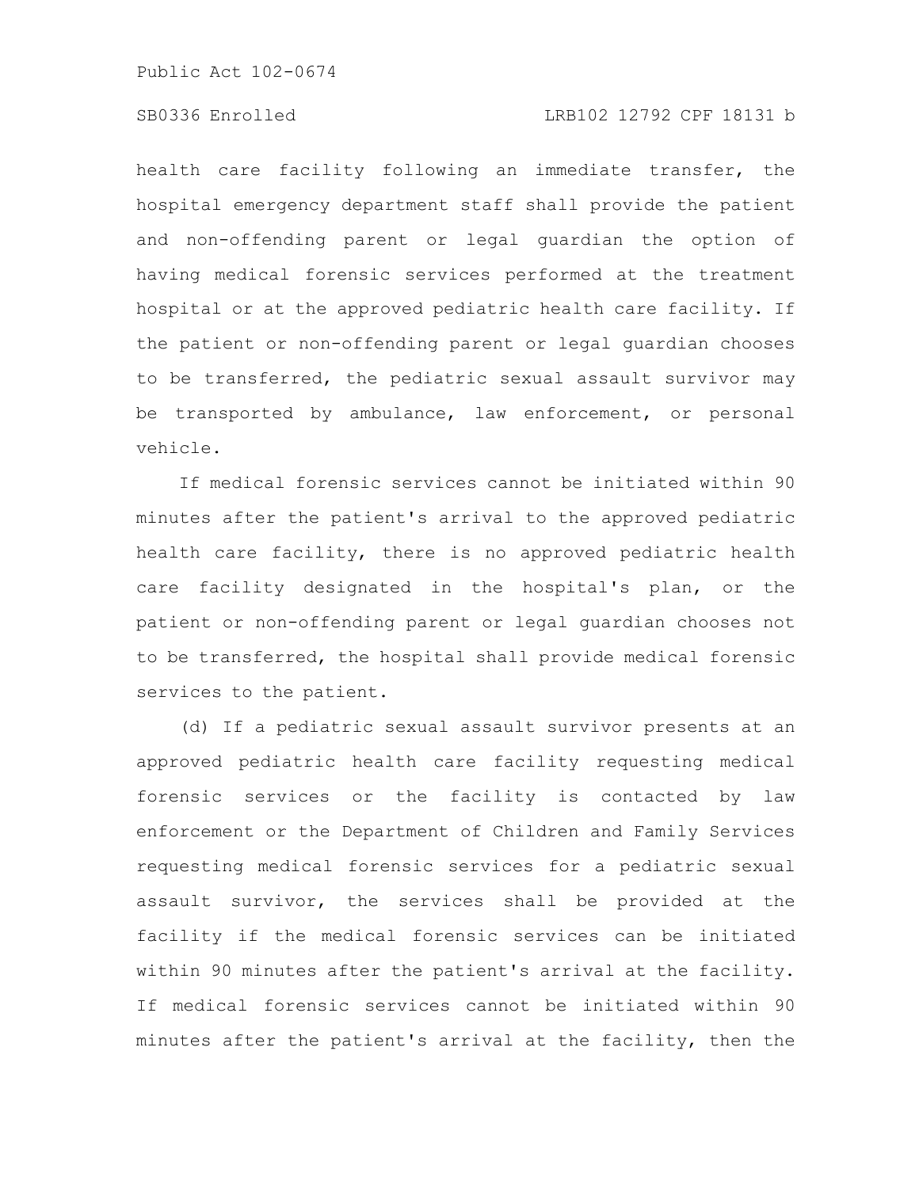health care facility following an immediate transfer, the hospital emergency department staff shall provide the patient and non-offending parent or legal guardian the option of having medical forensic services performed at the treatment hospital or at the approved pediatric health care facility. If the patient or non-offending parent or legal guardian chooses to be transferred, the pediatric sexual assault survivor may be transported by ambulance, law enforcement, or personal vehicle.

If medical forensic services cannot be initiated within 90 minutes after the patient's arrival to the approved pediatric health care facility, there is no approved pediatric health care facility designated in the hospital's plan, or the patient or non-offending parent or legal guardian chooses not to be transferred, the hospital shall provide medical forensic services to the patient.

(d) If a pediatric sexual assault survivor presents at an approved pediatric health care facility requesting medical forensic services or the facility is contacted by law enforcement or the Department of Children and Family Services requesting medical forensic services for a pediatric sexual assault survivor, the services shall be provided at the facility if the medical forensic services can be initiated within 90 minutes after the patient's arrival at the facility. If medical forensic services cannot be initiated within 90 minutes after the patient's arrival at the facility, then the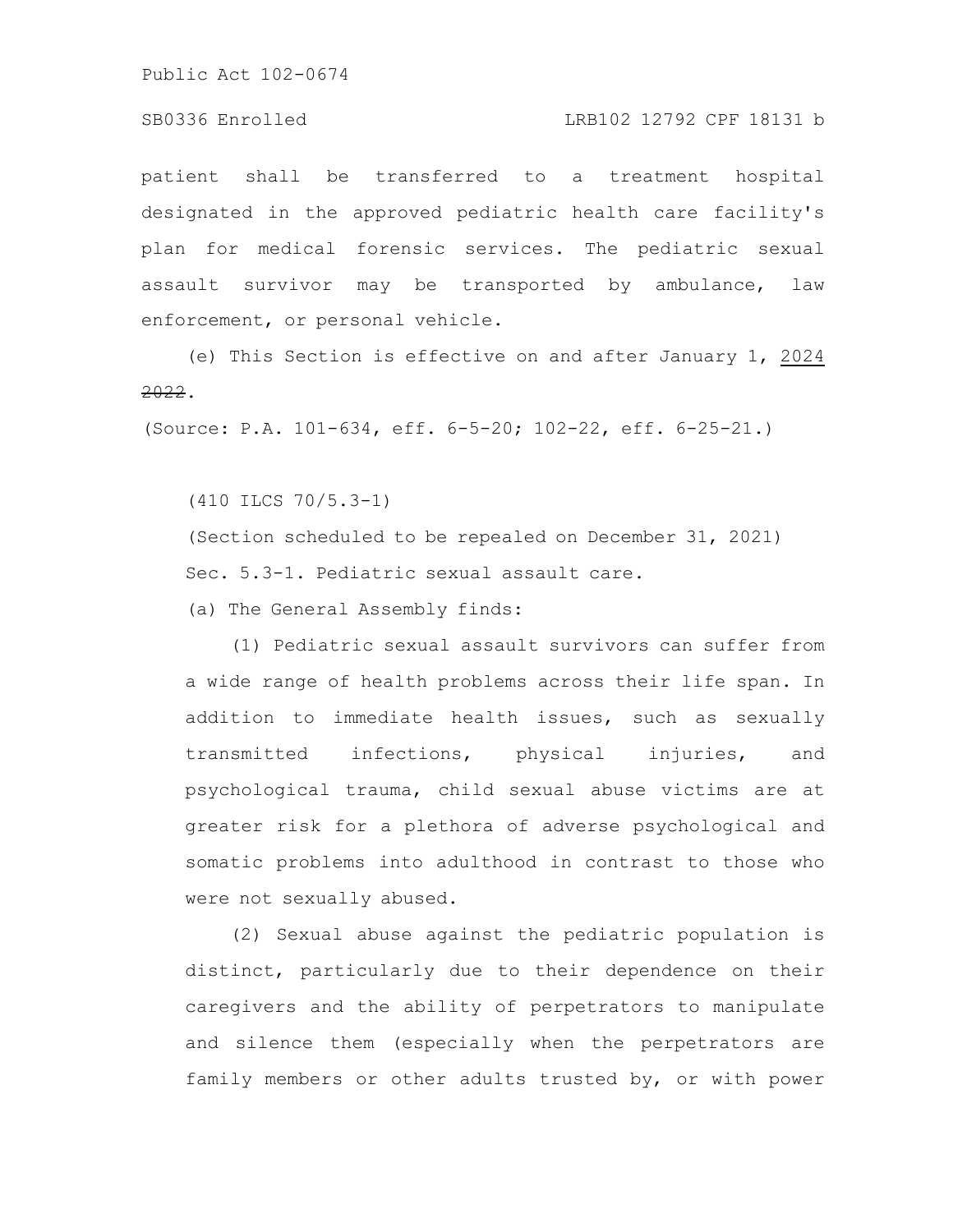patient shall be transferred to a treatment hospital designated in the approved pediatric health care facility's plan for medical forensic services. The pediatric sexual assault survivor may be transported by ambulance, law enforcement, or personal vehicle.

(e) This Section is effective on and after January 1, 2024 ~~2022~~.

(Source: P.A. 101-634, eff. 6-5-20; 102-22, eff. 6-25-21.)

(410 ILCS 70/5.3-1)

(Section scheduled to be repealed on December 31, 2021)

Sec. 5.3-1. Pediatric sexual assault care.

(a) The General Assembly finds:

(1) Pediatric sexual assault survivors can suffer from a wide range of health problems across their life span. In addition to immediate health issues, such as sexually transmitted infections, physical injuries, and psychological trauma, child sexual abuse victims are at greater risk for a plethora of adverse psychological and somatic problems into adulthood in contrast to those who were not sexually abused.

(2) Sexual abuse against the pediatric population is distinct, particularly due to their dependence on their caregivers and the ability of perpetrators to manipulate and silence them (especially when the perpetrators are family members or other adults trusted by, or with power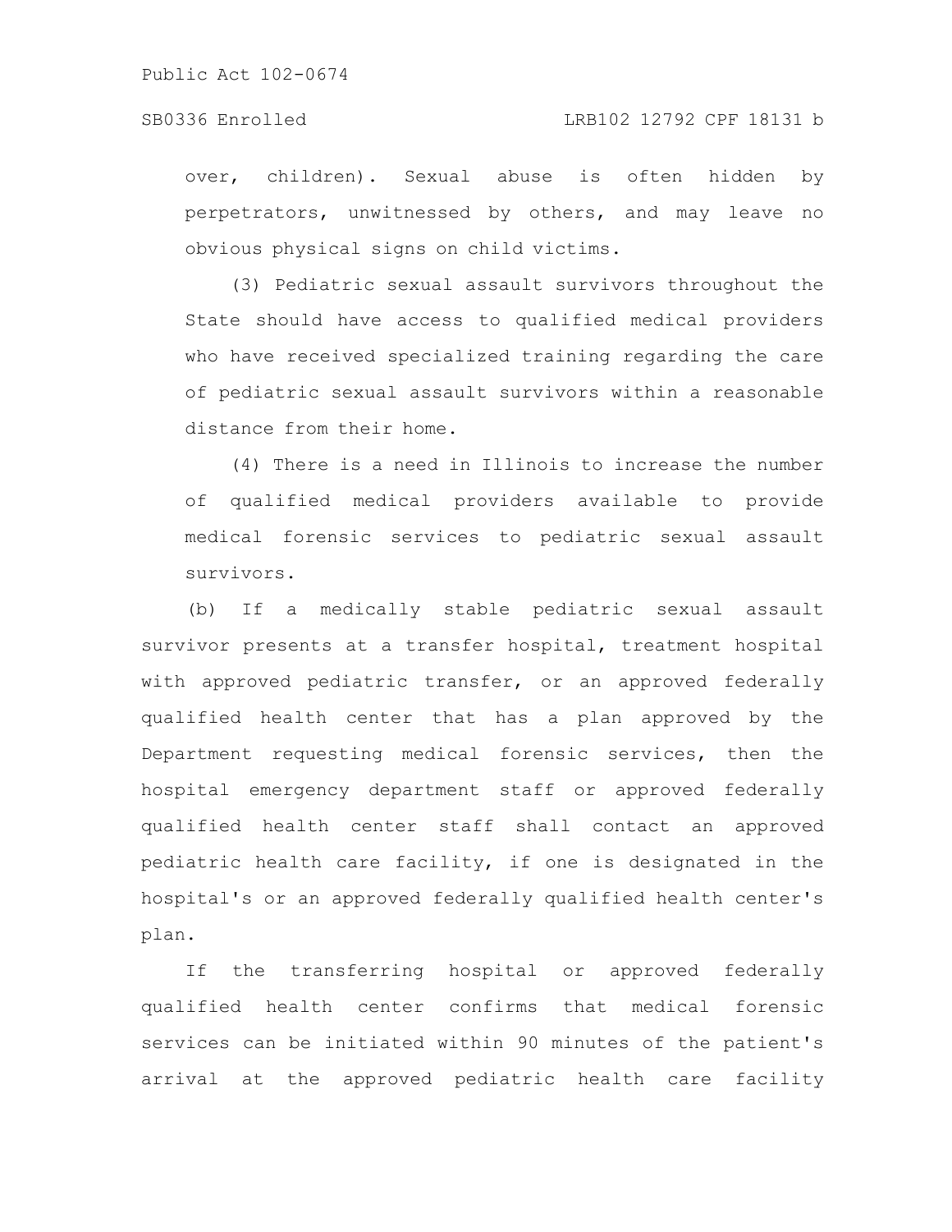over, children). Sexual abuse is often hidden by perpetrators, unwitnessed by others, and may leave no obvious physical signs on child victims.

(3) Pediatric sexual assault survivors throughout the State should have access to qualified medical providers who have received specialized training regarding the care of pediatric sexual assault survivors within a reasonable distance from their home.

(4) There is a need in Illinois to increase the number of qualified medical providers available to provide medical forensic services to pediatric sexual assault survivors.

(b) If a medically stable pediatric sexual assault survivor presents at a transfer hospital, treatment hospital with approved pediatric transfer, or an approved federally qualified health center that has a plan approved by the Department requesting medical forensic services, then the hospital emergency department staff or approved federally qualified health center staff shall contact an approved pediatric health care facility, if one is designated in the hospital's or an approved federally qualified health center's plan.

If the transferring hospital or approved federally qualified health center confirms that medical forensic services can be initiated within 90 minutes of the patient's arrival at the approved pediatric health care facility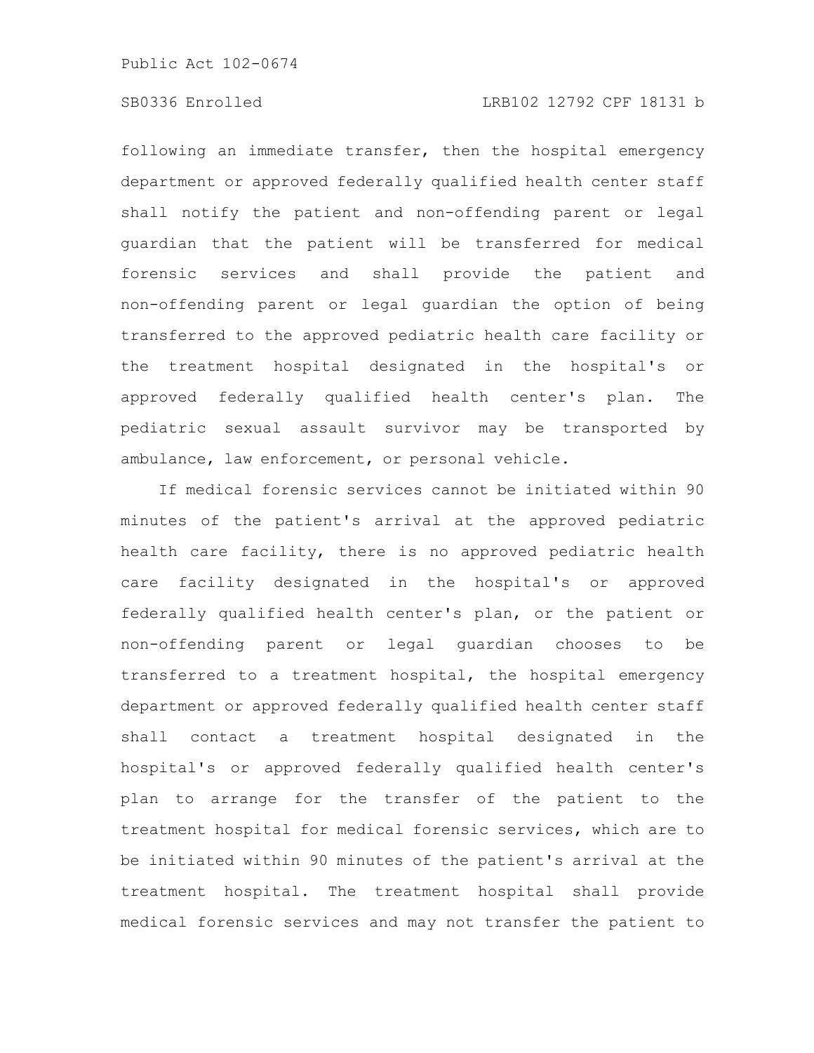following an immediate transfer, then the hospital emergency department or approved federally qualified health center staff shall notify the patient and non-offending parent or legal guardian that the patient will be transferred for medical forensic services and shall provide the patient and non-offending parent or legal guardian the option of being transferred to the approved pediatric health care facility or the treatment hospital designated in the hospital's or approved federally qualified health center's plan. The pediatric sexual assault survivor may be transported by ambulance, law enforcement, or personal vehicle.

If medical forensic services cannot be initiated within 90 minutes of the patient's arrival at the approved pediatric health care facility, there is no approved pediatric health care facility designated in the hospital's or approved federally qualified health center's plan, or the patient or non-offending parent or legal guardian chooses to be transferred to a treatment hospital, the hospital emergency department or approved federally qualified health center staff shall contact a treatment hospital designated in the hospital's or approved federally qualified health center's plan to arrange for the transfer of the patient to the treatment hospital for medical forensic services, which are to be initiated within 90 minutes of the patient's arrival at the treatment hospital. The treatment hospital shall provide medical forensic services and may not transfer the patient to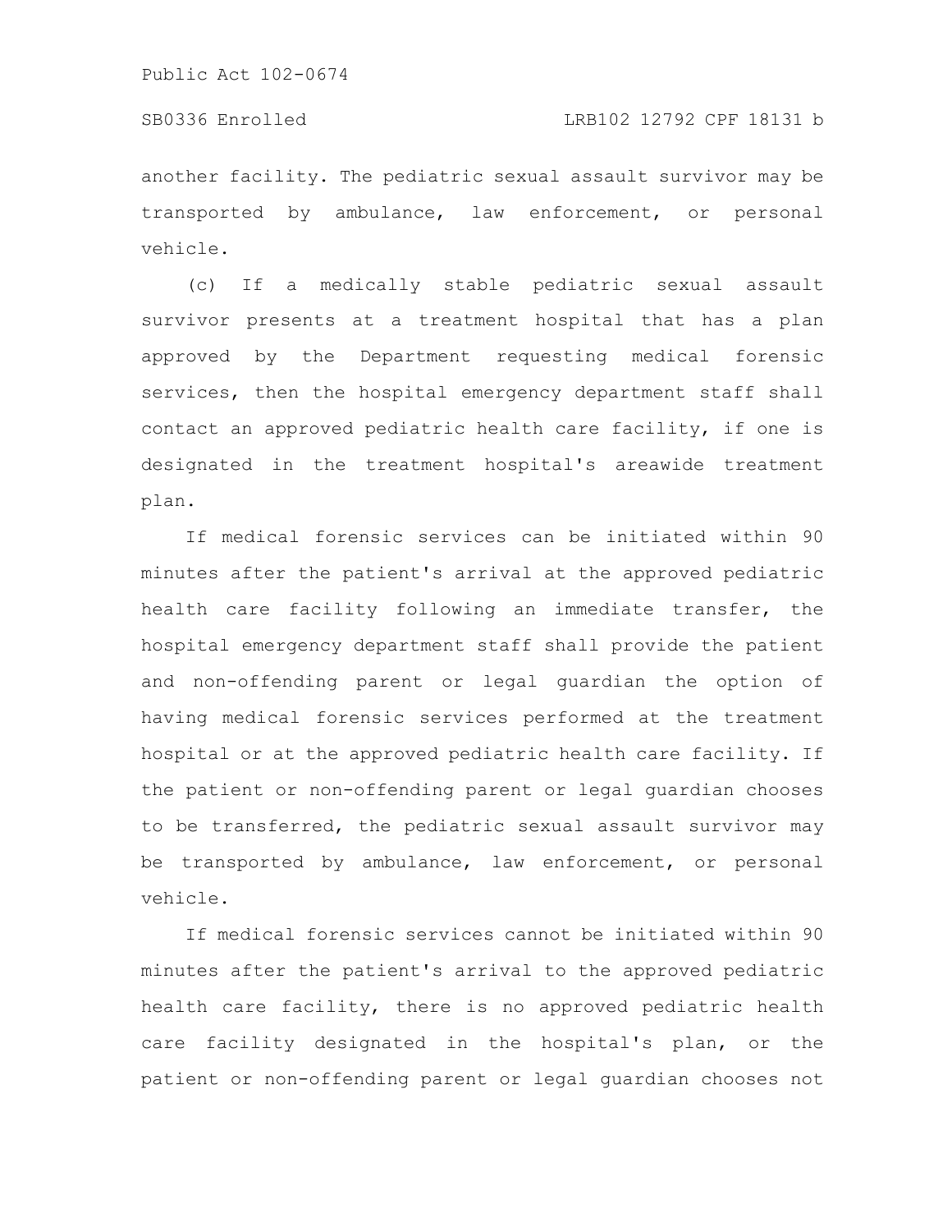another facility. The pediatric sexual assault survivor may be transported by ambulance, law enforcement, or personal vehicle.

(c) If a medically stable pediatric sexual assault survivor presents at a treatment hospital that has a plan approved by the Department requesting medical forensic services, then the hospital emergency department staff shall contact an approved pediatric health care facility, if one is designated in the treatment hospital's areawide treatment plan.

If medical forensic services can be initiated within 90 minutes after the patient's arrival at the approved pediatric health care facility following an immediate transfer, the hospital emergency department staff shall provide the patient and non-offending parent or legal guardian the option of having medical forensic services performed at the treatment hospital or at the approved pediatric health care facility. If the patient or non-offending parent or legal guardian chooses to be transferred, the pediatric sexual assault survivor may be transported by ambulance, law enforcement, or personal vehicle.

If medical forensic services cannot be initiated within 90 minutes after the patient's arrival to the approved pediatric health care facility, there is no approved pediatric health care facility designated in the hospital's plan, or the patient or non-offending parent or legal guardian chooses not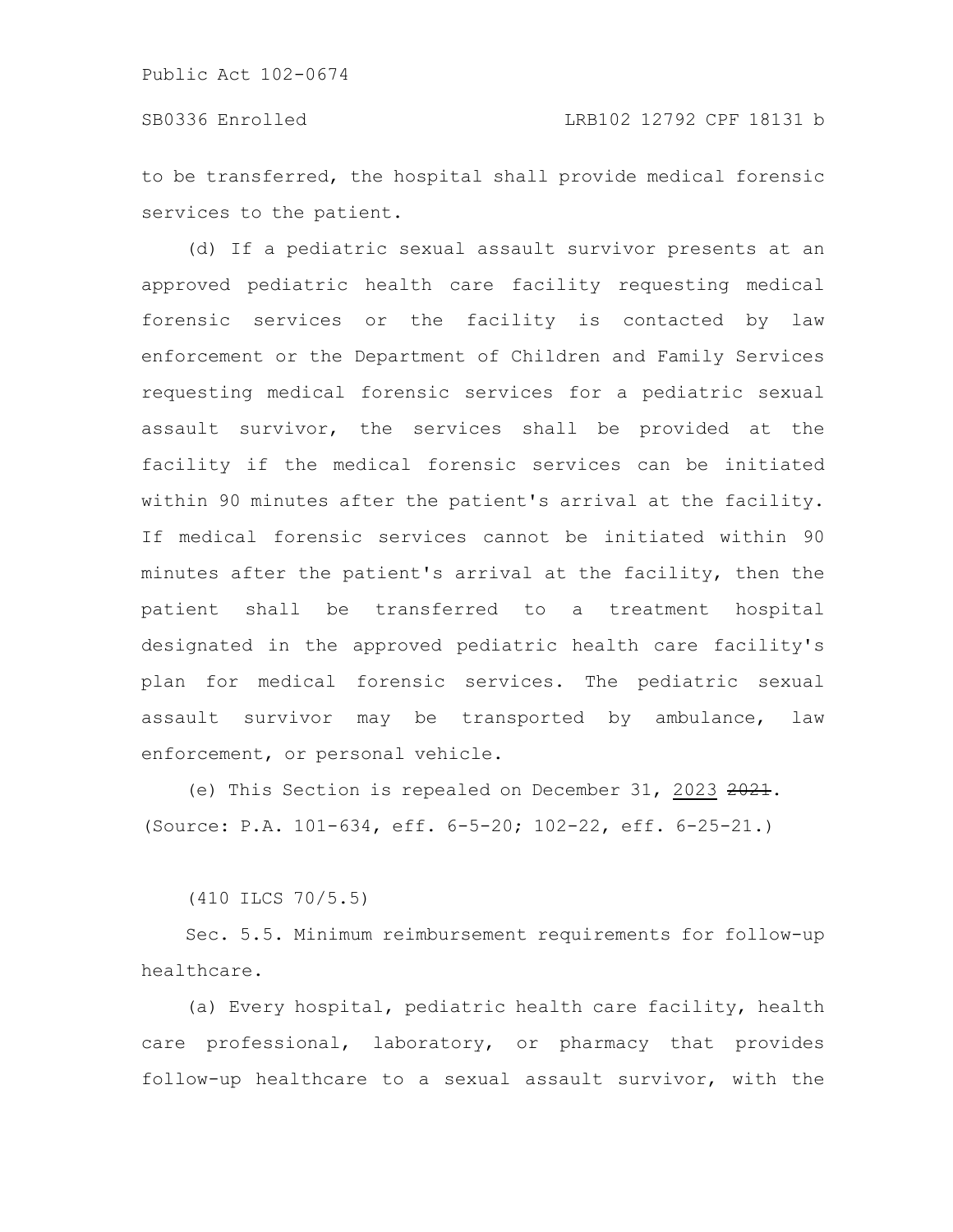to be transferred, the hospital shall provide medical forensic services to the patient.

(d) If a pediatric sexual assault survivor presents at an approved pediatric health care facility requesting medical forensic services or the facility is contacted by law enforcement or the Department of Children and Family Services requesting medical forensic services for a pediatric sexual assault survivor, the services shall be provided at the facility if the medical forensic services can be initiated within 90 minutes after the patient's arrival at the facility. If medical forensic services cannot be initiated within 90 minutes after the patient's arrival at the facility, then the patient shall be transferred to a treatment hospital designated in the approved pediatric health care facility's plan for medical forensic services. The pediatric sexual assault survivor may be transported by ambulance, law enforcement, or personal vehicle.

(e) This Section is repealed on December 31, <u>2023</u> ~~2021~~.
(Source: P.A. 101-634, eff. 6-5-20; 102-22, eff. 6-25-21.)

(410 ILCS 70/5.5)

Sec. 5.5. Minimum reimbursement requirements for follow-up healthcare.

(a) Every hospital, pediatric health care facility, health care professional, laboratory, or pharmacy that provides follow-up healthcare to a sexual assault survivor, with the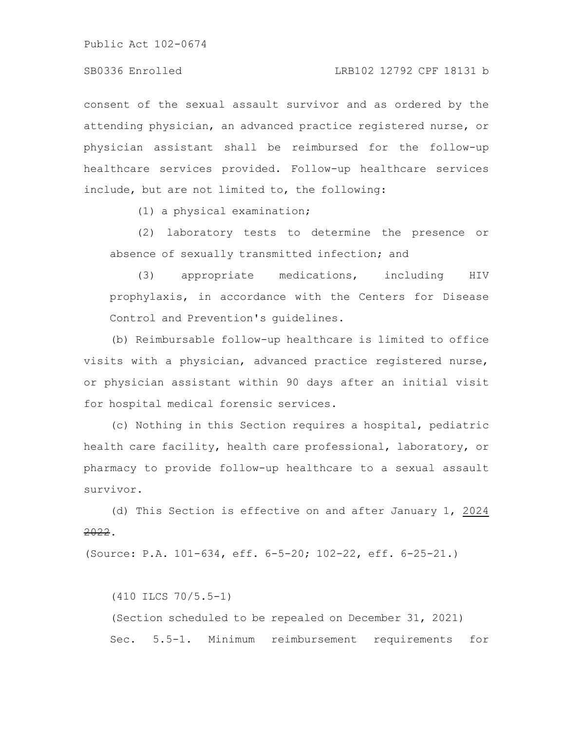consent of the sexual assault survivor and as ordered by the attending physician, an advanced practice registered nurse, or physician assistant shall be reimbursed for the follow-up healthcare services provided. Follow-up healthcare services include, but are not limited to, the following:

(1) a physical examination;

(2) laboratory tests to determine the presence or absence of sexually transmitted infection; and

(3) appropriate medications, including HIV prophylaxis, in accordance with the Centers for Disease Control and Prevention's guidelines.

(b) Reimbursable follow-up healthcare is limited to office visits with a physician, advanced practice registered nurse, or physician assistant within 90 days after an initial visit for hospital medical forensic services.

(c) Nothing in this Section requires a hospital, pediatric health care facility, health care professional, laboratory, or pharmacy to provide follow-up healthcare to a sexual assault survivor.

(d) This Section is effective on and after January 1, <u>2024</u> ~~2022~~.

(Source: P.A. 101-634, eff. 6-5-20; 102-22, eff. 6-25-21.)

(410 ILCS 70/5.5-1)

(Section scheduled to be repealed on December 31, 2021)

Sec. 5.5-1. Minimum reimbursement requirements for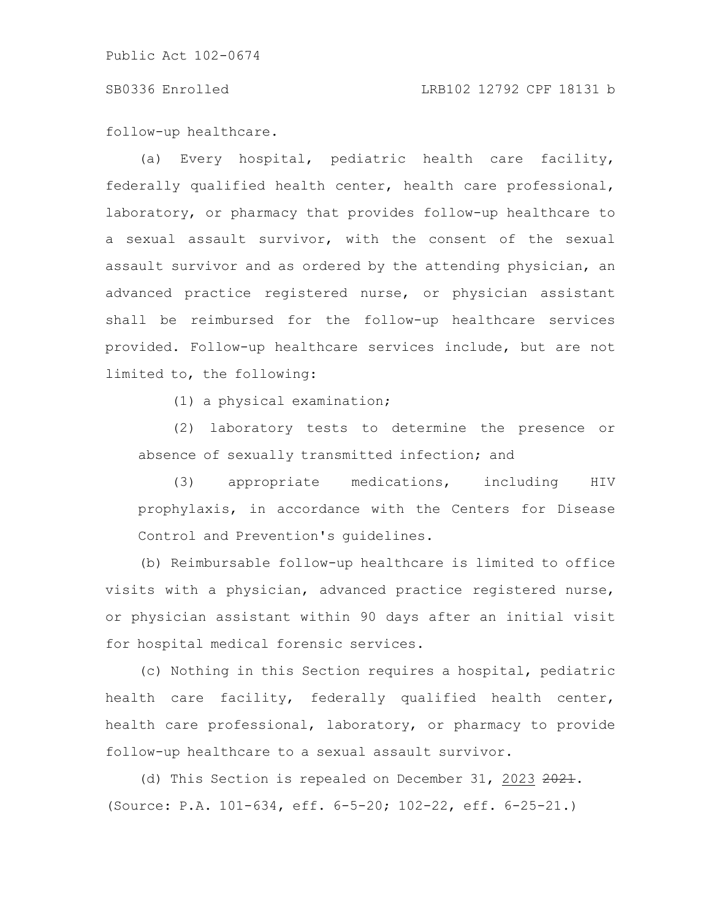follow-up healthcare.

(a) Every hospital, pediatric health care facility, federally qualified health center, health care professional, laboratory, or pharmacy that provides follow-up healthcare to a sexual assault survivor, with the consent of the sexual assault survivor and as ordered by the attending physician, an advanced practice registered nurse, or physician assistant shall be reimbursed for the follow-up healthcare services provided. Follow-up healthcare services include, but are not limited to, the following:

(1) a physical examination;

(2) laboratory tests to determine the presence or absence of sexually transmitted infection; and

(3) appropriate medications, including HIV prophylaxis, in accordance with the Centers for Disease Control and Prevention's guidelines.

(b) Reimbursable follow-up healthcare is limited to office visits with a physician, advanced practice registered nurse, or physician assistant within 90 days after an initial visit for hospital medical forensic services.

(c) Nothing in this Section requires a hospital, pediatric health care facility, federally qualified health center, health care professional, laboratory, or pharmacy to provide follow-up healthcare to a sexual assault survivor.

(d) This Section is repealed on December 31, 2023 ~~2021~~.

(Source: P.A. 101-634, eff. 6-5-20; 102-22, eff. 6-25-21.)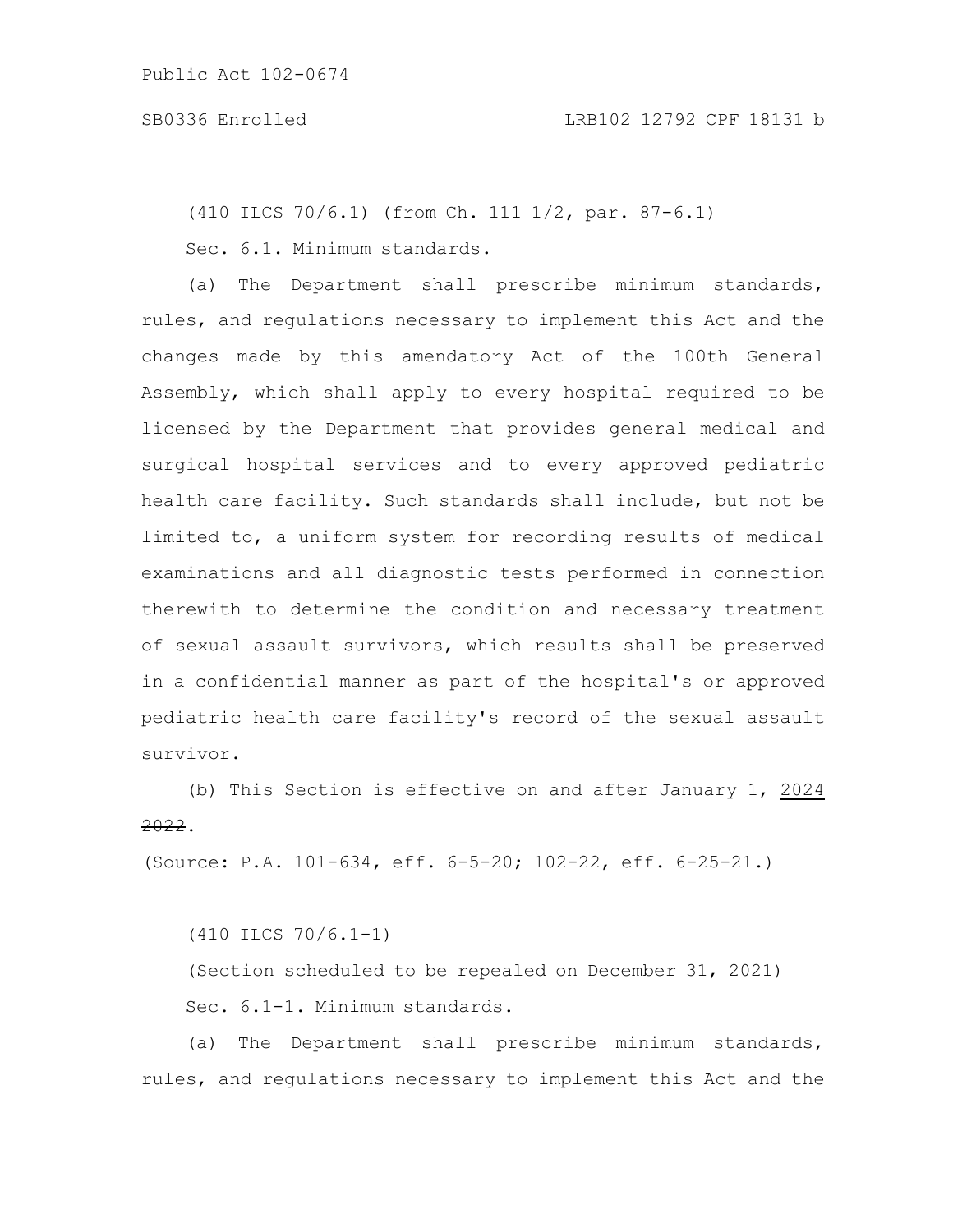(410 ILCS 70/6.1) (from Ch. 111 1/2, par. 87-6.1)

Sec. 6.1. Minimum standards.

(a) The Department shall prescribe minimum standards, rules, and regulations necessary to implement this Act and the changes made by this amendatory Act of the 100th General Assembly, which shall apply to every hospital required to be licensed by the Department that provides general medical and surgical hospital services and to every approved pediatric health care facility. Such standards shall include, but not be limited to, a uniform system for recording results of medical examinations and all diagnostic tests performed in connection therewith to determine the condition and necessary treatment of sexual assault survivors, which results shall be preserved in a confidential manner as part of the hospital's or approved pediatric health care facility's record of the sexual assault survivor.

(b) This Section is effective on and after January 1, <u>2024</u> ~~2022~~.

(Source: P.A. 101-634, eff. 6-5-20; 102-22, eff. 6-25-21.)

(410 ILCS 70/6.1-1)

(Section scheduled to be repealed on December 31, 2021)

Sec. 6.1-1. Minimum standards.

(a) The Department shall prescribe minimum standards, rules, and regulations necessary to implement this Act and the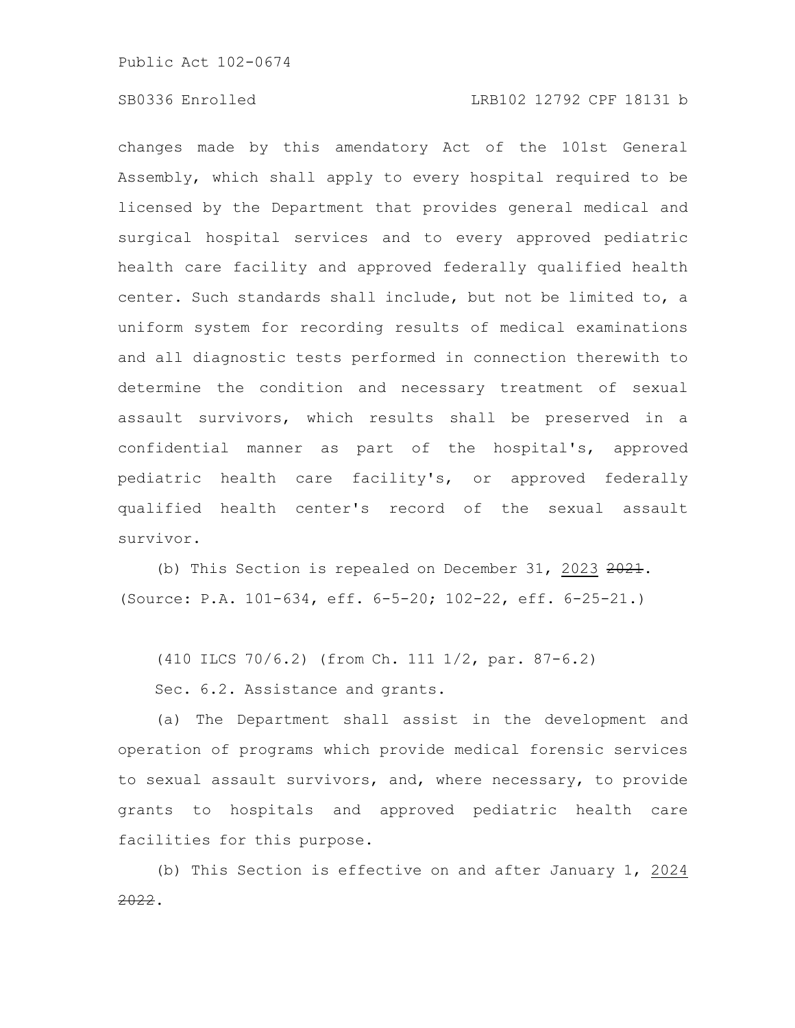changes made by this amendatory Act of the 101st General Assembly, which shall apply to every hospital required to be licensed by the Department that provides general medical and surgical hospital services and to every approved pediatric health care facility and approved federally qualified health center. Such standards shall include, but not be limited to, a uniform system for recording results of medical examinations and all diagnostic tests performed in connection therewith to determine the condition and necessary treatment of sexual assault survivors, which results shall be preserved in a confidential manner as part of the hospital's, approved pediatric health care facility's, or approved federally qualified health center's record of the sexual assault survivor.

(b) This Section is repealed on December 31, 2023 ~~2021~~.
(Source: P.A. 101-634, eff. 6-5-20; 102-22, eff. 6-25-21.)

(410 ILCS 70/6.2) (from Ch. 111 1/2, par. 87-6.2)

Sec. 6.2. Assistance and grants.

(a) The Department shall assist in the development and operation of programs which provide medical forensic services to sexual assault survivors, and, where necessary, to provide grants to hospitals and approved pediatric health care facilities for this purpose.

(b) This Section is effective on and after January 1, 2024 ~~2022~~.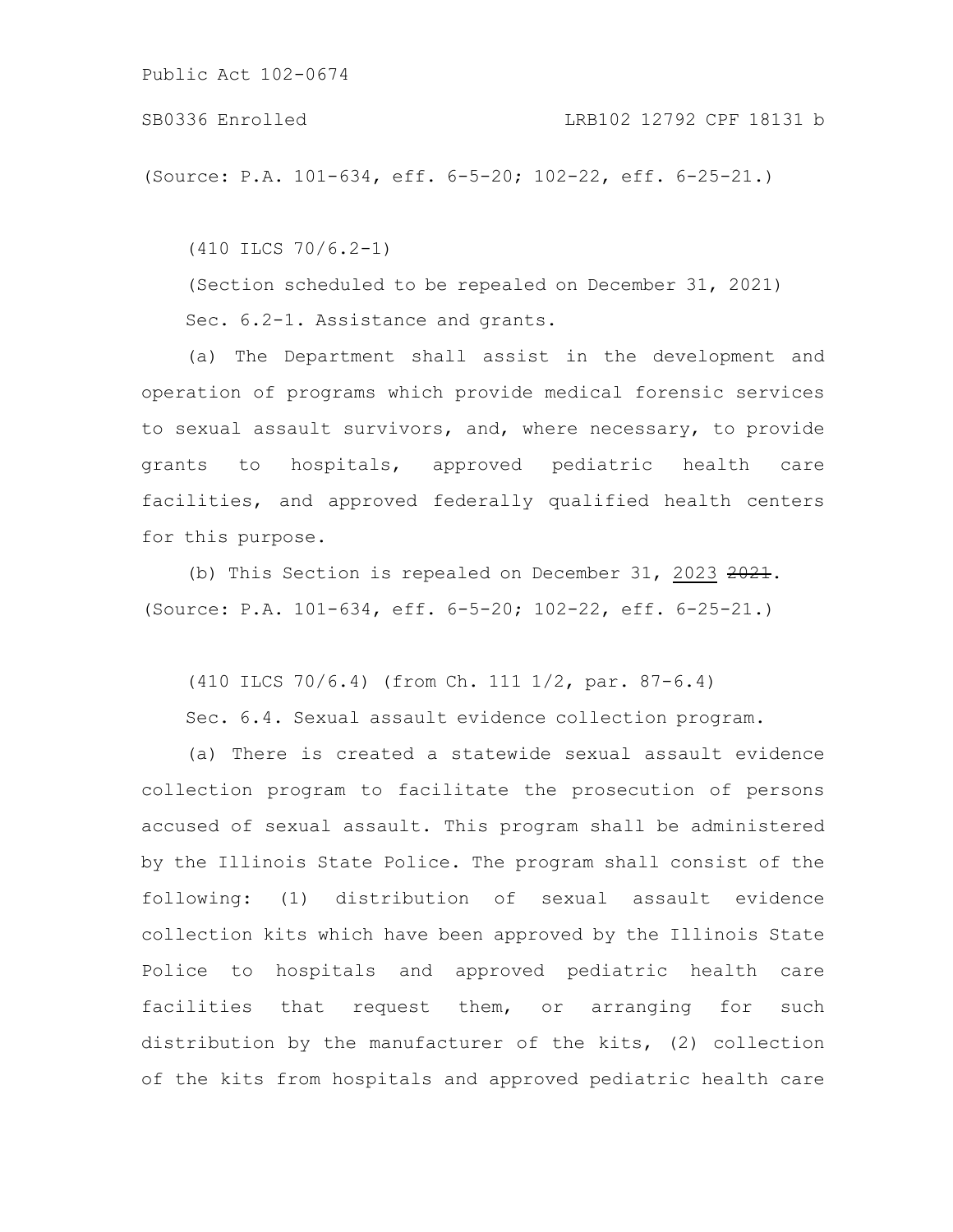(Source: P.A. 101-634, eff. 6-5-20; 102-22, eff. 6-25-21.)

(410 ILCS 70/6.2-1)

(Section scheduled to be repealed on December 31, 2021)

Sec. 6.2-1. Assistance and grants.

(a) The Department shall assist in the development and operation of programs which provide medical forensic services to sexual assault survivors, and, where necessary, to provide grants to hospitals, approved pediatric health care facilities, and approved federally qualified health centers for this purpose.

(b) This Section is repealed on December 31, <u>2023</u> ~~2021~~.
(Source: P.A. 101-634, eff. 6-5-20; 102-22, eff. 6-25-21.)

(410 ILCS 70/6.4) (from Ch. 111 1/2, par. 87-6.4)

Sec. 6.4. Sexual assault evidence collection program.

(a) There is created a statewide sexual assault evidence collection program to facilitate the prosecution of persons accused of sexual assault. This program shall be administered by the Illinois State Police. The program shall consist of the following: (1) distribution of sexual assault evidence collection kits which have been approved by the Illinois State Police to hospitals and approved pediatric health care facilities that request them, or arranging for such distribution by the manufacturer of the kits, (2) collection of the kits from hospitals and approved pediatric health care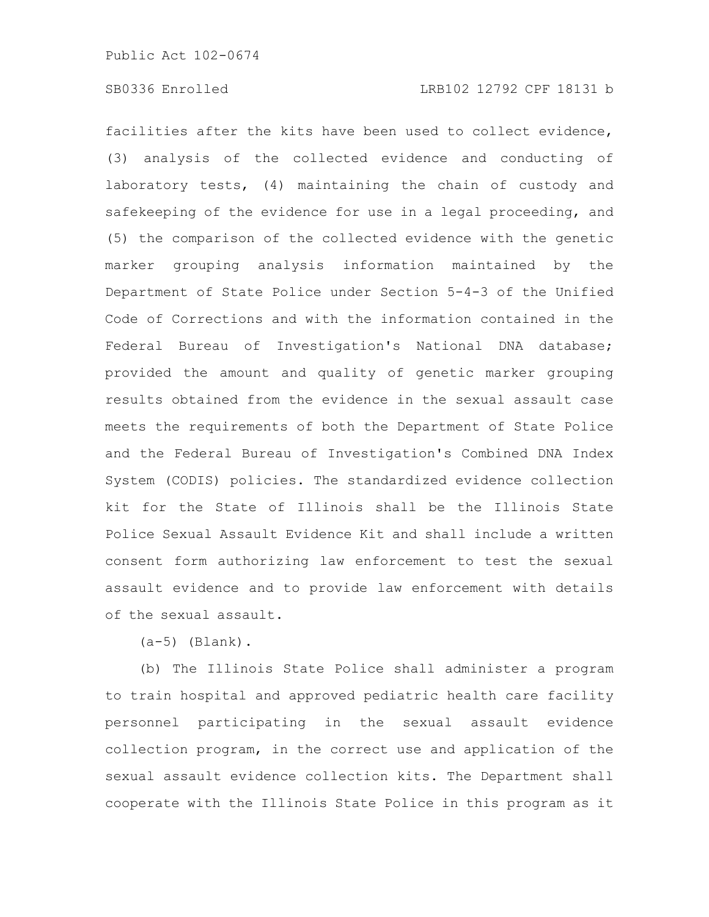facilities after the kits have been used to collect evidence, (3) analysis of the collected evidence and conducting of laboratory tests, (4) maintaining the chain of custody and safekeeping of the evidence for use in a legal proceeding, and (5) the comparison of the collected evidence with the genetic marker grouping analysis information maintained by the Department of State Police under Section 5-4-3 of the Unified Code of Corrections and with the information contained in the Federal Bureau of Investigation's National DNA database; provided the amount and quality of genetic marker grouping results obtained from the evidence in the sexual assault case meets the requirements of both the Department of State Police and the Federal Bureau of Investigation's Combined DNA Index System (CODIS) policies. The standardized evidence collection kit for the State of Illinois shall be the Illinois State Police Sexual Assault Evidence Kit and shall include a written consent form authorizing law enforcement to test the sexual assault evidence and to provide law enforcement with details of the sexual assault.

(a-5) (Blank).

(b) The Illinois State Police shall administer a program to train hospital and approved pediatric health care facility personnel participating in the sexual assault evidence collection program, in the correct use and application of the sexual assault evidence collection kits. The Department shall cooperate with the Illinois State Police in this program as it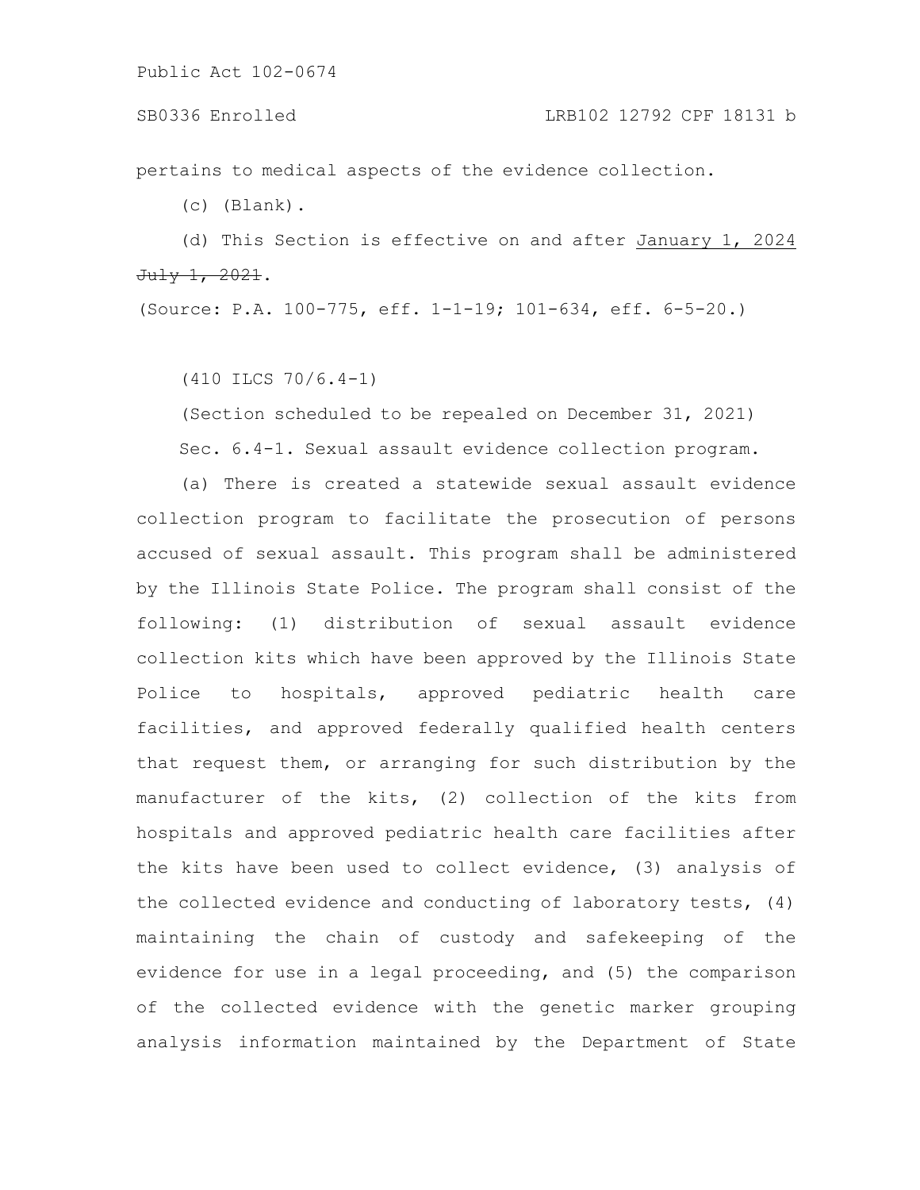pertains to medical aspects of the evidence collection.

(c) (Blank).

(d) This Section is effective on and after January 1, 2024 ~~July 1, 2021~~.

(Source: P.A. 100-775, eff. 1-1-19; 101-634, eff. 6-5-20.)

(410 ILCS 70/6.4-1)

(Section scheduled to be repealed on December 31, 2021)

Sec. 6.4-1. Sexual assault evidence collection program.

(a) There is created a statewide sexual assault evidence collection program to facilitate the prosecution of persons accused of sexual assault. This program shall be administered by the Illinois State Police. The program shall consist of the following: (1) distribution of sexual assault evidence collection kits which have been approved by the Illinois State Police to hospitals, approved pediatric health care facilities, and approved federally qualified health centers that request them, or arranging for such distribution by the manufacturer of the kits, (2) collection of the kits from hospitals and approved pediatric health care facilities after the kits have been used to collect evidence, (3) analysis of the collected evidence and conducting of laboratory tests, (4) maintaining the chain of custody and safekeeping of the evidence for use in a legal proceeding, and (5) the comparison of the collected evidence with the genetic marker grouping analysis information maintained by the Department of State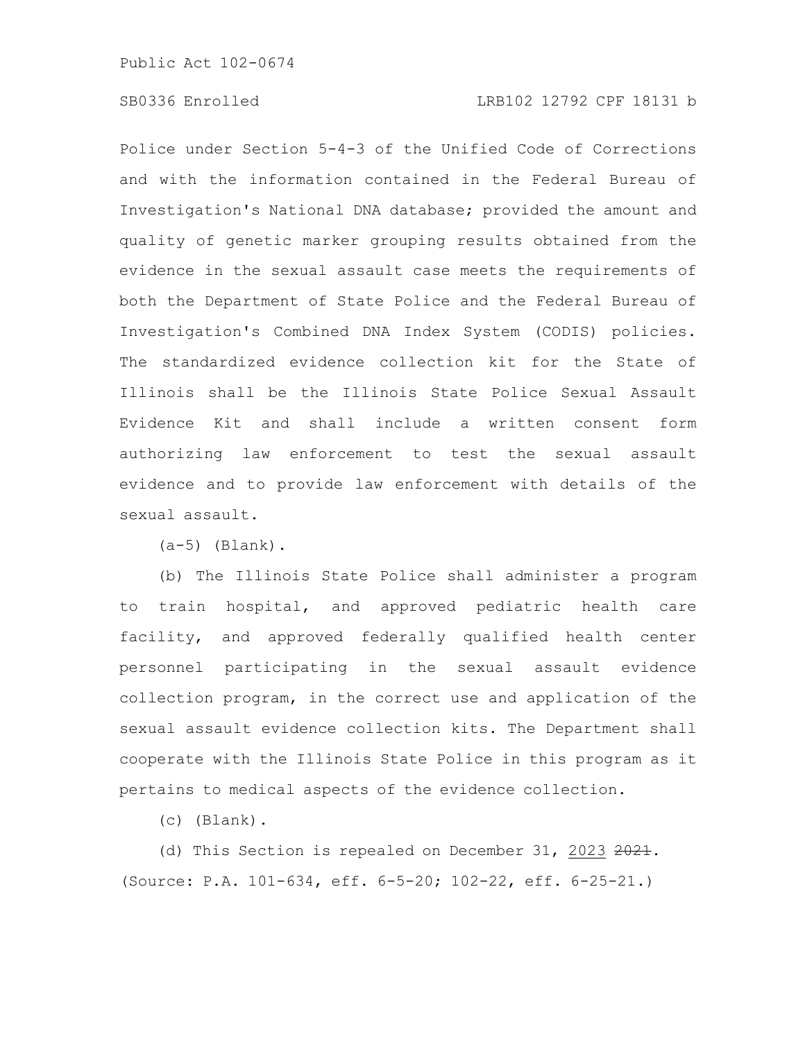Police under Section 5-4-3 of the Unified Code of Corrections and with the information contained in the Federal Bureau of Investigation's National DNA database; provided the amount and quality of genetic marker grouping results obtained from the evidence in the sexual assault case meets the requirements of both the Department of State Police and the Federal Bureau of Investigation's Combined DNA Index System (CODIS) policies. The standardized evidence collection kit for the State of Illinois shall be the Illinois State Police Sexual Assault Evidence Kit and shall include a written consent form authorizing law enforcement to test the sexual assault evidence and to provide law enforcement with details of the sexual assault.

(a-5) (Blank).

(b) The Illinois State Police shall administer a program to train hospital, and approved pediatric health care facility, and approved federally qualified health center personnel participating in the sexual assault evidence collection program, in the correct use and application of the sexual assault evidence collection kits. The Department shall cooperate with the Illinois State Police in this program as it pertains to medical aspects of the evidence collection.

(c) (Blank).

(d) This Section is repealed on December 31, 2023 ~~2021~~.

(Source: P.A. 101-634, eff. 6-5-20; 102-22, eff. 6-25-21.)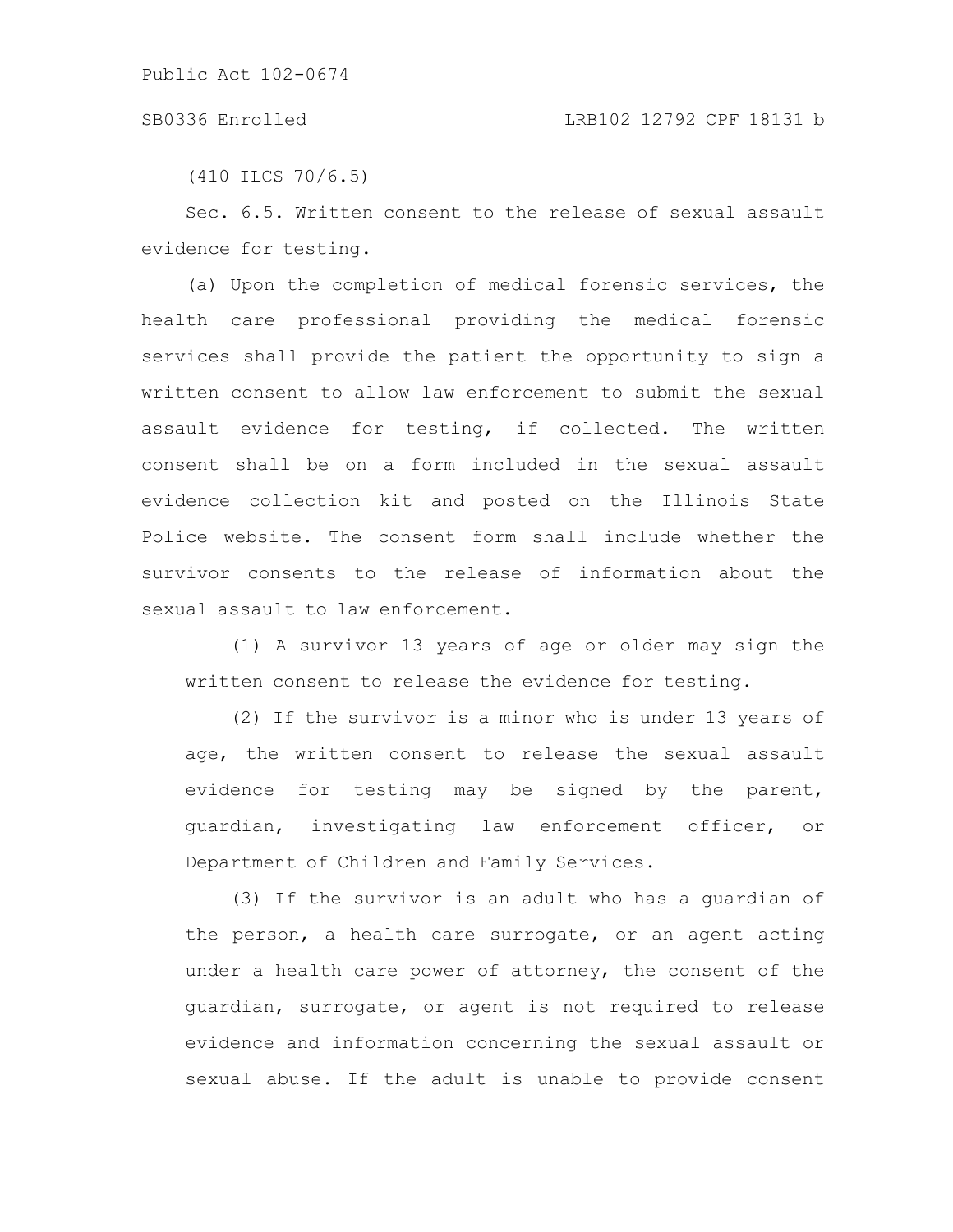(410 ILCS 70/6.5)

Sec. 6.5. Written consent to the release of sexual assault evidence for testing.

(a) Upon the completion of medical forensic services, the health care professional providing the medical forensic services shall provide the patient the opportunity to sign a written consent to allow law enforcement to submit the sexual assault evidence for testing, if collected. The written consent shall be on a form included in the sexual assault evidence collection kit and posted on the Illinois State Police website. The consent form shall include whether the survivor consents to the release of information about the sexual assault to law enforcement.

(1) A survivor 13 years of age or older may sign the written consent to release the evidence for testing.

(2) If the survivor is a minor who is under 13 years of age, the written consent to release the sexual assault evidence for testing may be signed by the parent, guardian, investigating law enforcement officer, or Department of Children and Family Services.

(3) If the survivor is an adult who has a guardian of the person, a health care surrogate, or an agent acting under a health care power of attorney, the consent of the guardian, surrogate, or agent is not required to release evidence and information concerning the sexual assault or sexual abuse. If the adult is unable to provide consent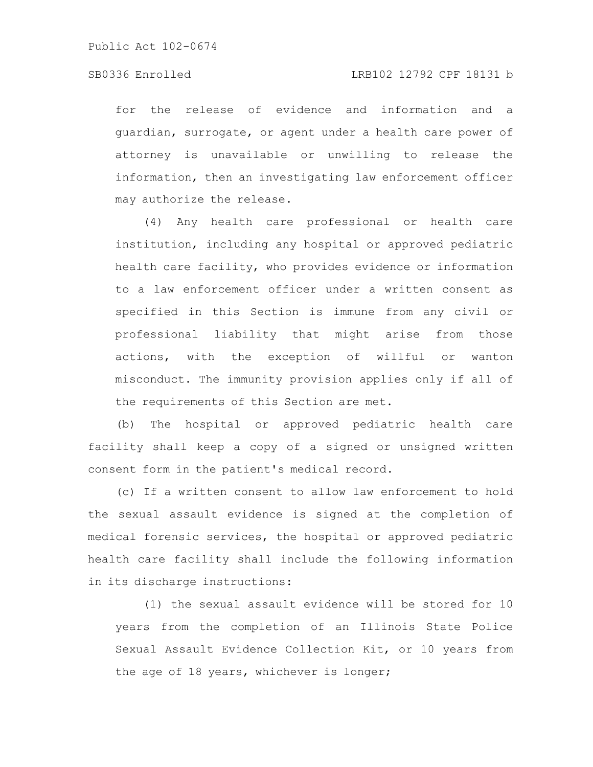for the release of evidence and information and a guardian, surrogate, or agent under a health care power of attorney is unavailable or unwilling to release the information, then an investigating law enforcement officer may authorize the release.

(4) Any health care professional or health care institution, including any hospital or approved pediatric health care facility, who provides evidence or information to a law enforcement officer under a written consent as specified in this Section is immune from any civil or professional liability that might arise from those actions, with the exception of willful or wanton misconduct. The immunity provision applies only if all of the requirements of this Section are met.

(b) The hospital or approved pediatric health care facility shall keep a copy of a signed or unsigned written consent form in the patient's medical record.

(c) If a written consent to allow law enforcement to hold the sexual assault evidence is signed at the completion of medical forensic services, the hospital or approved pediatric health care facility shall include the following information in its discharge instructions:

(1) the sexual assault evidence will be stored for 10 years from the completion of an Illinois State Police Sexual Assault Evidence Collection Kit, or 10 years from the age of 18 years, whichever is longer;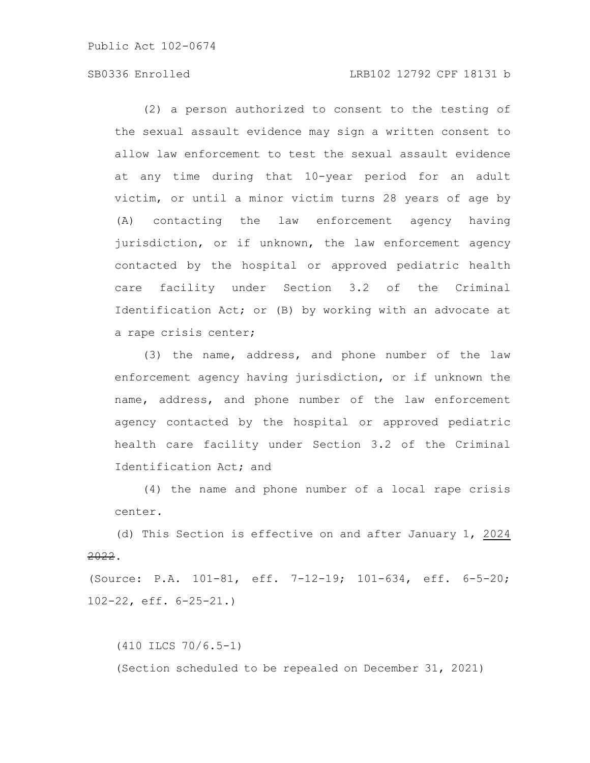(2) a person authorized to consent to the testing of the sexual assault evidence may sign a written consent to allow law enforcement to test the sexual assault evidence at any time during that 10-year period for an adult victim, or until a minor victim turns 28 years of age by (A) contacting the law enforcement agency having jurisdiction, or if unknown, the law enforcement agency contacted by the hospital or approved pediatric health care facility under Section 3.2 of the Criminal Identification Act; or (B) by working with an advocate at a rape crisis center;

(3) the name, address, and phone number of the law enforcement agency having jurisdiction, or if unknown the name, address, and phone number of the law enforcement agency contacted by the hospital or approved pediatric health care facility under Section 3.2 of the Criminal Identification Act; and

(4) the name and phone number of a local rape crisis center.

(d) This Section is effective on and after January 1, <u>2024</u> ~~2022~~.

(Source: P.A. 101-81, eff. 7-12-19; 101-634, eff. 6-5-20; 102-22, eff. 6-25-21.)

(410 ILCS 70/6.5-1)

(Section scheduled to be repealed on December 31, 2021)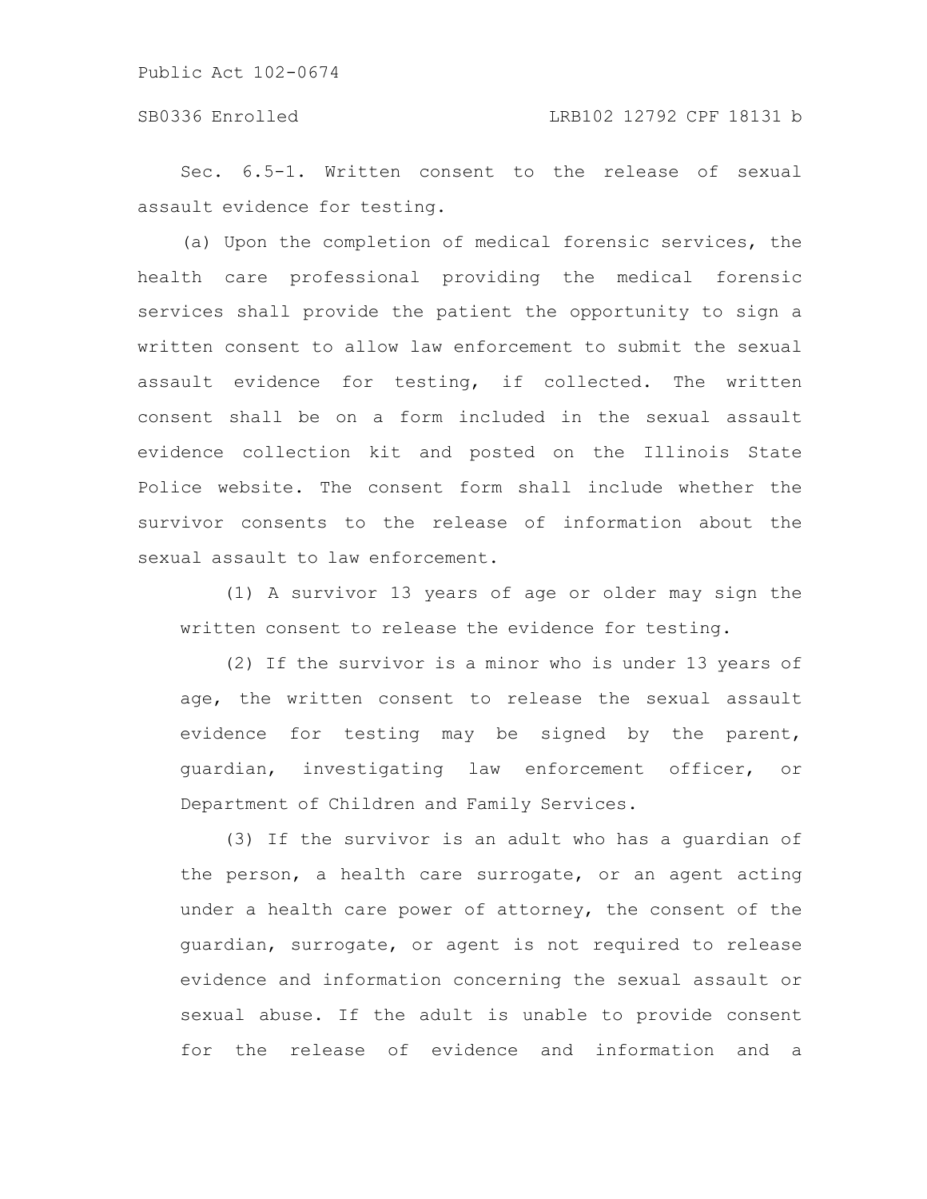Sec. 6.5-1. Written consent to the release of sexual assault evidence for testing.

(a) Upon the completion of medical forensic services, the health care professional providing the medical forensic services shall provide the patient the opportunity to sign a written consent to allow law enforcement to submit the sexual assault evidence for testing, if collected. The written consent shall be on a form included in the sexual assault evidence collection kit and posted on the Illinois State Police website. The consent form shall include whether the survivor consents to the release of information about the sexual assault to law enforcement.

(1) A survivor 13 years of age or older may sign the written consent to release the evidence for testing.

(2) If the survivor is a minor who is under 13 years of age, the written consent to release the sexual assault evidence for testing may be signed by the parent, guardian, investigating law enforcement officer, or Department of Children and Family Services.

(3) If the survivor is an adult who has a guardian of the person, a health care surrogate, or an agent acting under a health care power of attorney, the consent of the guardian, surrogate, or agent is not required to release evidence and information concerning the sexual assault or sexual abuse. If the adult is unable to provide consent for the release of evidence and information and a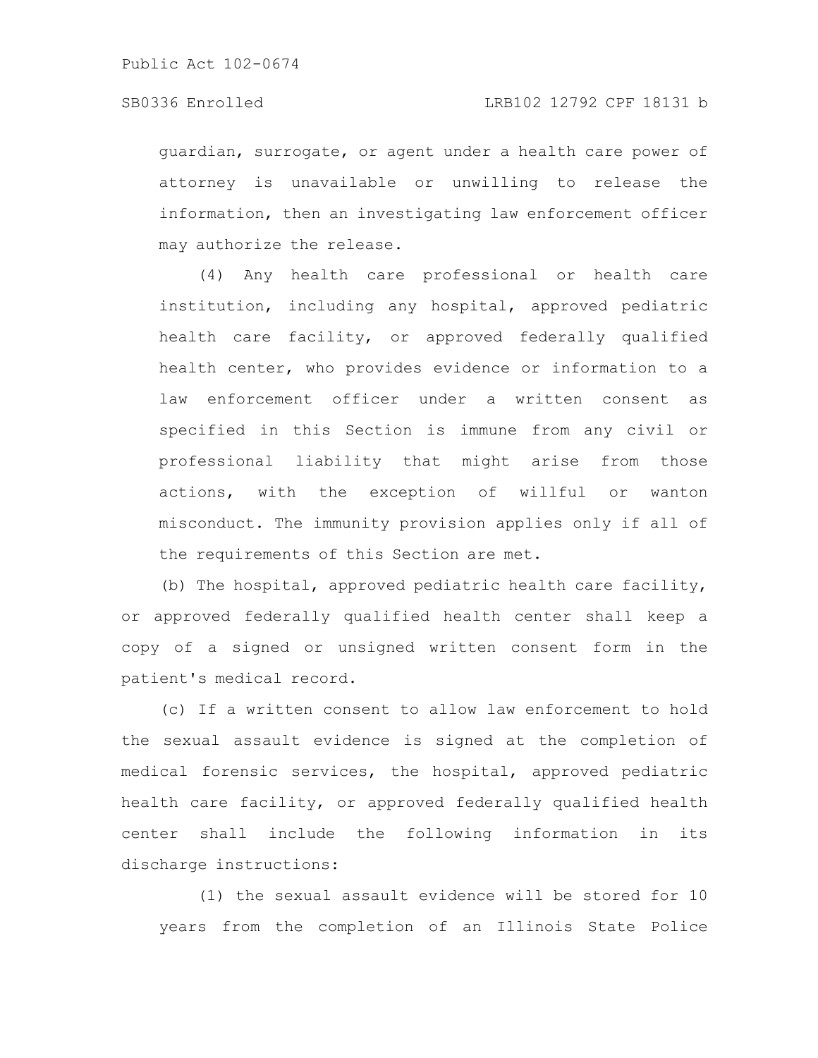guardian, surrogate, or agent under a health care power of attorney is unavailable or unwilling to release the information, then an investigating law enforcement officer may authorize the release.

(4) Any health care professional or health care institution, including any hospital, approved pediatric health care facility, or approved federally qualified health center, who provides evidence or information to a law enforcement officer under a written consent as specified in this Section is immune from any civil or professional liability that might arise from those actions, with the exception of willful or wanton misconduct. The immunity provision applies only if all of the requirements of this Section are met.

(b) The hospital, approved pediatric health care facility, or approved federally qualified health center shall keep a copy of a signed or unsigned written consent form in the patient's medical record.

(c) If a written consent to allow law enforcement to hold the sexual assault evidence is signed at the completion of medical forensic services, the hospital, approved pediatric health care facility, or approved federally qualified health center shall include the following information in its discharge instructions:

(1) the sexual assault evidence will be stored for 10 years from the completion of an Illinois State Police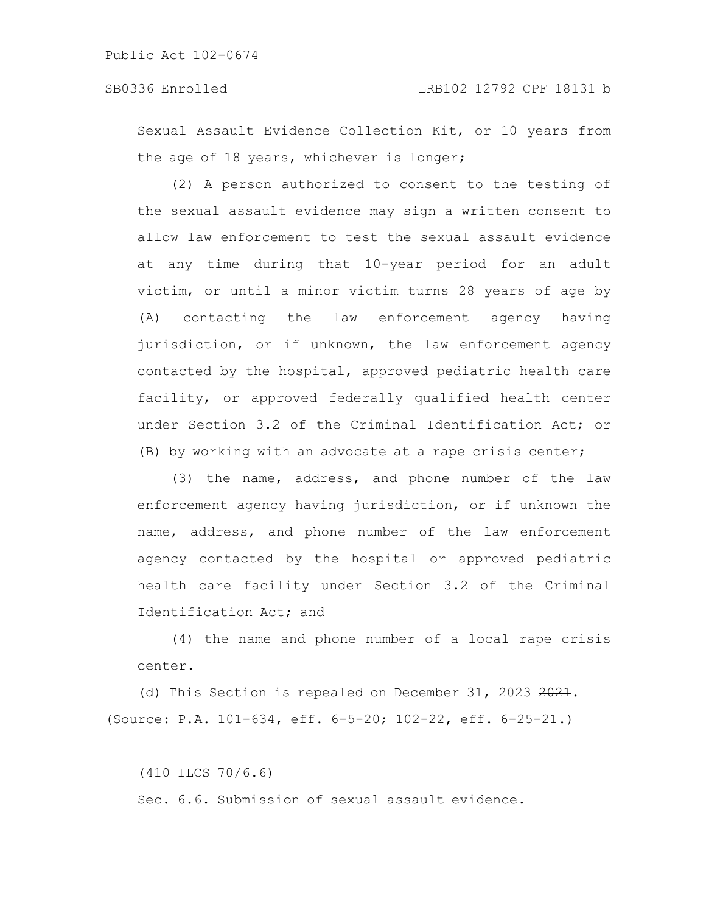Sexual Assault Evidence Collection Kit, or 10 years from the age of 18 years, whichever is longer;

(2) A person authorized to consent to the testing of the sexual assault evidence may sign a written consent to allow law enforcement to test the sexual assault evidence at any time during that 10-year period for an adult victim, or until a minor victim turns 28 years of age by (A) contacting the law enforcement agency having jurisdiction, or if unknown, the law enforcement agency contacted by the hospital, approved pediatric health care facility, or approved federally qualified health center under Section 3.2 of the Criminal Identification Act; or (B) by working with an advocate at a rape crisis center;

(3) the name, address, and phone number of the law enforcement agency having jurisdiction, or if unknown the name, address, and phone number of the law enforcement agency contacted by the hospital or approved pediatric health care facility under Section 3.2 of the Criminal Identification Act; and

(4) the name and phone number of a local rape crisis center.

(d) This Section is repealed on December 31, 2023 ~~2021~~.

(Source: P.A. 101-634, eff. 6-5-20; 102-22, eff. 6-25-21.)

(410 ILCS 70/6.6)

Sec. 6.6. Submission of sexual assault evidence.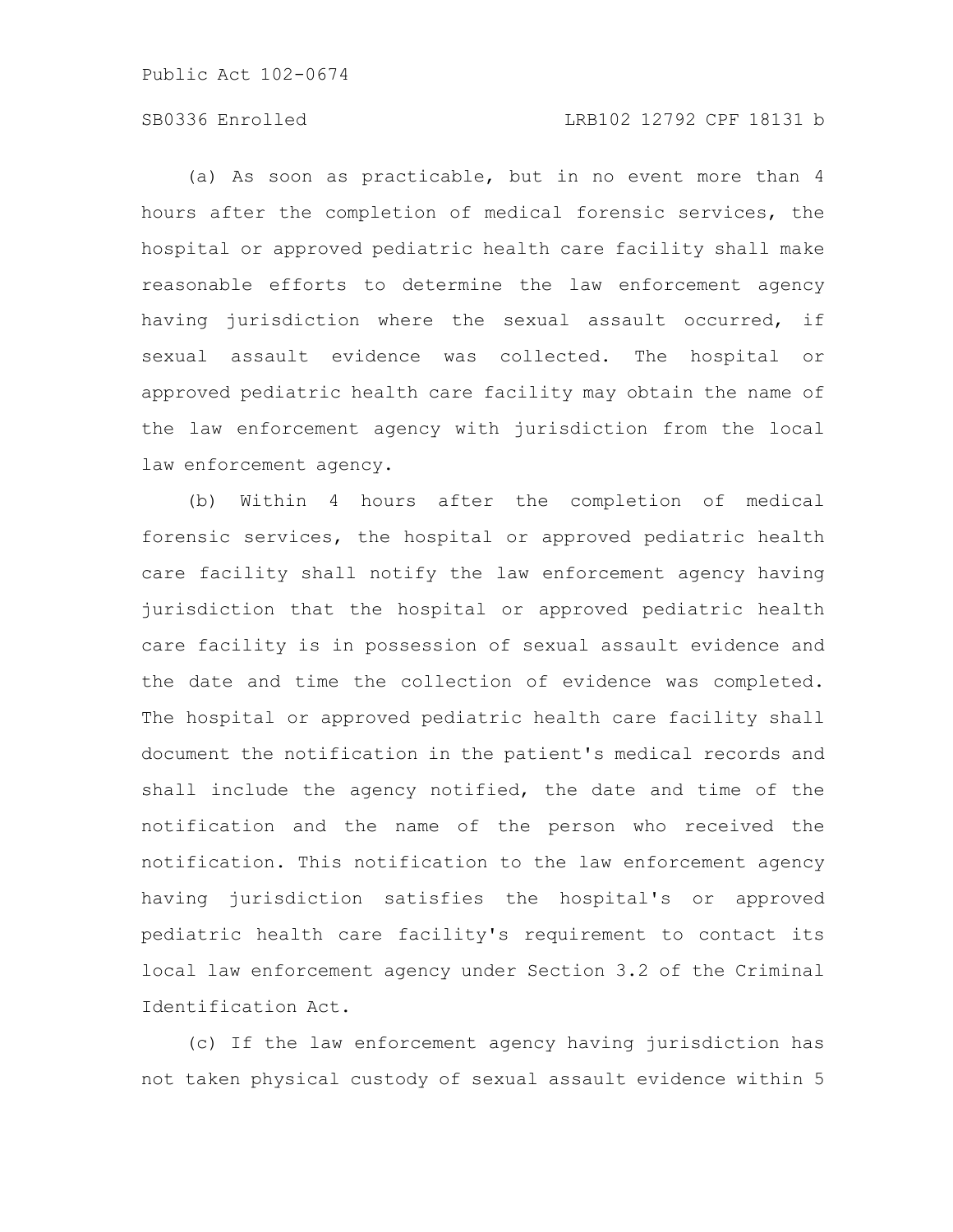(a) As soon as practicable, but in no event more than 4 hours after the completion of medical forensic services, the hospital or approved pediatric health care facility shall make reasonable efforts to determine the law enforcement agency having jurisdiction where the sexual assault occurred, if sexual assault evidence was collected. The hospital or approved pediatric health care facility may obtain the name of the law enforcement agency with jurisdiction from the local law enforcement agency.

(b) Within 4 hours after the completion of medical forensic services, the hospital or approved pediatric health care facility shall notify the law enforcement agency having jurisdiction that the hospital or approved pediatric health care facility is in possession of sexual assault evidence and the date and time the collection of evidence was completed. The hospital or approved pediatric health care facility shall document the notification in the patient's medical records and shall include the agency notified, the date and time of the notification and the name of the person who received the notification. This notification to the law enforcement agency having jurisdiction satisfies the hospital's or approved pediatric health care facility's requirement to contact its local law enforcement agency under Section 3.2 of the Criminal Identification Act.

(c) If the law enforcement agency having jurisdiction has not taken physical custody of sexual assault evidence within 5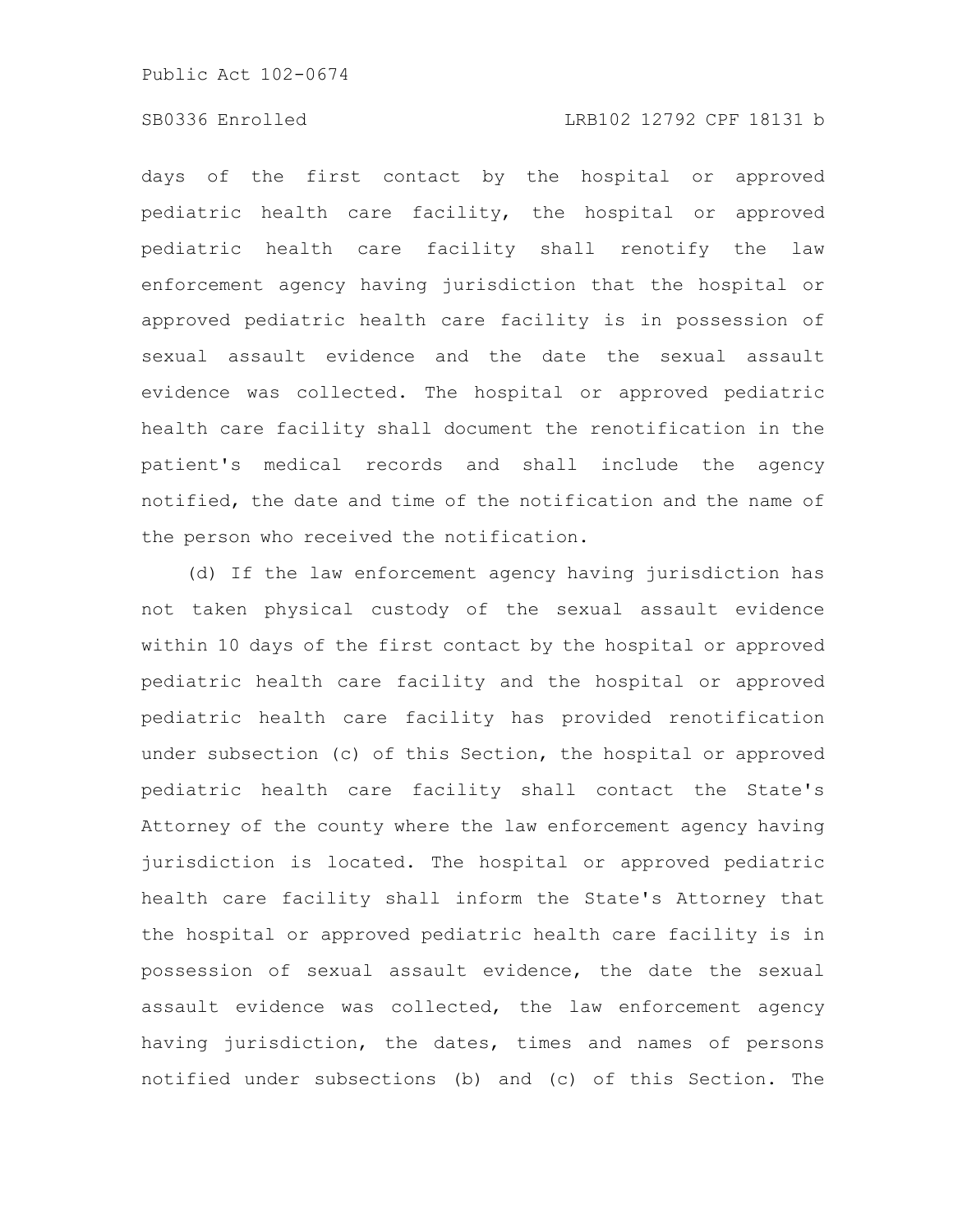days of the first contact by the hospital or approved pediatric health care facility, the hospital or approved pediatric health care facility shall renotify the law enforcement agency having jurisdiction that the hospital or approved pediatric health care facility is in possession of sexual assault evidence and the date the sexual assault evidence was collected. The hospital or approved pediatric health care facility shall document the renotification in the patient's medical records and shall include the agency notified, the date and time of the notification and the name of the person who received the notification.

(d) If the law enforcement agency having jurisdiction has not taken physical custody of the sexual assault evidence within 10 days of the first contact by the hospital or approved pediatric health care facility and the hospital or approved pediatric health care facility has provided renotification under subsection (c) of this Section, the hospital or approved pediatric health care facility shall contact the State's Attorney of the county where the law enforcement agency having jurisdiction is located. The hospital or approved pediatric health care facility shall inform the State's Attorney that the hospital or approved pediatric health care facility is in possession of sexual assault evidence, the date the sexual assault evidence was collected, the law enforcement agency having jurisdiction, the dates, times and names of persons notified under subsections (b) and (c) of this Section. The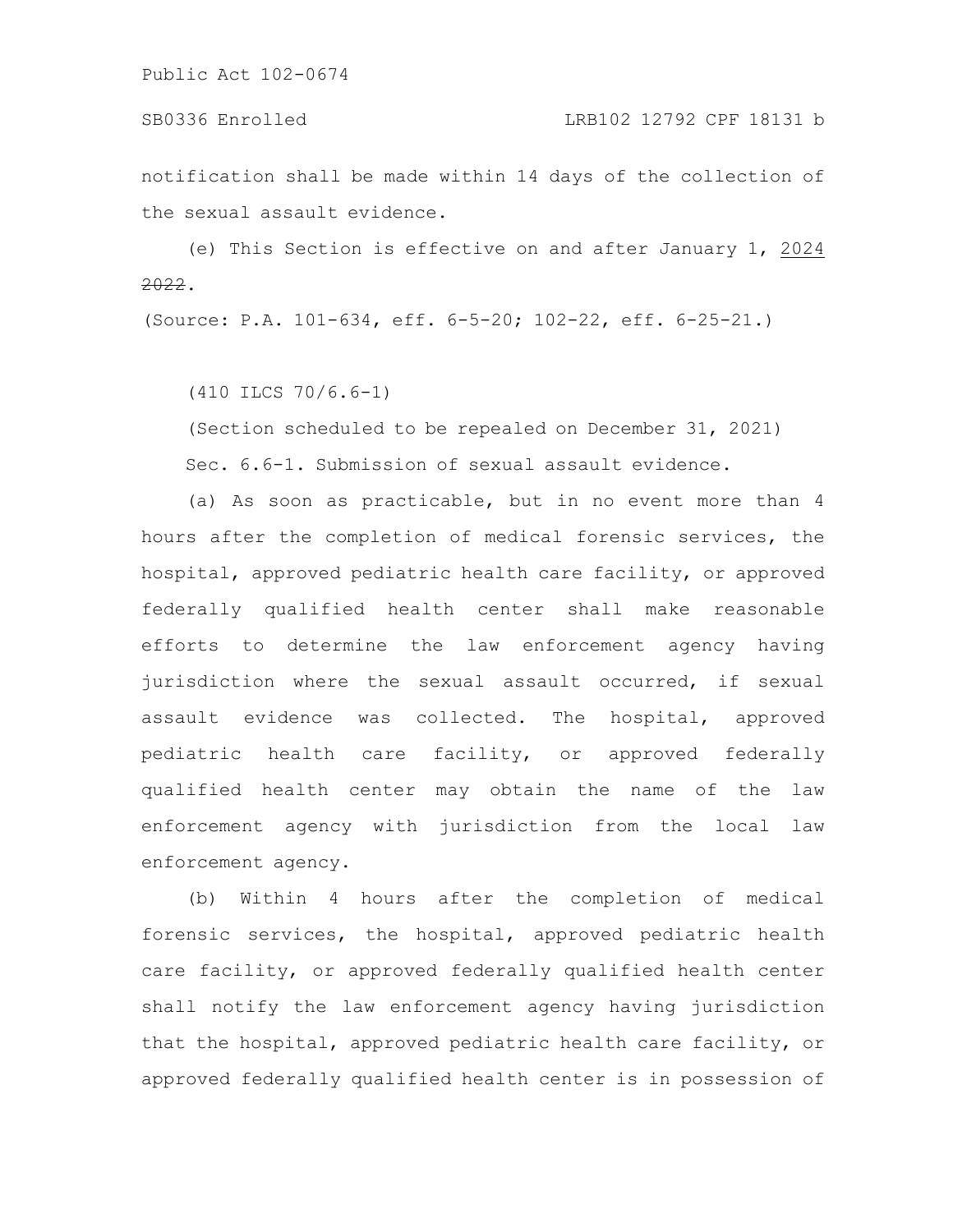notification shall be made within 14 days of the collection of the sexual assault evidence.

(e) This Section is effective on and after January 1, <u>2024</u> ~~2022~~.

(Source: P.A. 101-634, eff. 6-5-20; 102-22, eff. 6-25-21.)

(410 ILCS 70/6.6-1)

(Section scheduled to be repealed on December 31, 2021)

Sec. 6.6-1. Submission of sexual assault evidence.

(a) As soon as practicable, but in no event more than 4 hours after the completion of medical forensic services, the hospital, approved pediatric health care facility, or approved federally qualified health center shall make reasonable efforts to determine the law enforcement agency having jurisdiction where the sexual assault occurred, if sexual assault evidence was collected. The hospital, approved pediatric health care facility, or approved federally qualified health center may obtain the name of the law enforcement agency with jurisdiction from the local law enforcement agency.

(b) Within 4 hours after the completion of medical forensic services, the hospital, approved pediatric health care facility, or approved federally qualified health center shall notify the law enforcement agency having jurisdiction that the hospital, approved pediatric health care facility, or approved federally qualified health center is in possession of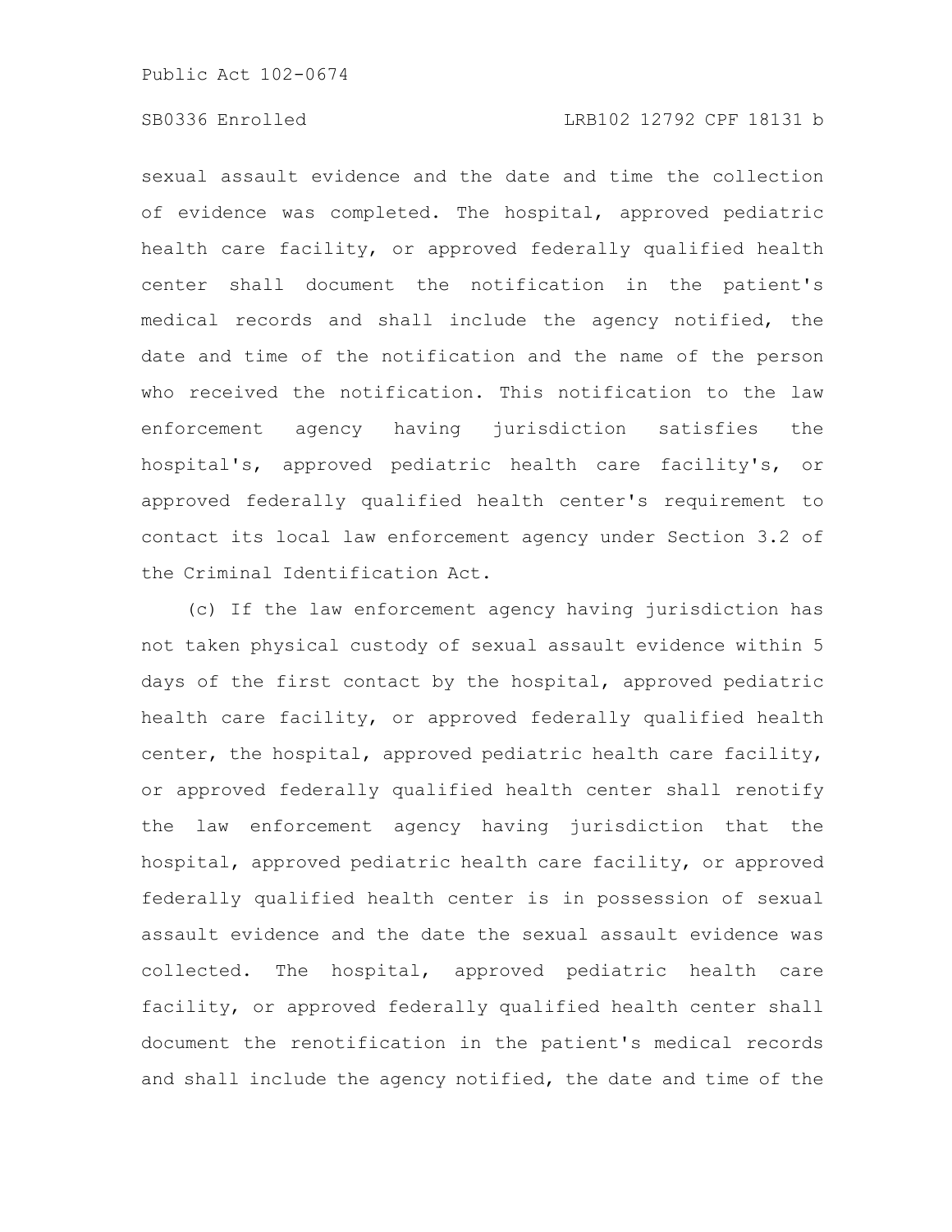sexual assault evidence and the date and time the collection of evidence was completed. The hospital, approved pediatric health care facility, or approved federally qualified health center shall document the notification in the patient's medical records and shall include the agency notified, the date and time of the notification and the name of the person who received the notification. This notification to the law enforcement agency having jurisdiction satisfies the hospital's, approved pediatric health care facility's, or approved federally qualified health center's requirement to contact its local law enforcement agency under Section 3.2 of the Criminal Identification Act.

(c) If the law enforcement agency having jurisdiction has not taken physical custody of sexual assault evidence within 5 days of the first contact by the hospital, approved pediatric health care facility, or approved federally qualified health center, the hospital, approved pediatric health care facility, or approved federally qualified health center shall renotify the law enforcement agency having jurisdiction that the hospital, approved pediatric health care facility, or approved federally qualified health center is in possession of sexual assault evidence and the date the sexual assault evidence was collected. The hospital, approved pediatric health care facility, or approved federally qualified health center shall document the renotification in the patient's medical records and shall include the agency notified, the date and time of the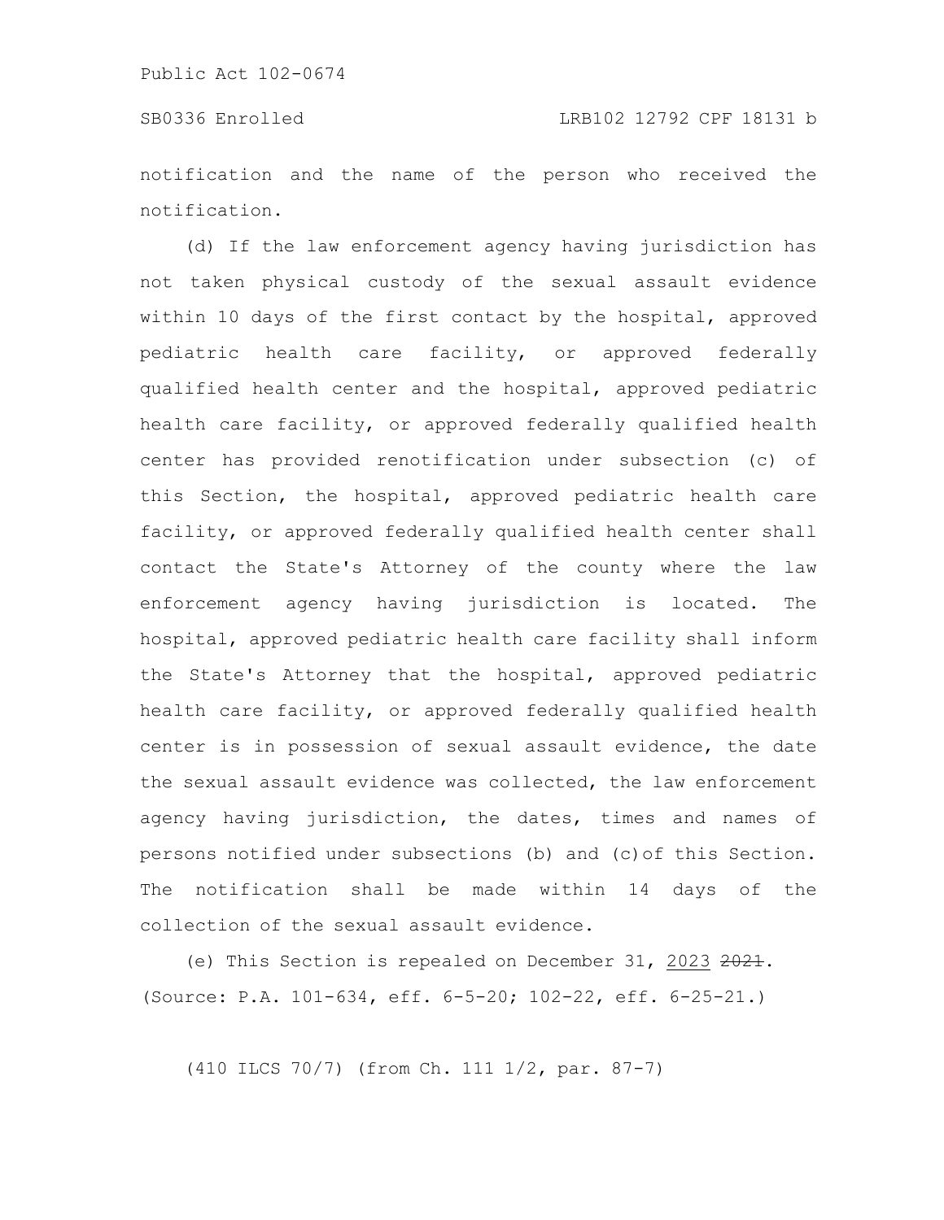notification and the name of the person who received the notification.

(d) If the law enforcement agency having jurisdiction has not taken physical custody of the sexual assault evidence within 10 days of the first contact by the hospital, approved pediatric health care facility, or approved federally qualified health center and the hospital, approved pediatric health care facility, or approved federally qualified health center has provided renotification under subsection (c) of this Section, the hospital, approved pediatric health care facility, or approved federally qualified health center shall contact the State's Attorney of the county where the law enforcement agency having jurisdiction is located. The hospital, approved pediatric health care facility shall inform the State's Attorney that the hospital, approved pediatric health care facility, or approved federally qualified health center is in possession of sexual assault evidence, the date the sexual assault evidence was collected, the law enforcement agency having jurisdiction, the dates, times and names of persons notified under subsections (b) and (c) of this Section. The notification shall be made within 14 days of the collection of the sexual assault evidence.

(e) This Section is repealed on December 31, 2023 ~~2021~~.
(Source: P.A. 101-634, eff. 6-5-20; 102-22, eff. 6-25-21.)

(410 ILCS 70/7) (from Ch. 111 1/2, par. 87-7)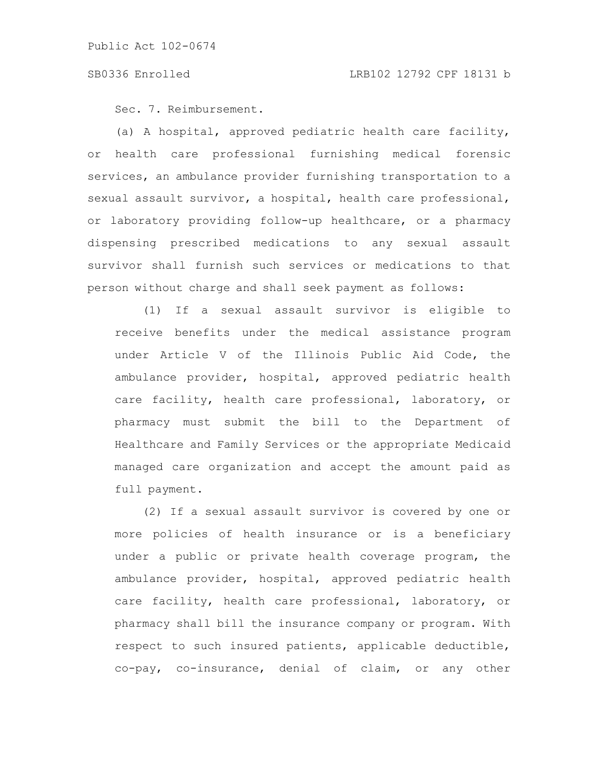Sec. 7. Reimbursement.

(a) A hospital, approved pediatric health care facility, or health care professional furnishing medical forensic services, an ambulance provider furnishing transportation to a sexual assault survivor, a hospital, health care professional, or laboratory providing follow-up healthcare, or a pharmacy dispensing prescribed medications to any sexual assault survivor shall furnish such services or medications to that person without charge and shall seek payment as follows:

(1) If a sexual assault survivor is eligible to receive benefits under the medical assistance program under Article V of the Illinois Public Aid Code, the ambulance provider, hospital, approved pediatric health care facility, health care professional, laboratory, or pharmacy must submit the bill to the Department of Healthcare and Family Services or the appropriate Medicaid managed care organization and accept the amount paid as full payment.

(2) If a sexual assault survivor is covered by one or more policies of health insurance or is a beneficiary under a public or private health coverage program, the ambulance provider, hospital, approved pediatric health care facility, health care professional, laboratory, or pharmacy shall bill the insurance company or program. With respect to such insured patients, applicable deductible, co-pay, co-insurance, denial of claim, or any other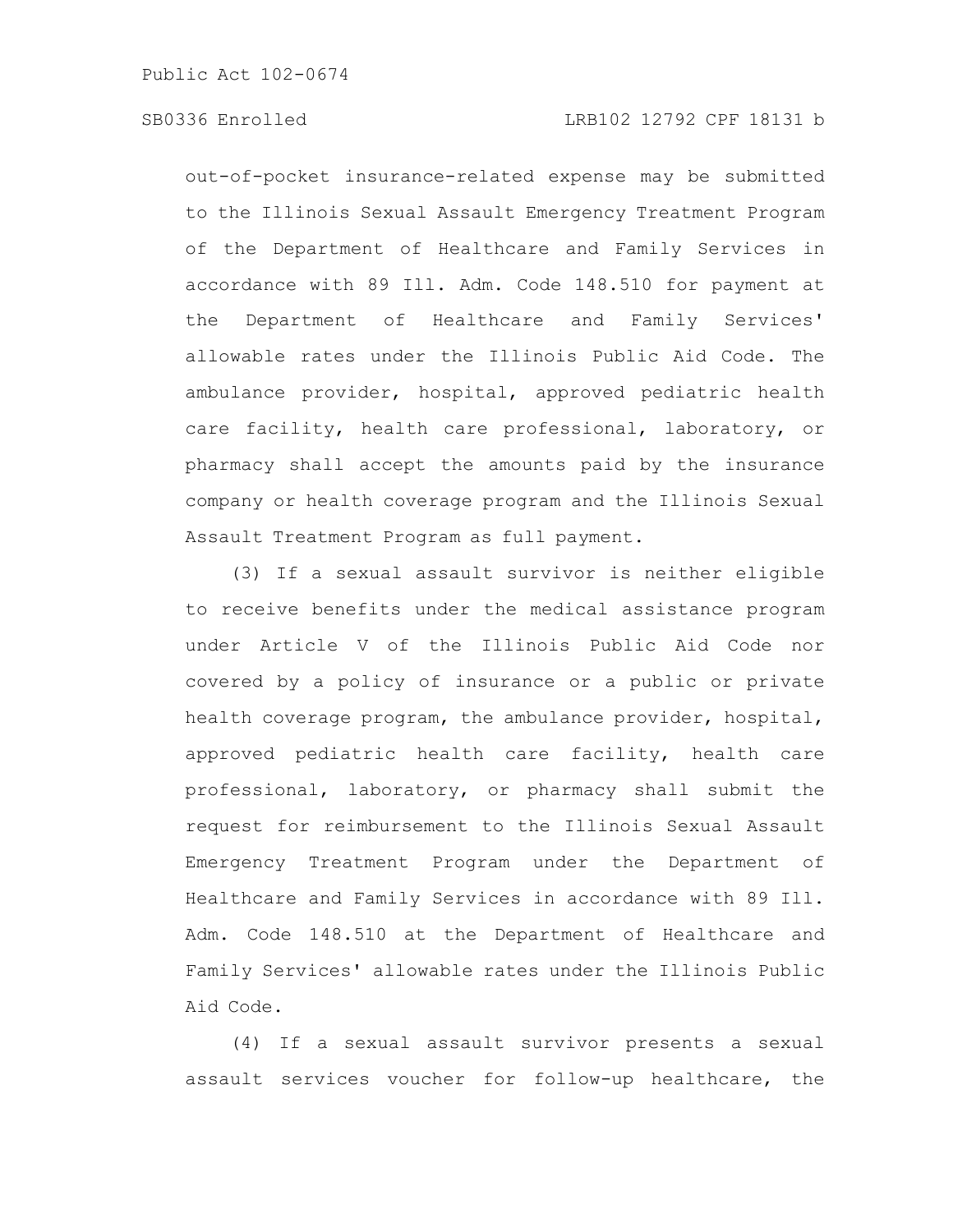out-of-pocket insurance-related expense may be submitted to the Illinois Sexual Assault Emergency Treatment Program of the Department of Healthcare and Family Services in accordance with 89 Ill. Adm. Code 148.510 for payment at the Department of Healthcare and Family Services' allowable rates under the Illinois Public Aid Code. The ambulance provider, hospital, approved pediatric health care facility, health care professional, laboratory, or pharmacy shall accept the amounts paid by the insurance company or health coverage program and the Illinois Sexual Assault Treatment Program as full payment.

(3) If a sexual assault survivor is neither eligible to receive benefits under the medical assistance program under Article V of the Illinois Public Aid Code nor covered by a policy of insurance or a public or private health coverage program, the ambulance provider, hospital, approved pediatric health care facility, health care professional, laboratory, or pharmacy shall submit the request for reimbursement to the Illinois Sexual Assault Emergency Treatment Program under the Department of Healthcare and Family Services in accordance with 89 Ill. Adm. Code 148.510 at the Department of Healthcare and Family Services' allowable rates under the Illinois Public Aid Code.

(4) If a sexual assault survivor presents a sexual assault services voucher for follow-up healthcare, the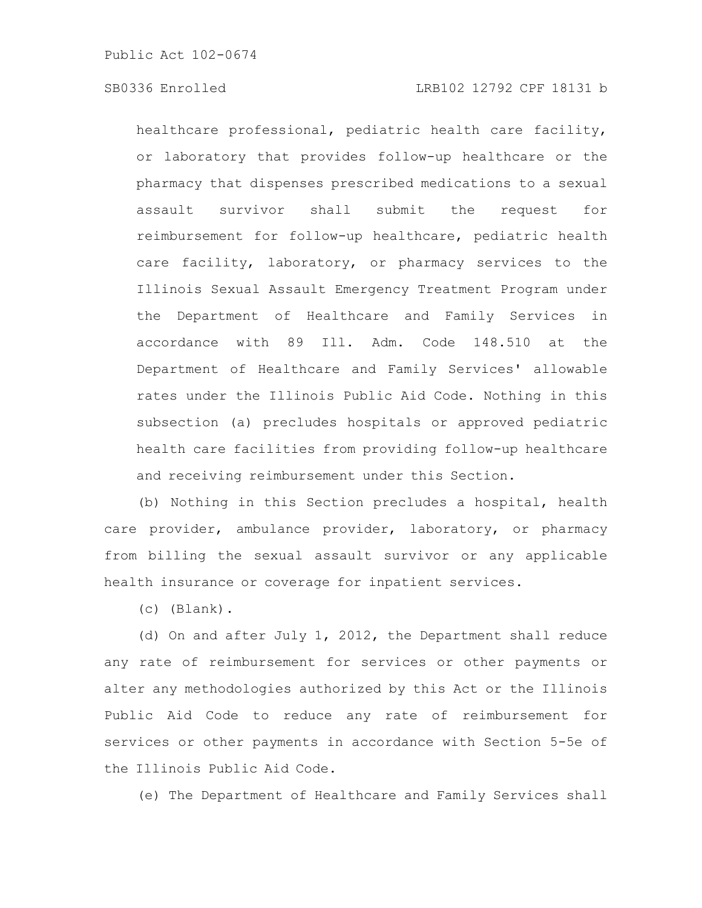healthcare professional, pediatric health care facility, or laboratory that provides follow-up healthcare or the pharmacy that dispenses prescribed medications to a sexual assault survivor shall submit the request for reimbursement for follow-up healthcare, pediatric health care facility, laboratory, or pharmacy services to the Illinois Sexual Assault Emergency Treatment Program under the Department of Healthcare and Family Services in accordance with 89 Ill. Adm. Code 148.510 at the Department of Healthcare and Family Services' allowable rates under the Illinois Public Aid Code. Nothing in this subsection (a) precludes hospitals or approved pediatric health care facilities from providing follow-up healthcare and receiving reimbursement under this Section.

(b) Nothing in this Section precludes a hospital, health care provider, ambulance provider, laboratory, or pharmacy from billing the sexual assault survivor or any applicable health insurance or coverage for inpatient services.

(c) (Blank).

(d) On and after July 1, 2012, the Department shall reduce any rate of reimbursement for services or other payments or alter any methodologies authorized by this Act or the Illinois Public Aid Code to reduce any rate of reimbursement for services or other payments in accordance with Section 5-5e of the Illinois Public Aid Code.

(e) The Department of Healthcare and Family Services shall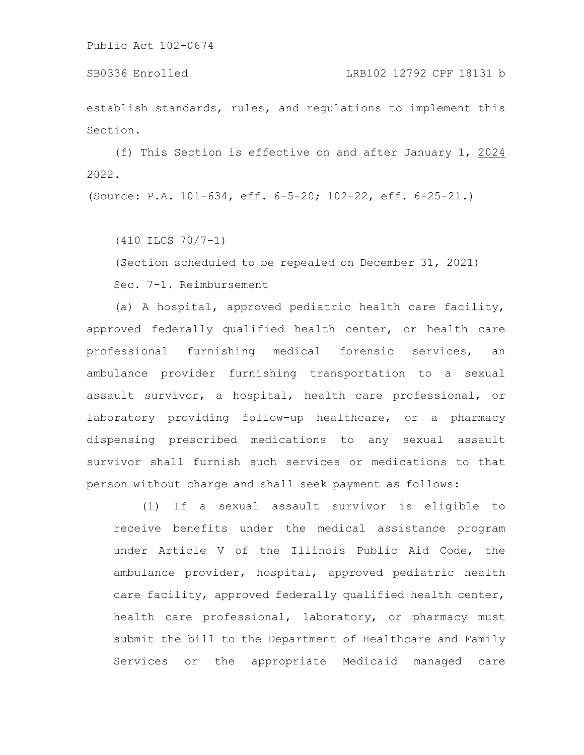establish standards, rules, and regulations to implement this Section.

(f) This Section is effective on and after January 1, 2024 ~~2022~~.

(Source: P.A. 101-634, eff. 6-5-20; 102-22, eff. 6-25-21.)

(410 ILCS 70/7-1)

(Section scheduled to be repealed on December 31, 2021)

Sec. 7-1. Reimbursement

(a) A hospital, approved pediatric health care facility, approved federally qualified health center, or health care professional furnishing medical forensic services, an ambulance provider furnishing transportation to a sexual assault survivor, a hospital, health care professional, or laboratory providing follow-up healthcare, or a pharmacy dispensing prescribed medications to any sexual assault survivor shall furnish such services or medications to that person without charge and shall seek payment as follows:

(1) If a sexual assault survivor is eligible to receive benefits under the medical assistance program under Article V of the Illinois Public Aid Code, the ambulance provider, hospital, approved pediatric health care facility, approved federally qualified health center, health care professional, laboratory, or pharmacy must submit the bill to the Department of Healthcare and Family Services or the appropriate Medicaid managed care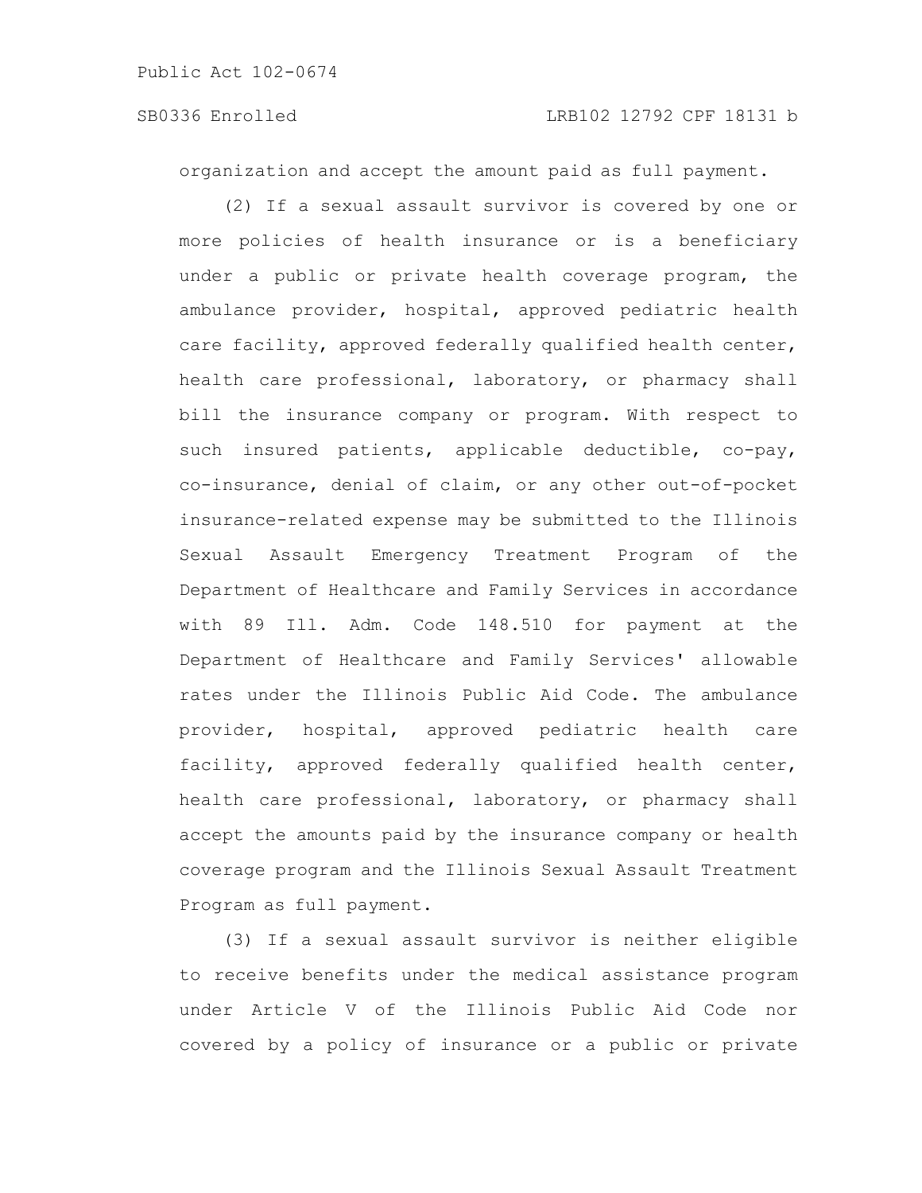organization and accept the amount paid as full payment.

(2) If a sexual assault survivor is covered by one or more policies of health insurance or is a beneficiary under a public or private health coverage program, the ambulance provider, hospital, approved pediatric health care facility, approved federally qualified health center, health care professional, laboratory, or pharmacy shall bill the insurance company or program. With respect to such insured patients, applicable deductible, co-pay, co-insurance, denial of claim, or any other out-of-pocket insurance-related expense may be submitted to the Illinois Sexual Assault Emergency Treatment Program of the Department of Healthcare and Family Services in accordance with 89 Ill. Adm. Code 148.510 for payment at the Department of Healthcare and Family Services' allowable rates under the Illinois Public Aid Code. The ambulance provider, hospital, approved pediatric health care facility, approved federally qualified health center, health care professional, laboratory, or pharmacy shall accept the amounts paid by the insurance company or health coverage program and the Illinois Sexual Assault Treatment Program as full payment.

(3) If a sexual assault survivor is neither eligible to receive benefits under the medical assistance program under Article V of the Illinois Public Aid Code nor covered by a policy of insurance or a public or private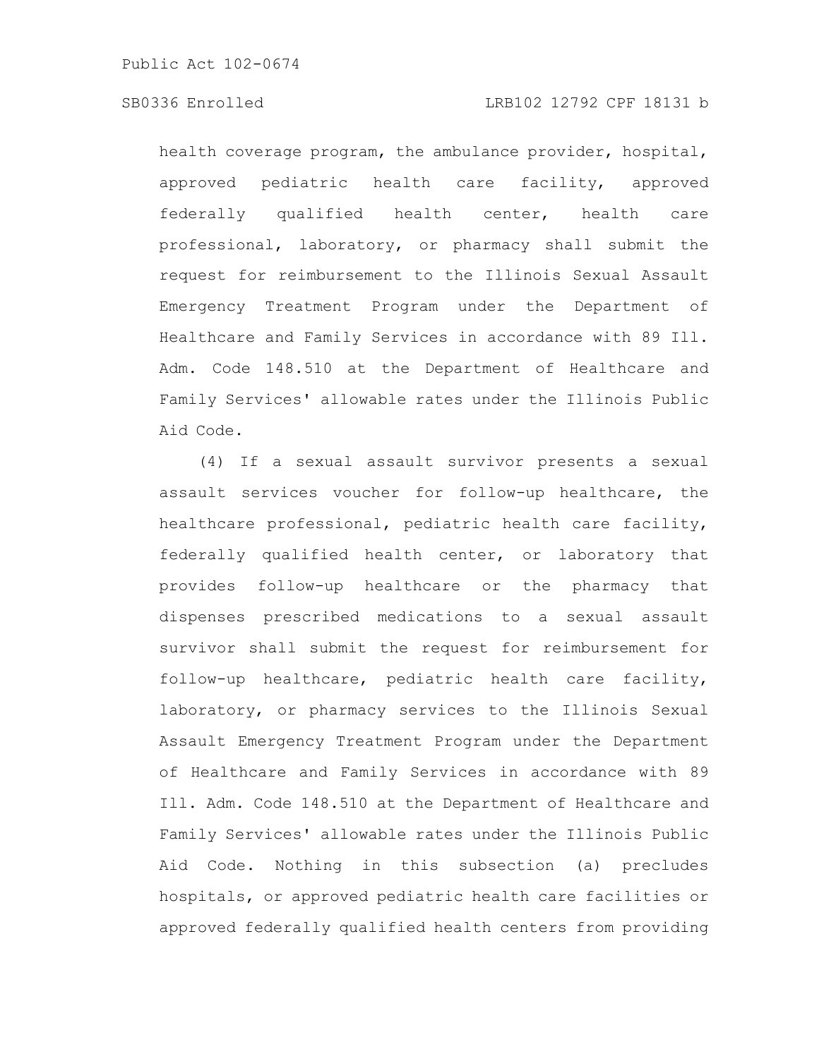health coverage program, the ambulance provider, hospital, approved pediatric health care facility, approved federally qualified health center, health care professional, laboratory, or pharmacy shall submit the request for reimbursement to the Illinois Sexual Assault Emergency Treatment Program under the Department of Healthcare and Family Services in accordance with 89 Ill. Adm. Code 148.510 at the Department of Healthcare and Family Services' allowable rates under the Illinois Public Aid Code.

(4) If a sexual assault survivor presents a sexual assault services voucher for follow-up healthcare, the healthcare professional, pediatric health care facility, federally qualified health center, or laboratory that provides follow-up healthcare or the pharmacy that dispenses prescribed medications to a sexual assault survivor shall submit the request for reimbursement for follow-up healthcare, pediatric health care facility, laboratory, or pharmacy services to the Illinois Sexual Assault Emergency Treatment Program under the Department of Healthcare and Family Services in accordance with 89 Ill. Adm. Code 148.510 at the Department of Healthcare and Family Services' allowable rates under the Illinois Public Aid Code. Nothing in this subsection (a) precludes hospitals, or approved pediatric health care facilities or approved federally qualified health centers from providing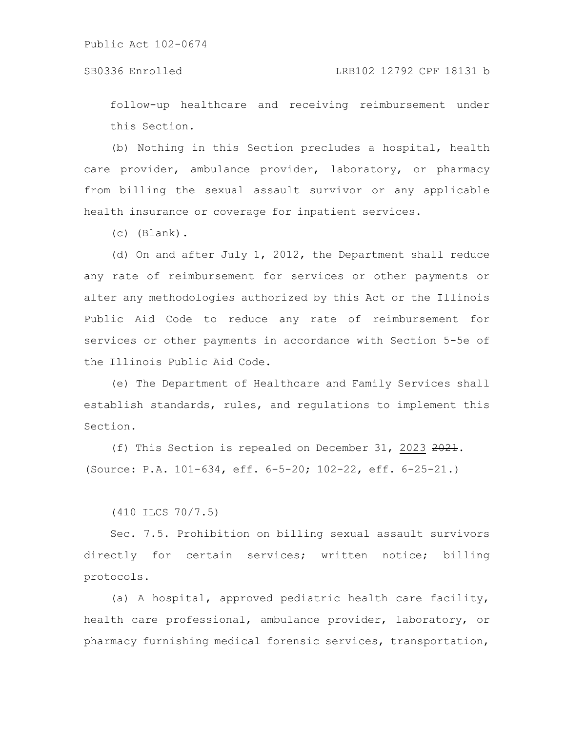follow-up healthcare and receiving reimbursement under this Section.

(b) Nothing in this Section precludes a hospital, health care provider, ambulance provider, laboratory, or pharmacy from billing the sexual assault survivor or any applicable health insurance or coverage for inpatient services.

(c) (Blank).

(d) On and after July 1, 2012, the Department shall reduce any rate of reimbursement for services or other payments or alter any methodologies authorized by this Act or the Illinois Public Aid Code to reduce any rate of reimbursement for services or other payments in accordance with Section 5-5e of the Illinois Public Aid Code.

(e) The Department of Healthcare and Family Services shall establish standards, rules, and regulations to implement this Section.

(f) This Section is repealed on December 31, 2023 ~~2021~~.
(Source: P.A. 101-634, eff. 6-5-20; 102-22, eff. 6-25-21.)

(410 ILCS 70/7.5)

Sec. 7.5. Prohibition on billing sexual assault survivors directly for certain services; written notice; billing protocols.

(a) A hospital, approved pediatric health care facility, health care professional, ambulance provider, laboratory, or pharmacy furnishing medical forensic services, transportation,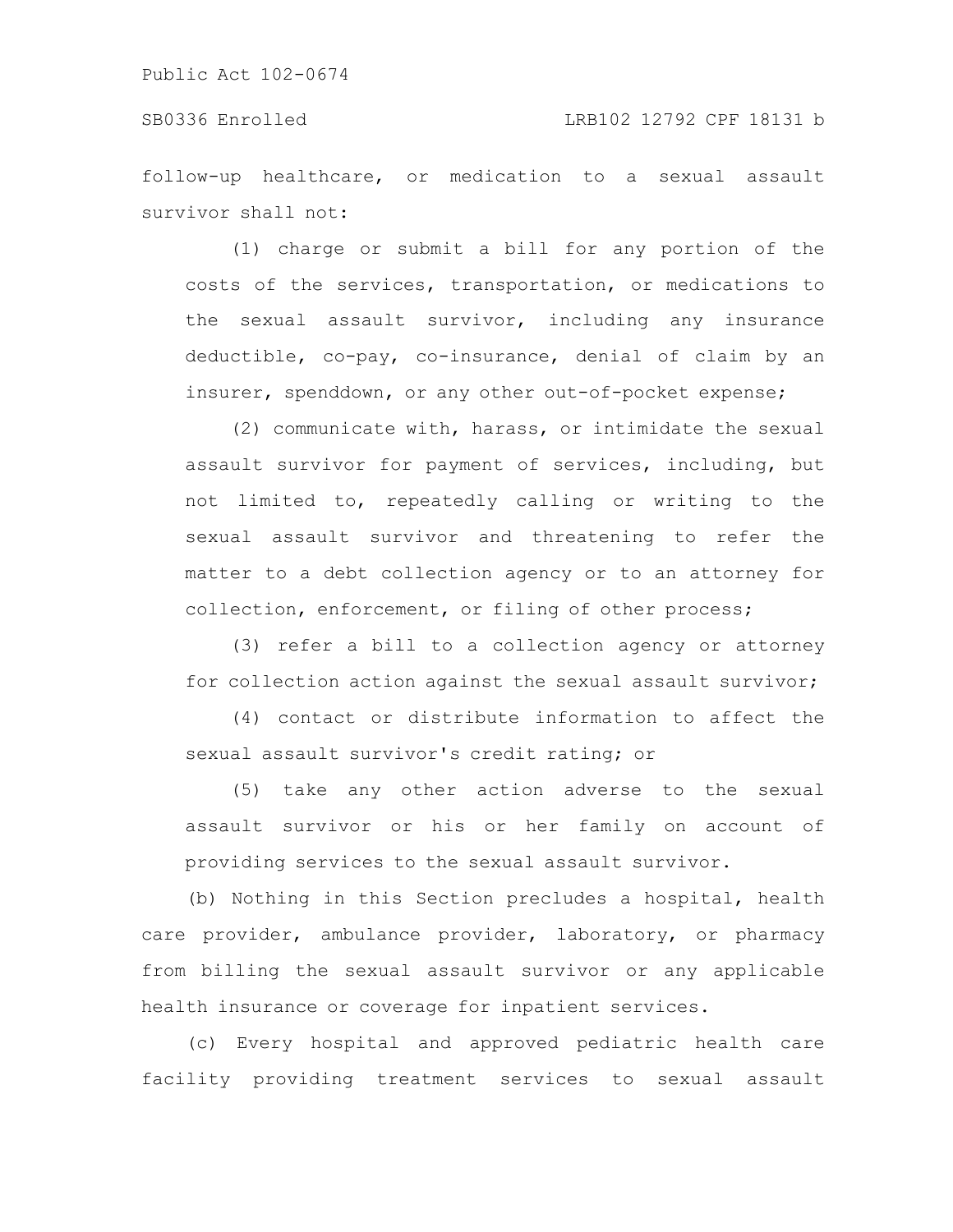follow-up healthcare, or medication to a sexual assault survivor shall not:

(1) charge or submit a bill for any portion of the costs of the services, transportation, or medications to the sexual assault survivor, including any insurance deductible, co-pay, co-insurance, denial of claim by an insurer, spenddown, or any other out-of-pocket expense;

(2) communicate with, harass, or intimidate the sexual assault survivor for payment of services, including, but not limited to, repeatedly calling or writing to the sexual assault survivor and threatening to refer the matter to a debt collection agency or to an attorney for collection, enforcement, or filing of other process;

(3) refer a bill to a collection agency or attorney for collection action against the sexual assault survivor;

(4) contact or distribute information to affect the sexual assault survivor's credit rating; or

(5) take any other action adverse to the sexual assault survivor or his or her family on account of providing services to the sexual assault survivor.

(b) Nothing in this Section precludes a hospital, health care provider, ambulance provider, laboratory, or pharmacy from billing the sexual assault survivor or any applicable health insurance or coverage for inpatient services.

(c) Every hospital and approved pediatric health care facility providing treatment services to sexual assault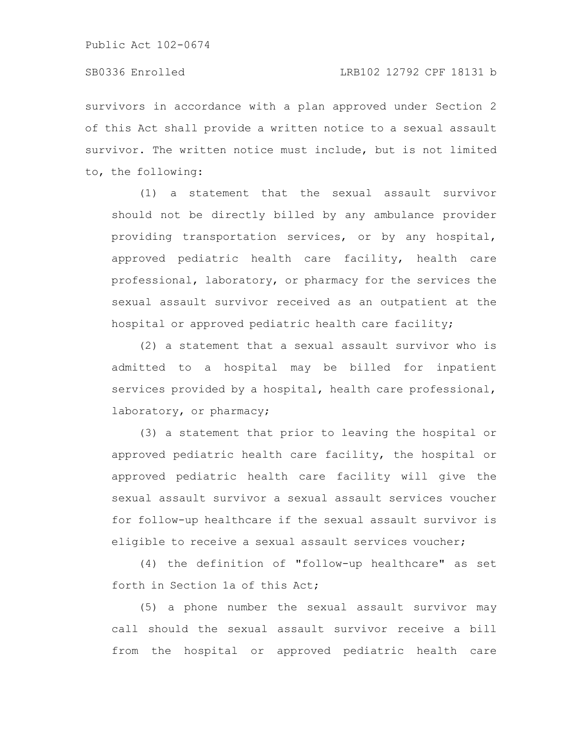survivors in accordance with a plan approved under Section 2 of this Act shall provide a written notice to a sexual assault survivor. The written notice must include, but is not limited to, the following:

(1) a statement that the sexual assault survivor should not be directly billed by any ambulance provider providing transportation services, or by any hospital, approved pediatric health care facility, health care professional, laboratory, or pharmacy for the services the sexual assault survivor received as an outpatient at the hospital or approved pediatric health care facility;

(2) a statement that a sexual assault survivor who is admitted to a hospital may be billed for inpatient services provided by a hospital, health care professional, laboratory, or pharmacy;

(3) a statement that prior to leaving the hospital or approved pediatric health care facility, the hospital or approved pediatric health care facility will give the sexual assault survivor a sexual assault services voucher for follow-up healthcare if the sexual assault survivor is eligible to receive a sexual assault services voucher;

(4) the definition of "follow-up healthcare" as set forth in Section 1a of this Act;

(5) a phone number the sexual assault survivor may call should the sexual assault survivor receive a bill from the hospital or approved pediatric health care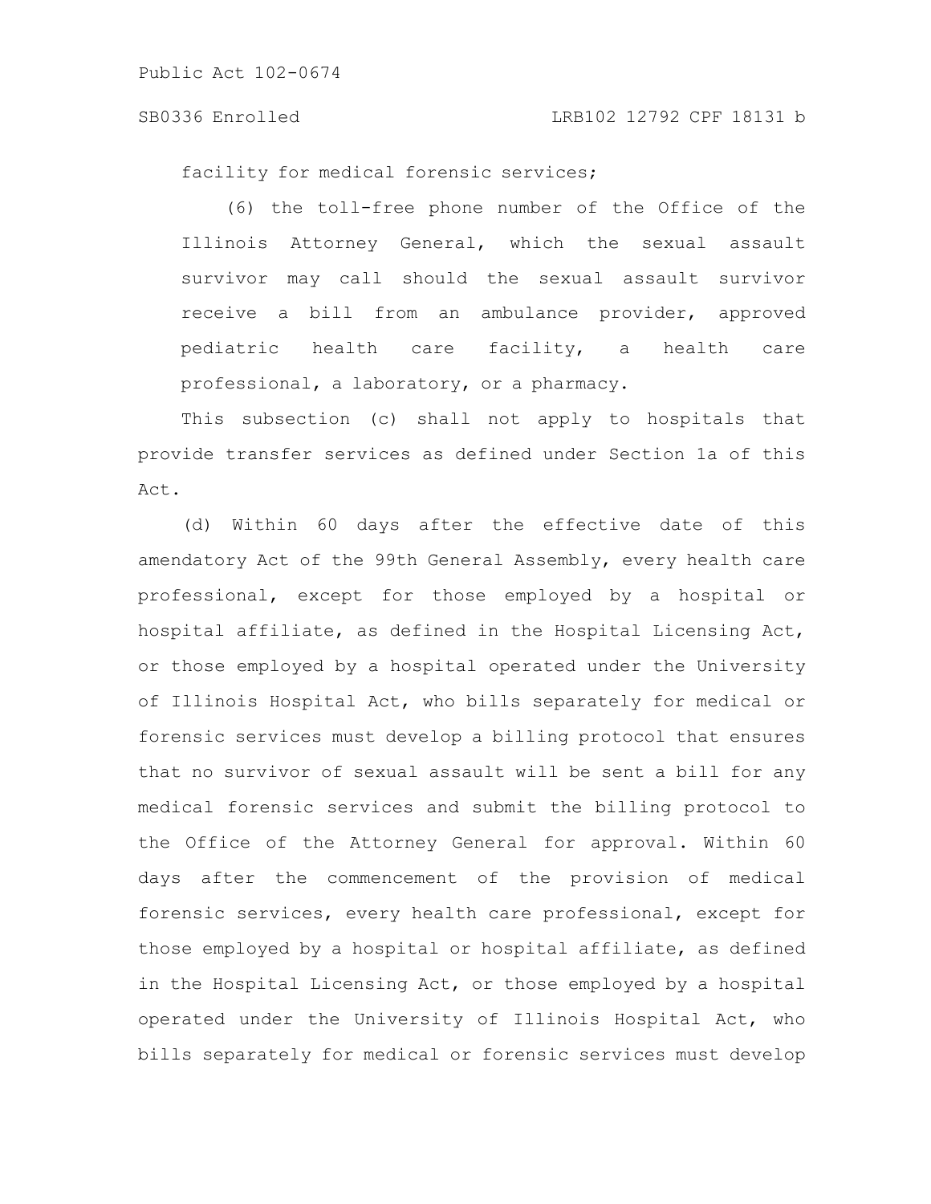facility for medical forensic services;

(6) the toll-free phone number of the Office of the Illinois Attorney General, which the sexual assault survivor may call should the sexual assault survivor receive a bill from an ambulance provider, approved pediatric health care facility, a health care professional, a laboratory, or a pharmacy.

This subsection (c) shall not apply to hospitals that provide transfer services as defined under Section 1a of this Act.

(d) Within 60 days after the effective date of this amendatory Act of the 99th General Assembly, every health care professional, except for those employed by a hospital or hospital affiliate, as defined in the Hospital Licensing Act, or those employed by a hospital operated under the University of Illinois Hospital Act, who bills separately for medical or forensic services must develop a billing protocol that ensures that no survivor of sexual assault will be sent a bill for any medical forensic services and submit the billing protocol to the Office of the Attorney General for approval. Within 60 days after the commencement of the provision of medical forensic services, every health care professional, except for those employed by a hospital or hospital affiliate, as defined in the Hospital Licensing Act, or those employed by a hospital operated under the University of Illinois Hospital Act, who bills separately for medical or forensic services must develop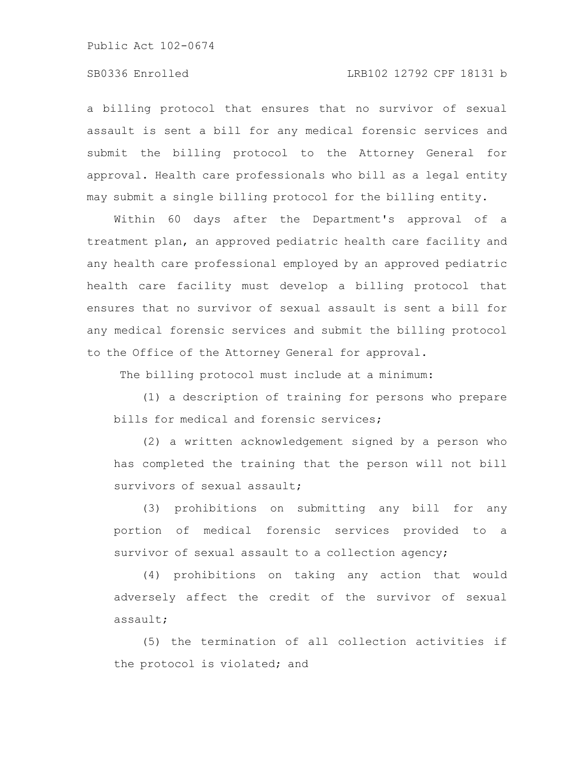a billing protocol that ensures that no survivor of sexual assault is sent a bill for any medical forensic services and submit the billing protocol to the Attorney General for approval. Health care professionals who bill as a legal entity may submit a single billing protocol for the billing entity.

Within 60 days after the Department's approval of a treatment plan, an approved pediatric health care facility and any health care professional employed by an approved pediatric health care facility must develop a billing protocol that ensures that no survivor of sexual assault is sent a bill for any medical forensic services and submit the billing protocol to the Office of the Attorney General for approval.

The billing protocol must include at a minimum:

(1) a description of training for persons who prepare bills for medical and forensic services;

(2) a written acknowledgement signed by a person who has completed the training that the person will not bill survivors of sexual assault;

(3) prohibitions on submitting any bill for any portion of medical forensic services provided to a survivor of sexual assault to a collection agency;

(4) prohibitions on taking any action that would adversely affect the credit of the survivor of sexual assault;

(5) the termination of all collection activities if the protocol is violated; and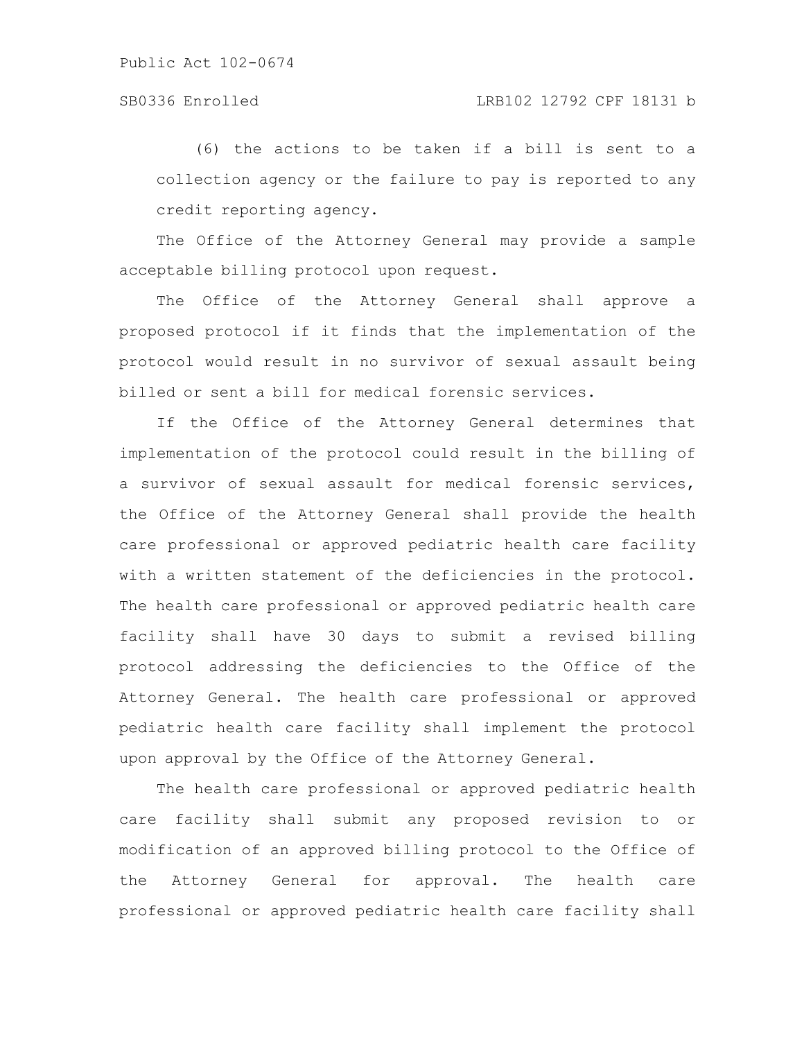(6) the actions to be taken if a bill is sent to a collection agency or the failure to pay is reported to any credit reporting agency.

The Office of the Attorney General may provide a sample acceptable billing protocol upon request.

The Office of the Attorney General shall approve a proposed protocol if it finds that the implementation of the protocol would result in no survivor of sexual assault being billed or sent a bill for medical forensic services.

If the Office of the Attorney General determines that implementation of the protocol could result in the billing of a survivor of sexual assault for medical forensic services, the Office of the Attorney General shall provide the health care professional or approved pediatric health care facility with a written statement of the deficiencies in the protocol. The health care professional or approved pediatric health care facility shall have 30 days to submit a revised billing protocol addressing the deficiencies to the Office of the Attorney General. The health care professional or approved pediatric health care facility shall implement the protocol upon approval by the Office of the Attorney General.

The health care professional or approved pediatric health care facility shall submit any proposed revision to or modification of an approved billing protocol to the Office of the Attorney General for approval. The health care professional or approved pediatric health care facility shall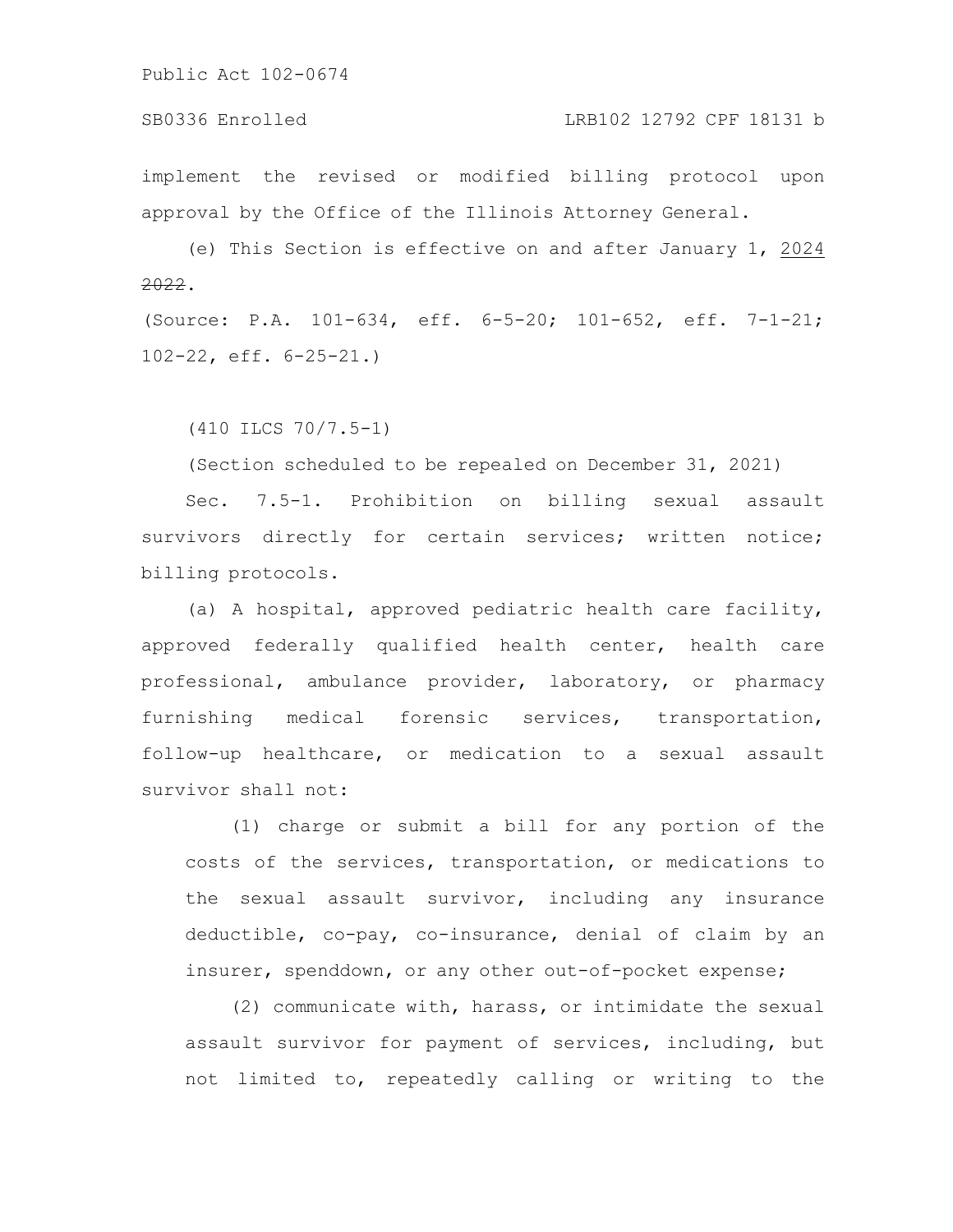implement the revised or modified billing protocol upon approval by the Office of the Illinois Attorney General.

(e) This Section is effective on and after January 1, 2024 ~~2022~~.

(Source: P.A. 101-634, eff. 6-5-20; 101-652, eff. 7-1-21; 102-22, eff. 6-25-21.)

(410 ILCS 70/7.5-1)

(Section scheduled to be repealed on December 31, 2021)

Sec. 7.5-1. Prohibition on billing sexual assault survivors directly for certain services; written notice; billing protocols.

(a) A hospital, approved pediatric health care facility, approved federally qualified health center, health care professional, ambulance provider, laboratory, or pharmacy furnishing medical forensic services, transportation, follow-up healthcare, or medication to a sexual assault survivor shall not:

(1) charge or submit a bill for any portion of the costs of the services, transportation, or medications to the sexual assault survivor, including any insurance deductible, co-pay, co-insurance, denial of claim by an insurer, spenddown, or any other out-of-pocket expense;

(2) communicate with, harass, or intimidate the sexual assault survivor for payment of services, including, but not limited to, repeatedly calling or writing to the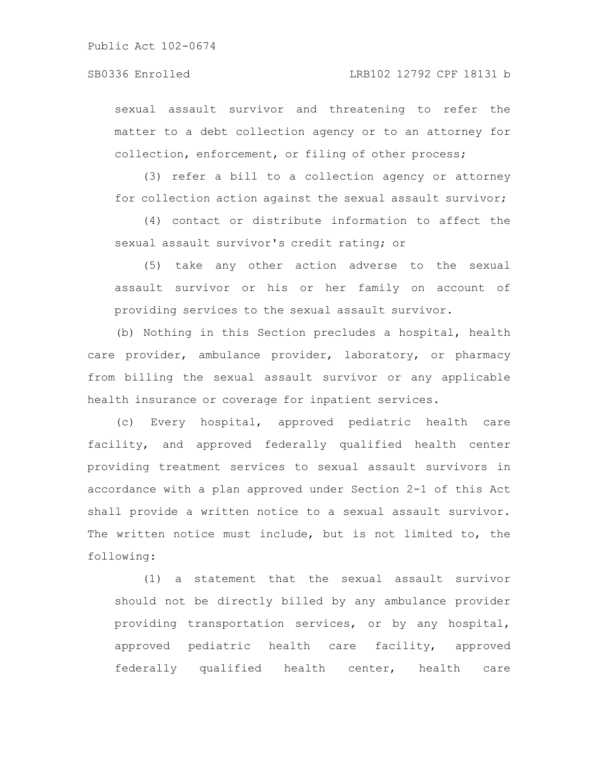sexual assault survivor and threatening to refer the matter to a debt collection agency or to an attorney for collection, enforcement, or filing of other process;

(3) refer a bill to a collection agency or attorney for collection action against the sexual assault survivor;

(4) contact or distribute information to affect the sexual assault survivor's credit rating; or

(5) take any other action adverse to the sexual assault survivor or his or her family on account of providing services to the sexual assault survivor.

(b) Nothing in this Section precludes a hospital, health care provider, ambulance provider, laboratory, or pharmacy from billing the sexual assault survivor or any applicable health insurance or coverage for inpatient services.

(c) Every hospital, approved pediatric health care facility, and approved federally qualified health center providing treatment services to sexual assault survivors in accordance with a plan approved under Section 2-1 of this Act shall provide a written notice to a sexual assault survivor. The written notice must include, but is not limited to, the following:

(1) a statement that the sexual assault survivor should not be directly billed by any ambulance provider providing transportation services, or by any hospital, approved pediatric health care facility, approved federally qualified health center, health care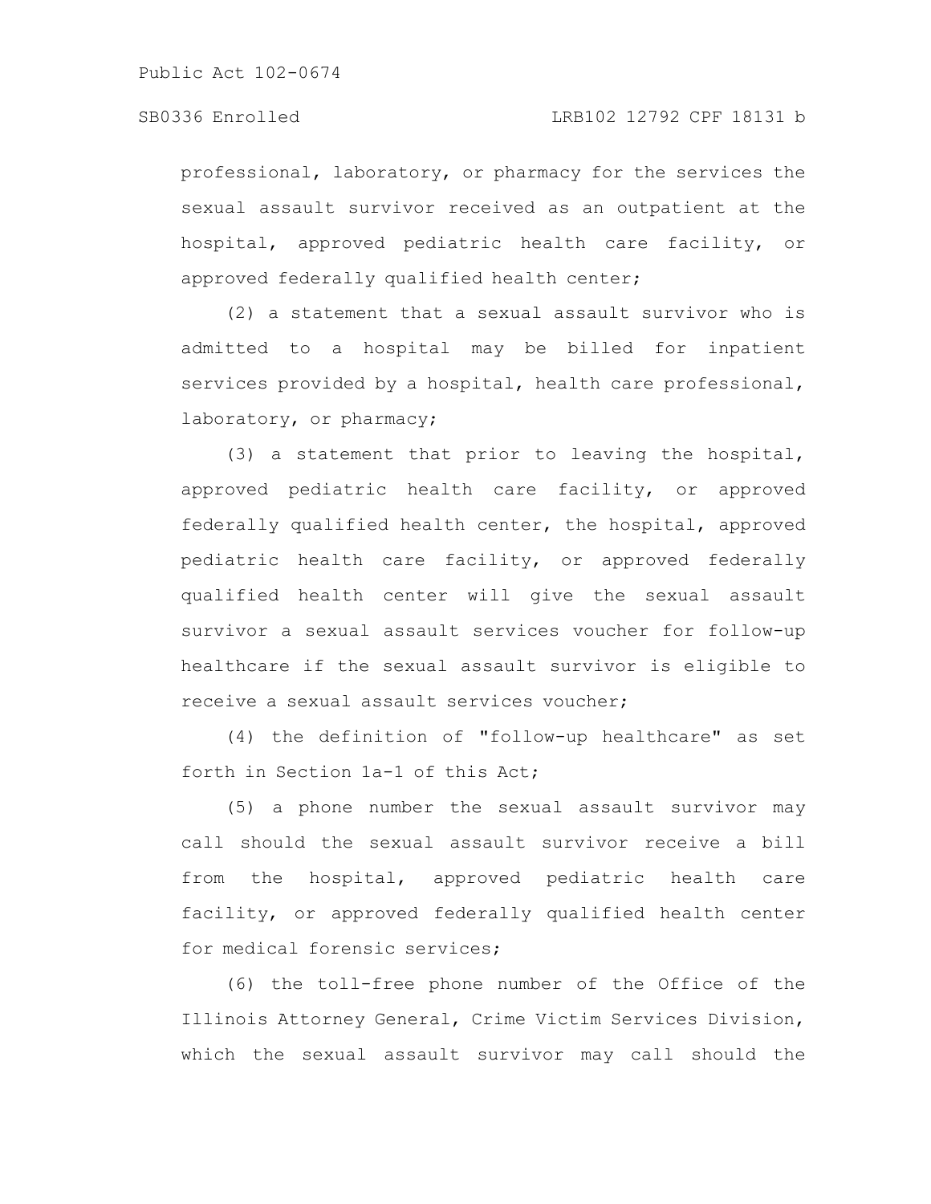professional, laboratory, or pharmacy for the services the sexual assault survivor received as an outpatient at the hospital, approved pediatric health care facility, or approved federally qualified health center;

(2) a statement that a sexual assault survivor who is admitted to a hospital may be billed for inpatient services provided by a hospital, health care professional, laboratory, or pharmacy;

(3) a statement that prior to leaving the hospital, approved pediatric health care facility, or approved federally qualified health center, the hospital, approved pediatric health care facility, or approved federally qualified health center will give the sexual assault survivor a sexual assault services voucher for follow-up healthcare if the sexual assault survivor is eligible to receive a sexual assault services voucher;

(4) the definition of "follow-up healthcare" as set forth in Section 1a-1 of this Act;

(5) a phone number the sexual assault survivor may call should the sexual assault survivor receive a bill from the hospital, approved pediatric health care facility, or approved federally qualified health center for medical forensic services;

(6) the toll-free phone number of the Office of the Illinois Attorney General, Crime Victim Services Division, which the sexual assault survivor may call should the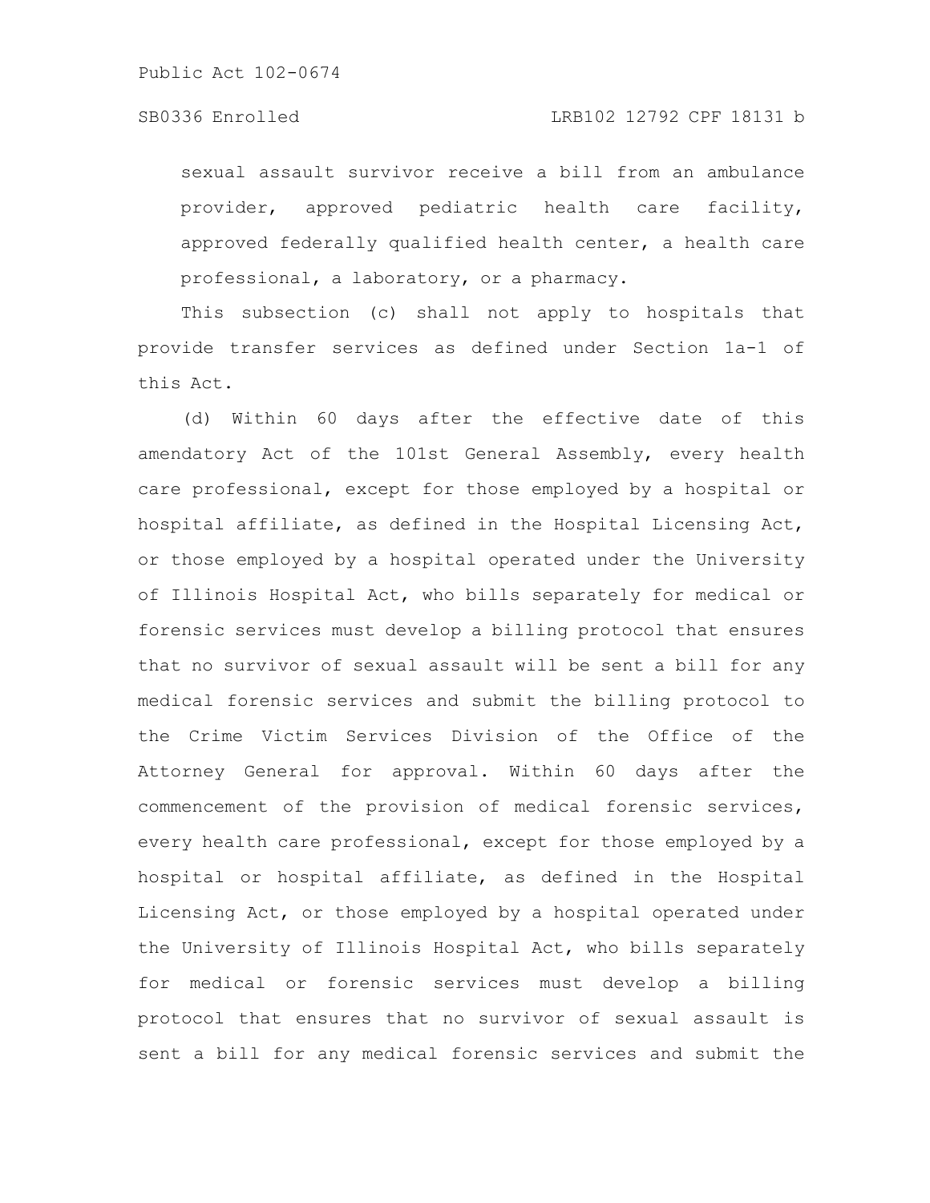sexual assault survivor receive a bill from an ambulance provider, approved pediatric health care facility, approved federally qualified health center, a health care professional, a laboratory, or a pharmacy.

This subsection (c) shall not apply to hospitals that provide transfer services as defined under Section 1a-1 of this Act.

(d) Within 60 days after the effective date of this amendatory Act of the 101st General Assembly, every health care professional, except for those employed by a hospital or hospital affiliate, as defined in the Hospital Licensing Act, or those employed by a hospital operated under the University of Illinois Hospital Act, who bills separately for medical or forensic services must develop a billing protocol that ensures that no survivor of sexual assault will be sent a bill for any medical forensic services and submit the billing protocol to the Crime Victim Services Division of the Office of the Attorney General for approval. Within 60 days after the commencement of the provision of medical forensic services, every health care professional, except for those employed by a hospital or hospital affiliate, as defined in the Hospital Licensing Act, or those employed by a hospital operated under the University of Illinois Hospital Act, who bills separately for medical or forensic services must develop a billing protocol that ensures that no survivor of sexual assault is sent a bill for any medical forensic services and submit the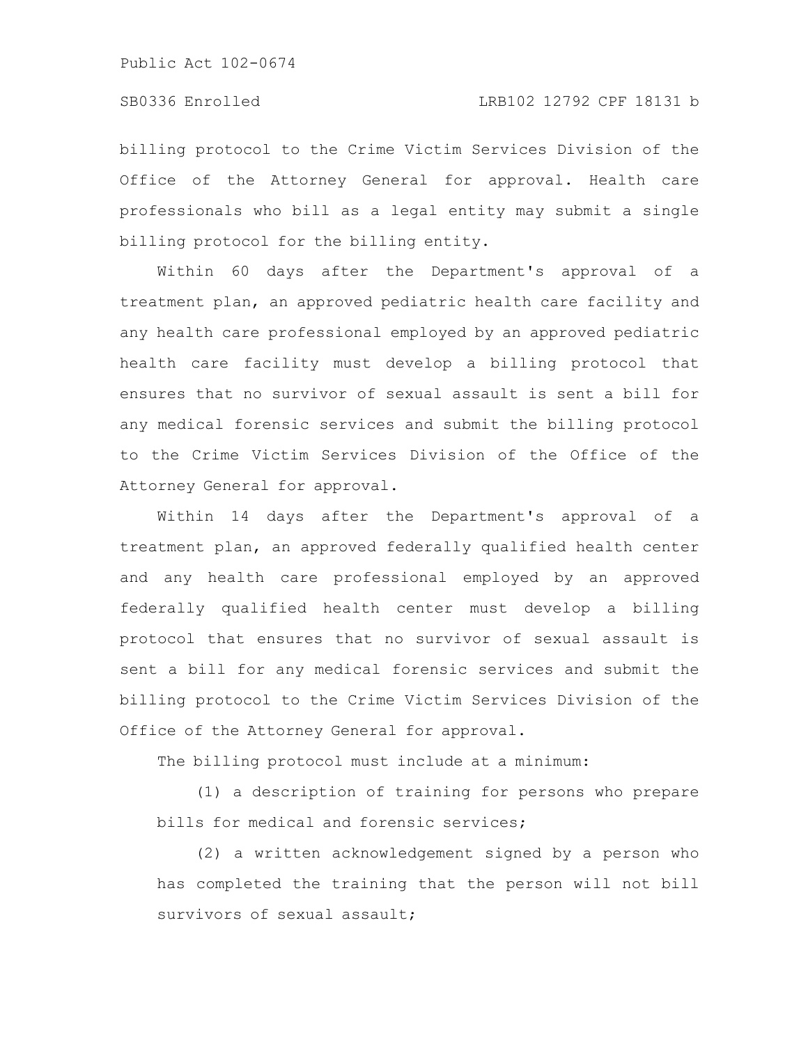billing protocol to the Crime Victim Services Division of the Office of the Attorney General for approval. Health care professionals who bill as a legal entity may submit a single billing protocol for the billing entity.

Within 60 days after the Department's approval of a treatment plan, an approved pediatric health care facility and any health care professional employed by an approved pediatric health care facility must develop a billing protocol that ensures that no survivor of sexual assault is sent a bill for any medical forensic services and submit the billing protocol to the Crime Victim Services Division of the Office of the Attorney General for approval.

Within 14 days after the Department's approval of a treatment plan, an approved federally qualified health center and any health care professional employed by an approved federally qualified health center must develop a billing protocol that ensures that no survivor of sexual assault is sent a bill for any medical forensic services and submit the billing protocol to the Crime Victim Services Division of the Office of the Attorney General for approval.

The billing protocol must include at a minimum:

(1) a description of training for persons who prepare bills for medical and forensic services;

(2) a written acknowledgement signed by a person who has completed the training that the person will not bill survivors of sexual assault;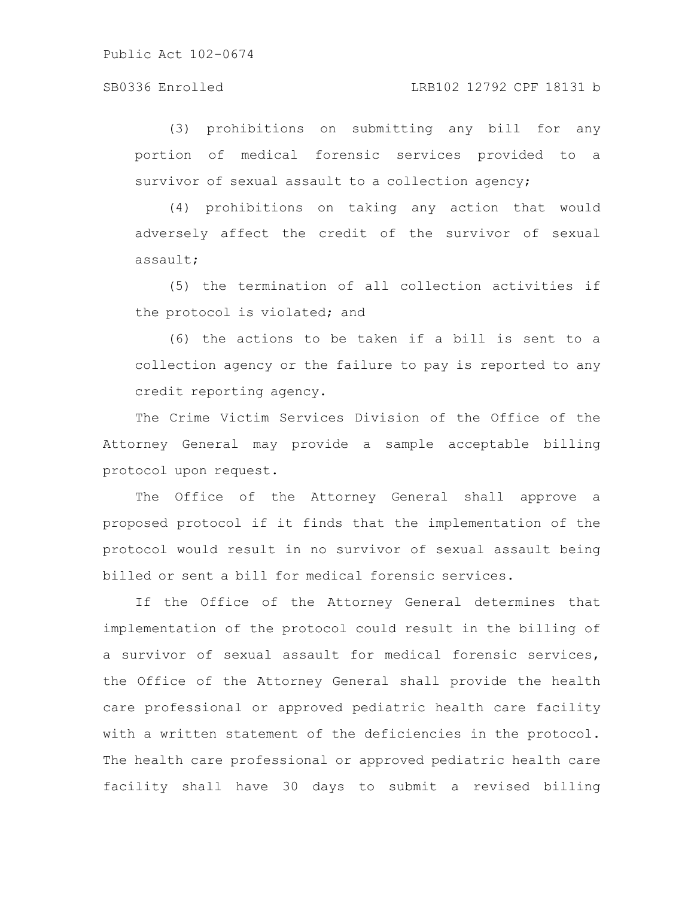(3) prohibitions on submitting any bill for any portion of medical forensic services provided to a survivor of sexual assault to a collection agency;

(4) prohibitions on taking any action that would adversely affect the credit of the survivor of sexual assault;

(5) the termination of all collection activities if the protocol is violated; and

(6) the actions to be taken if a bill is sent to a collection agency or the failure to pay is reported to any credit reporting agency.

The Crime Victim Services Division of the Office of the Attorney General may provide a sample acceptable billing protocol upon request.

The Office of the Attorney General shall approve a proposed protocol if it finds that the implementation of the protocol would result in no survivor of sexual assault being billed or sent a bill for medical forensic services.

If the Office of the Attorney General determines that implementation of the protocol could result in the billing of a survivor of sexual assault for medical forensic services, the Office of the Attorney General shall provide the health care professional or approved pediatric health care facility with a written statement of the deficiencies in the protocol. The health care professional or approved pediatric health care facility shall have 30 days to submit a revised billing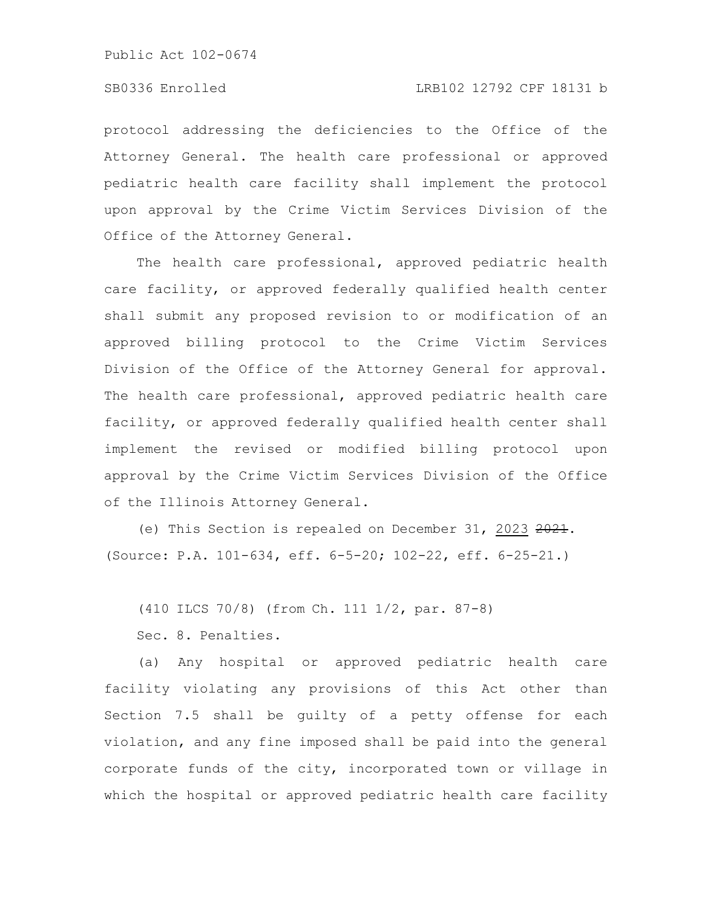protocol addressing the deficiencies to the Office of the Attorney General. The health care professional or approved pediatric health care facility shall implement the protocol upon approval by the Crime Victim Services Division of the Office of the Attorney General.

The health care professional, approved pediatric health care facility, or approved federally qualified health center shall submit any proposed revision to or modification of an approved billing protocol to the Crime Victim Services Division of the Office of the Attorney General for approval. The health care professional, approved pediatric health care facility, or approved federally qualified health center shall implement the revised or modified billing protocol upon approval by the Crime Victim Services Division of the Office of the Illinois Attorney General.

(e) This Section is repealed on December 31, 2023 ~~2021~~.
(Source: P.A. 101-634, eff. 6-5-20; 102-22, eff. 6-25-21.)

(410 ILCS 70/8) (from Ch. 111 1/2, par. 87-8)

Sec. 8. Penalties.

(a) Any hospital or approved pediatric health care facility violating any provisions of this Act other than Section 7.5 shall be guilty of a petty offense for each violation, and any fine imposed shall be paid into the general corporate funds of the city, incorporated town or village in which the hospital or approved pediatric health care facility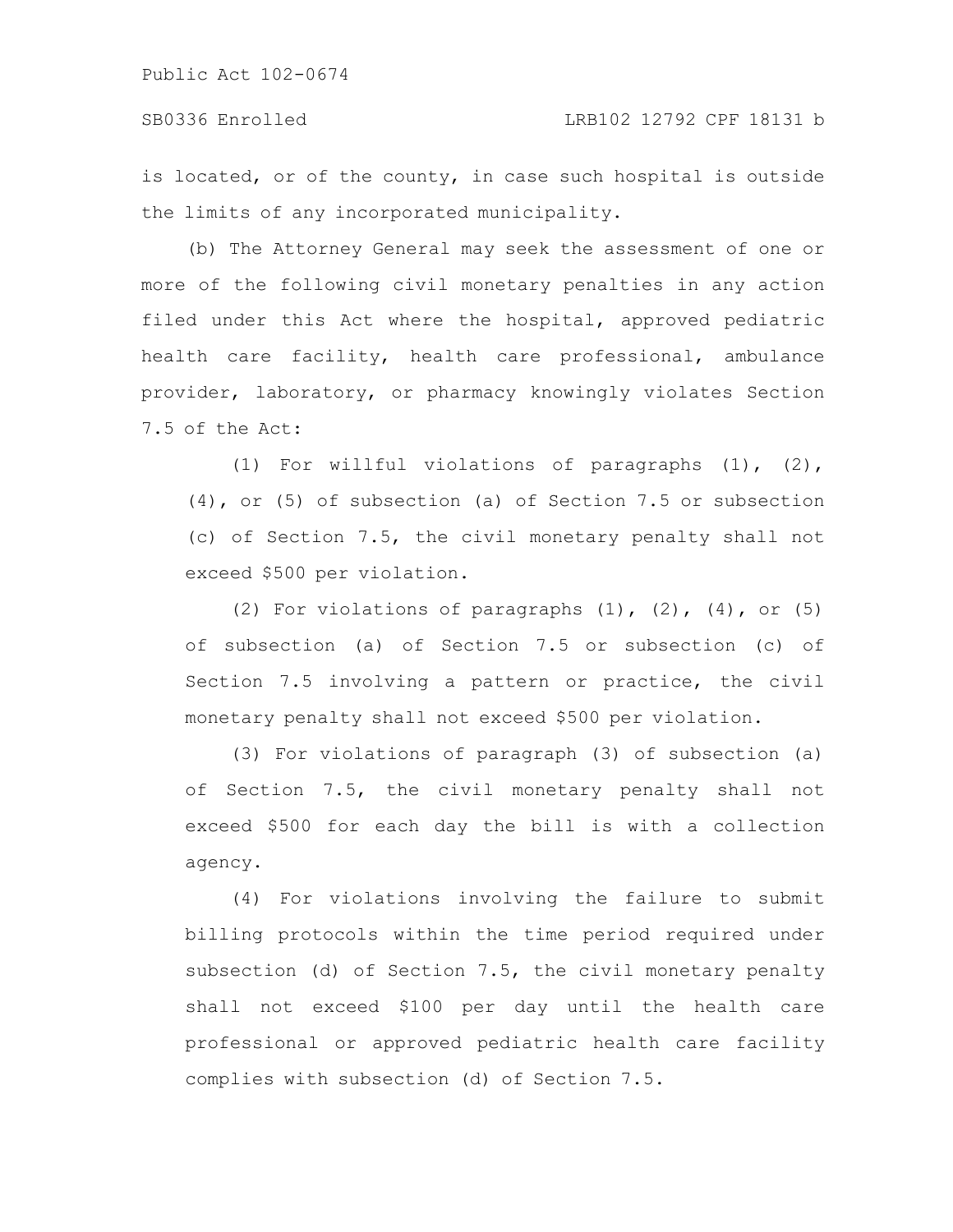is located, or of the county, in case such hospital is outside the limits of any incorporated municipality.

(b) The Attorney General may seek the assessment of one or more of the following civil monetary penalties in any action filed under this Act where the hospital, approved pediatric health care facility, health care professional, ambulance provider, laboratory, or pharmacy knowingly violates Section 7.5 of the Act:

(1) For willful violations of paragraphs (1), (2), (4), or (5) of subsection (a) of Section 7.5 or subsection (c) of Section 7.5, the civil monetary penalty shall not exceed $500 per violation.

(2) For violations of paragraphs (1), (2), (4), or (5) of subsection (a) of Section 7.5 or subsection (c) of Section 7.5 involving a pattern or practice, the civil monetary penalty shall not exceed $500 per violation.

(3) For violations of paragraph (3) of subsection (a) of Section 7.5, the civil monetary penalty shall not exceed $500 for each day the bill is with a collection agency.

(4) For violations involving the failure to submit billing protocols within the time period required under subsection (d) of Section 7.5, the civil monetary penalty shall not exceed $100 per day until the health care professional or approved pediatric health care facility complies with subsection (d) of Section 7.5.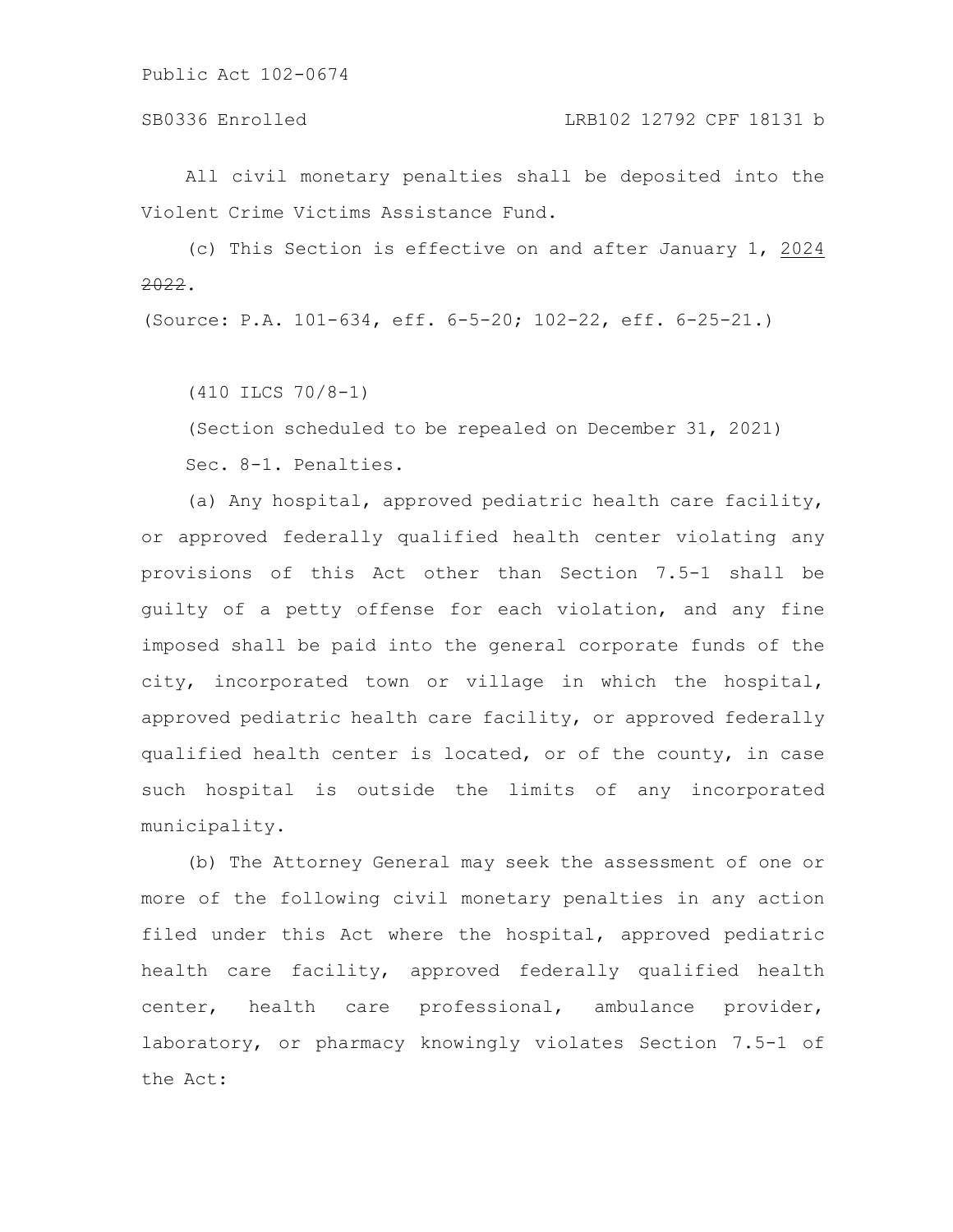All civil monetary penalties shall be deposited into the Violent Crime Victims Assistance Fund.

(c) This Section is effective on and after January 1, <u>2024</u> ~~2022~~.

(Source: P.A. 101-634, eff. 6-5-20; 102-22, eff. 6-25-21.)

(410 ILCS 70/8-1)

(Section scheduled to be repealed on December 31, 2021)

Sec. 8-1. Penalties.

(a) Any hospital, approved pediatric health care facility, or approved federally qualified health center violating any provisions of this Act other than Section 7.5-1 shall be guilty of a petty offense for each violation, and any fine imposed shall be paid into the general corporate funds of the city, incorporated town or village in which the hospital, approved pediatric health care facility, or approved federally qualified health center is located, or of the county, in case such hospital is outside the limits of any incorporated municipality.

(b) The Attorney General may seek the assessment of one or more of the following civil monetary penalties in any action filed under this Act where the hospital, approved pediatric health care facility, approved federally qualified health center, health care professional, ambulance provider, laboratory, or pharmacy knowingly violates Section 7.5-1 of the Act: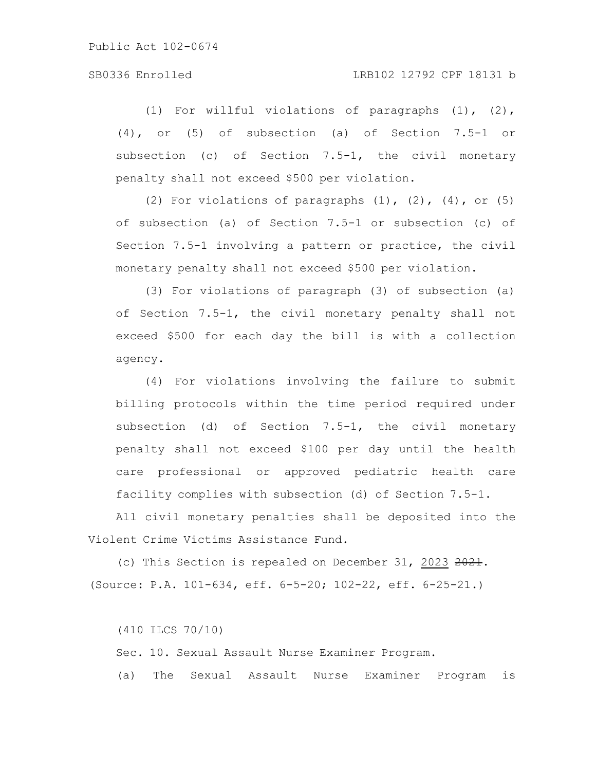(1) For willful violations of paragraphs (1), (2), (4), or (5) of subsection (a) of Section 7.5-1 or subsection (c) of Section 7.5-1, the civil monetary penalty shall not exceed $500 per violation.

(2) For violations of paragraphs (1), (2), (4), or (5) of subsection (a) of Section 7.5-1 or subsection (c) of Section 7.5-1 involving a pattern or practice, the civil monetary penalty shall not exceed $500 per violation.

(3) For violations of paragraph (3) of subsection (a) of Section 7.5-1, the civil monetary penalty shall not exceed $500 for each day the bill is with a collection agency.

(4) For violations involving the failure to submit billing protocols within the time period required under subsection (d) of Section 7.5-1, the civil monetary penalty shall not exceed $100 per day until the health care professional or approved pediatric health care facility complies with subsection (d) of Section 7.5-1.

All civil monetary penalties shall be deposited into the Violent Crime Victims Assistance Fund.

(c) This Section is repealed on December 31, 2023 ~~2021~~.

(Source: P.A. 101-634, eff. 6-5-20; 102-22, eff. 6-25-21.)

(410 ILCS 70/10)

Sec. 10. Sexual Assault Nurse Examiner Program.

(a) The Sexual Assault Nurse Examiner Program is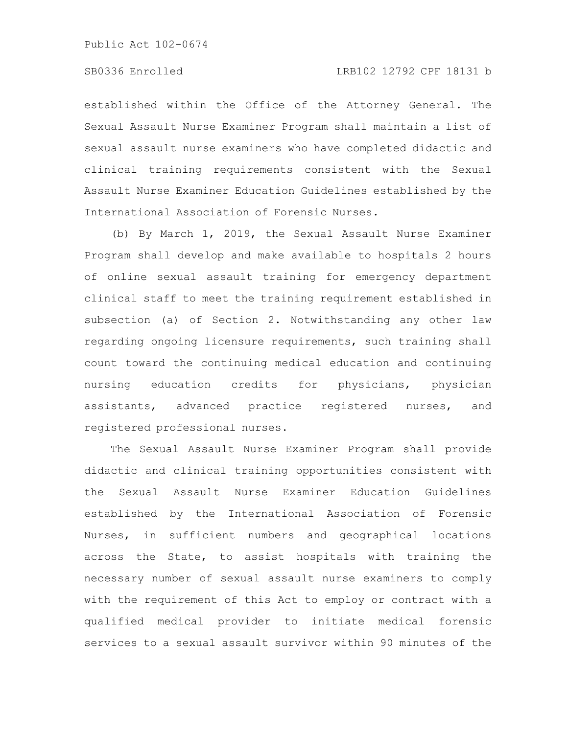established within the Office of the Attorney General. The Sexual Assault Nurse Examiner Program shall maintain a list of sexual assault nurse examiners who have completed didactic and clinical training requirements consistent with the Sexual Assault Nurse Examiner Education Guidelines established by the International Association of Forensic Nurses.

(b) By March 1, 2019, the Sexual Assault Nurse Examiner Program shall develop and make available to hospitals 2 hours of online sexual assault training for emergency department clinical staff to meet the training requirement established in subsection (a) of Section 2. Notwithstanding any other law regarding ongoing licensure requirements, such training shall count toward the continuing medical education and continuing nursing education credits for physicians, physician assistants, advanced practice registered nurses, and registered professional nurses.

The Sexual Assault Nurse Examiner Program shall provide didactic and clinical training opportunities consistent with the Sexual Assault Nurse Examiner Education Guidelines established by the International Association of Forensic Nurses, in sufficient numbers and geographical locations across the State, to assist hospitals with training the necessary number of sexual assault nurse examiners to comply with the requirement of this Act to employ or contract with a qualified medical provider to initiate medical forensic services to a sexual assault survivor within 90 minutes of the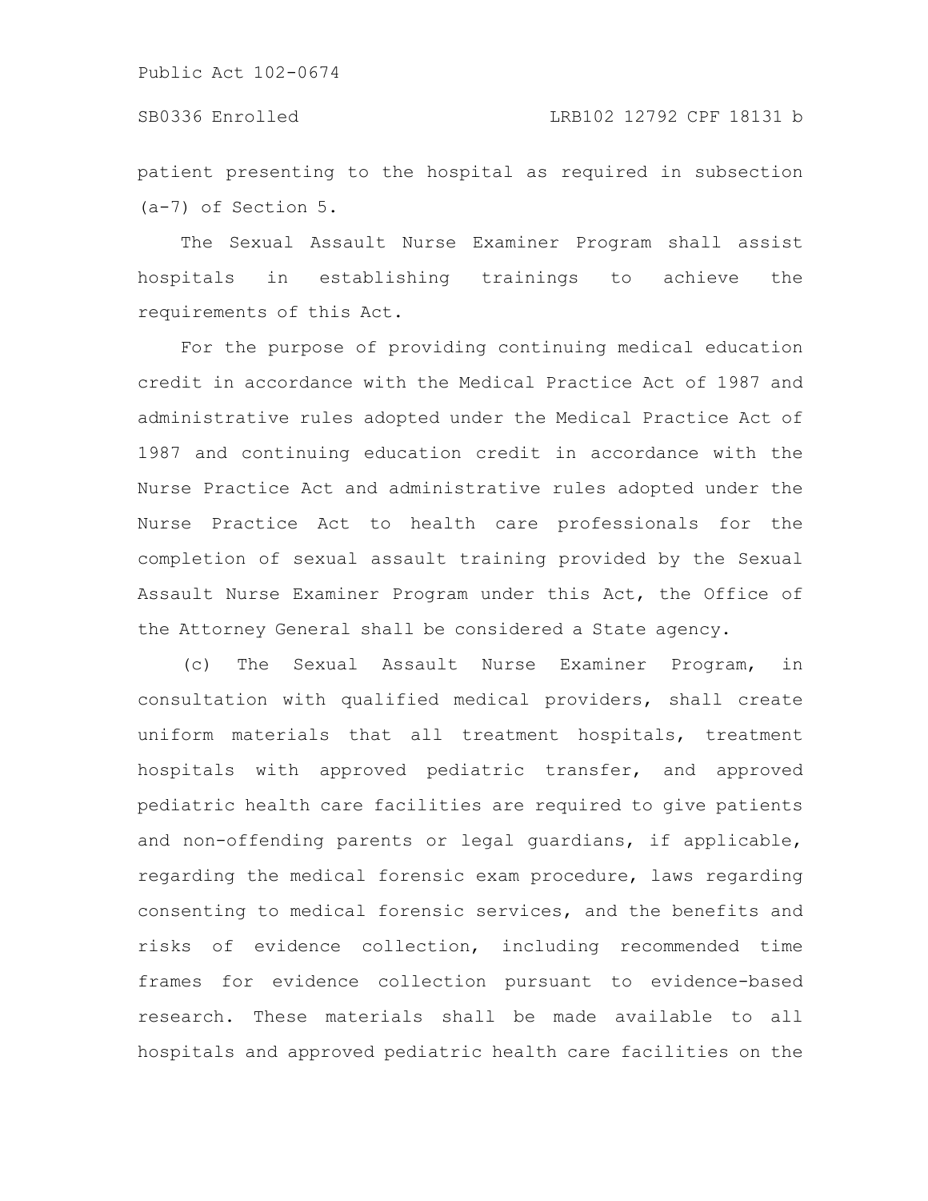patient presenting to the hospital as required in subsection (a-7) of Section 5.

The Sexual Assault Nurse Examiner Program shall assist hospitals in establishing trainings to achieve the requirements of this Act.

For the purpose of providing continuing medical education credit in accordance with the Medical Practice Act of 1987 and administrative rules adopted under the Medical Practice Act of 1987 and continuing education credit in accordance with the Nurse Practice Act and administrative rules adopted under the Nurse Practice Act to health care professionals for the completion of sexual assault training provided by the Sexual Assault Nurse Examiner Program under this Act, the Office of the Attorney General shall be considered a State agency.

(c) The Sexual Assault Nurse Examiner Program, in consultation with qualified medical providers, shall create uniform materials that all treatment hospitals, treatment hospitals with approved pediatric transfer, and approved pediatric health care facilities are required to give patients and non-offending parents or legal guardians, if applicable, regarding the medical forensic exam procedure, laws regarding consenting to medical forensic services, and the benefits and risks of evidence collection, including recommended time frames for evidence collection pursuant to evidence-based research. These materials shall be made available to all hospitals and approved pediatric health care facilities on the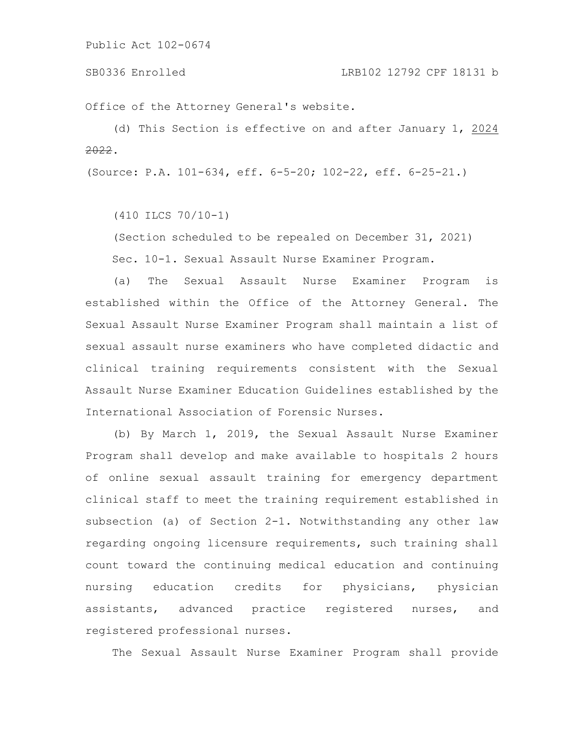Office of the Attorney General's website.

(d) This Section is effective on and after January 1, 2024 ~~2022~~.

(Source: P.A. 101-634, eff. 6-5-20; 102-22, eff. 6-25-21.)

(410 ILCS 70/10-1)

(Section scheduled to be repealed on December 31, 2021)

Sec. 10-1. Sexual Assault Nurse Examiner Program.

(a) The Sexual Assault Nurse Examiner Program is established within the Office of the Attorney General. The Sexual Assault Nurse Examiner Program shall maintain a list of sexual assault nurse examiners who have completed didactic and clinical training requirements consistent with the Sexual Assault Nurse Examiner Education Guidelines established by the International Association of Forensic Nurses.

(b) By March 1, 2019, the Sexual Assault Nurse Examiner Program shall develop and make available to hospitals 2 hours of online sexual assault training for emergency department clinical staff to meet the training requirement established in subsection (a) of Section 2-1. Notwithstanding any other law regarding ongoing licensure requirements, such training shall count toward the continuing medical education and continuing nursing education credits for physicians, physician assistants, advanced practice registered nurses, and registered professional nurses.

The Sexual Assault Nurse Examiner Program shall provide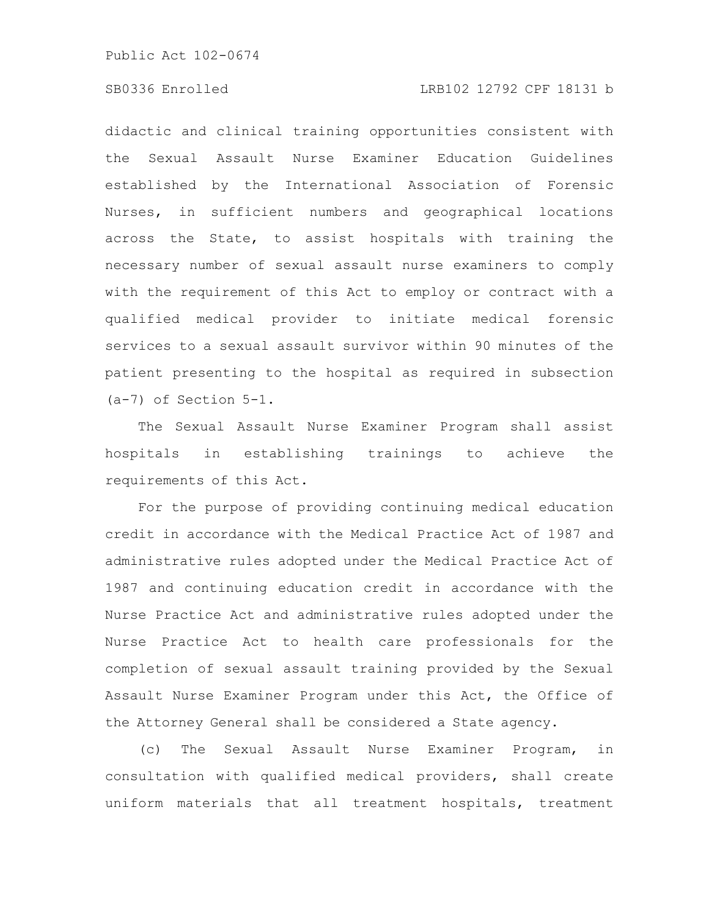didactic and clinical training opportunities consistent with the Sexual Assault Nurse Examiner Education Guidelines established by the International Association of Forensic Nurses, in sufficient numbers and geographical locations across the State, to assist hospitals with training the necessary number of sexual assault nurse examiners to comply with the requirement of this Act to employ or contract with a qualified medical provider to initiate medical forensic services to a sexual assault survivor within 90 minutes of the patient presenting to the hospital as required in subsection (a-7) of Section 5-1.

The Sexual Assault Nurse Examiner Program shall assist hospitals in establishing trainings to achieve the requirements of this Act.

For the purpose of providing continuing medical education credit in accordance with the Medical Practice Act of 1987 and administrative rules adopted under the Medical Practice Act of 1987 and continuing education credit in accordance with the Nurse Practice Act and administrative rules adopted under the Nurse Practice Act to health care professionals for the completion of sexual assault training provided by the Sexual Assault Nurse Examiner Program under this Act, the Office of the Attorney General shall be considered a State agency.

(c) The Sexual Assault Nurse Examiner Program, in consultation with qualified medical providers, shall create uniform materials that all treatment hospitals, treatment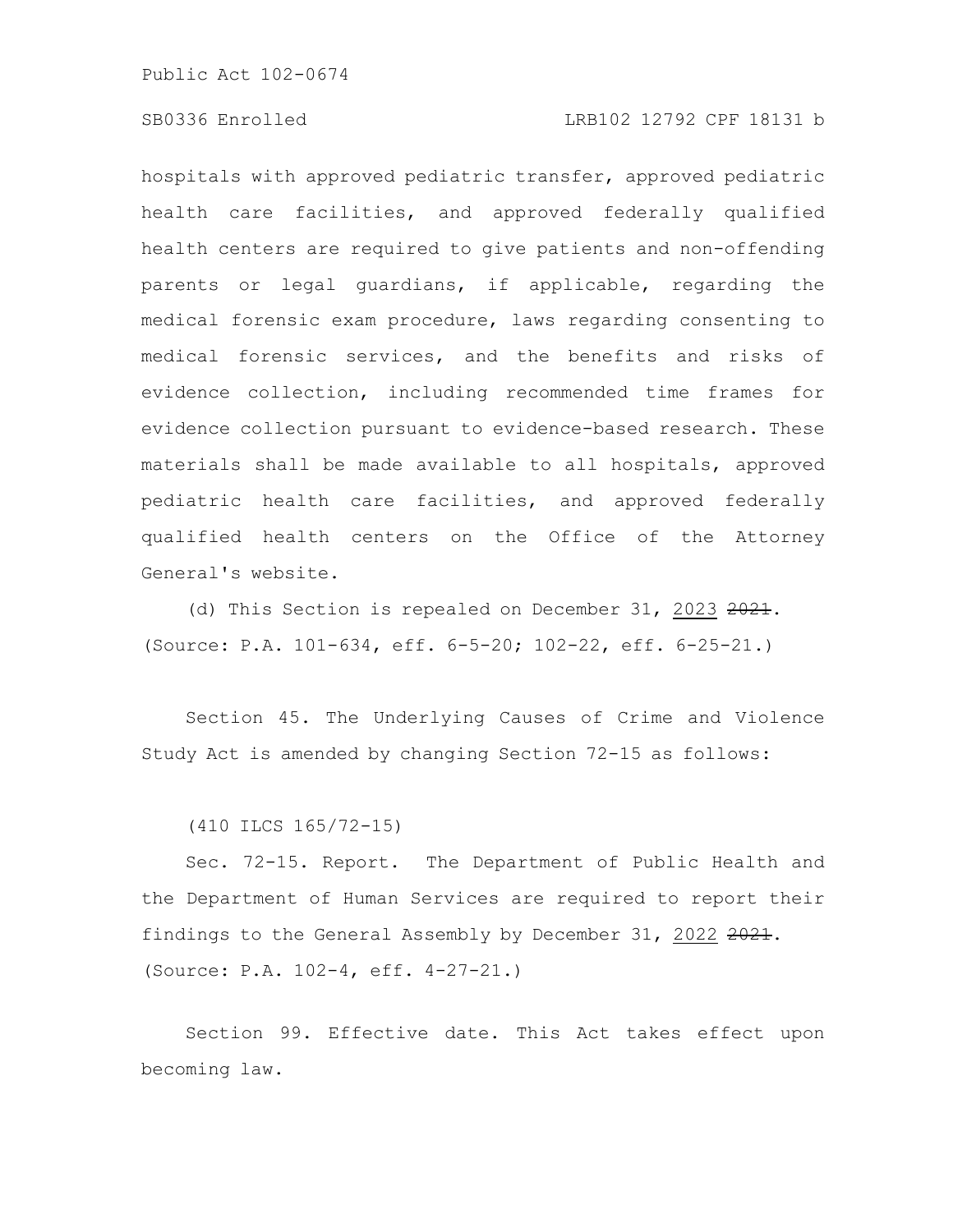hospitals with approved pediatric transfer, approved pediatric health care facilities, and approved federally qualified health centers are required to give patients and non-offending parents or legal guardians, if applicable, regarding the medical forensic exam procedure, laws regarding consenting to medical forensic services, and the benefits and risks of evidence collection, including recommended time frames for evidence collection pursuant to evidence-based research. These materials shall be made available to all hospitals, approved pediatric health care facilities, and approved federally qualified health centers on the Office of the Attorney General's website.

(d) This Section is repealed on December 31, <u>2023</u> ~~2021~~.
(Source: P.A. 101-634, eff. 6-5-20; 102-22, eff. 6-25-21.)

Section 45. The Underlying Causes of Crime and Violence Study Act is amended by changing Section 72-15 as follows:

(410 ILCS 165/72-15)

Sec. 72-15. Report. The Department of Public Health and the Department of Human Services are required to report their findings to the General Assembly by December 31, <u>2022</u> ~~2021~~.
(Source: P.A. 102-4, eff. 4-27-21.)

Section 99. Effective date. This Act takes effect upon becoming law.